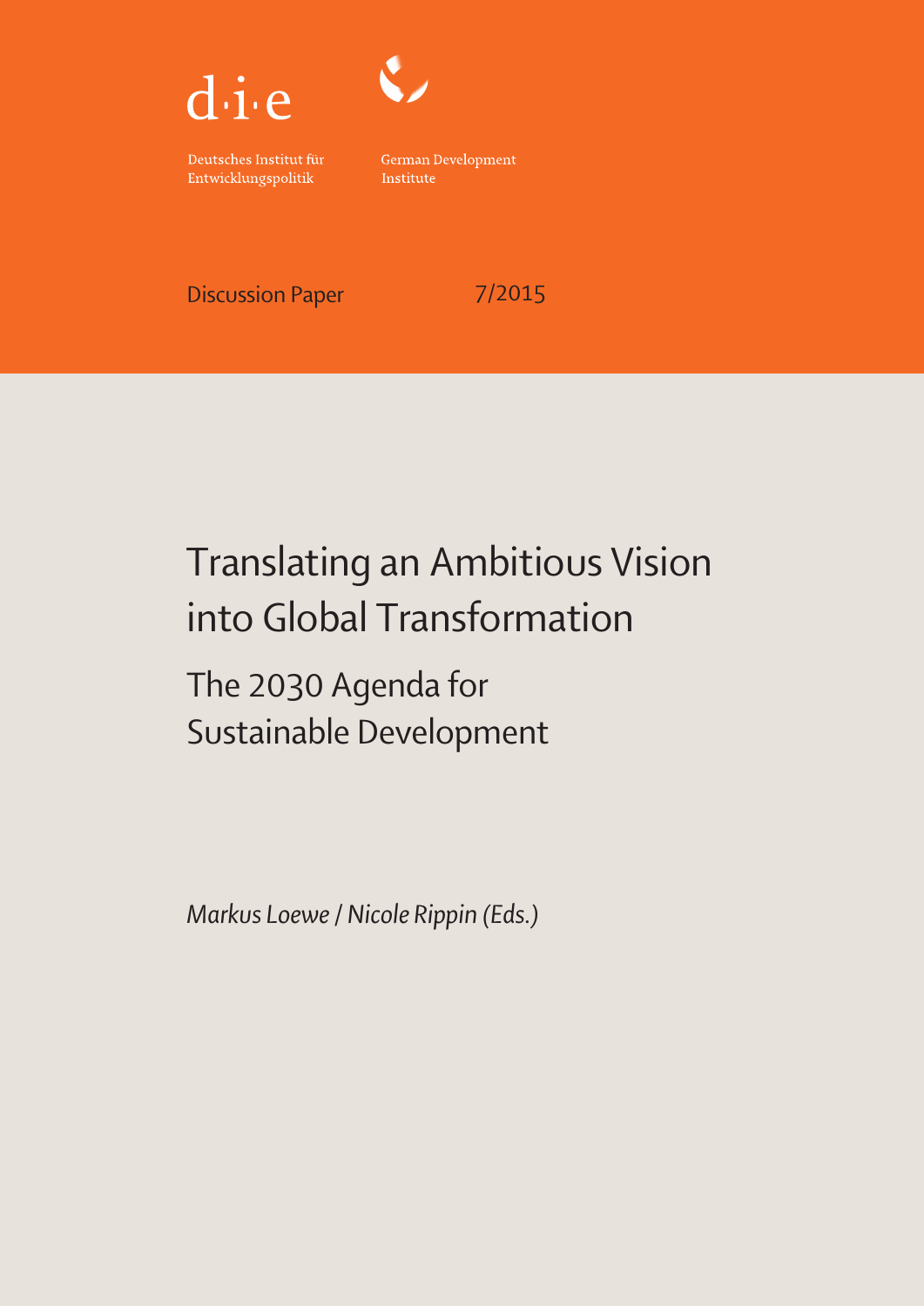d·i·e

Deutsches Institut für Entwicklungspolitik

German Development Institute

Discussion Paper 7/2015

# Translating an Ambitious Vision into Global Transformation

## The 2030 Agenda for Sustainable Development

*Markus Loewe / Nicole Rippin (Eds.)*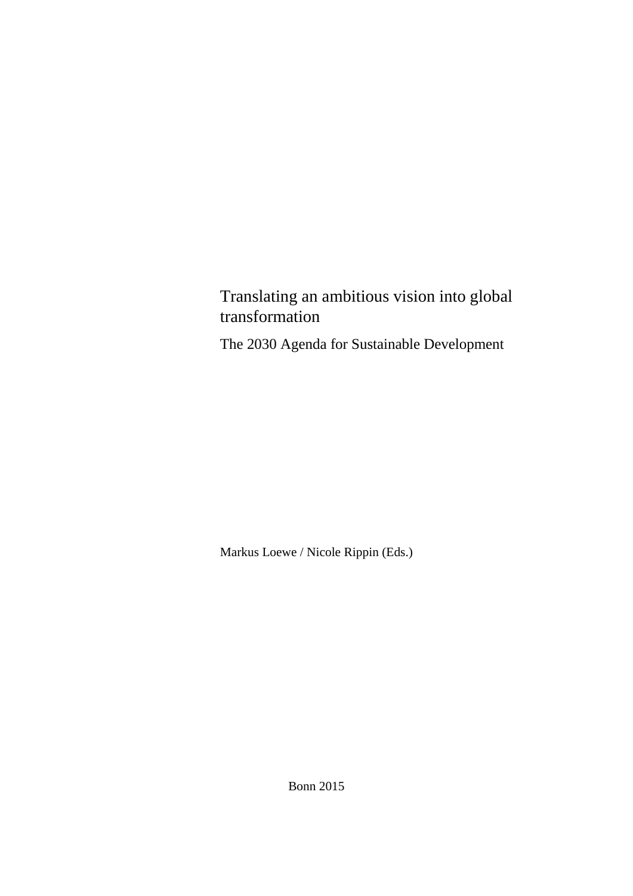# Translating an ambitious vision into global transformation

## The 2030 Agenda for Sustainable Development

Markus Loewe / Nicole Rippin (Eds.)

Bonn 2015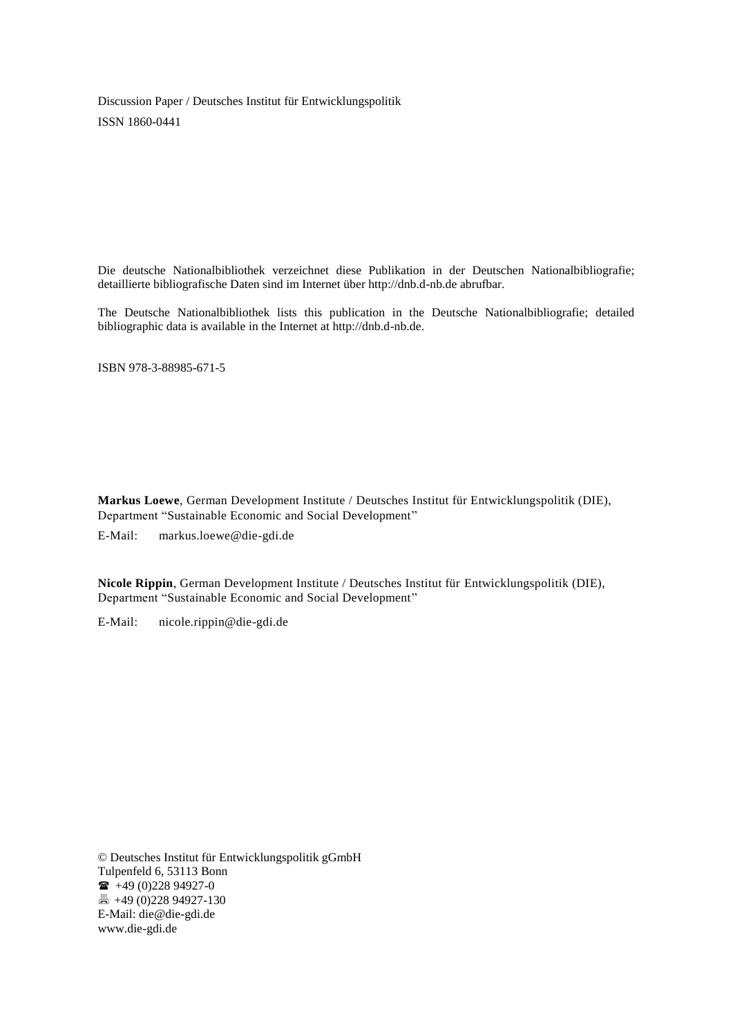Discussion Paper / Deutsches Institut für Entwicklungspolitik

ISSN 1860-0441

Die deutsche Nationalbibliothek verzeichnet diese Publikation in der Deutschen Nationalbibliografie; detaillierte bibliografische Daten sind im Internet über http://dnb.d-nb.de abrufbar.

The Deutsche Nationalbibliothek lists this publication in the Deutsche Nationalbibliografie; detailed bibliographic data is available in the Internet at http://dnb.d-nb.de.

ISBN 978-3-88985-671-5

**Markus Loewe**, German Development Institute / Deutsches Institut für Entwicklungspolitik (DIE), Department "Sustainable Economic and Social Development"

E-Mail: markus.loewe@die-gdi.de

**Nicole Rippin**, German Development Institute / Deutsches Institut für Entwicklungspolitik (DIE), Department "Sustainable Economic and Social Development"

E-Mail: nicole.rippin@die-gdi.de

© Deutsches Institut für Entwicklungspolitik gGmbH
Tulpenfeld 6, 53113 Bonn
☎ +49 (0)228 94927-0
🖷 +49 (0)228 94927-130
E-Mail: die@die-gdi.de
www.die-gdi.de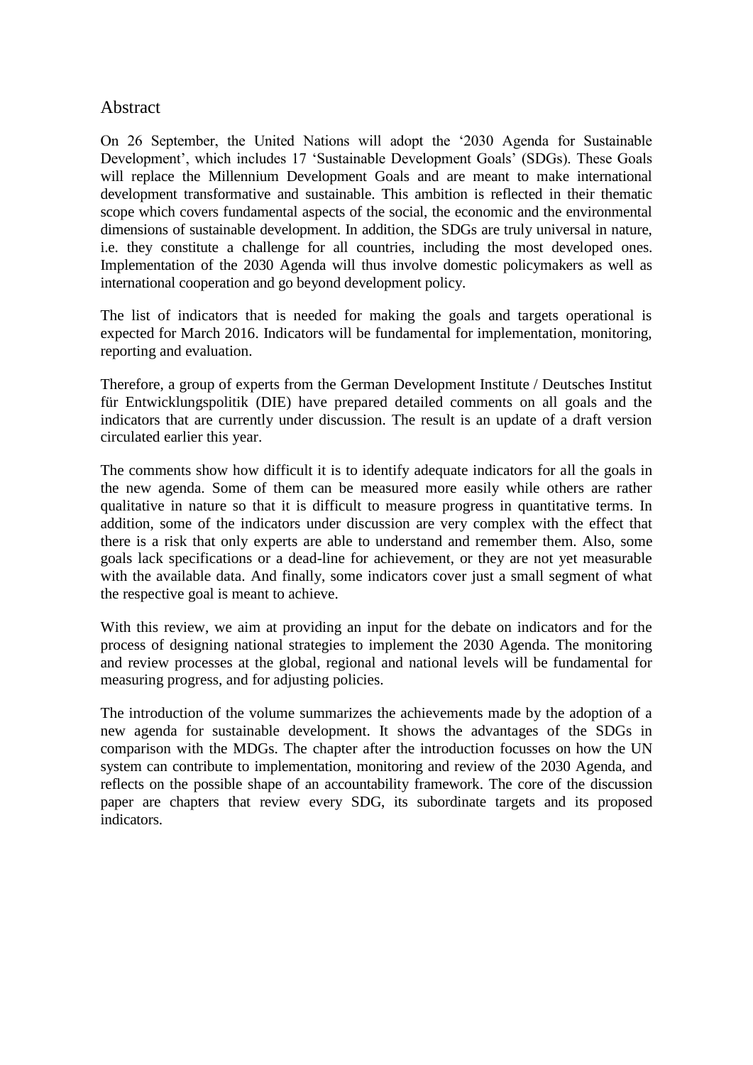## Abstract

On 26 September, the United Nations will adopt the '2030 Agenda for Sustainable Development', which includes 17 'Sustainable Development Goals' (SDGs). These Goals will replace the Millennium Development Goals and are meant to make international development transformative and sustainable. This ambition is reflected in their thematic scope which covers fundamental aspects of the social, the economic and the environmental dimensions of sustainable development. In addition, the SDGs are truly universal in nature, i.e. they constitute a challenge for all countries, including the most developed ones. Implementation of the 2030 Agenda will thus involve domestic policymakers as well as international cooperation and go beyond development policy.

The list of indicators that is needed for making the goals and targets operational is expected for March 2016. Indicators will be fundamental for implementation, monitoring, reporting and evaluation.

Therefore, a group of experts from the German Development Institute / Deutsches Institut für Entwicklungspolitik (DIE) have prepared detailed comments on all goals and the indicators that are currently under discussion. The result is an update of a draft version circulated earlier this year.

The comments show how difficult it is to identify adequate indicators for all the goals in the new agenda. Some of them can be measured more easily while others are rather qualitative in nature so that it is difficult to measure progress in quantitative terms. In addition, some of the indicators under discussion are very complex with the effect that there is a risk that only experts are able to understand and remember them. Also, some goals lack specifications or a dead-line for achievement, or they are not yet measurable with the available data. And finally, some indicators cover just a small segment of what the respective goal is meant to achieve.

With this review, we aim at providing an input for the debate on indicators and for the process of designing national strategies to implement the 2030 Agenda. The monitoring and review processes at the global, regional and national levels will be fundamental for measuring progress, and for adjusting policies.

The introduction of the volume summarizes the achievements made by the adoption of a new agenda for sustainable development. It shows the advantages of the SDGs in comparison with the MDGs. The chapter after the introduction focusses on how the UN system can contribute to implementation, monitoring and review of the 2030 Agenda, and reflects on the possible shape of an accountability framework. The core of the discussion paper are chapters that review every SDG, its subordinate targets and its proposed indicators.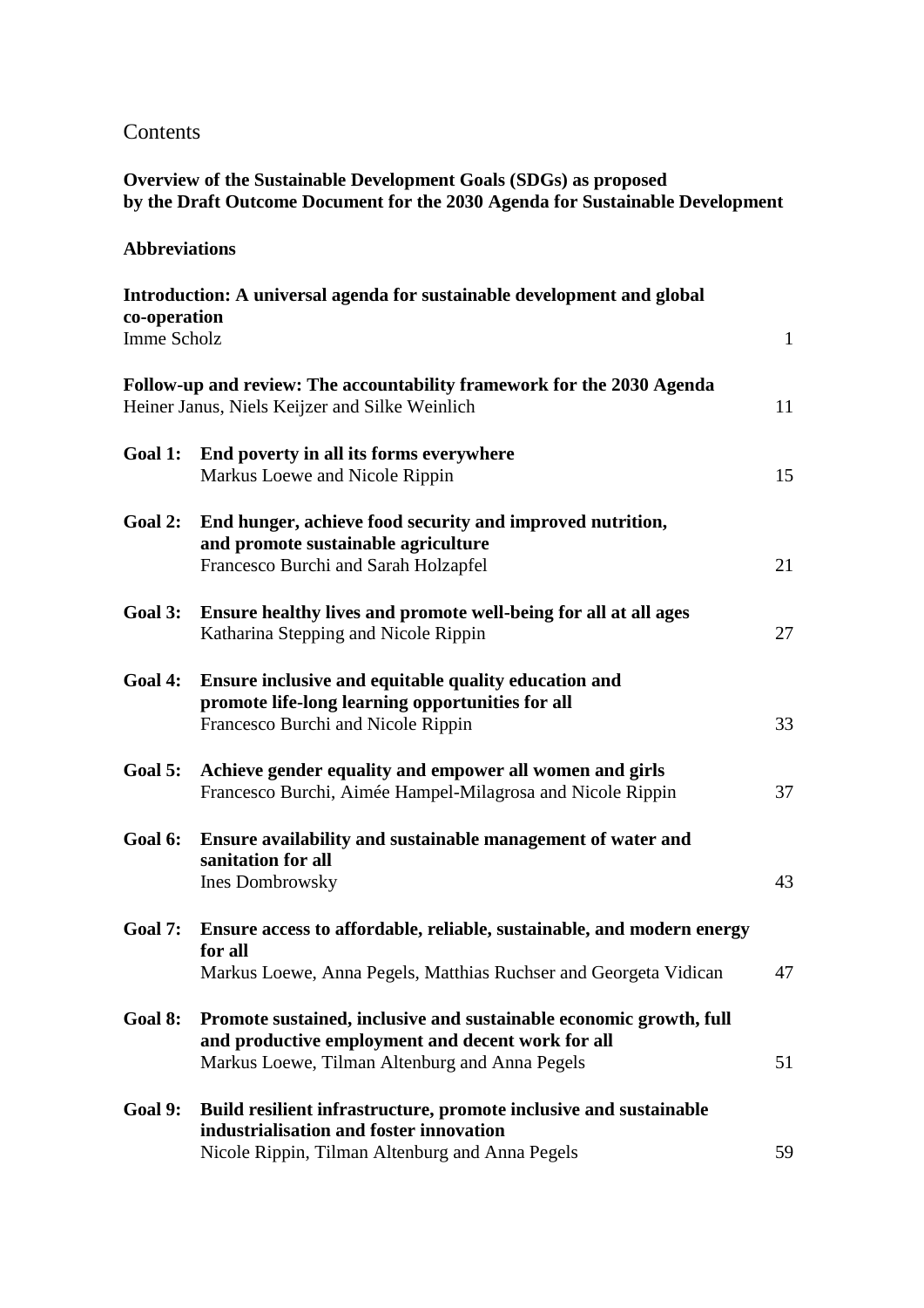# Contents

**Overview of the Sustainable Development Goals (SDGs) as proposed by the Draft Outcome Document for the 2030 Agenda for Sustainable Development**

**Abbreviations**

| | | |
|---|---|---|
| **Introduction: A universal agenda for sustainable development and global co-operation** | | |
| Imme Scholz | | 1 |
| **Follow-up and review: The accountability framework for the 2030 Agenda** | | |
| Heiner Janus, Niels Keijzer and Silke Weinlich | | 11 |
| **Goal 1:** | **End poverty in all its forms everywhere** | |
| | Markus Loewe and Nicole Rippin | 15 |
| **Goal 2:** | **End hunger, achieve food security and improved nutrition, and promote sustainable agriculture** | |
| | Francesco Burchi and Sarah Holzapfel | 21 |
| **Goal 3:** | **Ensure healthy lives and promote well-being for all at all ages** | |
| | Katharina Stepping and Nicole Rippin | 27 |
| **Goal 4:** | **Ensure inclusive and equitable quality education and promote life-long learning opportunities for all** | |
| | Francesco Burchi and Nicole Rippin | 33 |
| **Goal 5:** | **Achieve gender equality and empower all women and girls** | |
| | Francesco Burchi, Aimée Hampel-Milagrosa and Nicole Rippin | 37 |
| **Goal 6:** | **Ensure availability and sustainable management of water and sanitation for all** | |
| | Ines Dombrowsky | 43 |
| **Goal 7:** | **Ensure access to affordable, reliable, sustainable, and modern energy for all** | |
| | Markus Loewe, Anna Pegels, Matthias Ruchser and Georgeta Vidican | 47 |
| **Goal 8:** | **Promote sustained, inclusive and sustainable economic growth, full and productive employment and decent work for all** | |
| | Markus Loewe, Tilman Altenburg and Anna Pegels | 51 |
| **Goal 9:** | **Build resilient infrastructure, promote inclusive and sustainable industrialisation and foster innovation** | |
| | Nicole Rippin, Tilman Altenburg and Anna Pegels | 59 |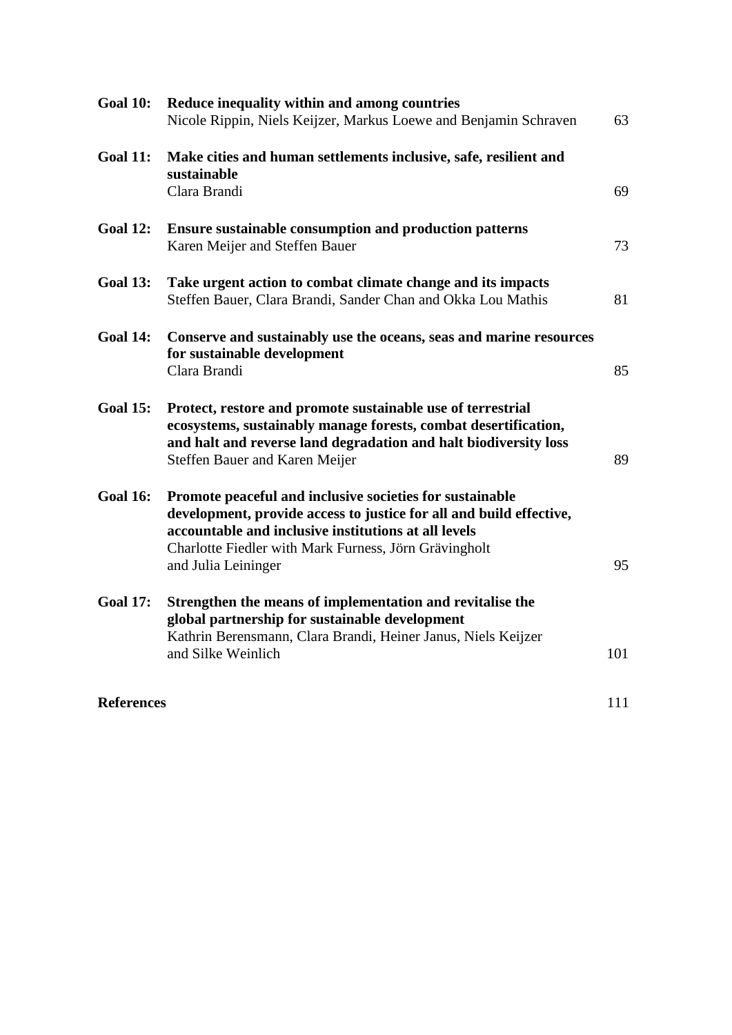| | | |
|---|---|---|
| **Goal 10:** | **Reduce inequality within and among countries**<br>Nicole Rippin, Niels Keijzer, Markus Loewe and Benjamin Schraven | 63 |
| **Goal 11:** | **Make cities and human settlements inclusive, safe, resilient and sustainable**<br>Clara Brandi | 69 |
| **Goal 12:** | **Ensure sustainable consumption and production patterns**<br>Karen Meijer and Steffen Bauer | 73 |
| **Goal 13:** | **Take urgent action to combat climate change and its impacts**<br>Steffen Bauer, Clara Brandi, Sander Chan and Okka Lou Mathis | 81 |
| **Goal 14:** | **Conserve and sustainably use the oceans, seas and marine resources for sustainable development**<br>Clara Brandi | 85 |
| **Goal 15:** | **Protect, restore and promote sustainable use of terrestrial ecosystems, sustainably manage forests, combat desertification, and halt and reverse land degradation and halt biodiversity loss**<br>Steffen Bauer and Karen Meijer | 89 |
| **Goal 16:** | **Promote peaceful and inclusive societies for sustainable development, provide access to justice for all and build effective, accountable and inclusive institutions at all levels**<br>Charlotte Fiedler with Mark Furness, Jörn Grävingholt and Julia Leininger | 95 |
| **Goal 17:** | **Strengthen the means of implementation and revitalise the global partnership for sustainable development**<br>Kathrin Berensmann, Clara Brandi, Heiner Janus, Niels Keijzer and Silke Weinlich | 101 |
| **References** | | 111 |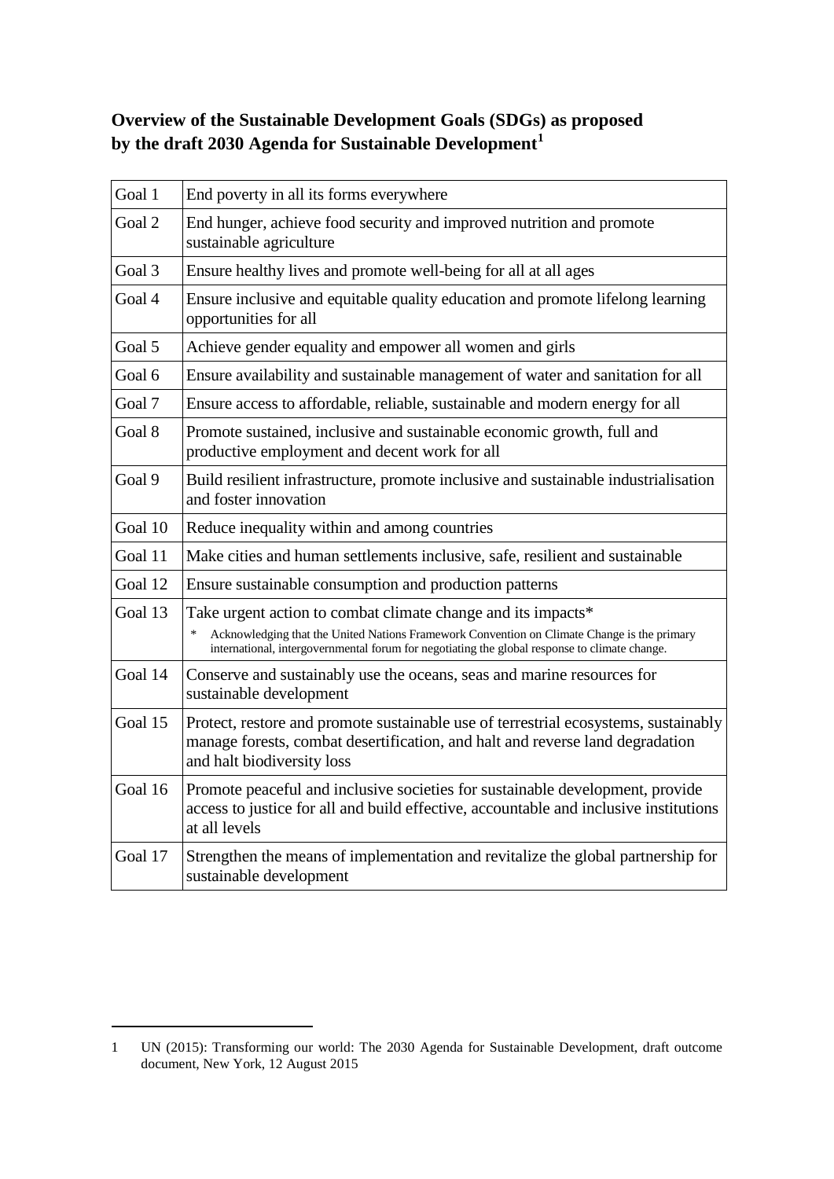## Overview of the Sustainable Development Goals (SDGs) as proposed by the draft 2030 Agenda for Sustainable Development[1]

| | |
|---|---|
| Goal 1 | End poverty in all its forms everywhere |
| Goal 2 | End hunger, achieve food security and improved nutrition and promote sustainable agriculture |
| Goal 3 | Ensure healthy lives and promote well-being for all at all ages |
| Goal 4 | Ensure inclusive and equitable quality education and promote lifelong learning opportunities for all |
| Goal 5 | Achieve gender equality and empower all women and girls |
| Goal 6 | Ensure availability and sustainable management of water and sanitation for all |
| Goal 7 | Ensure access to affordable, reliable, sustainable and modern energy for all |
| Goal 8 | Promote sustained, inclusive and sustainable economic growth, full and productive employment and decent work for all |
| Goal 9 | Build resilient infrastructure, promote inclusive and sustainable industrialisation and foster innovation |
| Goal 10 | Reduce inequality within and among countries |
| Goal 11 | Make cities and human settlements inclusive, safe, resilient and sustainable |
| Goal 12 | Ensure sustainable consumption and production patterns |
| Goal 13 | Take urgent action to combat climate change and its impacts* <br> * Acknowledging that the United Nations Framework Convention on Climate Change is the primary international, intergovernmental forum for negotiating the global response to climate change. |
| Goal 14 | Conserve and sustainably use the oceans, seas and marine resources for sustainable development |
| Goal 15 | Protect, restore and promote sustainable use of terrestrial ecosystems, sustainably manage forests, combat desertification, and halt and reverse land degradation and halt biodiversity loss |
| Goal 16 | Promote peaceful and inclusive societies for sustainable development, provide access to justice for all and build effective, accountable and inclusive institutions at all levels |
| Goal 17 | Strengthen the means of implementation and revitalize the global partnership for sustainable development |

---

1 UN (2015): Transforming our world: The 2030 Agenda for Sustainable Development, draft outcome document, New York, 12 August 2015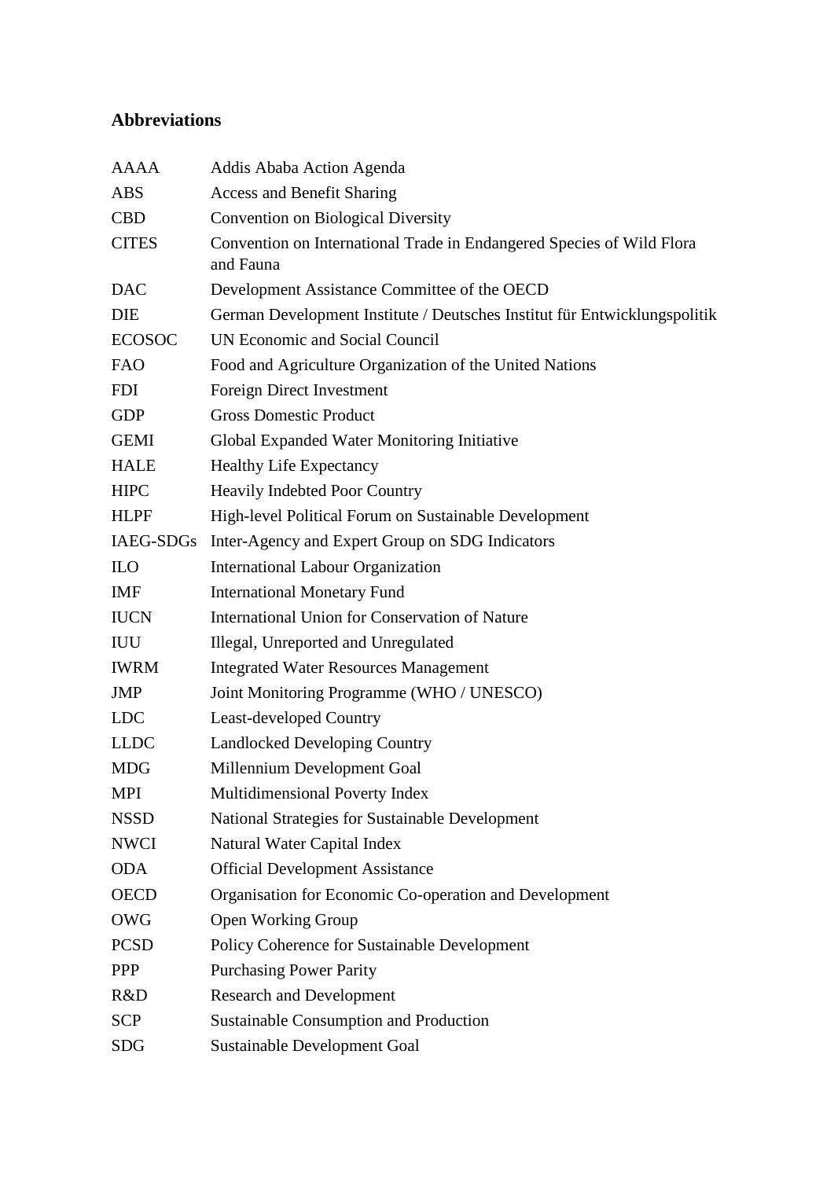## Abbreviations

| | |
|---|---|
| AAAA | Addis Ababa Action Agenda |
| ABS | Access and Benefit Sharing |
| CBD | Convention on Biological Diversity |
| CITES | Convention on International Trade in Endangered Species of Wild Flora and Fauna |
| DAC | Development Assistance Committee of the OECD |
| DIE | German Development Institute / Deutsches Institut für Entwicklungspolitik |
| ECOSOC | UN Economic and Social Council |
| FAO | Food and Agriculture Organization of the United Nations |
| FDI | Foreign Direct Investment |
| GDP | Gross Domestic Product |
| GEMI | Global Expanded Water Monitoring Initiative |
| HALE | Healthy Life Expectancy |
| HIPC | Heavily Indebted Poor Country |
| HLPF | High-level Political Forum on Sustainable Development |
| IAEG-SDGs | Inter-Agency and Expert Group on SDG Indicators |
| ILO | International Labour Organization |
| IMF | International Monetary Fund |
| IUCN | International Union for Conservation of Nature |
| IUU | Illegal, Unreported and Unregulated |
| IWRM | Integrated Water Resources Management |
| JMP | Joint Monitoring Programme (WHO / UNESCO) |
| LDC | Least-developed Country |
| LLDC | Landlocked Developing Country |
| MDG | Millennium Development Goal |
| MPI | Multidimensional Poverty Index |
| NSSD | National Strategies for Sustainable Development |
| NWCI | Natural Water Capital Index |
| ODA | Official Development Assistance |
| OECD | Organisation for Economic Co-operation and Development |
| OWG | Open Working Group |
| PCSD | Policy Coherence for Sustainable Development |
| PPP | Purchasing Power Parity |
| R&D | Research and Development |
| SCP | Sustainable Consumption and Production |
| SDG | Sustainable Development Goal |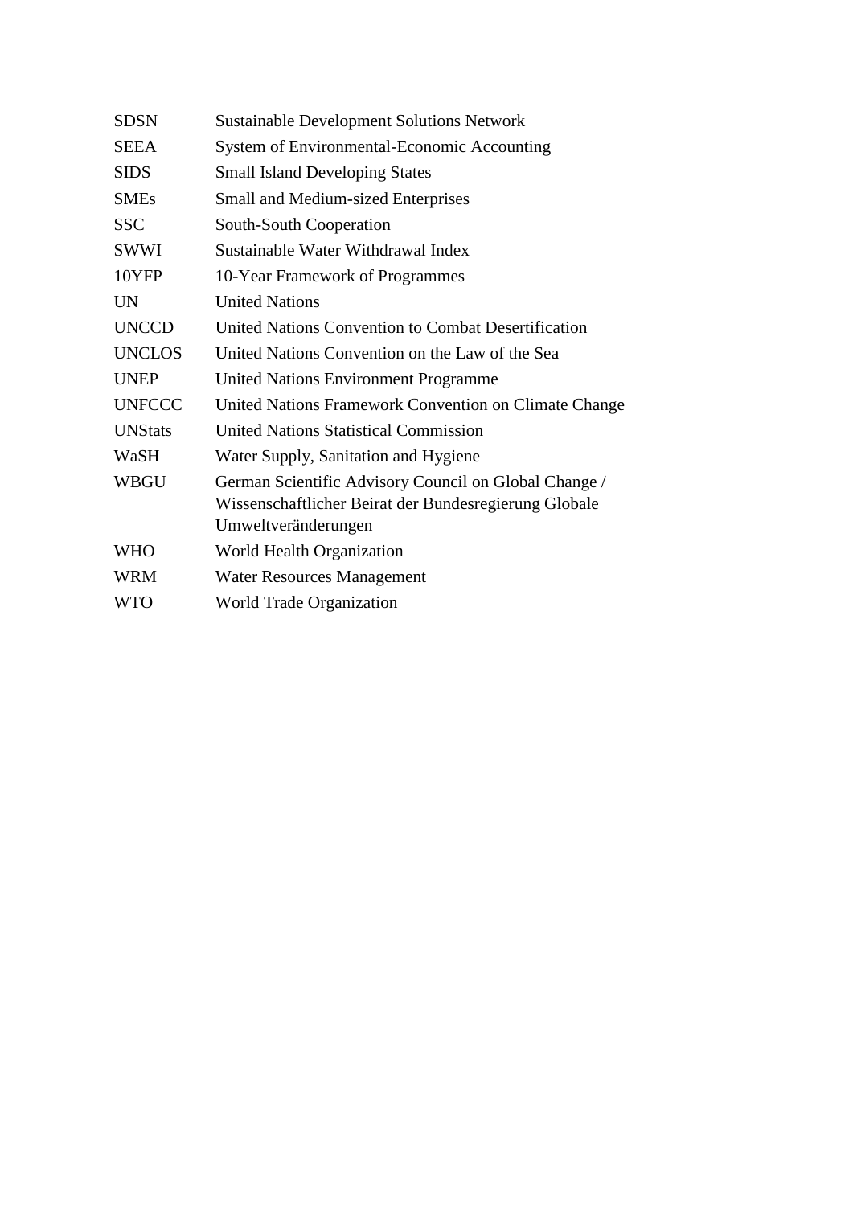| | |
|---|---|
| SDSN | Sustainable Development Solutions Network |
| SEEA | System of Environmental-Economic Accounting |
| SIDS | Small Island Developing States |
| SMEs | Small and Medium-sized Enterprises |
| SSC | South-South Cooperation |
| SWWI | Sustainable Water Withdrawal Index |
| 10YFP | 10-Year Framework of Programmes |
| UN | United Nations |
| UNCCD | United Nations Convention to Combat Desertification |
| UNCLOS | United Nations Convention on the Law of the Sea |
| UNEP | United Nations Environment Programme |
| UNFCCC | United Nations Framework Convention on Climate Change |
| UNStats | United Nations Statistical Commission |
| WaSH | Water Supply, Sanitation and Hygiene |
| WBGU | German Scientific Advisory Council on Global Change / Wissenschaftlicher Beirat der Bundesregierung Globale Umweltveränderungen |
| WHO | World Health Organization |
| WRM | Water Resources Management |
| WTO | World Trade Organization |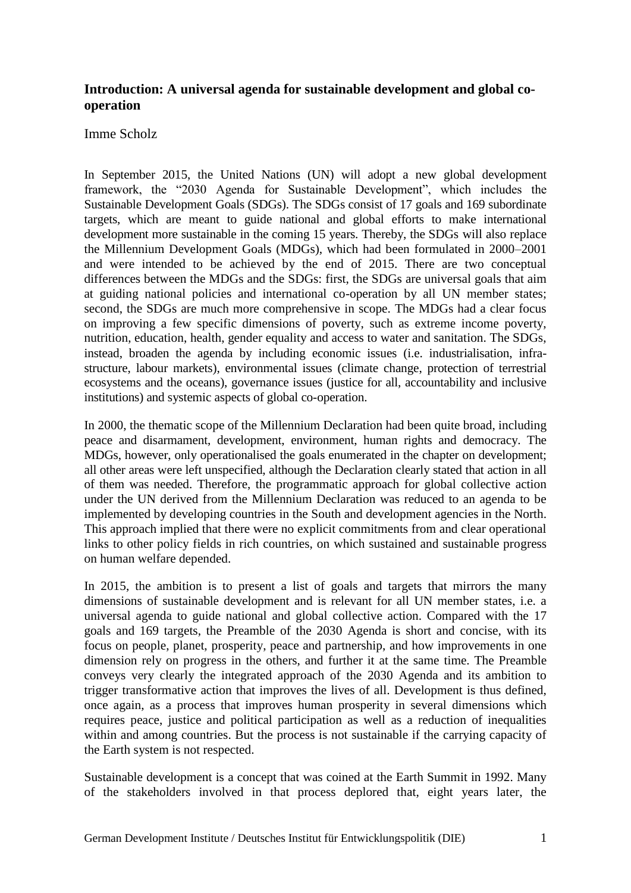## Introduction: A universal agenda for sustainable development and global co-operation

Imme Scholz

In September 2015, the United Nations (UN) will adopt a new global development framework, the "2030 Agenda for Sustainable Development", which includes the Sustainable Development Goals (SDGs). The SDGs consist of 17 goals and 169 subordinate targets, which are meant to guide national and global efforts to make international development more sustainable in the coming 15 years. Thereby, the SDGs will also replace the Millennium Development Goals (MDGs), which had been formulated in 2000–2001 and were intended to be achieved by the end of 2015. There are two conceptual differences between the MDGs and the SDGs: first, the SDGs are universal goals that aim at guiding national policies and international co-operation by all UN member states; second, the SDGs are much more comprehensive in scope. The MDGs had a clear focus on improving a few specific dimensions of poverty, such as extreme income poverty, nutrition, education, health, gender equality and access to water and sanitation. The SDGs, instead, broaden the agenda by including economic issues (i.e. industrialisation, infrastructure, labour markets), environmental issues (climate change, protection of terrestrial ecosystems and the oceans), governance issues (justice for all, accountability and inclusive institutions) and systemic aspects of global co-operation.

In 2000, the thematic scope of the Millennium Declaration had been quite broad, including peace and disarmament, development, environment, human rights and democracy. The MDGs, however, only operationalised the goals enumerated in the chapter on development; all other areas were left unspecified, although the Declaration clearly stated that action in all of them was needed. Therefore, the programmatic approach for global collective action under the UN derived from the Millennium Declaration was reduced to an agenda to be implemented by developing countries in the South and development agencies in the North. This approach implied that there were no explicit commitments from and clear operational links to other policy fields in rich countries, on which sustained and sustainable progress on human welfare depended.

In 2015, the ambition is to present a list of goals and targets that mirrors the many dimensions of sustainable development and is relevant for all UN member states, i.e. a universal agenda to guide national and global collective action. Compared with the 17 goals and 169 targets, the Preamble of the 2030 Agenda is short and concise, with its focus on people, planet, prosperity, peace and partnership, and how improvements in one dimension rely on progress in the others, and further it at the same time. The Preamble conveys very clearly the integrated approach of the 2030 Agenda and its ambition to trigger transformative action that improves the lives of all. Development is thus defined, once again, as a process that improves human prosperity in several dimensions which requires peace, justice and political participation as well as a reduction of inequalities within and among countries. But the process is not sustainable if the carrying capacity of the Earth system is not respected.

Sustainable development is a concept that was coined at the Earth Summit in 1992. Many of the stakeholders involved in that process deplored that, eight years later, the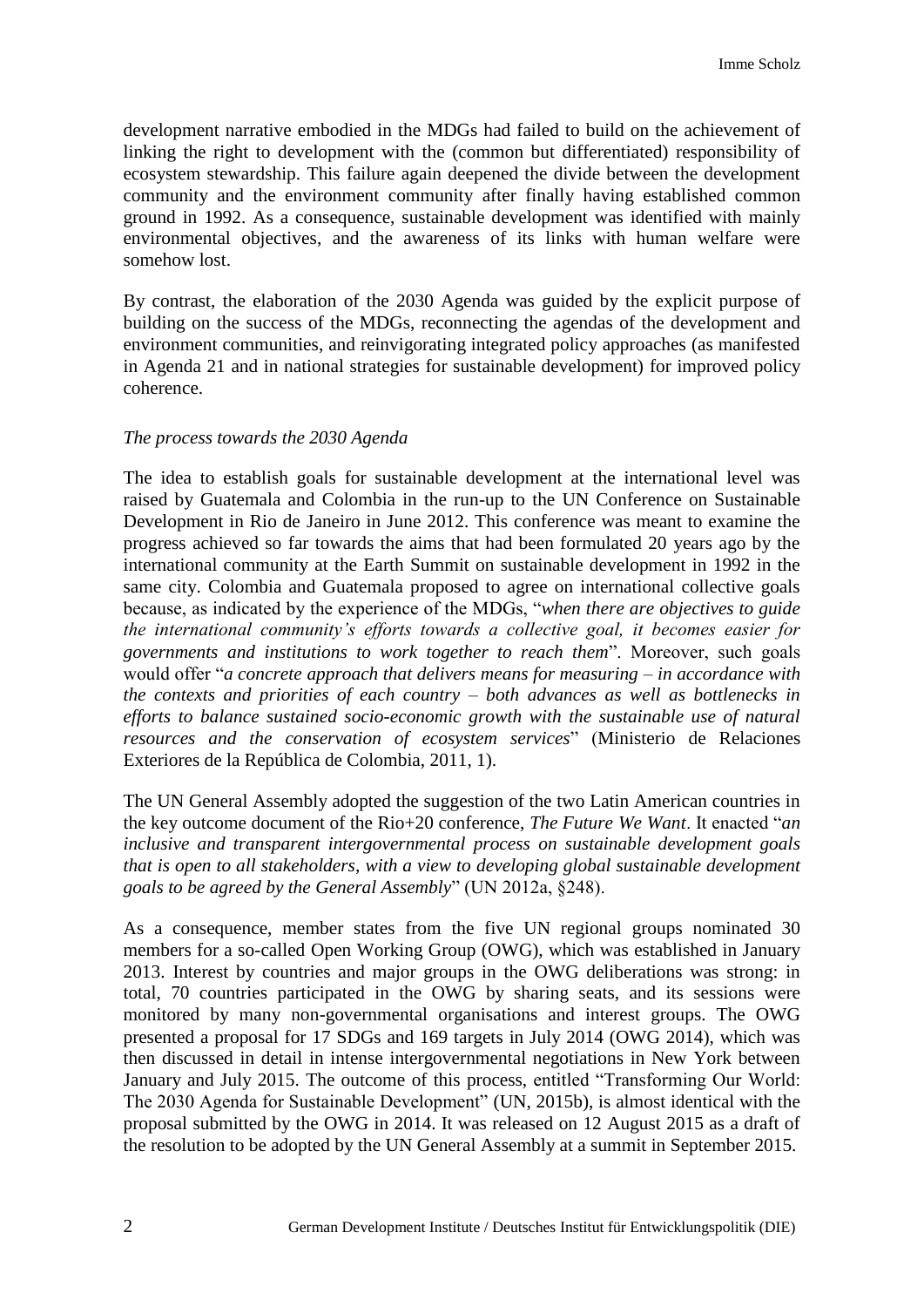development narrative embodied in the MDGs had failed to build on the achievement of linking the right to development with the (common but differentiated) responsibility of ecosystem stewardship. This failure again deepened the divide between the development community and the environment community after finally having established common ground in 1992. As a consequence, sustainable development was identified with mainly environmental objectives, and the awareness of its links with human welfare were somehow lost.

By contrast, the elaboration of the 2030 Agenda was guided by the explicit purpose of building on the success of the MDGs, reconnecting the agendas of the development and environment communities, and reinvigorating integrated policy approaches (as manifested in Agenda 21 and in national strategies for sustainable development) for improved policy coherence.

*The process towards the 2030 Agenda*

The idea to establish goals for sustainable development at the international level was raised by Guatemala and Colombia in the run-up to the UN Conference on Sustainable Development in Rio de Janeiro in June 2012. This conference was meant to examine the progress achieved so far towards the aims that had been formulated 20 years ago by the international community at the Earth Summit on sustainable development in 1992 in the same city. Colombia and Guatemala proposed to agree on international collective goals because, as indicated by the experience of the MDGs, "*when there are objectives to guide the international community's efforts towards a collective goal, it becomes easier for governments and institutions to work together to reach them*". Moreover, such goals would offer "*a concrete approach that delivers means for measuring – in accordance with the contexts and priorities of each country – both advances as well as bottlenecks in efforts to balance sustained socio-economic growth with the sustainable use of natural resources and the conservation of ecosystem services*" (Ministerio de Relaciones Exteriores de la República de Colombia, 2011, 1).

The UN General Assembly adopted the suggestion of the two Latin American countries in the key outcome document of the Rio+20 conference, *The Future We Want*. It enacted "*an inclusive and transparent intergovernmental process on sustainable development goals that is open to all stakeholders, with a view to developing global sustainable development goals to be agreed by the General Assembly*" (UN 2012a, §248).

As a consequence, member states from the five UN regional groups nominated 30 members for a so-called Open Working Group (OWG), which was established in January 2013. Interest by countries and major groups in the OWG deliberations was strong: in total, 70 countries participated in the OWG by sharing seats, and its sessions were monitored by many non-governmental organisations and interest groups. The OWG presented a proposal for 17 SDGs and 169 targets in July 2014 (OWG 2014), which was then discussed in detail in intense intergovernmental negotiations in New York between January and July 2015. The outcome of this process, entitled "Transforming Our World: The 2030 Agenda for Sustainable Development" (UN, 2015b), is almost identical with the proposal submitted by the OWG in 2014. It was released on 12 August 2015 as a draft of the resolution to be adopted by the UN General Assembly at a summit in September 2015.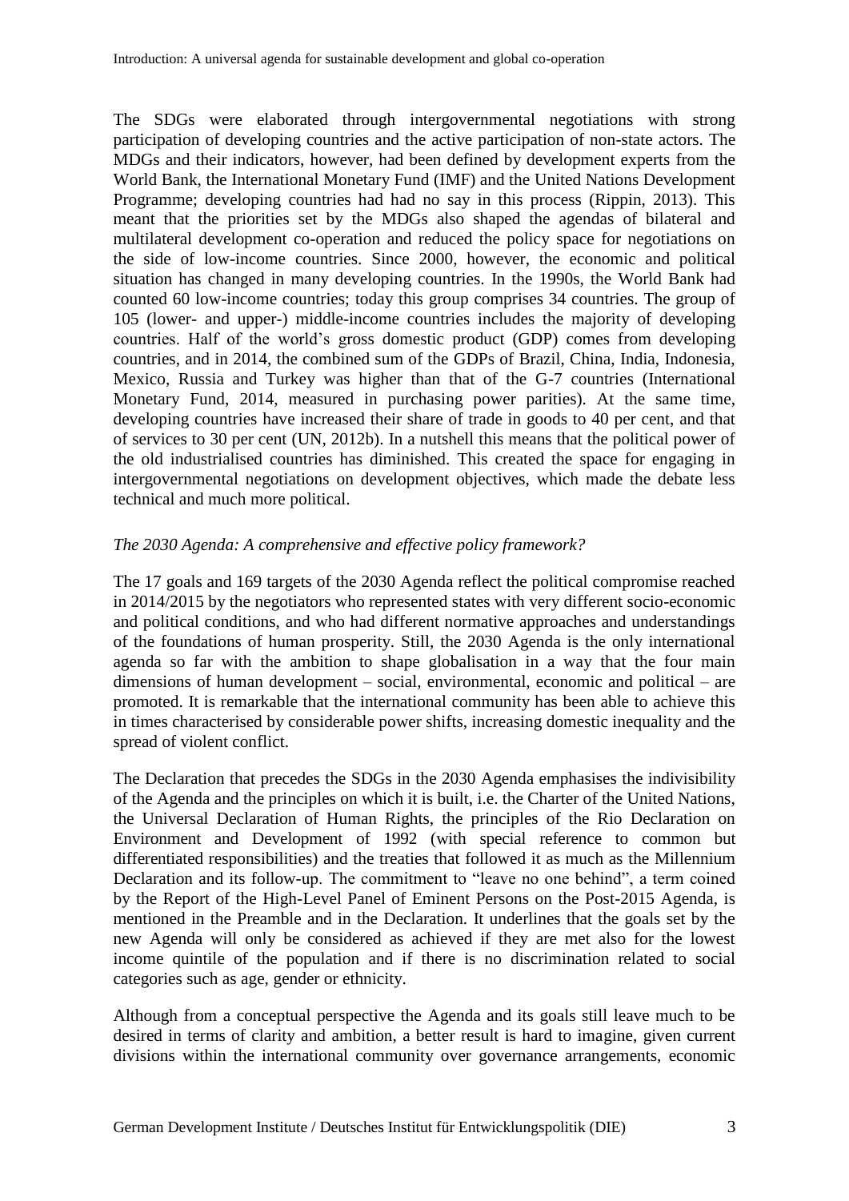The SDGs were elaborated through intergovernmental negotiations with strong participation of developing countries and the active participation of non-state actors. The MDGs and their indicators, however, had been defined by development experts from the World Bank, the International Monetary Fund (IMF) and the United Nations Development Programme; developing countries had had no say in this process (Rippin, 2013). This meant that the priorities set by the MDGs also shaped the agendas of bilateral and multilateral development co-operation and reduced the policy space for negotiations on the side of low-income countries. Since 2000, however, the economic and political situation has changed in many developing countries. In the 1990s, the World Bank had counted 60 low-income countries; today this group comprises 34 countries. The group of 105 (lower- and upper-) middle-income countries includes the majority of developing countries. Half of the world's gross domestic product (GDP) comes from developing countries, and in 2014, the combined sum of the GDPs of Brazil, China, India, Indonesia, Mexico, Russia and Turkey was higher than that of the G-7 countries (International Monetary Fund, 2014, measured in purchasing power parities). At the same time, developing countries have increased their share of trade in goods to 40 per cent, and that of services to 30 per cent (UN, 2012b). In a nutshell this means that the political power of the old industrialised countries has diminished. This created the space for engaging in intergovernmental negotiations on development objectives, which made the debate less technical and much more political.

*The 2030 Agenda: A comprehensive and effective policy framework?*

The 17 goals and 169 targets of the 2030 Agenda reflect the political compromise reached in 2014/2015 by the negotiators who represented states with very different socio-economic and political conditions, and who had different normative approaches and understandings of the foundations of human prosperity. Still, the 2030 Agenda is the only international agenda so far with the ambition to shape globalisation in a way that the four main dimensions of human development – social, environmental, economic and political – are promoted. It is remarkable that the international community has been able to achieve this in times characterised by considerable power shifts, increasing domestic inequality and the spread of violent conflict.

The Declaration that precedes the SDGs in the 2030 Agenda emphasises the indivisibility of the Agenda and the principles on which it is built, i.e. the Charter of the United Nations, the Universal Declaration of Human Rights, the principles of the Rio Declaration on Environment and Development of 1992 (with special reference to common but differentiated responsibilities) and the treaties that followed it as much as the Millennium Declaration and its follow-up. The commitment to "leave no one behind", a term coined by the Report of the High-Level Panel of Eminent Persons on the Post-2015 Agenda, is mentioned in the Preamble and in the Declaration. It underlines that the goals set by the new Agenda will only be considered as achieved if they are met also for the lowest income quintile of the population and if there is no discrimination related to social categories such as age, gender or ethnicity.

Although from a conceptual perspective the Agenda and its goals still leave much to be desired in terms of clarity and ambition, a better result is hard to imagine, given current divisions within the international community over governance arrangements, economic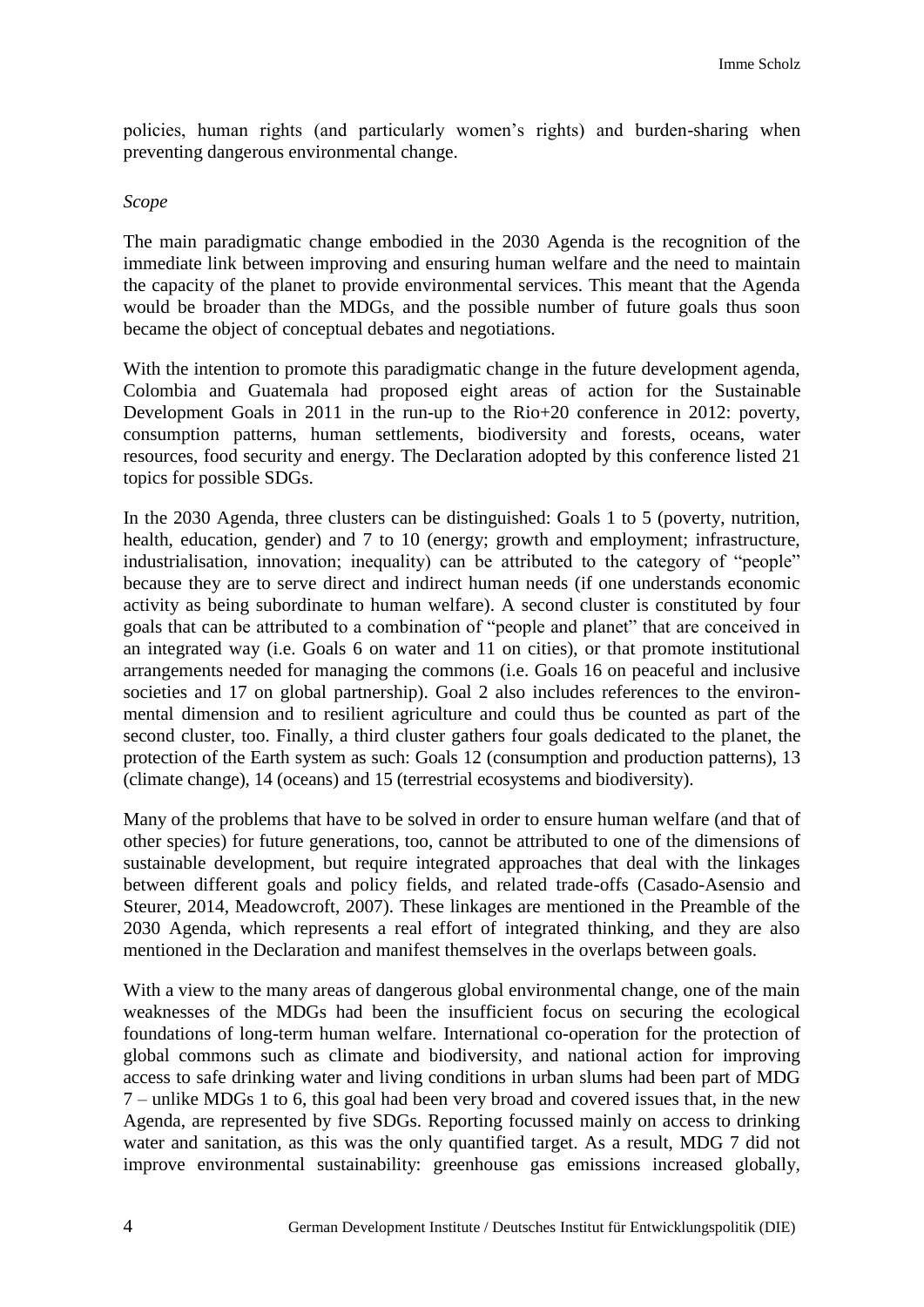policies, human rights (and particularly women's rights) and burden-sharing when preventing dangerous environmental change.

*Scope*

The main paradigmatic change embodied in the 2030 Agenda is the recognition of the immediate link between improving and ensuring human welfare and the need to maintain the capacity of the planet to provide environmental services. This meant that the Agenda would be broader than the MDGs, and the possible number of future goals thus soon became the object of conceptual debates and negotiations.

With the intention to promote this paradigmatic change in the future development agenda, Colombia and Guatemala had proposed eight areas of action for the Sustainable Development Goals in 2011 in the run-up to the Rio+20 conference in 2012: poverty, consumption patterns, human settlements, biodiversity and forests, oceans, water resources, food security and energy. The Declaration adopted by this conference listed 21 topics for possible SDGs.

In the 2030 Agenda, three clusters can be distinguished: Goals 1 to 5 (poverty, nutrition, health, education, gender) and 7 to 10 (energy; growth and employment; infrastructure, industrialisation, innovation; inequality) can be attributed to the category of "people" because they are to serve direct and indirect human needs (if one understands economic activity as being subordinate to human welfare). A second cluster is constituted by four goals that can be attributed to a combination of "people and planet" that are conceived in an integrated way (i.e. Goals 6 on water and 11 on cities), or that promote institutional arrangements needed for managing the commons (i.e. Goals 16 on peaceful and inclusive societies and 17 on global partnership). Goal 2 also includes references to the environmental dimension and to resilient agriculture and could thus be counted as part of the second cluster, too. Finally, a third cluster gathers four goals dedicated to the planet, the protection of the Earth system as such: Goals 12 (consumption and production patterns), 13 (climate change), 14 (oceans) and 15 (terrestrial ecosystems and biodiversity).

Many of the problems that have to be solved in order to ensure human welfare (and that of other species) for future generations, too, cannot be attributed to one of the dimensions of sustainable development, but require integrated approaches that deal with the linkages between different goals and policy fields, and related trade-offs (Casado-Asensio and Steurer, 2014, Meadowcroft, 2007). These linkages are mentioned in the Preamble of the 2030 Agenda, which represents a real effort of integrated thinking, and they are also mentioned in the Declaration and manifest themselves in the overlaps between goals.

With a view to the many areas of dangerous global environmental change, one of the main weaknesses of the MDGs had been the insufficient focus on securing the ecological foundations of long-term human welfare. International co-operation for the protection of global commons such as climate and biodiversity, and national action for improving access to safe drinking water and living conditions in urban slums had been part of MDG 7 – unlike MDGs 1 to 6, this goal had been very broad and covered issues that, in the new Agenda, are represented by five SDGs. Reporting focussed mainly on access to drinking water and sanitation, as this was the only quantified target. As a result, MDG 7 did not improve environmental sustainability: greenhouse gas emissions increased globally,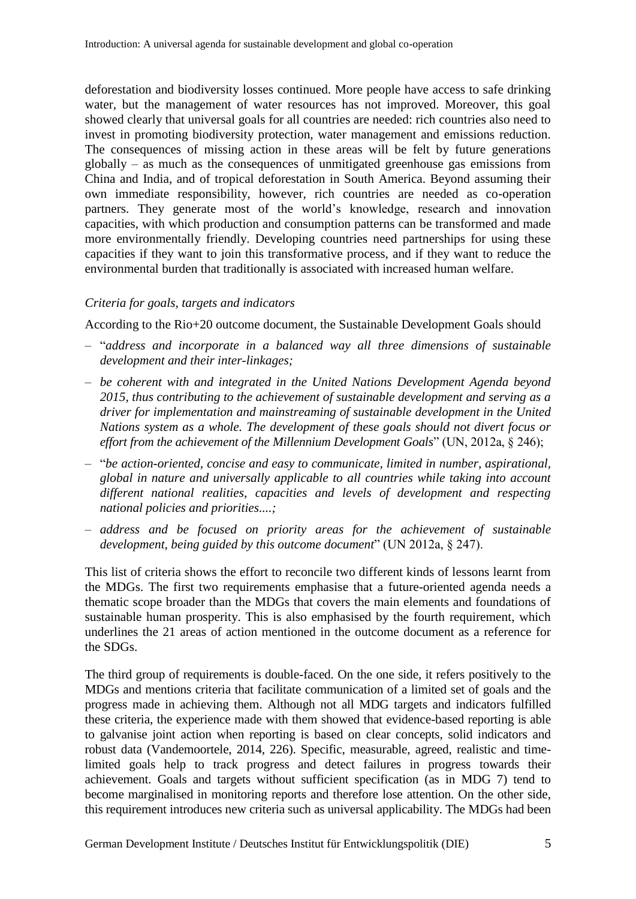deforestation and biodiversity losses continued. More people have access to safe drinking water, but the management of water resources has not improved. Moreover, this goal showed clearly that universal goals for all countries are needed: rich countries also need to invest in promoting biodiversity protection, water management and emissions reduction. The consequences of missing action in these areas will be felt by future generations globally – as much as the consequences of unmitigated greenhouse gas emissions from China and India, and of tropical deforestation in South America. Beyond assuming their own immediate responsibility, however, rich countries are needed as co-operation partners. They generate most of the world's knowledge, research and innovation capacities, with which production and consumption patterns can be transformed and made more environmentally friendly. Developing countries need partnerships for using these capacities if they want to join this transformative process, and if they want to reduce the environmental burden that traditionally is associated with increased human welfare.

*Criteria for goals, targets and indicators*

According to the Rio+20 outcome document, the Sustainable Development Goals should

– "*address and incorporate in a balanced way all three dimensions of sustainable development and their inter-linkages;*

– *be coherent with and integrated in the United Nations Development Agenda beyond 2015, thus contributing to the achievement of sustainable development and serving as a driver for implementation and mainstreaming of sustainable development in the United Nations system as a whole. The development of these goals should not divert focus or effort from the achievement of the Millennium Development Goals*" (UN, 2012a, § 246);

– "*be action-oriented, concise and easy to communicate, limited in number, aspirational, global in nature and universally applicable to all countries while taking into account different national realities, capacities and levels of development and respecting national policies and priorities....;*

– *address and be focused on priority areas for the achievement of sustainable development, being guided by this outcome document*" (UN 2012a, § 247).

This list of criteria shows the effort to reconcile two different kinds of lessons learnt from the MDGs. The first two requirements emphasise that a future-oriented agenda needs a thematic scope broader than the MDGs that covers the main elements and foundations of sustainable human prosperity. This is also emphasised by the fourth requirement, which underlines the 21 areas of action mentioned in the outcome document as a reference for the SDGs.

The third group of requirements is double-faced. On the one side, it refers positively to the MDGs and mentions criteria that facilitate communication of a limited set of goals and the progress made in achieving them. Although not all MDG targets and indicators fulfilled these criteria, the experience made with them showed that evidence-based reporting is able to galvanise joint action when reporting is based on clear concepts, solid indicators and robust data (Vandemoortele, 2014, 226). Specific, measurable, agreed, realistic and time-limited goals help to track progress and detect failures in progress towards their achievement. Goals and targets without sufficient specification (as in MDG 7) tend to become marginalised in monitoring reports and therefore lose attention. On the other side, this requirement introduces new criteria such as universal applicability. The MDGs had been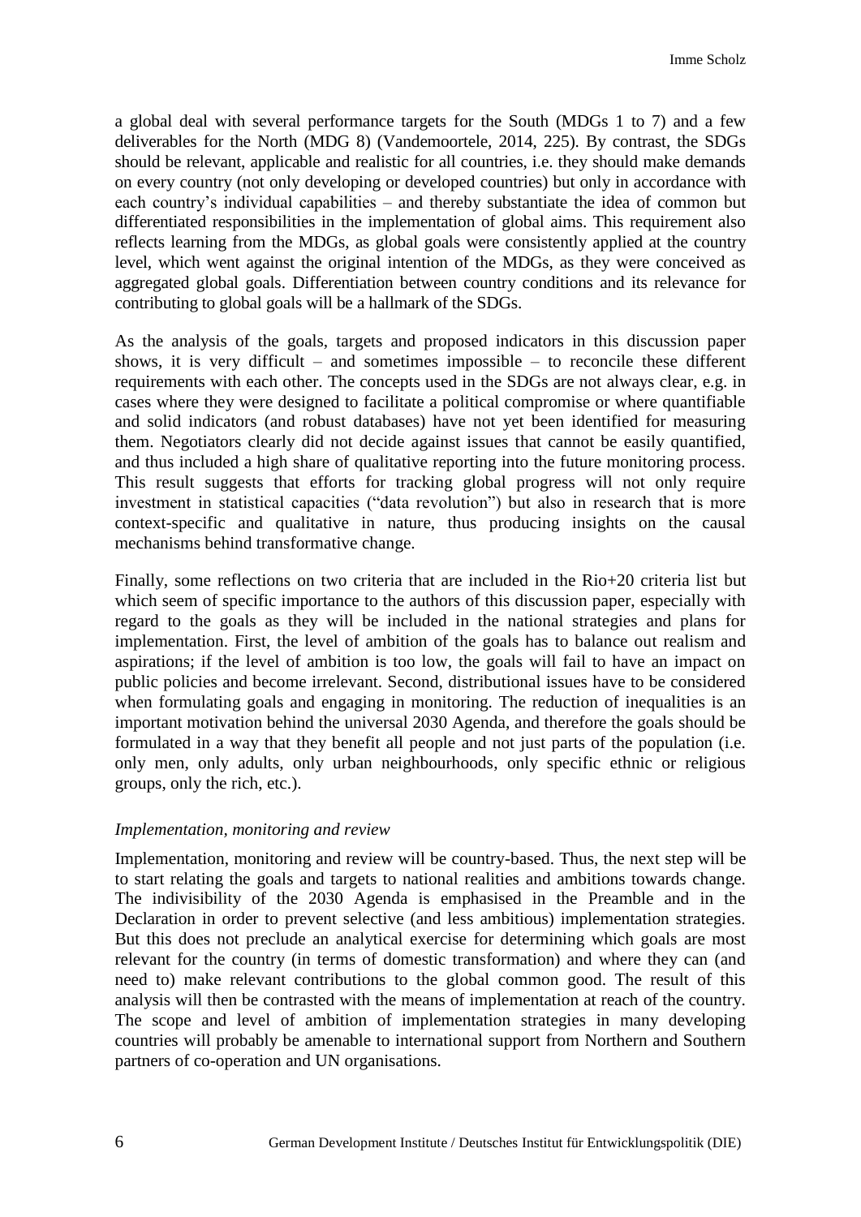a global deal with several performance targets for the South (MDGs 1 to 7) and a few deliverables for the North (MDG 8) (Vandemoortele, 2014, 225). By contrast, the SDGs should be relevant, applicable and realistic for all countries, i.e. they should make demands on every country (not only developing or developed countries) but only in accordance with each country's individual capabilities – and thereby substantiate the idea of common but differentiated responsibilities in the implementation of global aims. This requirement also reflects learning from the MDGs, as global goals were consistently applied at the country level, which went against the original intention of the MDGs, as they were conceived as aggregated global goals. Differentiation between country conditions and its relevance for contributing to global goals will be a hallmark of the SDGs.

As the analysis of the goals, targets and proposed indicators in this discussion paper shows, it is very difficult – and sometimes impossible – to reconcile these different requirements with each other. The concepts used in the SDGs are not always clear, e.g. in cases where they were designed to facilitate a political compromise or where quantifiable and solid indicators (and robust databases) have not yet been identified for measuring them. Negotiators clearly did not decide against issues that cannot be easily quantified, and thus included a high share of qualitative reporting into the future monitoring process. This result suggests that efforts for tracking global progress will not only require investment in statistical capacities ("data revolution") but also in research that is more context-specific and qualitative in nature, thus producing insights on the causal mechanisms behind transformative change.

Finally, some reflections on two criteria that are included in the Rio+20 criteria list but which seem of specific importance to the authors of this discussion paper, especially with regard to the goals as they will be included in the national strategies and plans for implementation. First, the level of ambition of the goals has to balance out realism and aspirations; if the level of ambition is too low, the goals will fail to have an impact on public policies and become irrelevant. Second, distributional issues have to be considered when formulating goals and engaging in monitoring. The reduction of inequalities is an important motivation behind the universal 2030 Agenda, and therefore the goals should be formulated in a way that they benefit all people and not just parts of the population (i.e. only men, only adults, only urban neighbourhoods, only specific ethnic or religious groups, only the rich, etc.).

*Implementation, monitoring and review*

Implementation, monitoring and review will be country-based. Thus, the next step will be to start relating the goals and targets to national realities and ambitions towards change. The indivisibility of the 2030 Agenda is emphasised in the Preamble and in the Declaration in order to prevent selective (and less ambitious) implementation strategies. But this does not preclude an analytical exercise for determining which goals are most relevant for the country (in terms of domestic transformation) and where they can (and need to) make relevant contributions to the global common good. The result of this analysis will then be contrasted with the means of implementation at reach of the country. The scope and level of ambition of implementation strategies in many developing countries will probably be amenable to international support from Northern and Southern partners of co-operation and UN organisations.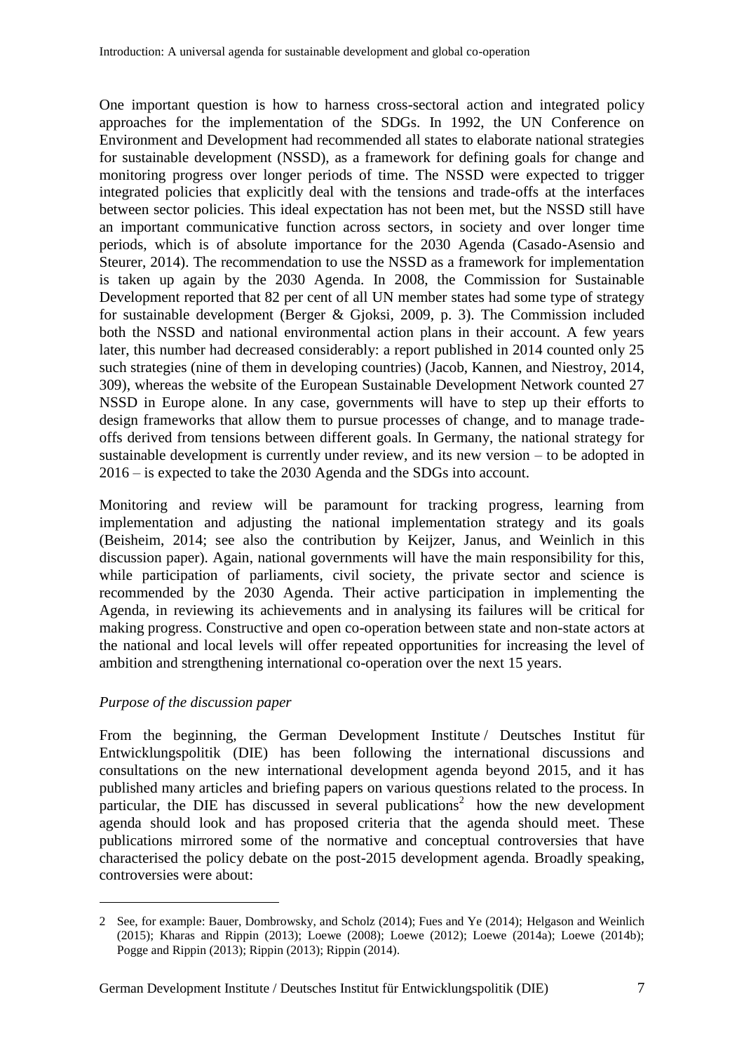One important question is how to harness cross-sectoral action and integrated policy approaches for the implementation of the SDGs. In 1992, the UN Conference on Environment and Development had recommended all states to elaborate national strategies for sustainable development (NSSD), as a framework for defining goals for change and monitoring progress over longer periods of time. The NSSD were expected to trigger integrated policies that explicitly deal with the tensions and trade-offs at the interfaces between sector policies. This ideal expectation has not been met, but the NSSD still have an important communicative function across sectors, in society and over longer time periods, which is of absolute importance for the 2030 Agenda (Casado-Asensio and Steurer, 2014). The recommendation to use the NSSD as a framework for implementation is taken up again by the 2030 Agenda. In 2008, the Commission for Sustainable Development reported that 82 per cent of all UN member states had some type of strategy for sustainable development (Berger & Gjoksi, 2009, p. 3). The Commission included both the NSSD and national environmental action plans in their account. A few years later, this number had decreased considerably: a report published in 2014 counted only 25 such strategies (nine of them in developing countries) (Jacob, Kannen, and Niestroy, 2014, 309), whereas the website of the European Sustainable Development Network counted 27 NSSD in Europe alone. In any case, governments will have to step up their efforts to design frameworks that allow them to pursue processes of change, and to manage trade-offs derived from tensions between different goals. In Germany, the national strategy for sustainable development is currently under review, and its new version – to be adopted in 2016 – is expected to take the 2030 Agenda and the SDGs into account.

Monitoring and review will be paramount for tracking progress, learning from implementation and adjusting the national implementation strategy and its goals (Beisheim, 2014; see also the contribution by Keijzer, Janus, and Weinlich in this discussion paper). Again, national governments will have the main responsibility for this, while participation of parliaments, civil society, the private sector and science is recommended by the 2030 Agenda. Their active participation in implementing the Agenda, in reviewing its achievements and in analysing its failures will be critical for making progress. Constructive and open co-operation between state and non-state actors at the national and local levels will offer repeated opportunities for increasing the level of ambition and strengthening international co-operation over the next 15 years.

*Purpose of the discussion paper*

From the beginning, the German Development Institute / Deutsches Institut für Entwicklungspolitik (DIE) has been following the international discussions and consultations on the new international development agenda beyond 2015, and it has published many articles and briefing papers on various questions related to the process. In particular, the DIE has discussed in several publications[2] how the new development agenda should look and has proposed criteria that the agenda should meet. These publications mirrored some of the normative and conceptual controversies that have characterised the policy debate on the post-2015 development agenda. Broadly speaking, controversies were about:

---

2 See, for example: Bauer, Dombrowsky, and Scholz (2014); Fues and Ye (2014); Helgason and Weinlich (2015); Kharas and Rippin (2013); Loewe (2008); Loewe (2012); Loewe (2014a); Loewe (2014b); Pogge and Rippin (2013); Rippin (2013); Rippin (2014).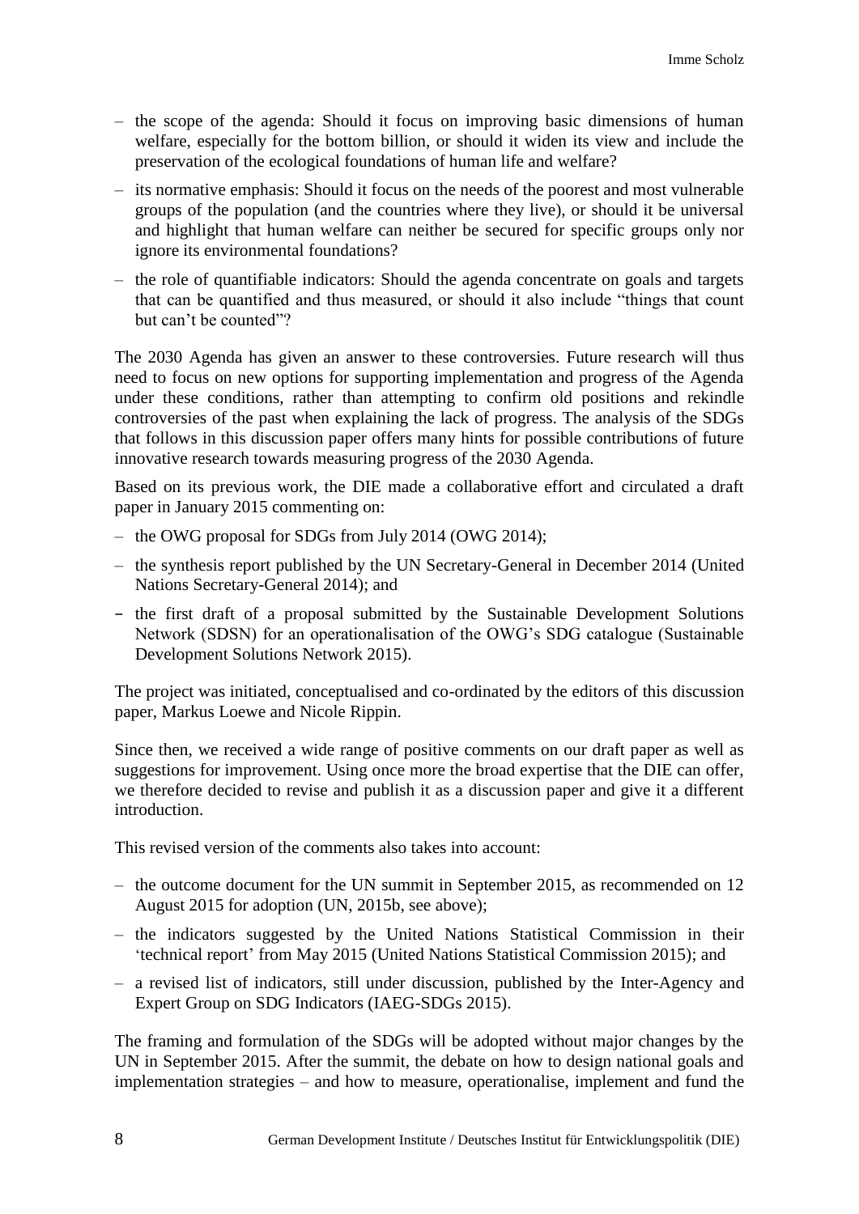- the scope of the agenda: Should it focus on improving basic dimensions of human welfare, especially for the bottom billion, or should it widen its view and include the preservation of the ecological foundations of human life and welfare?
- its normative emphasis: Should it focus on the needs of the poorest and most vulnerable groups of the population (and the countries where they live), or should it be universal and highlight that human welfare can neither be secured for specific groups only nor ignore its environmental foundations?
- the role of quantifiable indicators: Should the agenda concentrate on goals and targets that can be quantified and thus measured, or should it also include "things that count but can't be counted"?

The 2030 Agenda has given an answer to these controversies. Future research will thus need to focus on new options for supporting implementation and progress of the Agenda under these conditions, rather than attempting to confirm old positions and rekindle controversies of the past when explaining the lack of progress. The analysis of the SDGs that follows in this discussion paper offers many hints for possible contributions of future innovative research towards measuring progress of the 2030 Agenda.

Based on its previous work, the DIE made a collaborative effort and circulated a draft paper in January 2015 commenting on:

- the OWG proposal for SDGs from July 2014 (OWG 2014);
- the synthesis report published by the UN Secretary-General in December 2014 (United Nations Secretary-General 2014); and
- the first draft of a proposal submitted by the Sustainable Development Solutions Network (SDSN) for an operationalisation of the OWG's SDG catalogue (Sustainable Development Solutions Network 2015).

The project was initiated, conceptualised and co-ordinated by the editors of this discussion paper, Markus Loewe and Nicole Rippin.

Since then, we received a wide range of positive comments on our draft paper as well as suggestions for improvement. Using once more the broad expertise that the DIE can offer, we therefore decided to revise and publish it as a discussion paper and give it a different introduction.

This revised version of the comments also takes into account:

- the outcome document for the UN summit in September 2015, as recommended on 12 August 2015 for adoption (UN, 2015b, see above);
- the indicators suggested by the United Nations Statistical Commission in their 'technical report' from May 2015 (United Nations Statistical Commission 2015); and
- a revised list of indicators, still under discussion, published by the Inter-Agency and Expert Group on SDG Indicators (IAEG-SDGs 2015).

The framing and formulation of the SDGs will be adopted without major changes by the UN in September 2015. After the summit, the debate on how to design national goals and implementation strategies – and how to measure, operationalise, implement and fund the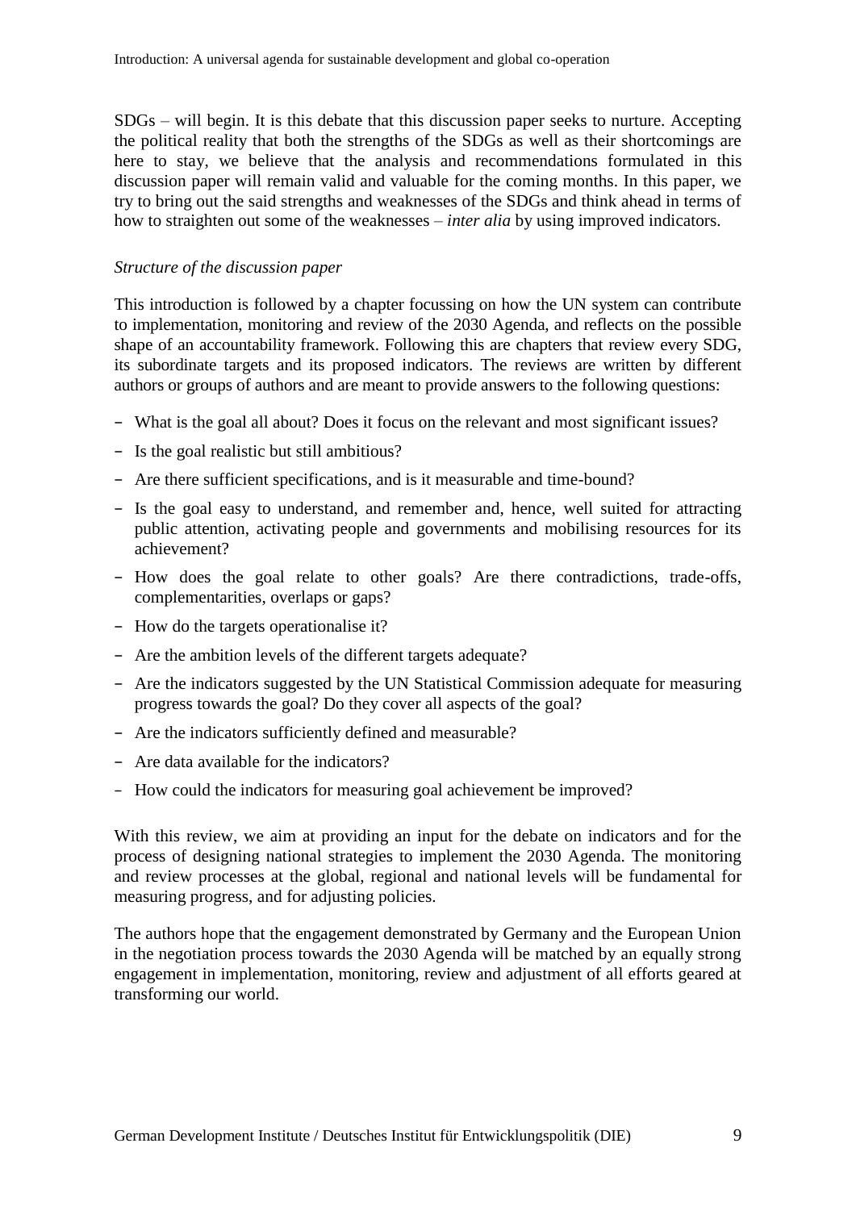SDGs – will begin. It is this debate that this discussion paper seeks to nurture. Accepting the political reality that both the strengths of the SDGs as well as their shortcomings are here to stay, we believe that the analysis and recommendations formulated in this discussion paper will remain valid and valuable for the coming months. In this paper, we try to bring out the said strengths and weaknesses of the SDGs and think ahead in terms of how to straighten out some of the weaknesses – *inter alia* by using improved indicators.

*Structure of the discussion paper*

This introduction is followed by a chapter focussing on how the UN system can contribute to implementation, monitoring and review of the 2030 Agenda, and reflects on the possible shape of an accountability framework. Following this are chapters that review every SDG, its subordinate targets and its proposed indicators. The reviews are written by different authors or groups of authors and are meant to provide answers to the following questions:

- What is the goal all about? Does it focus on the relevant and most significant issues?
- Is the goal realistic but still ambitious?
- Are there sufficient specifications, and is it measurable and time-bound?
- Is the goal easy to understand, and remember and, hence, well suited for attracting public attention, activating people and governments and mobilising resources for its achievement?
- How does the goal relate to other goals? Are there contradictions, trade-offs, complementarities, overlaps or gaps?
- How do the targets operationalise it?
- Are the ambition levels of the different targets adequate?
- Are the indicators suggested by the UN Statistical Commission adequate for measuring progress towards the goal? Do they cover all aspects of the goal?
- Are the indicators sufficiently defined and measurable?
- Are data available for the indicators?
- How could the indicators for measuring goal achievement be improved?

With this review, we aim at providing an input for the debate on indicators and for the process of designing national strategies to implement the 2030 Agenda. The monitoring and review processes at the global, regional and national levels will be fundamental for measuring progress, and for adjusting policies.

The authors hope that the engagement demonstrated by Germany and the European Union in the negotiation process towards the 2030 Agenda will be matched by an equally strong engagement in implementation, monitoring, review and adjustment of all efforts geared at transforming our world.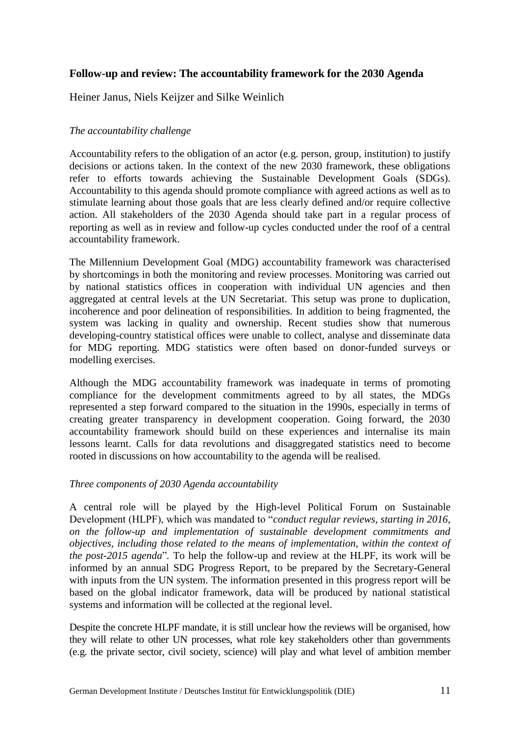## Follow-up and review: The accountability framework for the 2030 Agenda

Heiner Janus, Niels Keijzer and Silke Weinlich

*The accountability challenge*

Accountability refers to the obligation of an actor (e.g. person, group, institution) to justify decisions or actions taken. In the context of the new 2030 framework, these obligations refer to efforts towards achieving the Sustainable Development Goals (SDGs). Accountability to this agenda should promote compliance with agreed actions as well as to stimulate learning about those goals that are less clearly defined and/or require collective action. All stakeholders of the 2030 Agenda should take part in a regular process of reporting as well as in review and follow-up cycles conducted under the roof of a central accountability framework.

The Millennium Development Goal (MDG) accountability framework was characterised by shortcomings in both the monitoring and review processes. Monitoring was carried out by national statistics offices in cooperation with individual UN agencies and then aggregated at central levels at the UN Secretariat. This setup was prone to duplication, incoherence and poor delineation of responsibilities. In addition to being fragmented, the system was lacking in quality and ownership. Recent studies show that numerous developing-country statistical offices were unable to collect, analyse and disseminate data for MDG reporting. MDG statistics were often based on donor-funded surveys or modelling exercises.

Although the MDG accountability framework was inadequate in terms of promoting compliance for the development commitments agreed to by all states, the MDGs represented a step forward compared to the situation in the 1990s, especially in terms of creating greater transparency in development cooperation. Going forward, the 2030 accountability framework should build on these experiences and internalise its main lessons learnt. Calls for data revolutions and disaggregated statistics need to become rooted in discussions on how accountability to the agenda will be realised.

*Three components of 2030 Agenda accountability*

A central role will be played by the High-level Political Forum on Sustainable Development (HLPF), which was mandated to "*conduct regular reviews, starting in 2016, on the follow-up and implementation of sustainable development commitments and objectives, including those related to the means of implementation, within the context of the post-2015 agenda*". To help the follow-up and review at the HLPF, its work will be informed by an annual SDG Progress Report, to be prepared by the Secretary-General with inputs from the UN system. The information presented in this progress report will be based on the global indicator framework, data will be produced by national statistical systems and information will be collected at the regional level.

Despite the concrete HLPF mandate, it is still unclear how the reviews will be organised, how they will relate to other UN processes, what role key stakeholders other than governments (e.g. the private sector, civil society, science) will play and what level of ambition member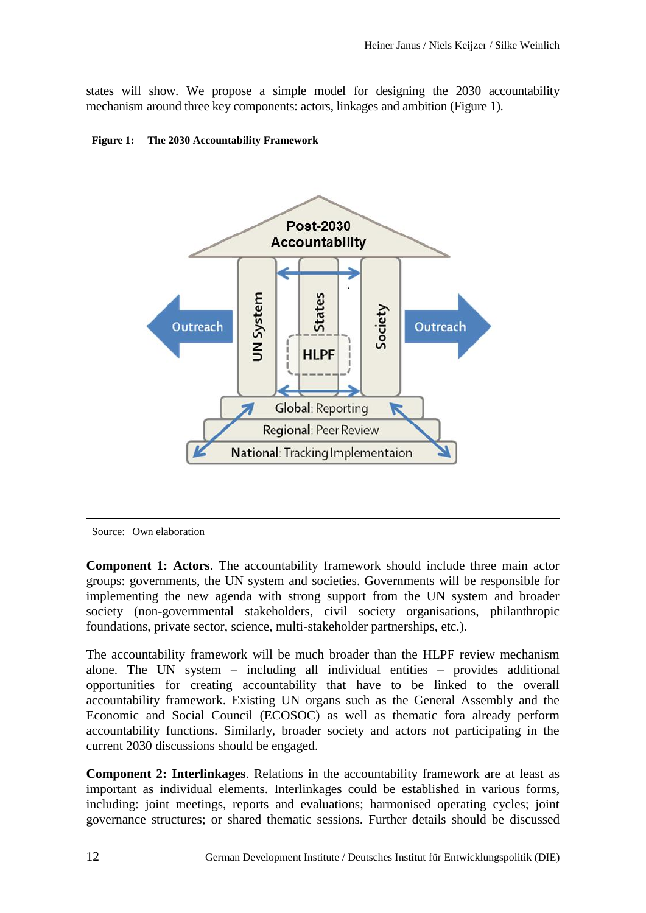states will show. We propose a simple model for designing the 2030 accountability mechanism around three key components: actors, linkages and ambition (Figure 1).

**Figure 1: The 2030 Accountability Framework**

Source: Own elaboration

**Component 1: Actors**. The accountability framework should include three main actor groups: governments, the UN system and societies. Governments will be responsible for implementing the new agenda with strong support from the UN system and broader society (non-governmental stakeholders, civil society organisations, philanthropic foundations, private sector, science, multi-stakeholder partnerships, etc.).

The accountability framework will be much broader than the HLPF review mechanism alone. The UN system – including all individual entities – provides additional opportunities for creating accountability that have to be linked to the overall accountability framework. Existing UN organs such as the General Assembly and the Economic and Social Council (ECOSOC) as well as thematic fora already perform accountability functions. Similarly, broader society and actors not participating in the current 2030 discussions should be engaged.

**Component 2: Interlinkages**. Relations in the accountability framework are at least as important as individual elements. Interlinkages could be established in various forms, including: joint meetings, reports and evaluations; harmonised operating cycles; joint governance structures; or shared thematic sessions. Further details should be discussed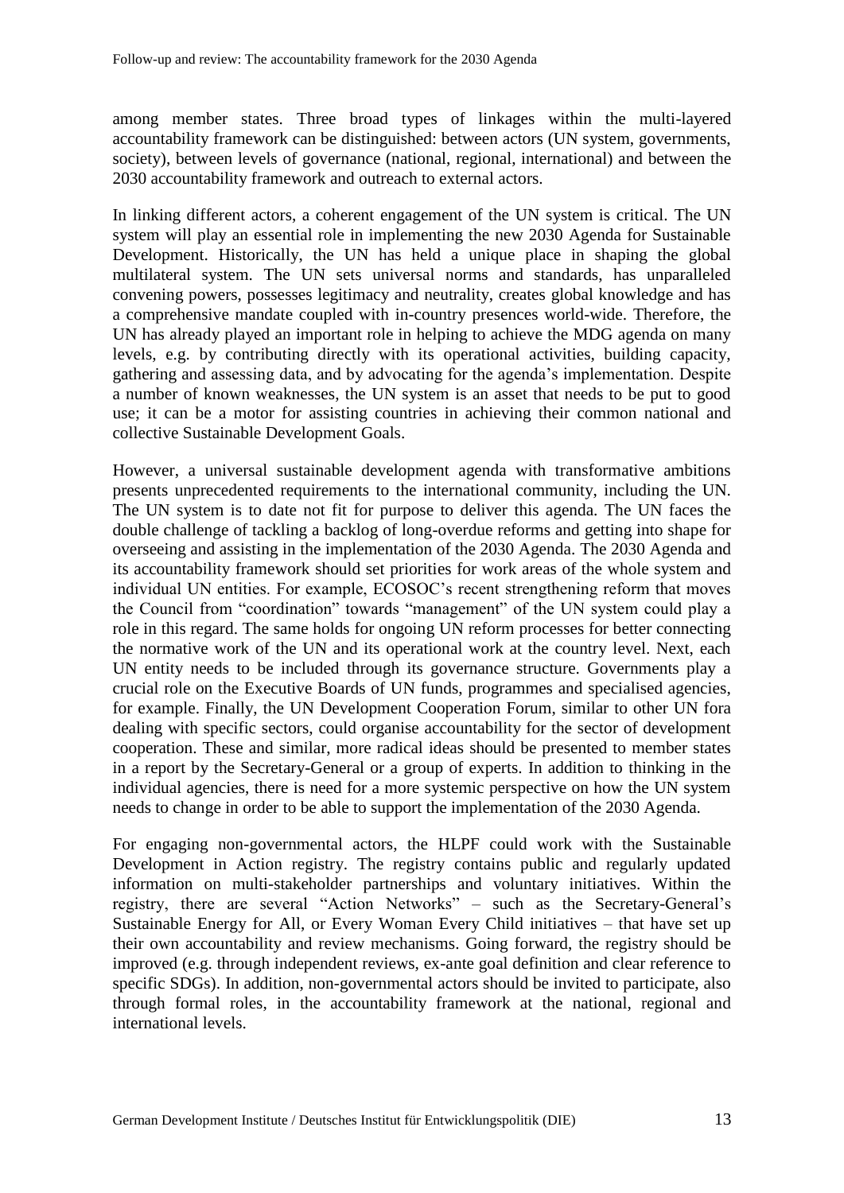among member states. Three broad types of linkages within the multi-layered accountability framework can be distinguished: between actors (UN system, governments, society), between levels of governance (national, regional, international) and between the 2030 accountability framework and outreach to external actors.

In linking different actors, a coherent engagement of the UN system is critical. The UN system will play an essential role in implementing the new 2030 Agenda for Sustainable Development. Historically, the UN has held a unique place in shaping the global multilateral system. The UN sets universal norms and standards, has unparalleled convening powers, possesses legitimacy and neutrality, creates global knowledge and has a comprehensive mandate coupled with in-country presences world-wide. Therefore, the UN has already played an important role in helping to achieve the MDG agenda on many levels, e.g. by contributing directly with its operational activities, building capacity, gathering and assessing data, and by advocating for the agenda's implementation. Despite a number of known weaknesses, the UN system is an asset that needs to be put to good use; it can be a motor for assisting countries in achieving their common national and collective Sustainable Development Goals.

However, a universal sustainable development agenda with transformative ambitions presents unprecedented requirements to the international community, including the UN. The UN system is to date not fit for purpose to deliver this agenda. The UN faces the double challenge of tackling a backlog of long-overdue reforms and getting into shape for overseeing and assisting in the implementation of the 2030 Agenda. The 2030 Agenda and its accountability framework should set priorities for work areas of the whole system and individual UN entities. For example, ECOSOC's recent strengthening reform that moves the Council from "coordination" towards "management" of the UN system could play a role in this regard. The same holds for ongoing UN reform processes for better connecting the normative work of the UN and its operational work at the country level. Next, each UN entity needs to be included through its governance structure. Governments play a crucial role on the Executive Boards of UN funds, programmes and specialised agencies, for example. Finally, the UN Development Cooperation Forum, similar to other UN fora dealing with specific sectors, could organise accountability for the sector of development cooperation. These and similar, more radical ideas should be presented to member states in a report by the Secretary-General or a group of experts. In addition to thinking in the individual agencies, there is need for a more systemic perspective on how the UN system needs to change in order to be able to support the implementation of the 2030 Agenda.

For engaging non-governmental actors, the HLPF could work with the Sustainable Development in Action registry. The registry contains public and regularly updated information on multi-stakeholder partnerships and voluntary initiatives. Within the registry, there are several "Action Networks" – such as the Secretary-General's Sustainable Energy for All, or Every Woman Every Child initiatives – that have set up their own accountability and review mechanisms. Going forward, the registry should be improved (e.g. through independent reviews, ex-ante goal definition and clear reference to specific SDGs). In addition, non-governmental actors should be invited to participate, also through formal roles, in the accountability framework at the national, regional and international levels.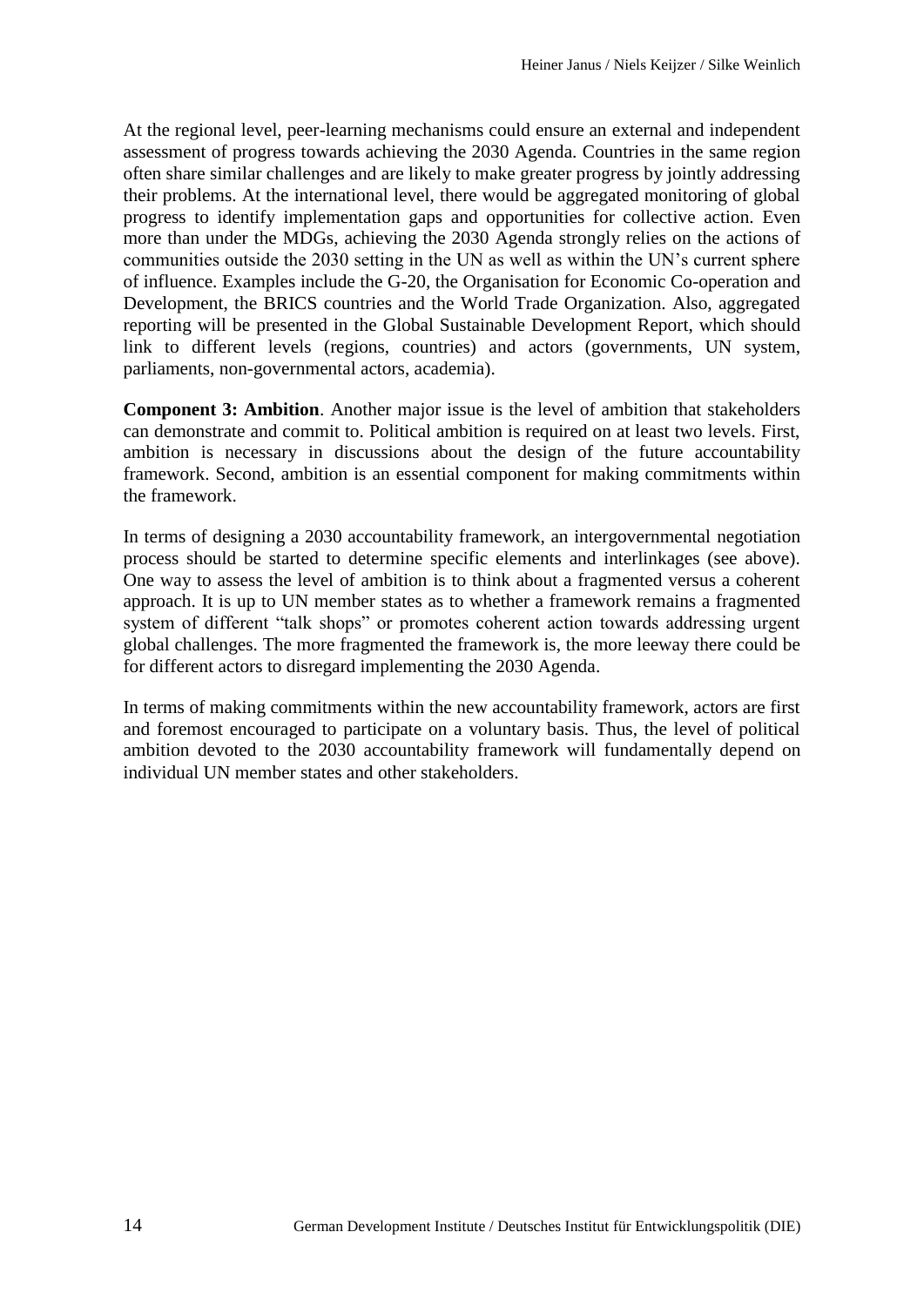At the regional level, peer-learning mechanisms could ensure an external and independent assessment of progress towards achieving the 2030 Agenda. Countries in the same region often share similar challenges and are likely to make greater progress by jointly addressing their problems. At the international level, there would be aggregated monitoring of global progress to identify implementation gaps and opportunities for collective action. Even more than under the MDGs, achieving the 2030 Agenda strongly relies on the actions of communities outside the 2030 setting in the UN as well as within the UN's current sphere of influence. Examples include the G-20, the Organisation for Economic Co-operation and Development, the BRICS countries and the World Trade Organization. Also, aggregated reporting will be presented in the Global Sustainable Development Report, which should link to different levels (regions, countries) and actors (governments, UN system, parliaments, non-governmental actors, academia).

**Component 3: Ambition**. Another major issue is the level of ambition that stakeholders can demonstrate and commit to. Political ambition is required on at least two levels. First, ambition is necessary in discussions about the design of the future accountability framework. Second, ambition is an essential component for making commitments within the framework.

In terms of designing a 2030 accountability framework, an intergovernmental negotiation process should be started to determine specific elements and interlinkages (see above). One way to assess the level of ambition is to think about a fragmented versus a coherent approach. It is up to UN member states as to whether a framework remains a fragmented system of different "talk shops" or promotes coherent action towards addressing urgent global challenges. The more fragmented the framework is, the more leeway there could be for different actors to disregard implementing the 2030 Agenda.

In terms of making commitments within the new accountability framework, actors are first and foremost encouraged to participate on a voluntary basis. Thus, the level of political ambition devoted to the 2030 accountability framework will fundamentally depend on individual UN member states and other stakeholders.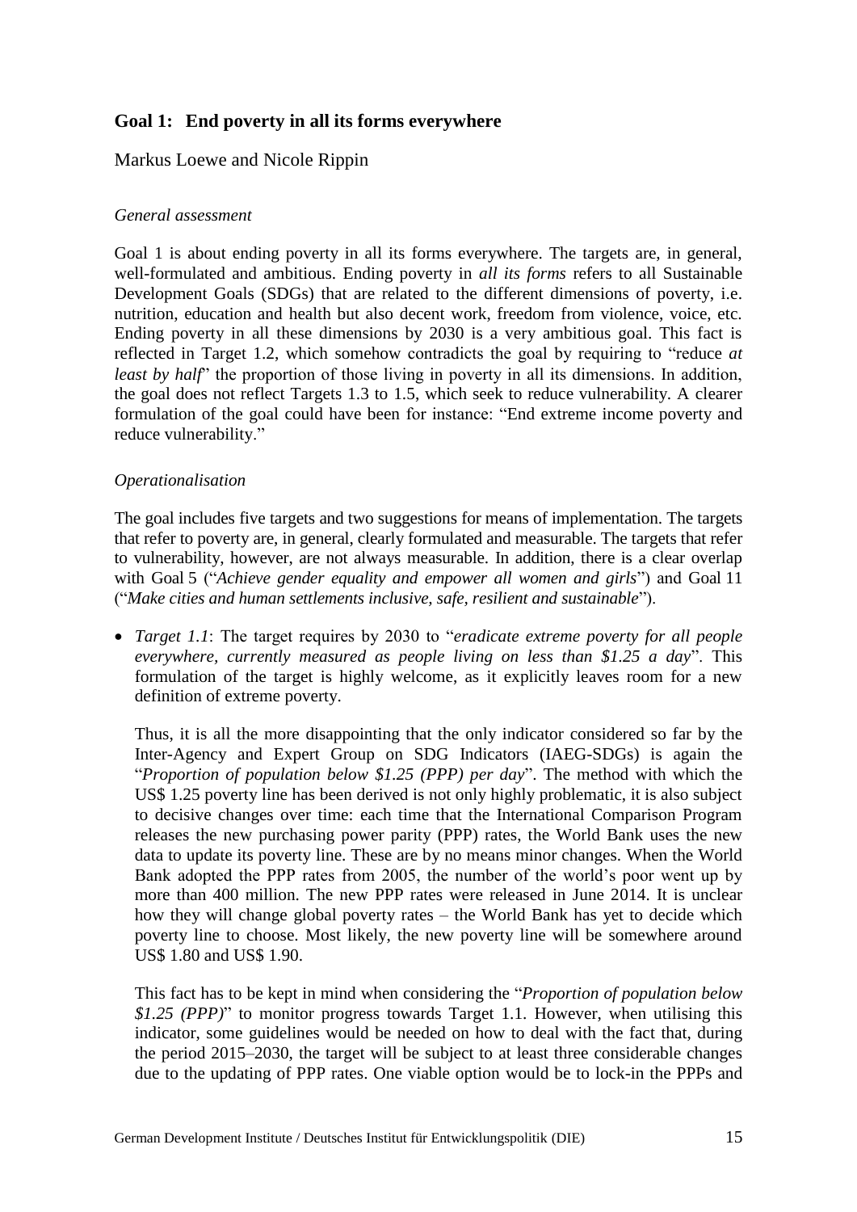## Goal 1: End poverty in all its forms everywhere

Markus Loewe and Nicole Rippin

*General assessment*

Goal 1 is about ending poverty in all its forms everywhere. The targets are, in general, well-formulated and ambitious. Ending poverty in *all its forms* refers to all Sustainable Development Goals (SDGs) that are related to the different dimensions of poverty, i.e. nutrition, education and health but also decent work, freedom from violence, voice, etc. Ending poverty in all these dimensions by 2030 is a very ambitious goal. This fact is reflected in Target 1.2, which somehow contradicts the goal by requiring to "reduce *at least by half*" the proportion of those living in poverty in all its dimensions. In addition, the goal does not reflect Targets 1.3 to 1.5, which seek to reduce vulnerability. A clearer formulation of the goal could have been for instance: "End extreme income poverty and reduce vulnerability."

*Operationalisation*

The goal includes five targets and two suggestions for means of implementation. The targets that refer to poverty are, in general, clearly formulated and measurable. The targets that refer to vulnerability, however, are not always measurable. In addition, there is a clear overlap with Goal 5 ("*Achieve gender equality and empower all women and girls*") and Goal 11 ("*Make cities and human settlements inclusive, safe, resilient and sustainable*").

- *Target 1.1*: The target requires by 2030 to "*eradicate extreme poverty for all people everywhere, currently measured as people living on less than $1.25 a day*". This formulation of the target is highly welcome, as it explicitly leaves room for a new definition of extreme poverty.

  Thus, it is all the more disappointing that the only indicator considered so far by the Inter-Agency and Expert Group on SDG Indicators (IAEG-SDGs) is again the "*Proportion of population below $1.25 (PPP) per day*". The method with which the US$ 1.25 poverty line has been derived is not only highly problematic, it is also subject to decisive changes over time: each time that the International Comparison Program releases the new purchasing power parity (PPP) rates, the World Bank uses the new data to update its poverty line. These are by no means minor changes. When the World Bank adopted the PPP rates from 2005, the number of the world's poor went up by more than 400 million. The new PPP rates were released in June 2014. It is unclear how they will change global poverty rates – the World Bank has yet to decide which poverty line to choose. Most likely, the new poverty line will be somewhere around US$ 1.80 and US$ 1.90.

  This fact has to be kept in mind when considering the "*Proportion of population below $1.25 (PPP)*" to monitor progress towards Target 1.1. However, when utilising this indicator, some guidelines would be needed on how to deal with the fact that, during the period 2015–2030, the target will be subject to at least three considerable changes due to the updating of PPP rates. One viable option would be to lock-in the PPPs and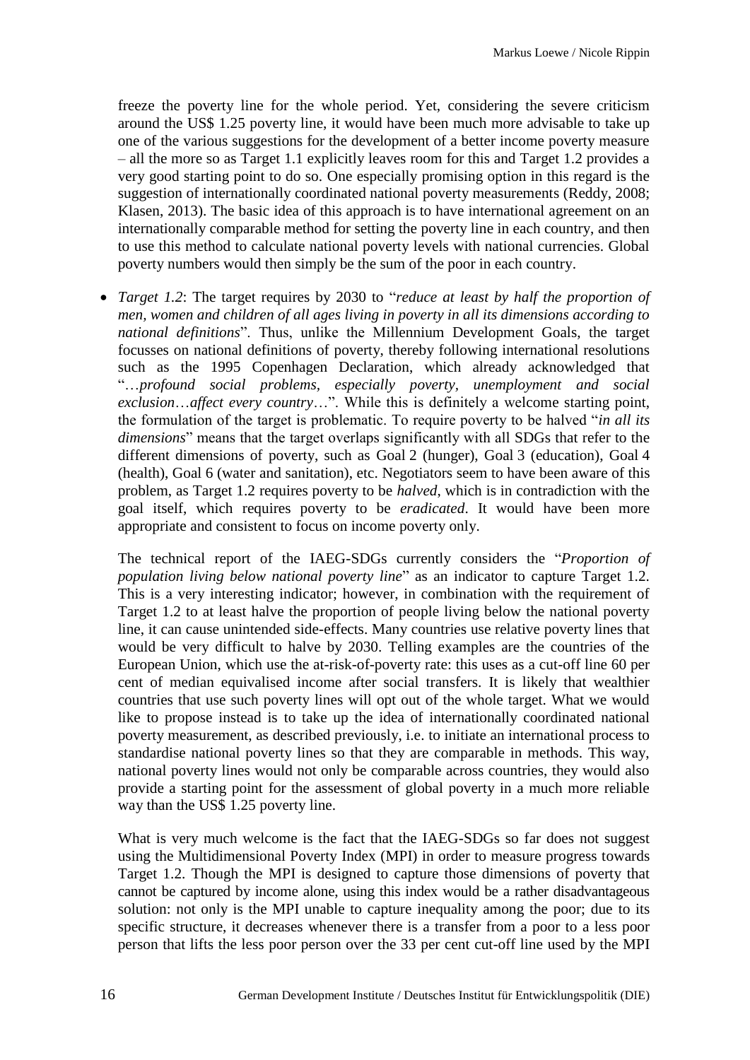freeze the poverty line for the whole period. Yet, considering the severe criticism around the US$ 1.25 poverty line, it would have been much more advisable to take up one of the various suggestions for the development of a better income poverty measure – all the more so as Target 1.1 explicitly leaves room for this and Target 1.2 provides a very good starting point to do so. One especially promising option in this regard is the suggestion of internationally coordinated national poverty measurements (Reddy, 2008; Klasen, 2013). The basic idea of this approach is to have international agreement on an internationally comparable method for setting the poverty line in each country, and then to use this method to calculate national poverty levels with national currencies. Global poverty numbers would then simply be the sum of the poor in each country.

- *Target 1.2*: The target requires by 2030 to "*reduce at least by half the proportion of men, women and children of all ages living in poverty in all its dimensions according to national definitions*". Thus, unlike the Millennium Development Goals, the target focusses on national definitions of poverty, thereby following international resolutions such as the 1995 Copenhagen Declaration, which already acknowledged that "…*profound social problems, especially poverty, unemployment and social exclusion*…*affect every country*…". While this is definitely a welcome starting point, the formulation of the target is problematic. To require poverty to be halved "*in all its dimensions*" means that the target overlaps significantly with all SDGs that refer to the different dimensions of poverty, such as Goal 2 (hunger), Goal 3 (education), Goal 4 (health), Goal 6 (water and sanitation), etc. Negotiators seem to have been aware of this problem, as Target 1.2 requires poverty to be *halved*, which is in contradiction with the goal itself, which requires poverty to be *eradicated*. It would have been more appropriate and consistent to focus on income poverty only.

  The technical report of the IAEG-SDGs currently considers the "*Proportion of population living below national poverty line*" as an indicator to capture Target 1.2. This is a very interesting indicator; however, in combination with the requirement of Target 1.2 to at least halve the proportion of people living below the national poverty line, it can cause unintended side-effects. Many countries use relative poverty lines that would be very difficult to halve by 2030. Telling examples are the countries of the European Union, which use the at-risk-of-poverty rate: this uses as a cut-off line 60 per cent of median equivalised income after social transfers. It is likely that wealthier countries that use such poverty lines will opt out of the whole target. What we would like to propose instead is to take up the idea of internationally coordinated national poverty measurement, as described previously, i.e. to initiate an international process to standardise national poverty lines so that they are comparable in methods. This way, national poverty lines would not only be comparable across countries, they would also provide a starting point for the assessment of global poverty in a much more reliable way than the US$ 1.25 poverty line.

  What is very much welcome is the fact that the IAEG-SDGs so far does not suggest using the Multidimensional Poverty Index (MPI) in order to measure progress towards Target 1.2. Though the MPI is designed to capture those dimensions of poverty that cannot be captured by income alone, using this index would be a rather disadvantageous solution: not only is the MPI unable to capture inequality among the poor; due to its specific structure, it decreases whenever there is a transfer from a poor to a less poor person that lifts the less poor person over the 33 per cent cut-off line used by the MPI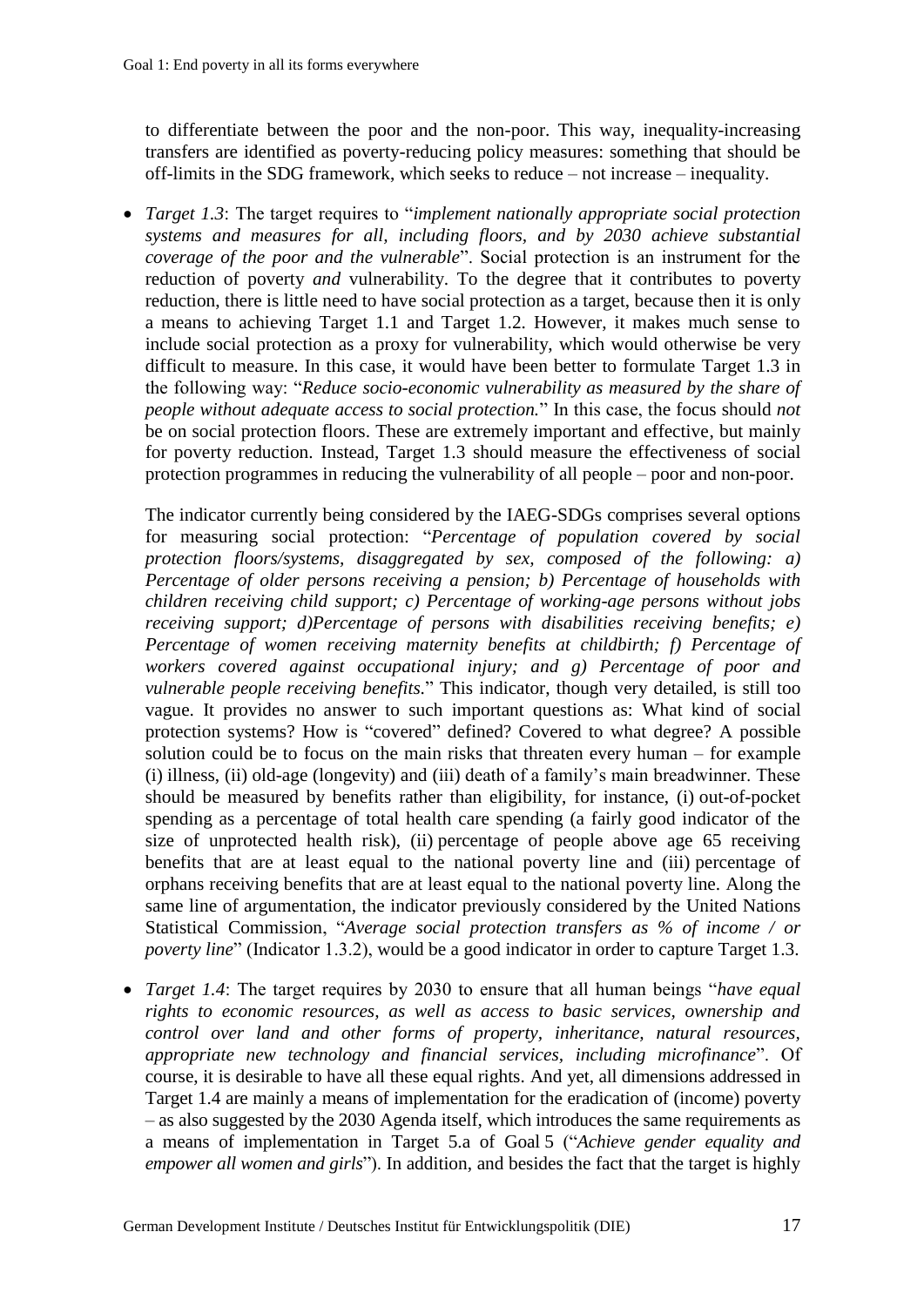to differentiate between the poor and the non-poor. This way, inequality-increasing transfers are identified as poverty-reducing policy measures: something that should be off-limits in the SDG framework, which seeks to reduce – not increase – inequality.

- *Target 1.3*: The target requires to "*implement nationally appropriate social protection systems and measures for all, including floors, and by 2030 achieve substantial coverage of the poor and the vulnerable*". Social protection is an instrument for the reduction of poverty *and* vulnerability. To the degree that it contributes to poverty reduction, there is little need to have social protection as a target, because then it is only a means to achieving Target 1.1 and Target 1.2. However, it makes much sense to include social protection as a proxy for vulnerability, which would otherwise be very difficult to measure. In this case, it would have been better to formulate Target 1.3 in the following way: "*Reduce socio-economic vulnerability as measured by the share of people without adequate access to social protection.*" In this case, the focus should *not* be on social protection floors. These are extremely important and effective, but mainly for poverty reduction. Instead, Target 1.3 should measure the effectiveness of social protection programmes in reducing the vulnerability of all people – poor and non-poor.

  The indicator currently being considered by the IAEG-SDGs comprises several options for measuring social protection: "*Percentage of population covered by social protection floors/systems, disaggregated by sex, composed of the following: a) Percentage of older persons receiving a pension; b) Percentage of households with children receiving child support; c) Percentage of working-age persons without jobs receiving support; d)Percentage of persons with disabilities receiving benefits; e) Percentage of women receiving maternity benefits at childbirth; f) Percentage of workers covered against occupational injury; and g) Percentage of poor and vulnerable people receiving benefits.*" This indicator, though very detailed, is still too vague. It provides no answer to such important questions as: What kind of social protection systems? How is "covered" defined? Covered to what degree? A possible solution could be to focus on the main risks that threaten every human – for example (i) illness, (ii) old-age (longevity) and (iii) death of a family's main breadwinner. These should be measured by benefits rather than eligibility, for instance, (i) out-of-pocket spending as a percentage of total health care spending (a fairly good indicator of the size of unprotected health risk), (ii) percentage of people above age 65 receiving benefits that are at least equal to the national poverty line and (iii) percentage of orphans receiving benefits that are at least equal to the national poverty line. Along the same line of argumentation, the indicator previously considered by the United Nations Statistical Commission, "*Average social protection transfers as % of income / or poverty line*" (Indicator 1.3.2), would be a good indicator in order to capture Target 1.3.

- *Target 1.4*: The target requires by 2030 to ensure that all human beings "*have equal rights to economic resources, as well as access to basic services, ownership and control over land and other forms of property, inheritance, natural resources, appropriate new technology and financial services, including microfinance*". Of course, it is desirable to have all these equal rights. And yet, all dimensions addressed in Target 1.4 are mainly a means of implementation for the eradication of (income) poverty – as also suggested by the 2030 Agenda itself, which introduces the same requirements as a means of implementation in Target 5.a of Goal 5 ("*Achieve gender equality and empower all women and girls*"). In addition, and besides the fact that the target is highly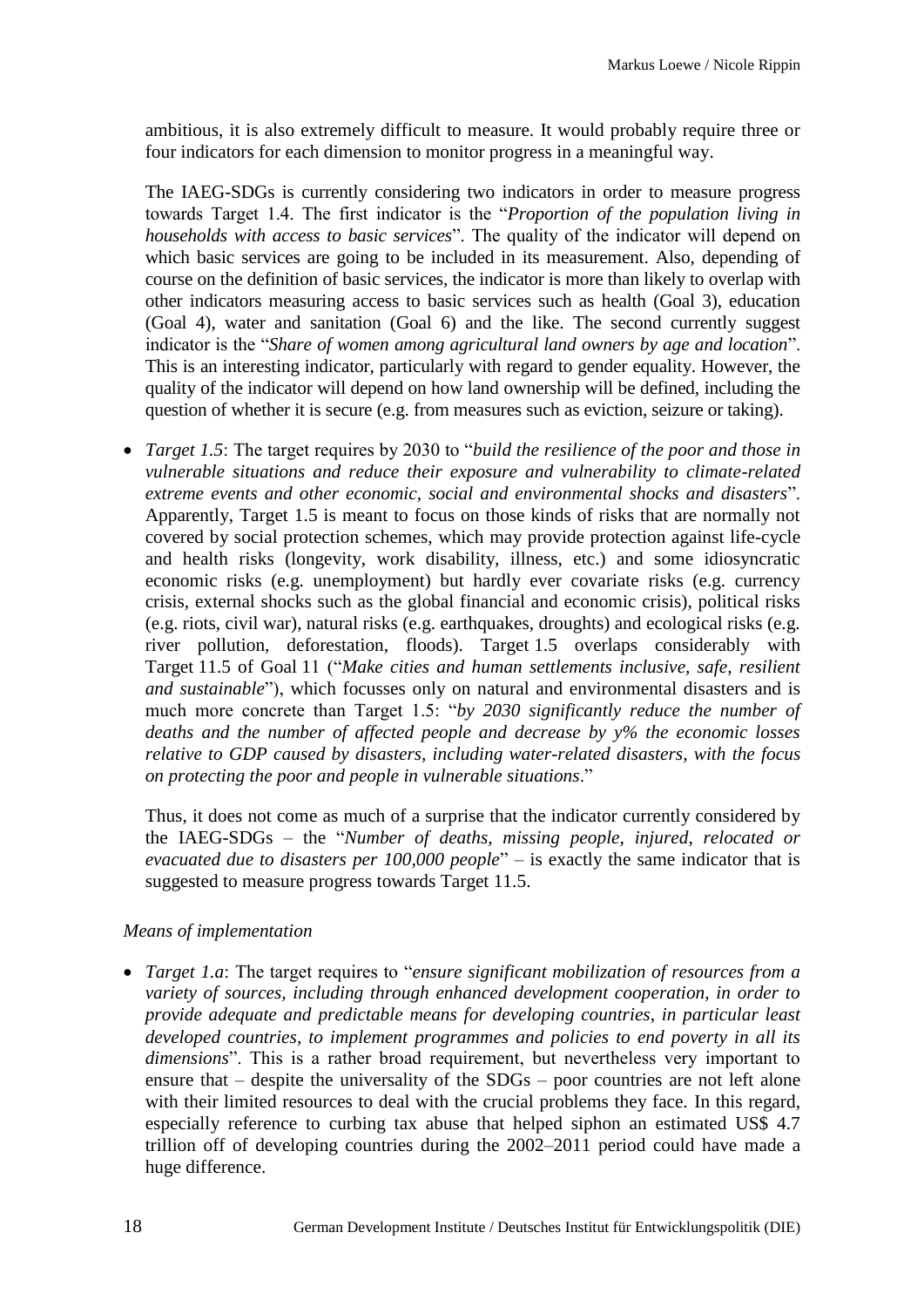ambitious, it is also extremely difficult to measure. It would probably require three or four indicators for each dimension to monitor progress in a meaningful way.

The IAEG-SDGs is currently considering two indicators in order to measure progress towards Target 1.4. The first indicator is the "*Proportion of the population living in households with access to basic services*". The quality of the indicator will depend on which basic services are going to be included in its measurement. Also, depending of course on the definition of basic services, the indicator is more than likely to overlap with other indicators measuring access to basic services such as health (Goal 3), education (Goal 4), water and sanitation (Goal 6) and the like. The second currently suggest indicator is the "*Share of women among agricultural land owners by age and location*". This is an interesting indicator, particularly with regard to gender equality. However, the quality of the indicator will depend on how land ownership will be defined, including the question of whether it is secure (e.g. from measures such as eviction, seizure or taking).

- *Target 1.5*: The target requires by 2030 to "*build the resilience of the poor and those in vulnerable situations and reduce their exposure and vulnerability to climate-related extreme events and other economic, social and environmental shocks and disasters*". Apparently, Target 1.5 is meant to focus on those kinds of risks that are normally not covered by social protection schemes, which may provide protection against life-cycle and health risks (longevity, work disability, illness, etc.) and some idiosyncratic economic risks (e.g. unemployment) but hardly ever covariate risks (e.g. currency crisis, external shocks such as the global financial and economic crisis), political risks (e.g. riots, civil war), natural risks (e.g. earthquakes, droughts) and ecological risks (e.g. river pollution, deforestation, floods). Target 1.5 overlaps considerably with Target 11.5 of Goal 11 ("*Make cities and human settlements inclusive, safe, resilient and sustainable*"), which focusses only on natural and environmental disasters and is much more concrete than Target 1.5: "*by 2030 significantly reduce the number of deaths and the number of affected people and decrease by y% the economic losses relative to GDP caused by disasters, including water-related disasters, with the focus on protecting the poor and people in vulnerable situations*."

  Thus, it does not come as much of a surprise that the indicator currently considered by the IAEG-SDGs – the "*Number of deaths, missing people, injured, relocated or evacuated due to disasters per 100,000 people*" – is exactly the same indicator that is suggested to measure progress towards Target 11.5.

*Means of implementation*

- *Target 1.a*: The target requires to "*ensure significant mobilization of resources from a variety of sources, including through enhanced development cooperation, in order to provide adequate and predictable means for developing countries, in particular least developed countries, to implement programmes and policies to end poverty in all its dimensions*". This is a rather broad requirement, but nevertheless very important to ensure that – despite the universality of the SDGs – poor countries are not left alone with their limited resources to deal with the crucial problems they face. In this regard, especially reference to curbing tax abuse that helped siphon an estimated US$ 4.7 trillion off of developing countries during the 2002–2011 period could have made a huge difference.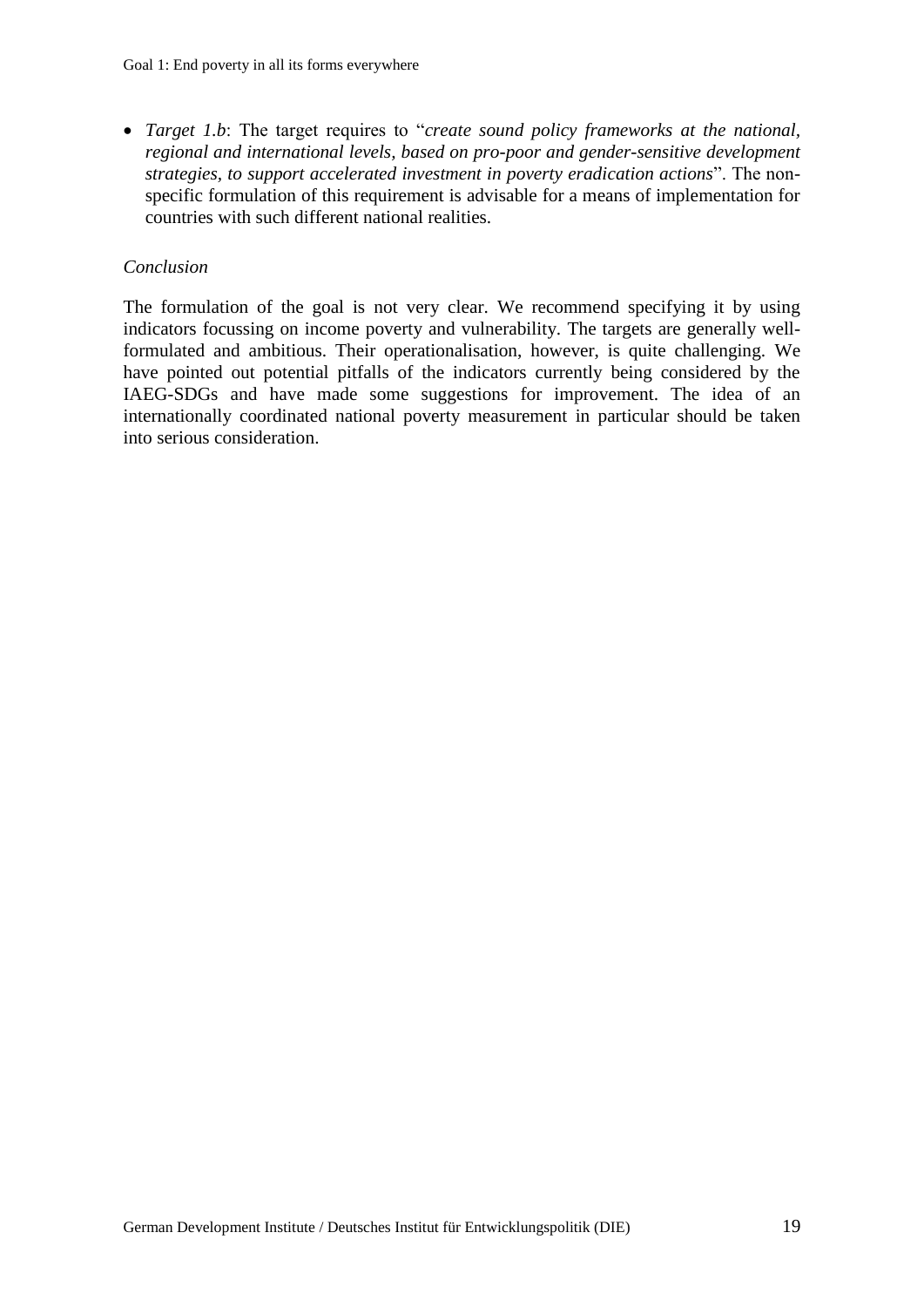- *Target 1.b*: The target requires to "*create sound policy frameworks at the national, regional and international levels, based on pro-poor and gender-sensitive development strategies, to support accelerated investment in poverty eradication actions*". The non-specific formulation of this requirement is advisable for a means of implementation for countries with such different national realities.

*Conclusion*

The formulation of the goal is not very clear. We recommend specifying it by using indicators focussing on income poverty and vulnerability. The targets are generally well-formulated and ambitious. Their operationalisation, however, is quite challenging. We have pointed out potential pitfalls of the indicators currently being considered by the IAEG-SDGs and have made some suggestions for improvement. The idea of an internationally coordinated national poverty measurement in particular should be taken into serious consideration.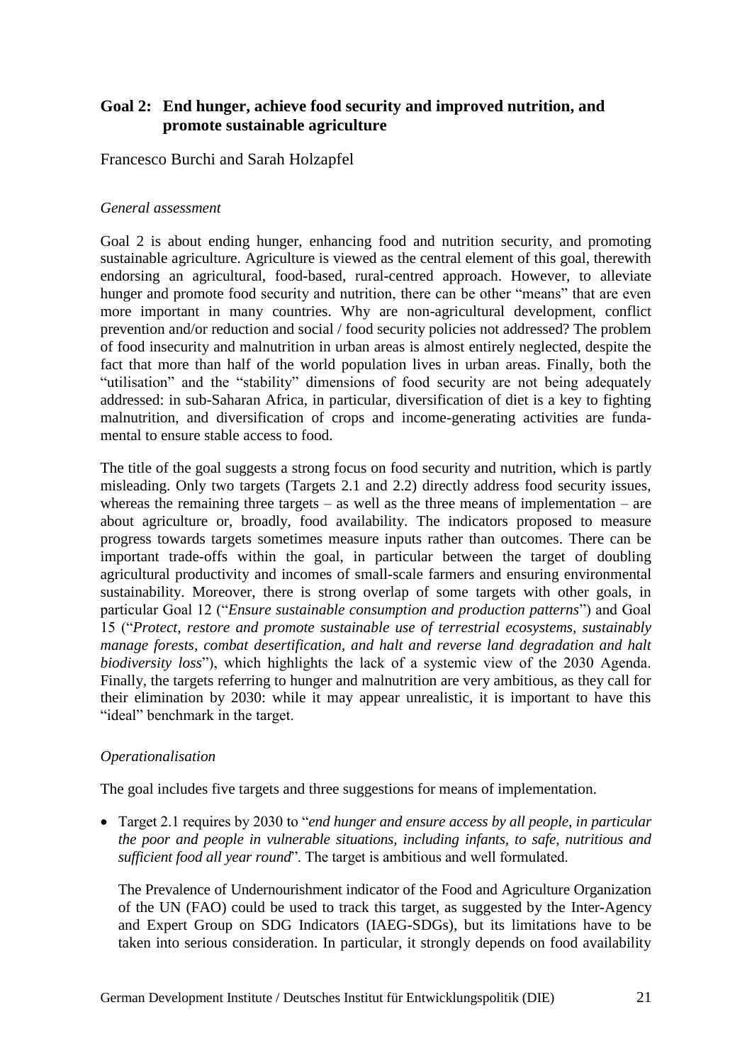## Goal 2: End hunger, achieve food security and improved nutrition, and promote sustainable agriculture

Francesco Burchi and Sarah Holzapfel

*General assessment*

Goal 2 is about ending hunger, enhancing food and nutrition security, and promoting sustainable agriculture. Agriculture is viewed as the central element of this goal, therewith endorsing an agricultural, food-based, rural-centred approach. However, to alleviate hunger and promote food security and nutrition, there can be other "means" that are even more important in many countries. Why are non-agricultural development, conflict prevention and/or reduction and social / food security policies not addressed? The problem of food insecurity and malnutrition in urban areas is almost entirely neglected, despite the fact that more than half of the world population lives in urban areas. Finally, both the "utilisation" and the "stability" dimensions of food security are not being adequately addressed: in sub-Saharan Africa, in particular, diversification of diet is a key to fighting malnutrition, and diversification of crops and income-generating activities are fundamental to ensure stable access to food.

The title of the goal suggests a strong focus on food security and nutrition, which is partly misleading. Only two targets (Targets 2.1 and 2.2) directly address food security issues, whereas the remaining three targets – as well as the three means of implementation – are about agriculture or, broadly, food availability. The indicators proposed to measure progress towards targets sometimes measure inputs rather than outcomes. There can be important trade-offs within the goal, in particular between the target of doubling agricultural productivity and incomes of small-scale farmers and ensuring environmental sustainability. Moreover, there is strong overlap of some targets with other goals, in particular Goal 12 ("*Ensure sustainable consumption and production patterns*") and Goal 15 ("*Protect, restore and promote sustainable use of terrestrial ecosystems, sustainably manage forests, combat desertification, and halt and reverse land degradation and halt biodiversity loss*"), which highlights the lack of a systemic view of the 2030 Agenda. Finally, the targets referring to hunger and malnutrition are very ambitious, as they call for their elimination by 2030: while it may appear unrealistic, it is important to have this "ideal" benchmark in the target.

*Operationalisation*

The goal includes five targets and three suggestions for means of implementation.

- Target 2.1 requires by 2030 to "*end hunger and ensure access by all people, in particular the poor and people in vulnerable situations, including infants, to safe, nutritious and sufficient food all year round*". The target is ambitious and well formulated.

  The Prevalence of Undernourishment indicator of the Food and Agriculture Organization of the UN (FAO) could be used to track this target, as suggested by the Inter-Agency and Expert Group on SDG Indicators (IAEG-SDGs), but its limitations have to be taken into serious consideration. In particular, it strongly depends on food availability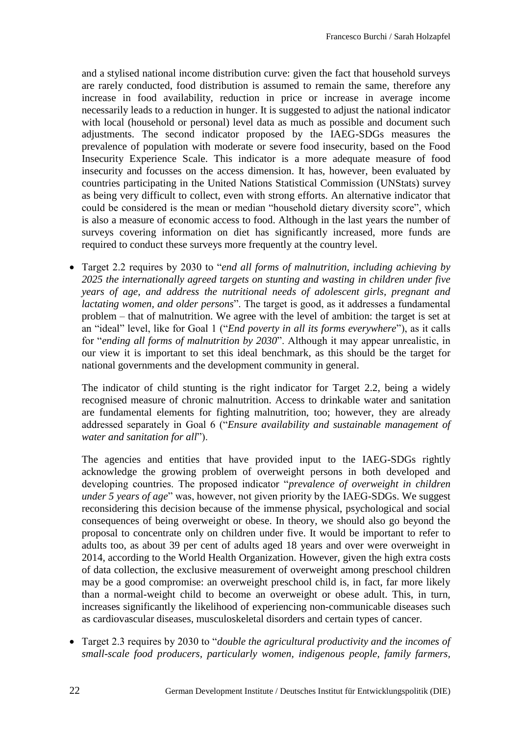and a stylised national income distribution curve: given the fact that household surveys are rarely conducted, food distribution is assumed to remain the same, therefore any increase in food availability, reduction in price or increase in average income necessarily leads to a reduction in hunger. It is suggested to adjust the national indicator with local (household or personal) level data as much as possible and document such adjustments. The second indicator proposed by the IAEG-SDGs measures the prevalence of population with moderate or severe food insecurity, based on the Food Insecurity Experience Scale. This indicator is a more adequate measure of food insecurity and focusses on the access dimension. It has, however, been evaluated by countries participating in the United Nations Statistical Commission (UNStats) survey as being very difficult to collect, even with strong efforts. An alternative indicator that could be considered is the mean or median "household dietary diversity score", which is also a measure of economic access to food. Although in the last years the number of surveys covering information on diet has significantly increased, more funds are required to conduct these surveys more frequently at the country level.

- Target 2.2 requires by 2030 to "*end all forms of malnutrition, including achieving by 2025 the internationally agreed targets on stunting and wasting in children under five years of age, and address the nutritional needs of adolescent girls, pregnant and lactating women, and older persons*". The target is good, as it addresses a fundamental problem – that of malnutrition. We agree with the level of ambition: the target is set at an "ideal" level, like for Goal 1 ("*End poverty in all its forms everywhere*"), as it calls for "*ending all forms of malnutrition by 2030*". Although it may appear unrealistic, in our view it is important to set this ideal benchmark, as this should be the target for national governments and the development community in general.

  The indicator of child stunting is the right indicator for Target 2.2, being a widely recognised measure of chronic malnutrition. Access to drinkable water and sanitation are fundamental elements for fighting malnutrition, too; however, they are already addressed separately in Goal 6 ("*Ensure availability and sustainable management of water and sanitation for all*").

  The agencies and entities that have provided input to the IAEG-SDGs rightly acknowledge the growing problem of overweight persons in both developed and developing countries. The proposed indicator "*prevalence of overweight in children under 5 years of age*" was, however, not given priority by the IAEG-SDGs. We suggest reconsidering this decision because of the immense physical, psychological and social consequences of being overweight or obese. In theory, we should also go beyond the proposal to concentrate only on children under five. It would be important to refer to adults too, as about 39 per cent of adults aged 18 years and over were overweight in 2014, according to the World Health Organization. However, given the high extra costs of data collection, the exclusive measurement of overweight among preschool children may be a good compromise: an overweight preschool child is, in fact, far more likely than a normal-weight child to become an overweight or obese adult. This, in turn, increases significantly the likelihood of experiencing non-communicable diseases such as cardiovascular diseases, musculoskeletal disorders and certain types of cancer.

- Target 2.3 requires by 2030 to "*double the agricultural productivity and the incomes of small-scale food producers, particularly women, indigenous people, family farmers,*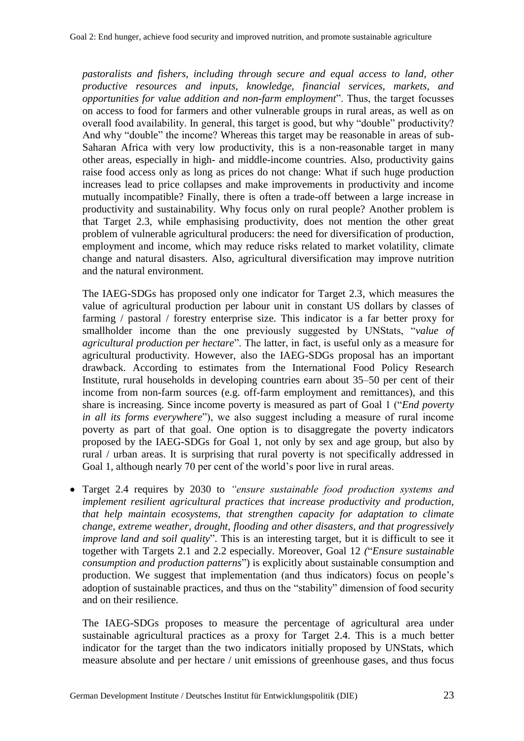*pastoralists and fishers, including through secure and equal access to land, other productive resources and inputs, knowledge, financial services, markets, and opportunities for value addition and non-farm employment*". Thus, the target focusses on access to food for farmers and other vulnerable groups in rural areas, as well as on overall food availability. In general, this target is good, but why "double" productivity? And why "double" the income? Whereas this target may be reasonable in areas of sub-Saharan Africa with very low productivity, this is a non-reasonable target in many other areas, especially in high- and middle-income countries. Also, productivity gains raise food access only as long as prices do not change: What if such huge production increases lead to price collapses and make improvements in productivity and income mutually incompatible? Finally, there is often a trade-off between a large increase in productivity and sustainability. Why focus only on rural people? Another problem is that Target 2.3, while emphasising productivity, does not mention the other great problem of vulnerable agricultural producers: the need for diversification of production, employment and income, which may reduce risks related to market volatility, climate change and natural disasters. Also, agricultural diversification may improve nutrition and the natural environment.

The IAEG-SDGs has proposed only one indicator for Target 2.3, which measures the value of agricultural production per labour unit in constant US dollars by classes of farming / pastoral / forestry enterprise size. This indicator is a far better proxy for smallholder income than the one previously suggested by UNStats, "*value of agricultural production per hectare*". The latter, in fact, is useful only as a measure for agricultural productivity. However, also the IAEG-SDGs proposal has an important drawback. According to estimates from the International Food Policy Research Institute, rural households in developing countries earn about 35–50 per cent of their income from non-farm sources (e.g. off-farm employment and remittances), and this share is increasing. Since income poverty is measured as part of Goal 1 ("*End poverty in all its forms everywhere*"), we also suggest including a measure of rural income poverty as part of that goal. One option is to disaggregate the poverty indicators proposed by the IAEG-SDGs for Goal 1, not only by sex and age group, but also by rural / urban areas. It is surprising that rural poverty is not specifically addressed in Goal 1, although nearly 70 per cent of the world's poor live in rural areas.

- Target 2.4 requires by 2030 to *"ensure sustainable food production systems and implement resilient agricultural practices that increase productivity and production, that help maintain ecosystems, that strengthen capacity for adaptation to climate change, extreme weather, drought, flooding and other disasters, and that progressively improve land and soil quality*". This is an interesting target, but it is difficult to see it together with Targets 2.1 and 2.2 especially. Moreover, Goal 12 ("*Ensure sustainable consumption and production patterns*") is explicitly about sustainable consumption and production. We suggest that implementation (and thus indicators) focus on people's adoption of sustainable practices, and thus on the "stability" dimension of food security and on their resilience.

  The IAEG-SDGs proposes to measure the percentage of agricultural area under sustainable agricultural practices as a proxy for Target 2.4. This is a much better indicator for the target than the two indicators initially proposed by UNStats, which measure absolute and per hectare / unit emissions of greenhouse gases, and thus focus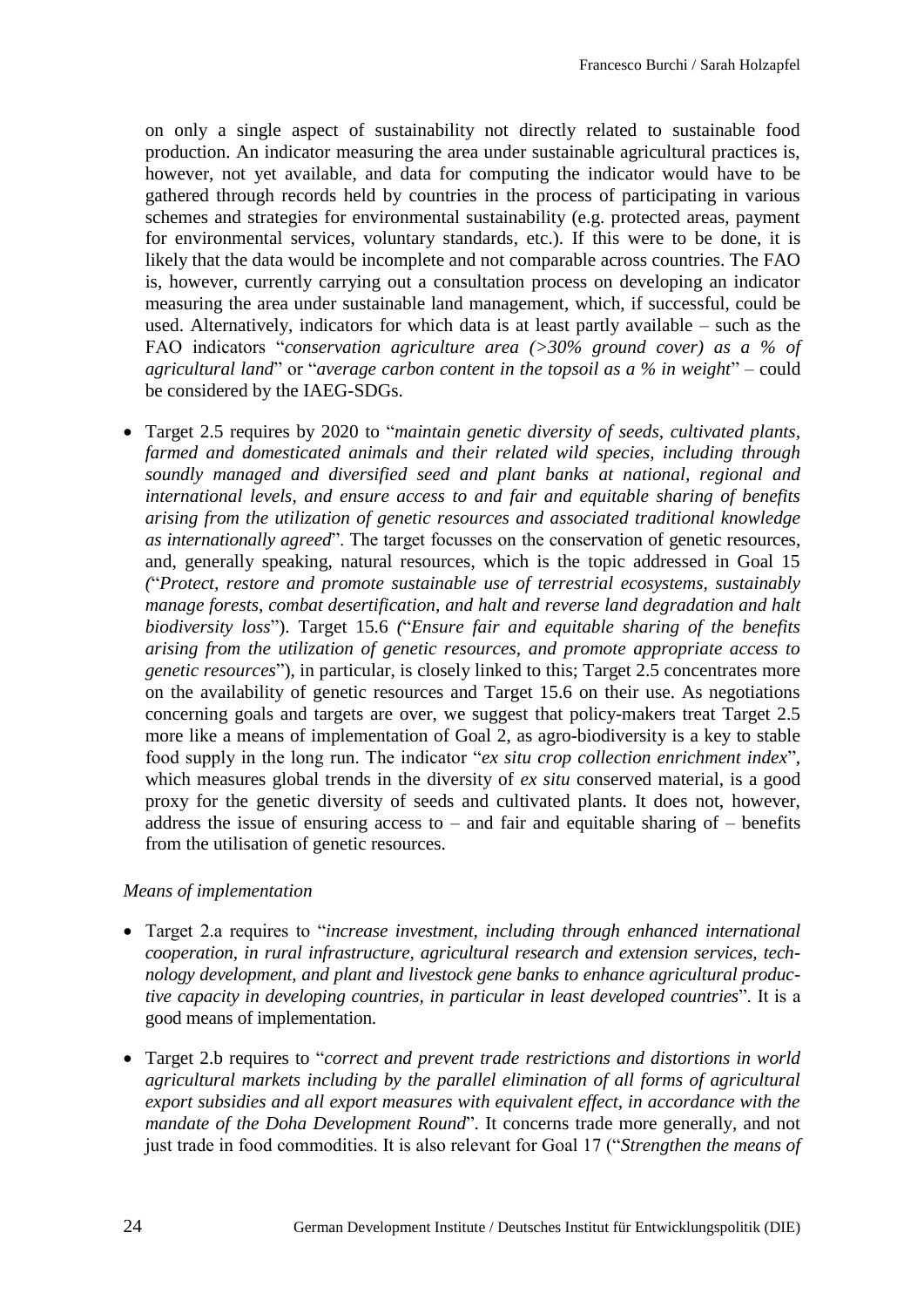on only a single aspect of sustainability not directly related to sustainable food production. An indicator measuring the area under sustainable agricultural practices is, however, not yet available, and data for computing the indicator would have to be gathered through records held by countries in the process of participating in various schemes and strategies for environmental sustainability (e.g. protected areas, payment for environmental services, voluntary standards, etc.). If this were to be done, it is likely that the data would be incomplete and not comparable across countries. The FAO is, however, currently carrying out a consultation process on developing an indicator measuring the area under sustainable land management, which, if successful, could be used. Alternatively, indicators for which data is at least partly available – such as the FAO indicators "*conservation agriculture area (>30% ground cover) as a % of agricultural land*" or "*average carbon content in the topsoil as a % in weight*" – could be considered by the IAEG-SDGs.

- Target 2.5 requires by 2020 to "*maintain genetic diversity of seeds, cultivated plants, farmed and domesticated animals and their related wild species, including through soundly managed and diversified seed and plant banks at national, regional and international levels, and ensure access to and fair and equitable sharing of benefits arising from the utilization of genetic resources and associated traditional knowledge as internationally agreed*". The target focusses on the conservation of genetic resources, and, generally speaking, natural resources, which is the topic addressed in Goal 15 ("*Protect, restore and promote sustainable use of terrestrial ecosystems, sustainably manage forests, combat desertification, and halt and reverse land degradation and halt biodiversity loss*"). Target 15.6 ("*Ensure fair and equitable sharing of the benefits arising from the utilization of genetic resources, and promote appropriate access to genetic resources*"), in particular, is closely linked to this; Target 2.5 concentrates more on the availability of genetic resources and Target 15.6 on their use. As negotiations concerning goals and targets are over, we suggest that policy-makers treat Target 2.5 more like a means of implementation of Goal 2, as agro-biodiversity is a key to stable food supply in the long run. The indicator "*ex situ crop collection enrichment index*", which measures global trends in the diversity of *ex situ* conserved material, is a good proxy for the genetic diversity of seeds and cultivated plants. It does not, however, address the issue of ensuring access to – and fair and equitable sharing of – benefits from the utilisation of genetic resources.

*Means of implementation*

- Target 2.a requires to "*increase investment, including through enhanced international cooperation, in rural infrastructure, agricultural research and extension services, technology development, and plant and livestock gene banks to enhance agricultural productive capacity in developing countries, in particular in least developed countries*". It is a good means of implementation.

- Target 2.b requires to "*correct and prevent trade restrictions and distortions in world agricultural markets including by the parallel elimination of all forms of agricultural export subsidies and all export measures with equivalent effect, in accordance with the mandate of the Doha Development Round*". It concerns trade more generally, and not just trade in food commodities. It is also relevant for Goal 17 ("*Strengthen the means of*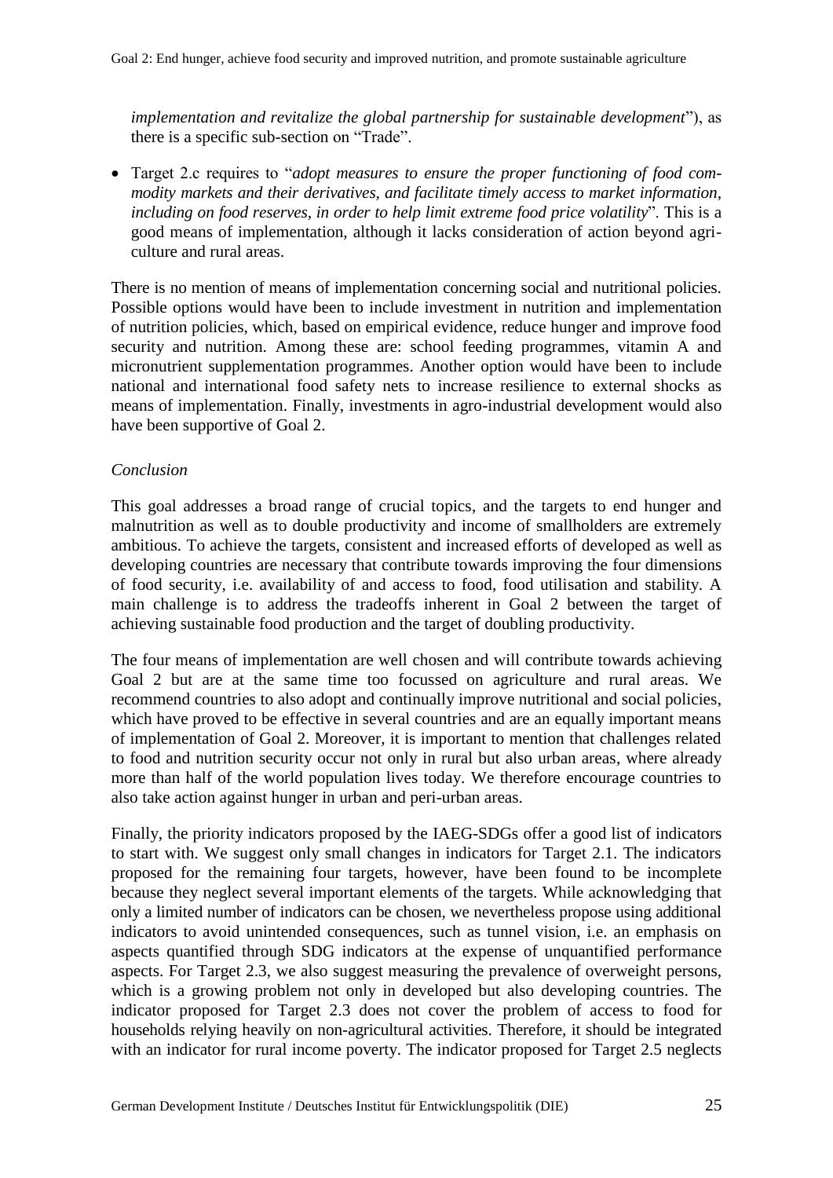*implementation and revitalize the global partnership for sustainable development*"), as there is a specific sub-section on "Trade".

- Target 2.c requires to "*adopt measures to ensure the proper functioning of food commodity markets and their derivatives, and facilitate timely access to market information, including on food reserves, in order to help limit extreme food price volatility*". This is a good means of implementation, although it lacks consideration of action beyond agriculture and rural areas.

There is no mention of means of implementation concerning social and nutritional policies. Possible options would have been to include investment in nutrition and implementation of nutrition policies, which, based on empirical evidence, reduce hunger and improve food security and nutrition. Among these are: school feeding programmes, vitamin A and micronutrient supplementation programmes. Another option would have been to include national and international food safety nets to increase resilience to external shocks as means of implementation. Finally, investments in agro-industrial development would also have been supportive of Goal 2.

*Conclusion*

This goal addresses a broad range of crucial topics, and the targets to end hunger and malnutrition as well as to double productivity and income of smallholders are extremely ambitious. To achieve the targets, consistent and increased efforts of developed as well as developing countries are necessary that contribute towards improving the four dimensions of food security, i.e. availability of and access to food, food utilisation and stability. A main challenge is to address the tradeoffs inherent in Goal 2 between the target of achieving sustainable food production and the target of doubling productivity.

The four means of implementation are well chosen and will contribute towards achieving Goal 2 but are at the same time too focussed on agriculture and rural areas. We recommend countries to also adopt and continually improve nutritional and social policies, which have proved to be effective in several countries and are an equally important means of implementation of Goal 2. Moreover, it is important to mention that challenges related to food and nutrition security occur not only in rural but also urban areas, where already more than half of the world population lives today. We therefore encourage countries to also take action against hunger in urban and peri-urban areas.

Finally, the priority indicators proposed by the IAEG-SDGs offer a good list of indicators to start with. We suggest only small changes in indicators for Target 2.1. The indicators proposed for the remaining four targets, however, have been found to be incomplete because they neglect several important elements of the targets. While acknowledging that only a limited number of indicators can be chosen, we nevertheless propose using additional indicators to avoid unintended consequences, such as tunnel vision, i.e. an emphasis on aspects quantified through SDG indicators at the expense of unquantified performance aspects. For Target 2.3, we also suggest measuring the prevalence of overweight persons, which is a growing problem not only in developed but also developing countries. The indicator proposed for Target 2.3 does not cover the problem of access to food for households relying heavily on non-agricultural activities. Therefore, it should be integrated with an indicator for rural income poverty. The indicator proposed for Target 2.5 neglects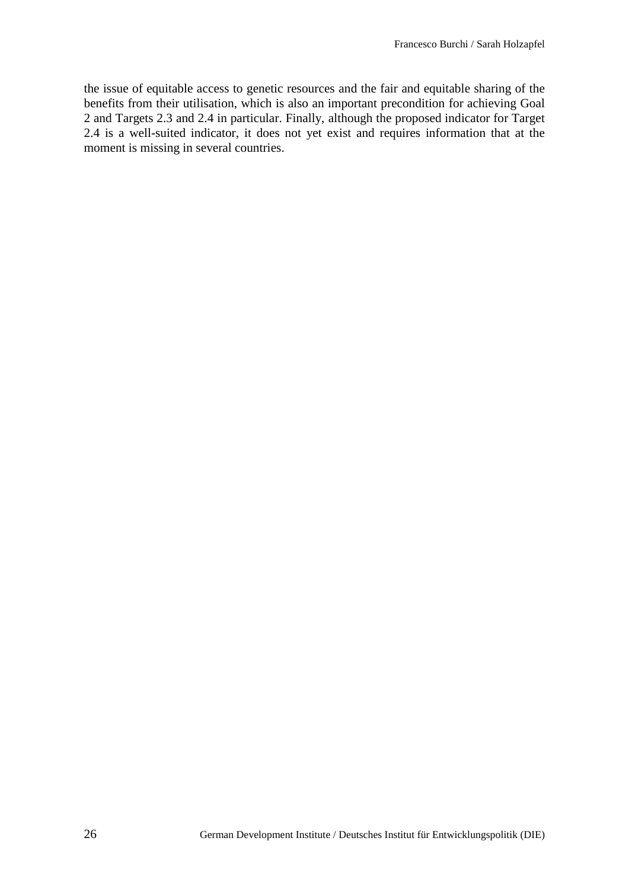the issue of equitable access to genetic resources and the fair and equitable sharing of the benefits from their utilisation, which is also an important precondition for achieving Goal 2 and Targets 2.3 and 2.4 in particular. Finally, although the proposed indicator for Target 2.4 is a well-suited indicator, it does not yet exist and requires information that at the moment is missing in several countries.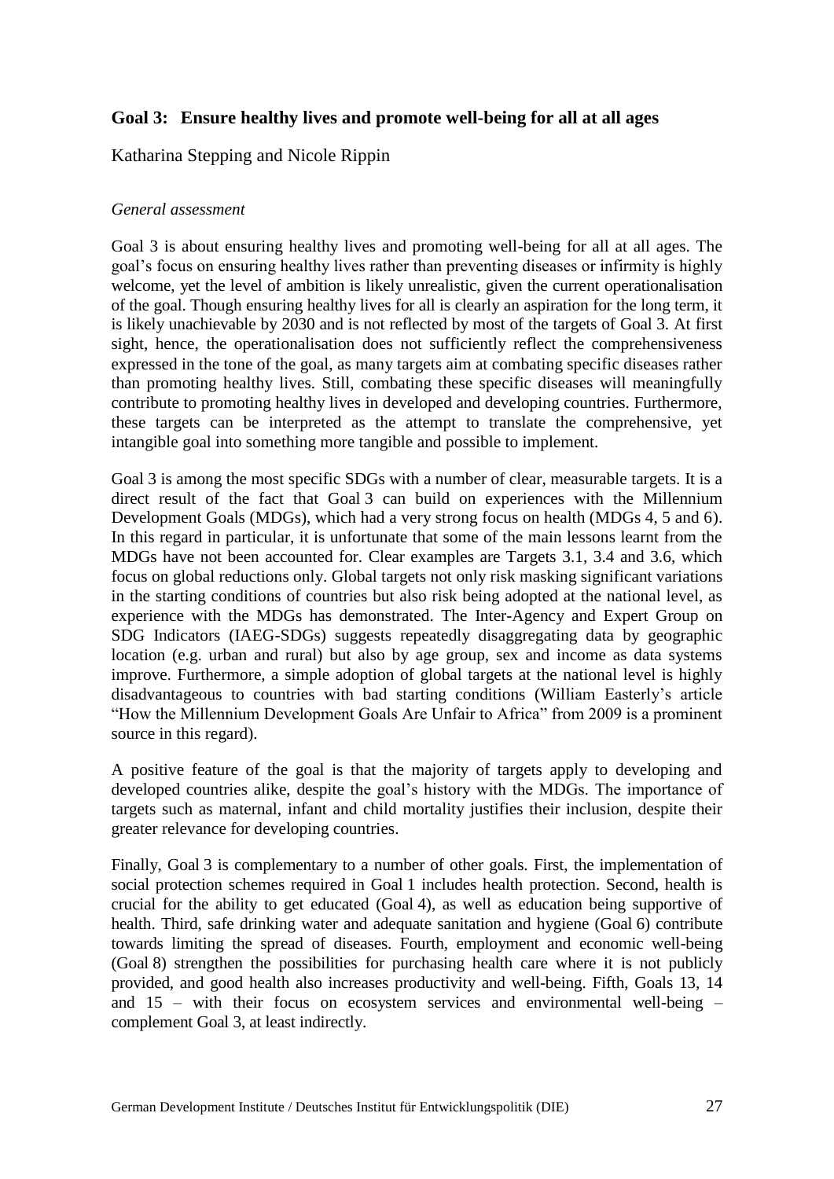## Goal 3: Ensure healthy lives and promote well-being for all at all ages

Katharina Stepping and Nicole Rippin

*General assessment*

Goal 3 is about ensuring healthy lives and promoting well-being for all at all ages. The goal's focus on ensuring healthy lives rather than preventing diseases or infirmity is highly welcome, yet the level of ambition is likely unrealistic, given the current operationalisation of the goal. Though ensuring healthy lives for all is clearly an aspiration for the long term, it is likely unachievable by 2030 and is not reflected by most of the targets of Goal 3. At first sight, hence, the operationalisation does not sufficiently reflect the comprehensiveness expressed in the tone of the goal, as many targets aim at combating specific diseases rather than promoting healthy lives. Still, combating these specific diseases will meaningfully contribute to promoting healthy lives in developed and developing countries. Furthermore, these targets can be interpreted as the attempt to translate the comprehensive, yet intangible goal into something more tangible and possible to implement.

Goal 3 is among the most specific SDGs with a number of clear, measurable targets. It is a direct result of the fact that Goal 3 can build on experiences with the Millennium Development Goals (MDGs), which had a very strong focus on health (MDGs 4, 5 and 6). In this regard in particular, it is unfortunate that some of the main lessons learnt from the MDGs have not been accounted for. Clear examples are Targets 3.1, 3.4 and 3.6, which focus on global reductions only. Global targets not only risk masking significant variations in the starting conditions of countries but also risk being adopted at the national level, as experience with the MDGs has demonstrated. The Inter-Agency and Expert Group on SDG Indicators (IAEG-SDGs) suggests repeatedly disaggregating data by geographic location (e.g. urban and rural) but also by age group, sex and income as data systems improve. Furthermore, a simple adoption of global targets at the national level is highly disadvantageous to countries with bad starting conditions (William Easterly's article "How the Millennium Development Goals Are Unfair to Africa" from 2009 is a prominent source in this regard).

A positive feature of the goal is that the majority of targets apply to developing and developed countries alike, despite the goal's history with the MDGs. The importance of targets such as maternal, infant and child mortality justifies their inclusion, despite their greater relevance for developing countries.

Finally, Goal 3 is complementary to a number of other goals. First, the implementation of social protection schemes required in Goal 1 includes health protection. Second, health is crucial for the ability to get educated (Goal 4), as well as education being supportive of health. Third, safe drinking water and adequate sanitation and hygiene (Goal 6) contribute towards limiting the spread of diseases. Fourth, employment and economic well-being (Goal 8) strengthen the possibilities for purchasing health care where it is not publicly provided, and good health also increases productivity and well-being. Fifth, Goals 13, 14 and 15 – with their focus on ecosystem services and environmental well-being – complement Goal 3, at least indirectly.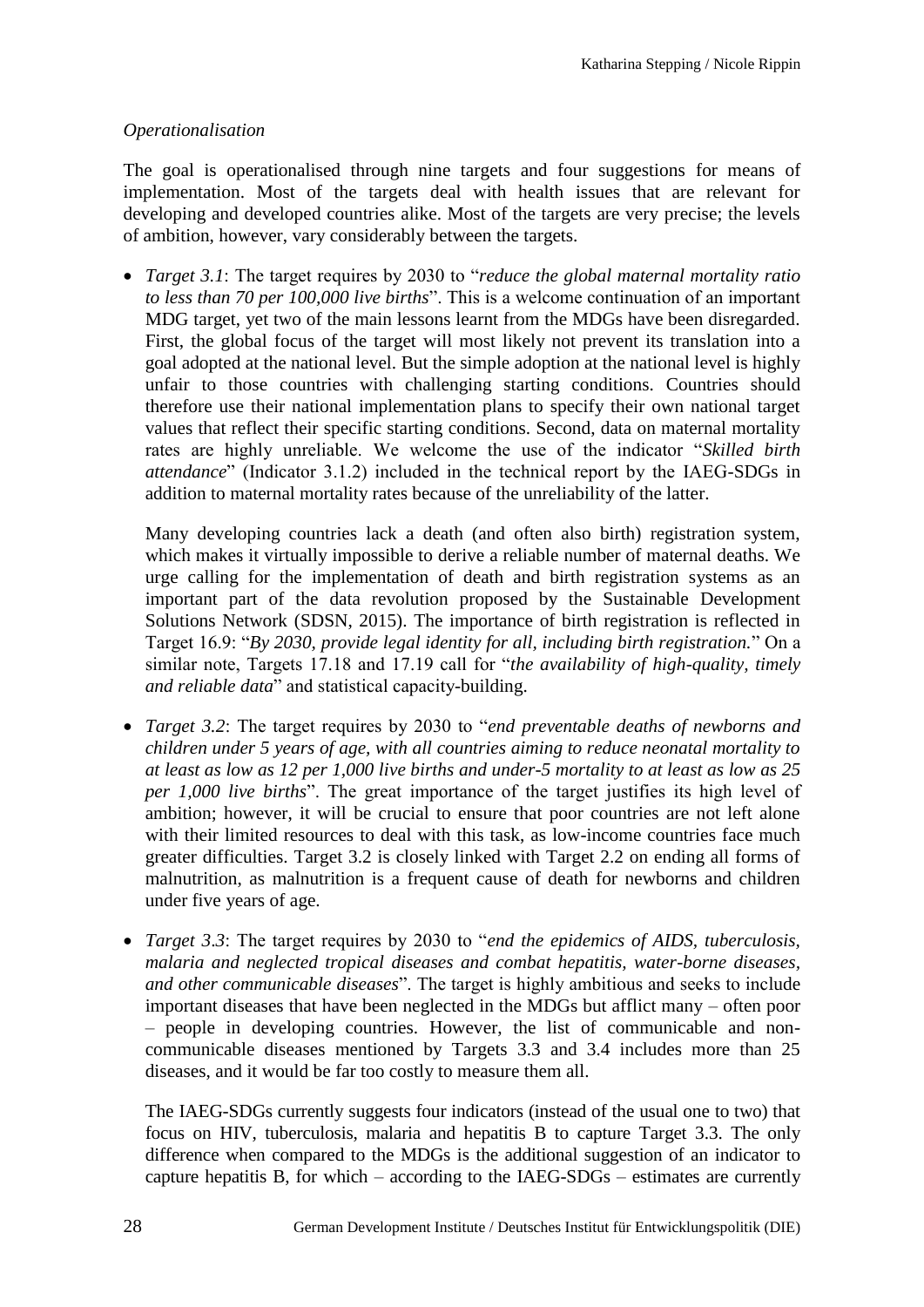*Operationalisation*

The goal is operationalised through nine targets and four suggestions for means of implementation. Most of the targets deal with health issues that are relevant for developing and developed countries alike. Most of the targets are very precise; the levels of ambition, however, vary considerably between the targets.

- *Target 3.1*: The target requires by 2030 to "*reduce the global maternal mortality ratio to less than 70 per 100,000 live births*". This is a welcome continuation of an important MDG target, yet two of the main lessons learnt from the MDGs have been disregarded. First, the global focus of the target will most likely not prevent its translation into a goal adopted at the national level. But the simple adoption at the national level is highly unfair to those countries with challenging starting conditions. Countries should therefore use their national implementation plans to specify their own national target values that reflect their specific starting conditions. Second, data on maternal mortality rates are highly unreliable. We welcome the use of the indicator "*Skilled birth attendance*" (Indicator 3.1.2) included in the technical report by the IAEG-SDGs in addition to maternal mortality rates because of the unreliability of the latter.

  Many developing countries lack a death (and often also birth) registration system, which makes it virtually impossible to derive a reliable number of maternal deaths. We urge calling for the implementation of death and birth registration systems as an important part of the data revolution proposed by the Sustainable Development Solutions Network (SDSN, 2015). The importance of birth registration is reflected in Target 16.9: "*By 2030, provide legal identity for all, including birth registration.*" On a similar note, Targets 17.18 and 17.19 call for "*the availability of high-quality, timely and reliable data*" and statistical capacity-building.

- *Target 3.2*: The target requires by 2030 to "*end preventable deaths of newborns and children under 5 years of age, with all countries aiming to reduce neonatal mortality to at least as low as 12 per 1,000 live births and under-5 mortality to at least as low as 25 per 1,000 live births*". The great importance of the target justifies its high level of ambition; however, it will be crucial to ensure that poor countries are not left alone with their limited resources to deal with this task, as low-income countries face much greater difficulties. Target 3.2 is closely linked with Target 2.2 on ending all forms of malnutrition, as malnutrition is a frequent cause of death for newborns and children under five years of age.

- *Target 3.3*: The target requires by 2030 to "*end the epidemics of AIDS, tuberculosis, malaria and neglected tropical diseases and combat hepatitis, water-borne diseases, and other communicable diseases*". The target is highly ambitious and seeks to include important diseases that have been neglected in the MDGs but afflict many – often poor – people in developing countries. However, the list of communicable and non-communicable diseases mentioned by Targets 3.3 and 3.4 includes more than 25 diseases, and it would be far too costly to measure them all.

  The IAEG-SDGs currently suggests four indicators (instead of the usual one to two) that focus on HIV, tuberculosis, malaria and hepatitis B to capture Target 3.3. The only difference when compared to the MDGs is the additional suggestion of an indicator to capture hepatitis B, for which – according to the IAEG-SDGs – estimates are currently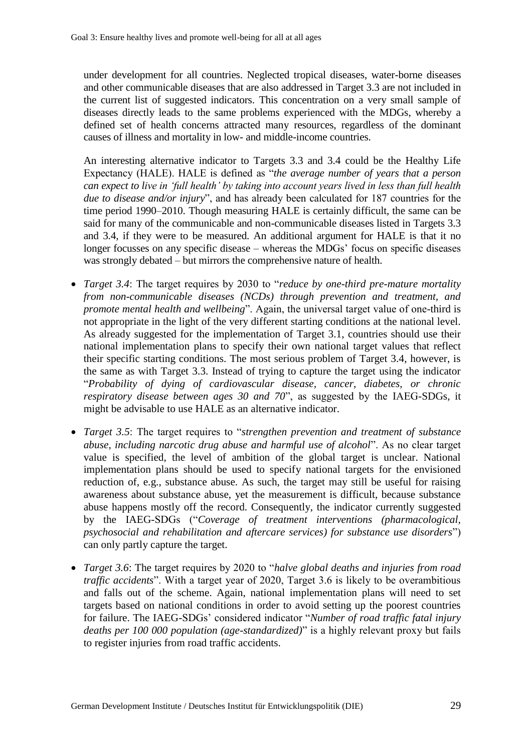under development for all countries. Neglected tropical diseases, water-borne diseases and other communicable diseases that are also addressed in Target 3.3 are not included in the current list of suggested indicators. This concentration on a very small sample of diseases directly leads to the same problems experienced with the MDGs, whereby a defined set of health concerns attracted many resources, regardless of the dominant causes of illness and mortality in low- and middle-income countries.

An interesting alternative indicator to Targets 3.3 and 3.4 could be the Healthy Life Expectancy (HALE). HALE is defined as "*the average number of years that a person can expect to live in 'full health' by taking into account years lived in less than full health due to disease and/or injury*", and has already been calculated for 187 countries for the time period 1990–2010. Though measuring HALE is certainly difficult, the same can be said for many of the communicable and non-communicable diseases listed in Targets 3.3 and 3.4, if they were to be measured. An additional argument for HALE is that it no longer focusses on any specific disease – whereas the MDGs' focus on specific diseases was strongly debated – but mirrors the comprehensive nature of health.

- *Target 3.4*: The target requires by 2030 to "*reduce by one-third pre-mature mortality from non-communicable diseases (NCDs) through prevention and treatment, and promote mental health and wellbeing*". Again, the universal target value of one-third is not appropriate in the light of the very different starting conditions at the national level. As already suggested for the implementation of Target 3.1, countries should use their national implementation plans to specify their own national target values that reflect their specific starting conditions. The most serious problem of Target 3.4, however, is the same as with Target 3.3. Instead of trying to capture the target using the indicator "*Probability of dying of cardiovascular disease, cancer, diabetes, or chronic respiratory disease between ages 30 and 70*", as suggested by the IAEG-SDGs, it might be advisable to use HALE as an alternative indicator.
- *Target 3.5*: The target requires to "*strengthen prevention and treatment of substance abuse, including narcotic drug abuse and harmful use of alcohol*". As no clear target value is specified, the level of ambition of the global target is unclear. National implementation plans should be used to specify national targets for the envisioned reduction of, e.g., substance abuse. As such, the target may still be useful for raising awareness about substance abuse, yet the measurement is difficult, because substance abuse happens mostly off the record. Consequently, the indicator currently suggested by the IAEG-SDGs ("*Coverage of treatment interventions (pharmacological, psychosocial and rehabilitation and aftercare services) for substance use disorders*") can only partly capture the target.
- *Target 3.6*: The target requires by 2020 to "*halve global deaths and injuries from road traffic accidents*". With a target year of 2020, Target 3.6 is likely to be overambitious and falls out of the scheme. Again, national implementation plans will need to set targets based on national conditions in order to avoid setting up the poorest countries for failure. The IAEG-SDGs' considered indicator "*Number of road traffic fatal injury deaths per 100 000 population (age-standardized)*" is a highly relevant proxy but fails to register injuries from road traffic accidents.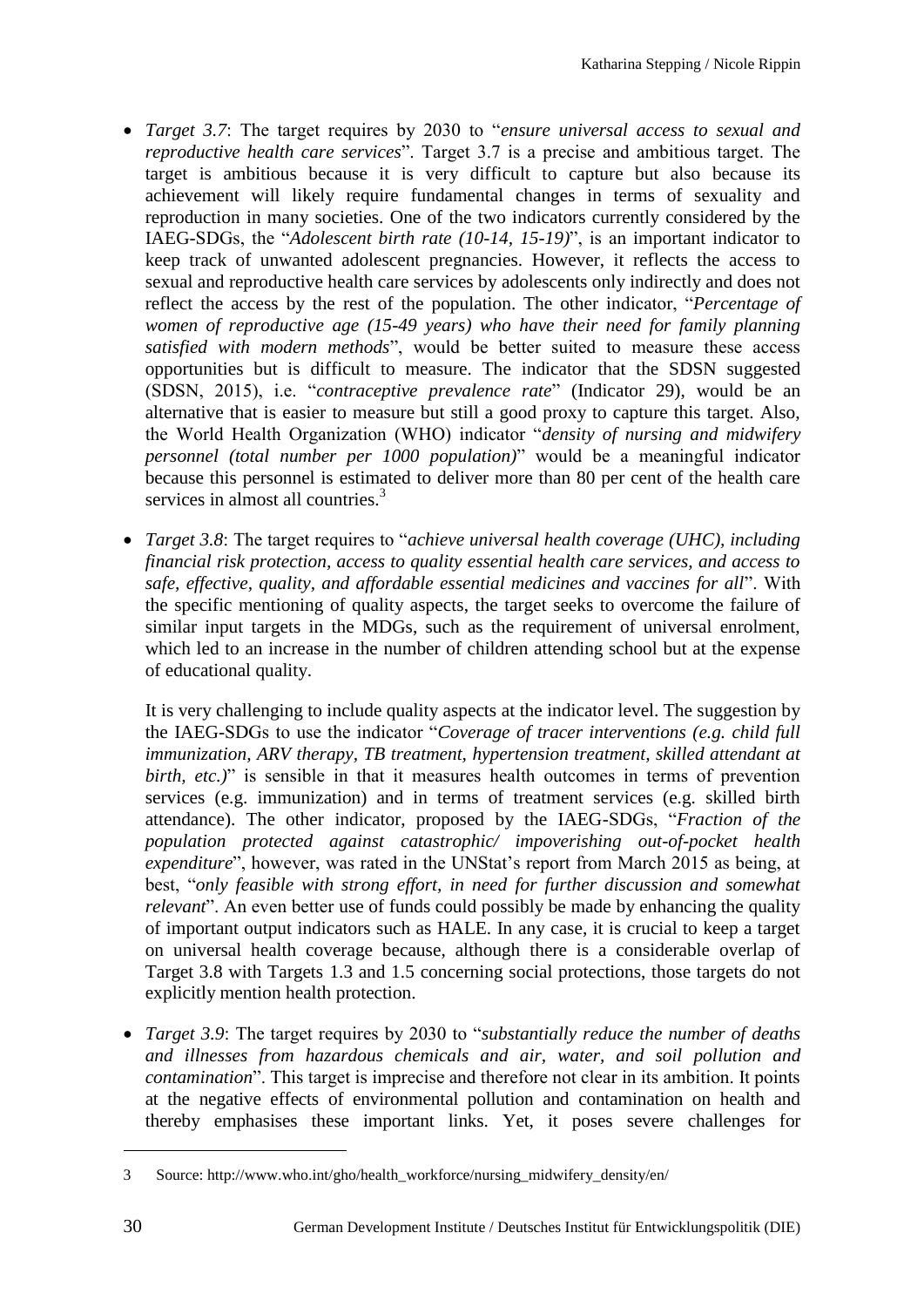- *Target 3.7*: The target requires by 2030 to "*ensure universal access to sexual and reproductive health care services*". Target 3.7 is a precise and ambitious target. The target is ambitious because it is very difficult to capture but also because its achievement will likely require fundamental changes in terms of sexuality and reproduction in many societies. One of the two indicators currently considered by the IAEG-SDGs, the "*Adolescent birth rate (10-14, 15-19)*", is an important indicator to keep track of unwanted adolescent pregnancies. However, it reflects the access to sexual and reproductive health care services by adolescents only indirectly and does not reflect the access by the rest of the population. The other indicator, "*Percentage of women of reproductive age (15-49 years) who have their need for family planning satisfied with modern methods*", would be better suited to measure these access opportunities but is difficult to measure. The indicator that the SDSN suggested (SDSN, 2015), i.e. "*contraceptive prevalence rate*" (Indicator 29), would be an alternative that is easier to measure but still a good proxy to capture this target. Also, the World Health Organization (WHO) indicator "*density of nursing and midwifery personnel (total number per 1000 population)*" would be a meaningful indicator because this personnel is estimated to deliver more than 80 per cent of the health care services in almost all countries.[3]

- *Target 3.8*: The target requires to "*achieve universal health coverage (UHC), including financial risk protection, access to quality essential health care services, and access to safe, effective, quality, and affordable essential medicines and vaccines for all*". With the specific mentioning of quality aspects, the target seeks to overcome the failure of similar input targets in the MDGs, such as the requirement of universal enrolment, which led to an increase in the number of children attending school but at the expense of educational quality.

  It is very challenging to include quality aspects at the indicator level. The suggestion by the IAEG-SDGs to use the indicator "*Coverage of tracer interventions (e.g. child full immunization, ARV therapy, TB treatment, hypertension treatment, skilled attendant at birth, etc.)*" is sensible in that it measures health outcomes in terms of prevention services (e.g. immunization) and in terms of treatment services (e.g. skilled birth attendance). The other indicator, proposed by the IAEG-SDGs, "*Fraction of the population protected against catastrophic/ impoverishing out-of-pocket health expenditure*", however, was rated in the UNStat's report from March 2015 as being, at best, "*only feasible with strong effort, in need for further discussion and somewhat relevant*". An even better use of funds could possibly be made by enhancing the quality of important output indicators such as HALE. In any case, it is crucial to keep a target on universal health coverage because, although there is a considerable overlap of Target 3.8 with Targets 1.3 and 1.5 concerning social protections, those targets do not explicitly mention health protection.

- *Target 3.9*: The target requires by 2030 to "*substantially reduce the number of deaths and illnesses from hazardous chemicals and air, water, and soil pollution and contamination*". This target is imprecise and therefore not clear in its ambition. It points at the negative effects of environmental pollution and contamination on health and thereby emphasises these important links. Yet, it poses severe challenges for

---

3 Source: http://www.who.int/gho/health_workforce/nursing_midwifery_density/en/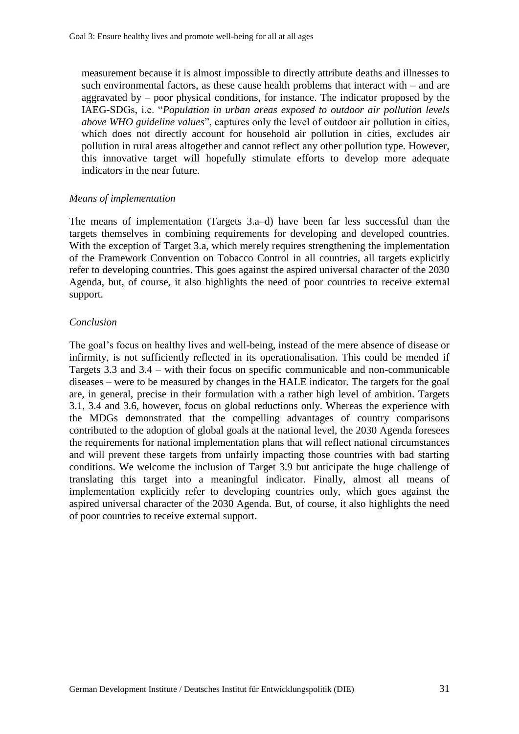measurement because it is almost impossible to directly attribute deaths and illnesses to such environmental factors, as these cause health problems that interact with – and are aggravated by – poor physical conditions, for instance. The indicator proposed by the IAEG-SDGs, i.e. "*Population in urban areas exposed to outdoor air pollution levels above WHO guideline values*", captures only the level of outdoor air pollution in cities, which does not directly account for household air pollution in cities, excludes air pollution in rural areas altogether and cannot reflect any other pollution type. However, this innovative target will hopefully stimulate efforts to develop more adequate indicators in the near future.

*Means of implementation*

The means of implementation (Targets 3.a–d) have been far less successful than the targets themselves in combining requirements for developing and developed countries. With the exception of Target 3.a, which merely requires strengthening the implementation of the Framework Convention on Tobacco Control in all countries, all targets explicitly refer to developing countries. This goes against the aspired universal character of the 2030 Agenda, but, of course, it also highlights the need of poor countries to receive external support.

*Conclusion*

The goal's focus on healthy lives and well-being, instead of the mere absence of disease or infirmity, is not sufficiently reflected in its operationalisation. This could be mended if Targets 3.3 and 3.4 – with their focus on specific communicable and non-communicable diseases – were to be measured by changes in the HALE indicator. The targets for the goal are, in general, precise in their formulation with a rather high level of ambition. Targets 3.1, 3.4 and 3.6, however, focus on global reductions only. Whereas the experience with the MDGs demonstrated that the compelling advantages of country comparisons contributed to the adoption of global goals at the national level, the 2030 Agenda foresees the requirements for national implementation plans that will reflect national circumstances and will prevent these targets from unfairly impacting those countries with bad starting conditions. We welcome the inclusion of Target 3.9 but anticipate the huge challenge of translating this target into a meaningful indicator. Finally, almost all means of implementation explicitly refer to developing countries only, which goes against the aspired universal character of the 2030 Agenda. But, of course, it also highlights the need of poor countries to receive external support.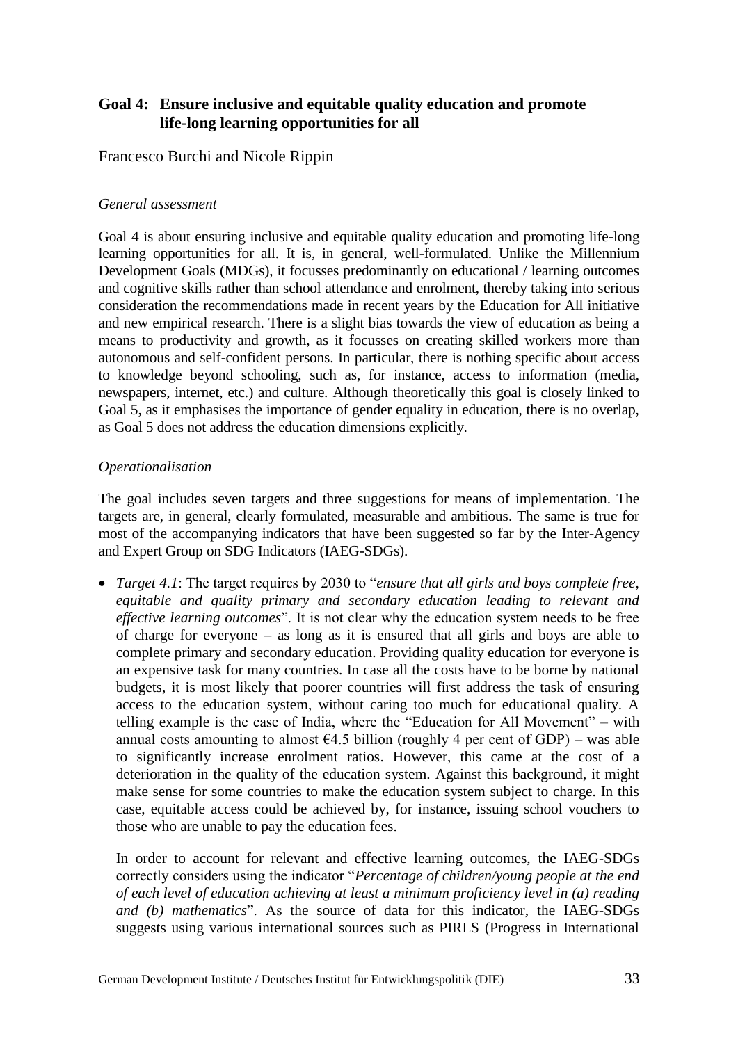## Goal 4: Ensure inclusive and equitable quality education and promote life-long learning opportunities for all

Francesco Burchi and Nicole Rippin

*General assessment*

Goal 4 is about ensuring inclusive and equitable quality education and promoting life-long learning opportunities for all. It is, in general, well-formulated. Unlike the Millennium Development Goals (MDGs), it focusses predominantly on educational / learning outcomes and cognitive skills rather than school attendance and enrolment, thereby taking into serious consideration the recommendations made in recent years by the Education for All initiative and new empirical research. There is a slight bias towards the view of education as being a means to productivity and growth, as it focusses on creating skilled workers more than autonomous and self-confident persons. In particular, there is nothing specific about access to knowledge beyond schooling, such as, for instance, access to information (media, newspapers, internet, etc.) and culture. Although theoretically this goal is closely linked to Goal 5, as it emphasises the importance of gender equality in education, there is no overlap, as Goal 5 does not address the education dimensions explicitly.

*Operationalisation*

The goal includes seven targets and three suggestions for means of implementation. The targets are, in general, clearly formulated, measurable and ambitious. The same is true for most of the accompanying indicators that have been suggested so far by the Inter-Agency and Expert Group on SDG Indicators (IAEG-SDGs).

- *Target 4.1*: The target requires by 2030 to "*ensure that all girls and boys complete free, equitable and quality primary and secondary education leading to relevant and effective learning outcomes*". It is not clear why the education system needs to be free of charge for everyone – as long as it is ensured that all girls and boys are able to complete primary and secondary education. Providing quality education for everyone is an expensive task for many countries. In case all the costs have to be borne by national budgets, it is most likely that poorer countries will first address the task of ensuring access to the education system, without caring too much for educational quality. A telling example is the case of India, where the "Education for All Movement" – with annual costs amounting to almost €4.5 billion (roughly 4 per cent of GDP) – was able to significantly increase enrolment ratios. However, this came at the cost of a deterioration in the quality of the education system. Against this background, it might make sense for some countries to make the education system subject to charge. In this case, equitable access could be achieved by, for instance, issuing school vouchers to those who are unable to pay the education fees.

  In order to account for relevant and effective learning outcomes, the IAEG-SDGs correctly considers using the indicator "*Percentage of children/young people at the end of each level of education achieving at least a minimum proficiency level in (a) reading and (b) mathematics*". As the source of data for this indicator, the IAEG-SDGs suggests using various international sources such as PIRLS (Progress in International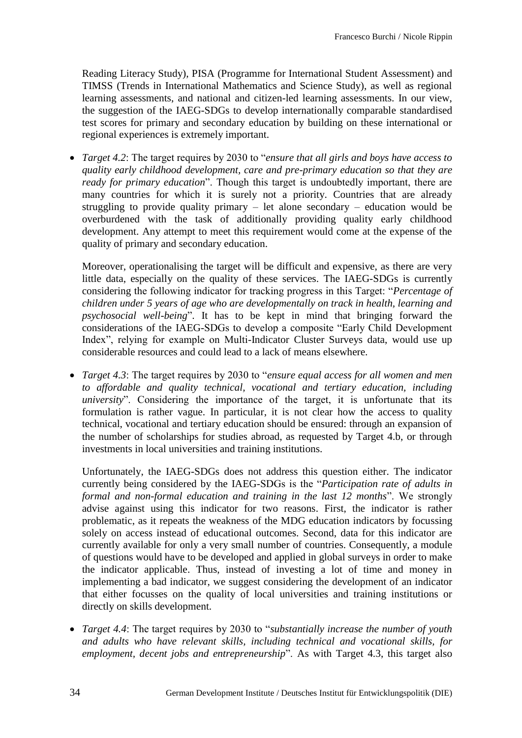Reading Literacy Study), PISA (Programme for International Student Assessment) and TIMSS (Trends in International Mathematics and Science Study), as well as regional learning assessments, and national and citizen-led learning assessments. In our view, the suggestion of the IAEG-SDGs to develop internationally comparable standardised test scores for primary and secondary education by building on these international or regional experiences is extremely important.

- *Target 4.2*: The target requires by 2030 to "*ensure that all girls and boys have access to quality early childhood development, care and pre-primary education so that they are ready for primary education*". Though this target is undoubtedly important, there are many countries for which it is surely not a priority. Countries that are already struggling to provide quality primary – let alone secondary – education would be overburdened with the task of additionally providing quality early childhood development. Any attempt to meet this requirement would come at the expense of the quality of primary and secondary education.

  Moreover, operationalising the target will be difficult and expensive, as there are very little data, especially on the quality of these services. The IAEG-SDGs is currently considering the following indicator for tracking progress in this Target: "*Percentage of children under 5 years of age who are developmentally on track in health, learning and psychosocial well-being*". It has to be kept in mind that bringing forward the considerations of the IAEG-SDGs to develop a composite "Early Child Development Index", relying for example on Multi-Indicator Cluster Surveys data, would use up considerable resources and could lead to a lack of means elsewhere.

- *Target 4.3*: The target requires by 2030 to "*ensure equal access for all women and men to affordable and quality technical, vocational and tertiary education, including university*". Considering the importance of the target, it is unfortunate that its formulation is rather vague. In particular, it is not clear how the access to quality technical, vocational and tertiary education should be ensured: through an expansion of the number of scholarships for studies abroad, as requested by Target 4.b, or through investments in local universities and training institutions.

  Unfortunately, the IAEG-SDGs does not address this question either. The indicator currently being considered by the IAEG-SDGs is the "*Participation rate of adults in formal and non-formal education and training in the last 12 months*". We strongly advise against using this indicator for two reasons. First, the indicator is rather problematic, as it repeats the weakness of the MDG education indicators by focussing solely on access instead of educational outcomes. Second, data for this indicator are currently available for only a very small number of countries. Consequently, a module of questions would have to be developed and applied in global surveys in order to make the indicator applicable. Thus, instead of investing a lot of time and money in implementing a bad indicator, we suggest considering the development of an indicator that either focusses on the quality of local universities and training institutions or directly on skills development.

- *Target 4.4*: The target requires by 2030 to "*substantially increase the number of youth and adults who have relevant skills, including technical and vocational skills, for employment, decent jobs and entrepreneurship*". As with Target 4.3, this target also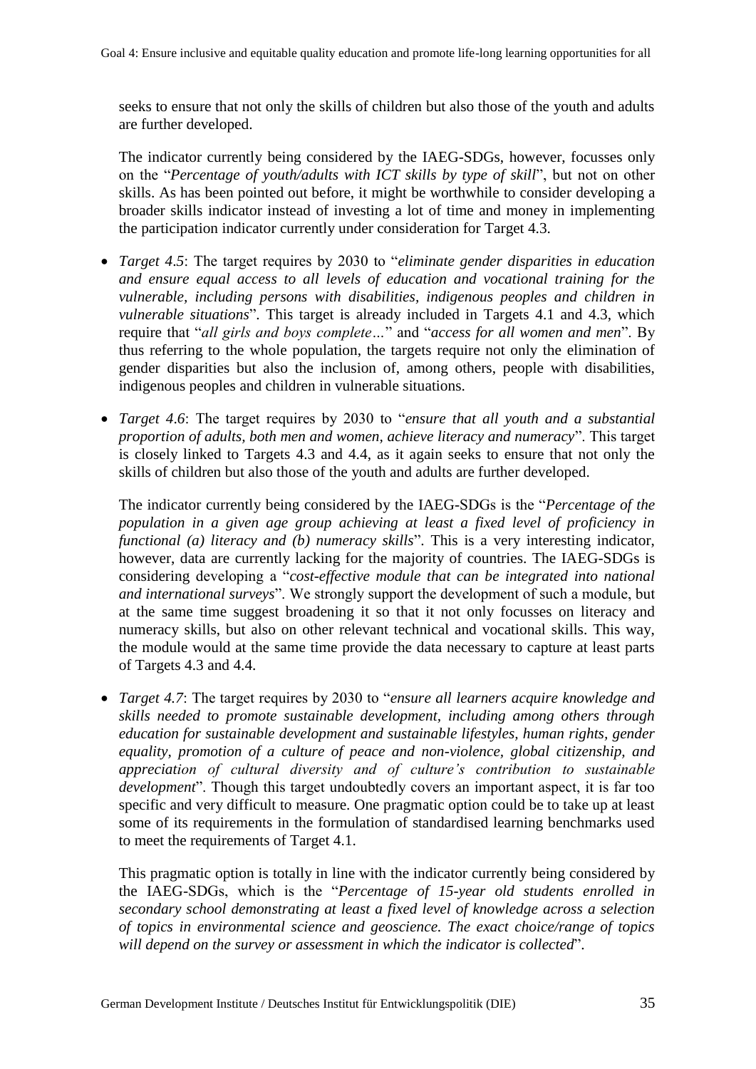seeks to ensure that not only the skills of children but also those of the youth and adults are further developed.

The indicator currently being considered by the IAEG-SDGs, however, focusses only on the "*Percentage of youth/adults with ICT skills by type of skill*", but not on other skills. As has been pointed out before, it might be worthwhile to consider developing a broader skills indicator instead of investing a lot of time and money in implementing the participation indicator currently under consideration for Target 4.3.

- *Target 4.5*: The target requires by 2030 to "*eliminate gender disparities in education and ensure equal access to all levels of education and vocational training for the vulnerable, including persons with disabilities, indigenous peoples and children in vulnerable situations*". This target is already included in Targets 4.1 and 4.3, which require that "*all girls and boys complete…*" and "*access for all women and men*". By thus referring to the whole population, the targets require not only the elimination of gender disparities but also the inclusion of, among others, people with disabilities, indigenous peoples and children in vulnerable situations.

- *Target 4.6*: The target requires by 2030 to "*ensure that all youth and a substantial proportion of adults, both men and women, achieve literacy and numeracy*". This target is closely linked to Targets 4.3 and 4.4, as it again seeks to ensure that not only the skills of children but also those of the youth and adults are further developed.

  The indicator currently being considered by the IAEG-SDGs is the "*Percentage of the population in a given age group achieving at least a fixed level of proficiency in functional (a) literacy and (b) numeracy skills*". This is a very interesting indicator, however, data are currently lacking for the majority of countries. The IAEG-SDGs is considering developing a "*cost-effective module that can be integrated into national and international surveys*". We strongly support the development of such a module, but at the same time suggest broadening it so that it not only focusses on literacy and numeracy skills, but also on other relevant technical and vocational skills. This way, the module would at the same time provide the data necessary to capture at least parts of Targets 4.3 and 4.4.

- *Target 4.7*: The target requires by 2030 to "*ensure all learners acquire knowledge and skills needed to promote sustainable development, including among others through education for sustainable development and sustainable lifestyles, human rights, gender equality, promotion of a culture of peace and non-violence, global citizenship, and appreciation of cultural diversity and of culture's contribution to sustainable development*". Though this target undoubtedly covers an important aspect, it is far too specific and very difficult to measure. One pragmatic option could be to take up at least some of its requirements in the formulation of standardised learning benchmarks used to meet the requirements of Target 4.1.

  This pragmatic option is totally in line with the indicator currently being considered by the IAEG-SDGs, which is the "*Percentage of 15-year old students enrolled in secondary school demonstrating at least a fixed level of knowledge across a selection of topics in environmental science and geoscience. The exact choice/range of topics will depend on the survey or assessment in which the indicator is collected*".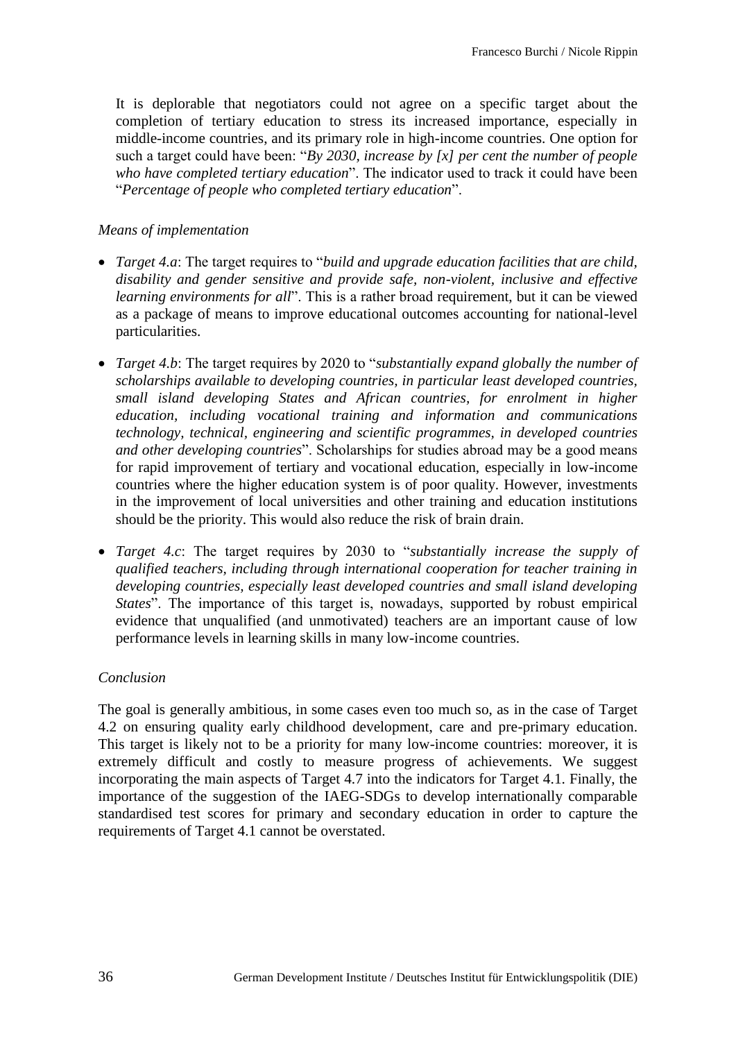It is deplorable that negotiators could not agree on a specific target about the completion of tertiary education to stress its increased importance, especially in middle-income countries, and its primary role in high-income countries. One option for such a target could have been: "*By 2030, increase by [x] per cent the number of people who have completed tertiary education*". The indicator used to track it could have been "*Percentage of people who completed tertiary education*".

*Means of implementation*

- *Target 4.a*: The target requires to "*build and upgrade education facilities that are child, disability and gender sensitive and provide safe, non-violent, inclusive and effective learning environments for all*". This is a rather broad requirement, but it can be viewed as a package of means to improve educational outcomes accounting for national-level particularities.
- *Target 4.b*: The target requires by 2020 to "*substantially expand globally the number of scholarships available to developing countries, in particular least developed countries, small island developing States and African countries, for enrolment in higher education, including vocational training and information and communications technology, technical, engineering and scientific programmes, in developed countries and other developing countries*". Scholarships for studies abroad may be a good means for rapid improvement of tertiary and vocational education, especially in low-income countries where the higher education system is of poor quality. However, investments in the improvement of local universities and other training and education institutions should be the priority. This would also reduce the risk of brain drain.
- *Target 4.c*: The target requires by 2030 to "*substantially increase the supply of qualified teachers, including through international cooperation for teacher training in developing countries, especially least developed countries and small island developing States*". The importance of this target is, nowadays, supported by robust empirical evidence that unqualified (and unmotivated) teachers are an important cause of low performance levels in learning skills in many low-income countries.

*Conclusion*

The goal is generally ambitious, in some cases even too much so, as in the case of Target 4.2 on ensuring quality early childhood development, care and pre-primary education. This target is likely not to be a priority for many low-income countries: moreover, it is extremely difficult and costly to measure progress of achievements. We suggest incorporating the main aspects of Target 4.7 into the indicators for Target 4.1. Finally, the importance of the suggestion of the IAEG-SDGs to develop internationally comparable standardised test scores for primary and secondary education in order to capture the requirements of Target 4.1 cannot be overstated.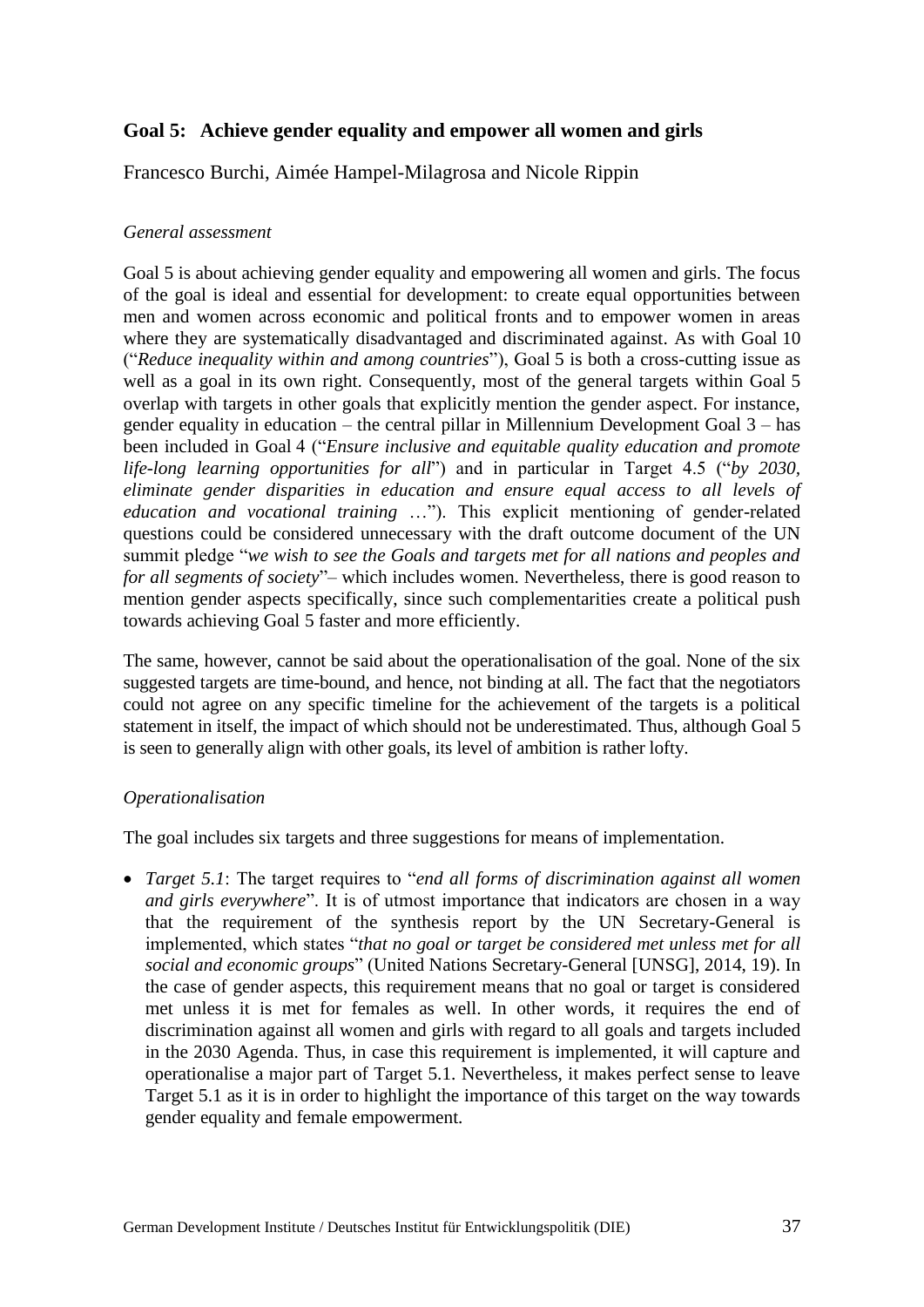## Goal 5: Achieve gender equality and empower all women and girls

Francesco Burchi, Aimée Hampel-Milagrosa and Nicole Rippin

*General assessment*

Goal 5 is about achieving gender equality and empowering all women and girls. The focus of the goal is ideal and essential for development: to create equal opportunities between men and women across economic and political fronts and to empower women in areas where they are systematically disadvantaged and discriminated against. As with Goal 10 ("*Reduce inequality within and among countries*"), Goal 5 is both a cross-cutting issue as well as a goal in its own right. Consequently, most of the general targets within Goal 5 overlap with targets in other goals that explicitly mention the gender aspect. For instance, gender equality in education – the central pillar in Millennium Development Goal 3 – has been included in Goal 4 ("*Ensure inclusive and equitable quality education and promote life-long learning opportunities for all*") and in particular in Target 4.5 ("*by 2030, eliminate gender disparities in education and ensure equal access to all levels of education and vocational training* …"). This explicit mentioning of gender-related questions could be considered unnecessary with the draft outcome document of the UN summit pledge "*we wish to see the Goals and targets met for all nations and peoples and for all segments of society*"– which includes women. Nevertheless, there is good reason to mention gender aspects specifically, since such complementarities create a political push towards achieving Goal 5 faster and more efficiently.

The same, however, cannot be said about the operationalisation of the goal. None of the six suggested targets are time-bound, and hence, not binding at all. The fact that the negotiators could not agree on any specific timeline for the achievement of the targets is a political statement in itself, the impact of which should not be underestimated. Thus, although Goal 5 is seen to generally align with other goals, its level of ambition is rather lofty.

*Operationalisation*

The goal includes six targets and three suggestions for means of implementation.

- *Target 5.1*: The target requires to "*end all forms of discrimination against all women and girls everywhere*". It is of utmost importance that indicators are chosen in a way that the requirement of the synthesis report by the UN Secretary-General is implemented, which states "*that no goal or target be considered met unless met for all social and economic groups*" (United Nations Secretary-General [UNSG], 2014, 19). In the case of gender aspects, this requirement means that no goal or target is considered met unless it is met for females as well. In other words, it requires the end of discrimination against all women and girls with regard to all goals and targets included in the 2030 Agenda. Thus, in case this requirement is implemented, it will capture and operationalise a major part of Target 5.1. Nevertheless, it makes perfect sense to leave Target 5.1 as it is in order to highlight the importance of this target on the way towards gender equality and female empowerment.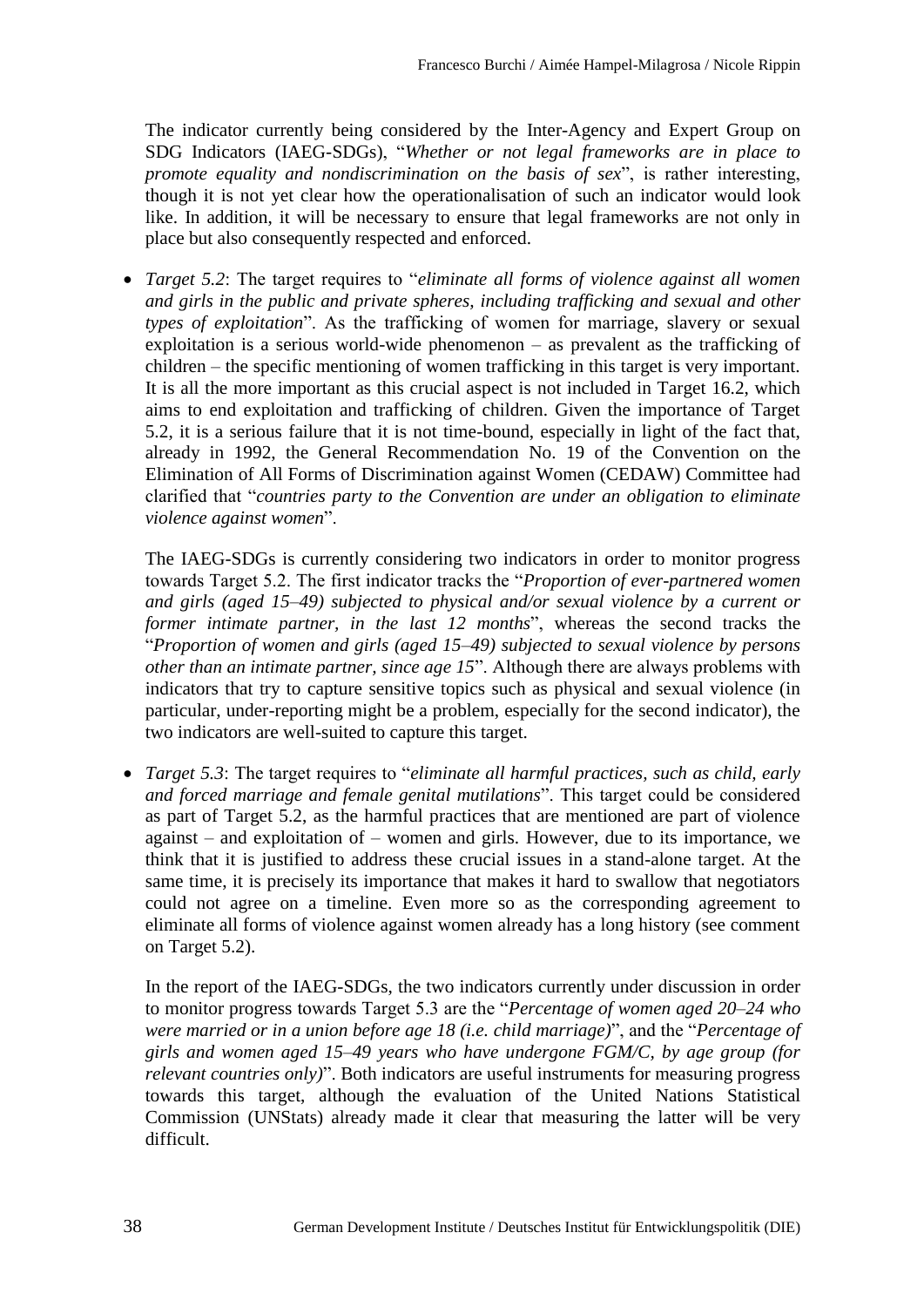The indicator currently being considered by the Inter-Agency and Expert Group on SDG Indicators (IAEG-SDGs), "*Whether or not legal frameworks are in place to promote equality and nondiscrimination on the basis of sex*", is rather interesting, though it is not yet clear how the operationalisation of such an indicator would look like. In addition, it will be necessary to ensure that legal frameworks are not only in place but also consequently respected and enforced.

- *Target 5.2*: The target requires to "*eliminate all forms of violence against all women and girls in the public and private spheres, including trafficking and sexual and other types of exploitation*". As the trafficking of women for marriage, slavery or sexual exploitation is a serious world-wide phenomenon – as prevalent as the trafficking of children – the specific mentioning of women trafficking in this target is very important. It is all the more important as this crucial aspect is not included in Target 16.2, which aims to end exploitation and trafficking of children. Given the importance of Target 5.2, it is a serious failure that it is not time-bound, especially in light of the fact that, already in 1992, the General Recommendation No. 19 of the Convention on the Elimination of All Forms of Discrimination against Women (CEDAW) Committee had clarified that "*countries party to the Convention are under an obligation to eliminate violence against women*".

  The IAEG-SDGs is currently considering two indicators in order to monitor progress towards Target 5.2. The first indicator tracks the "*Proportion of ever-partnered women and girls (aged 15–49) subjected to physical and/or sexual violence by a current or former intimate partner, in the last 12 months*", whereas the second tracks the "*Proportion of women and girls (aged 15–49) subjected to sexual violence by persons other than an intimate partner, since age 15*". Although there are always problems with indicators that try to capture sensitive topics such as physical and sexual violence (in particular, under-reporting might be a problem, especially for the second indicator), the two indicators are well-suited to capture this target.

- *Target 5.3*: The target requires to "*eliminate all harmful practices, such as child, early and forced marriage and female genital mutilations*". This target could be considered as part of Target 5.2, as the harmful practices that are mentioned are part of violence against – and exploitation of – women and girls. However, due to its importance, we think that it is justified to address these crucial issues in a stand-alone target. At the same time, it is precisely its importance that makes it hard to swallow that negotiators could not agree on a timeline. Even more so as the corresponding agreement to eliminate all forms of violence against women already has a long history (see comment on Target 5.2).

  In the report of the IAEG-SDGs, the two indicators currently under discussion in order to monitor progress towards Target 5.3 are the "*Percentage of women aged 20–24 who were married or in a union before age 18 (i.e. child marriage)*", and the "*Percentage of girls and women aged 15–49 years who have undergone FGM/C, by age group (for relevant countries only)*". Both indicators are useful instruments for measuring progress towards this target, although the evaluation of the United Nations Statistical Commission (UNStats) already made it clear that measuring the latter will be very difficult.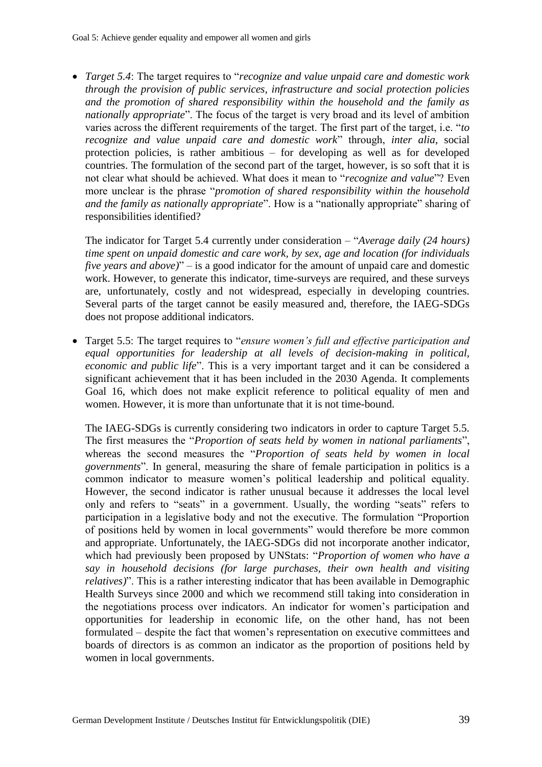- *Target 5.4*: The target requires to "*recognize and value unpaid care and domestic work through the provision of public services, infrastructure and social protection policies and the promotion of shared responsibility within the household and the family as nationally appropriate*". The focus of the target is very broad and its level of ambition varies across the different requirements of the target. The first part of the target, i.e. "*to recognize and value unpaid care and domestic work*" through, *inter alia*, social protection policies, is rather ambitious – for developing as well as for developed countries. The formulation of the second part of the target, however, is so soft that it is not clear what should be achieved. What does it mean to "*recognize and value*"? Even more unclear is the phrase "*promotion of shared responsibility within the household and the family as nationally appropriate*". How is a "nationally appropriate" sharing of responsibilities identified?

  The indicator for Target 5.4 currently under consideration – "*Average daily (24 hours) time spent on unpaid domestic and care work, by sex, age and location (for individuals five years and above)*" – is a good indicator for the amount of unpaid care and domestic work. However, to generate this indicator, time-surveys are required, and these surveys are, unfortunately, costly and not widespread, especially in developing countries. Several parts of the target cannot be easily measured and, therefore, the IAEG-SDGs does not propose additional indicators.

- Target 5.5: The target requires to "*ensure women's full and effective participation and equal opportunities for leadership at all levels of decision-making in political, economic and public life*". This is a very important target and it can be considered a significant achievement that it has been included in the 2030 Agenda. It complements Goal 16, which does not make explicit reference to political equality of men and women. However, it is more than unfortunate that it is not time-bound.

  The IAEG-SDGs is currently considering two indicators in order to capture Target 5.5. The first measures the "*Proportion of seats held by women in national parliaments*", whereas the second measures the "*Proportion of seats held by women in local governments*". In general, measuring the share of female participation in politics is a common indicator to measure women's political leadership and political equality. However, the second indicator is rather unusual because it addresses the local level only and refers to "seats" in a government. Usually, the wording "seats" refers to participation in a legislative body and not the executive. The formulation "Proportion of positions held by women in local governments" would therefore be more common and appropriate. Unfortunately, the IAEG-SDGs did not incorporate another indicator, which had previously been proposed by UNStats: "*Proportion of women who have a say in household decisions (for large purchases, their own health and visiting relatives)*". This is a rather interesting indicator that has been available in Demographic Health Surveys since 2000 and which we recommend still taking into consideration in the negotiations process over indicators. An indicator for women's participation and opportunities for leadership in economic life, on the other hand, has not been formulated – despite the fact that women's representation on executive committees and boards of directors is as common an indicator as the proportion of positions held by women in local governments.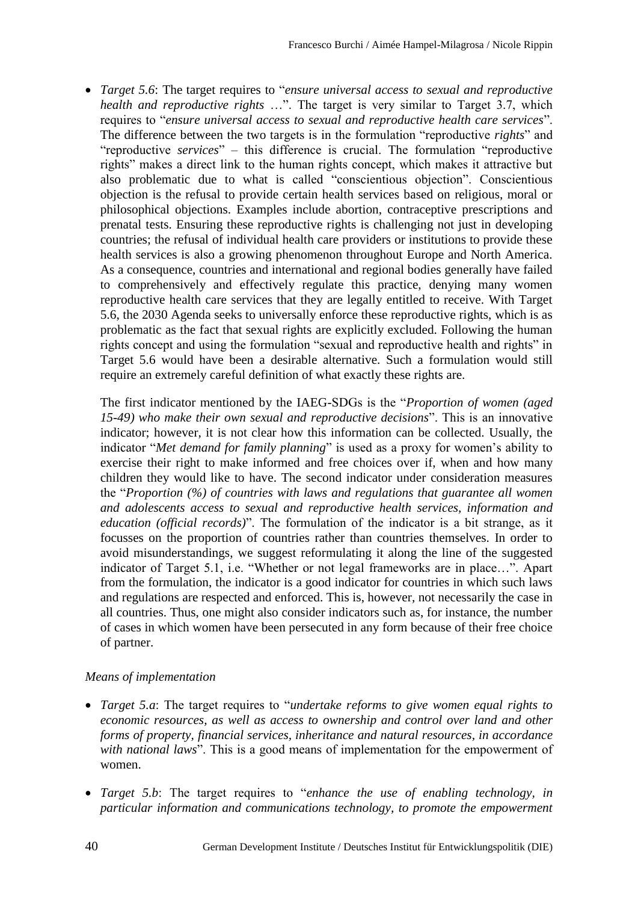- *Target 5.6*: The target requires to "*ensure universal access to sexual and reproductive health and reproductive rights* …". The target is very similar to Target 3.7, which requires to "*ensure universal access to sexual and reproductive health care services*". The difference between the two targets is in the formulation "reproductive *rights*" and "reproductive *services*" – this difference is crucial. The formulation "reproductive rights" makes a direct link to the human rights concept, which makes it attractive but also problematic due to what is called "conscientious objection". Conscientious objection is the refusal to provide certain health services based on religious, moral or philosophical objections. Examples include abortion, contraceptive prescriptions and prenatal tests. Ensuring these reproductive rights is challenging not just in developing countries; the refusal of individual health care providers or institutions to provide these health services is also a growing phenomenon throughout Europe and North America. As a consequence, countries and international and regional bodies generally have failed to comprehensively and effectively regulate this practice, denying many women reproductive health care services that they are legally entitled to receive. With Target 5.6, the 2030 Agenda seeks to universally enforce these reproductive rights, which is as problematic as the fact that sexual rights are explicitly excluded. Following the human rights concept and using the formulation "sexual and reproductive health and rights" in Target 5.6 would have been a desirable alternative. Such a formulation would still require an extremely careful definition of what exactly these rights are.

  The first indicator mentioned by the IAEG-SDGs is the "*Proportion of women (aged 15-49) who make their own sexual and reproductive decisions*". This is an innovative indicator; however, it is not clear how this information can be collected. Usually, the indicator "*Met demand for family planning*" is used as a proxy for women's ability to exercise their right to make informed and free choices over if, when and how many children they would like to have. The second indicator under consideration measures the "*Proportion (%) of countries with laws and regulations that guarantee all women and adolescents access to sexual and reproductive health services, information and education (official records)*". The formulation of the indicator is a bit strange, as it focusses on the proportion of countries rather than countries themselves. In order to avoid misunderstandings, we suggest reformulating it along the line of the suggested indicator of Target 5.1, i.e. "Whether or not legal frameworks are in place…". Apart from the formulation, the indicator is a good indicator for countries in which such laws and regulations are respected and enforced. This is, however, not necessarily the case in all countries. Thus, one might also consider indicators such as, for instance, the number of cases in which women have been persecuted in any form because of their free choice of partner.

*Means of implementation*

- *Target 5.a*: The target requires to "*undertake reforms to give women equal rights to economic resources, as well as access to ownership and control over land and other forms of property, financial services, inheritance and natural resources, in accordance with national laws*". This is a good means of implementation for the empowerment of women.

- *Target 5.b*: The target requires to "*enhance the use of enabling technology, in particular information and communications technology, to promote the empowerment*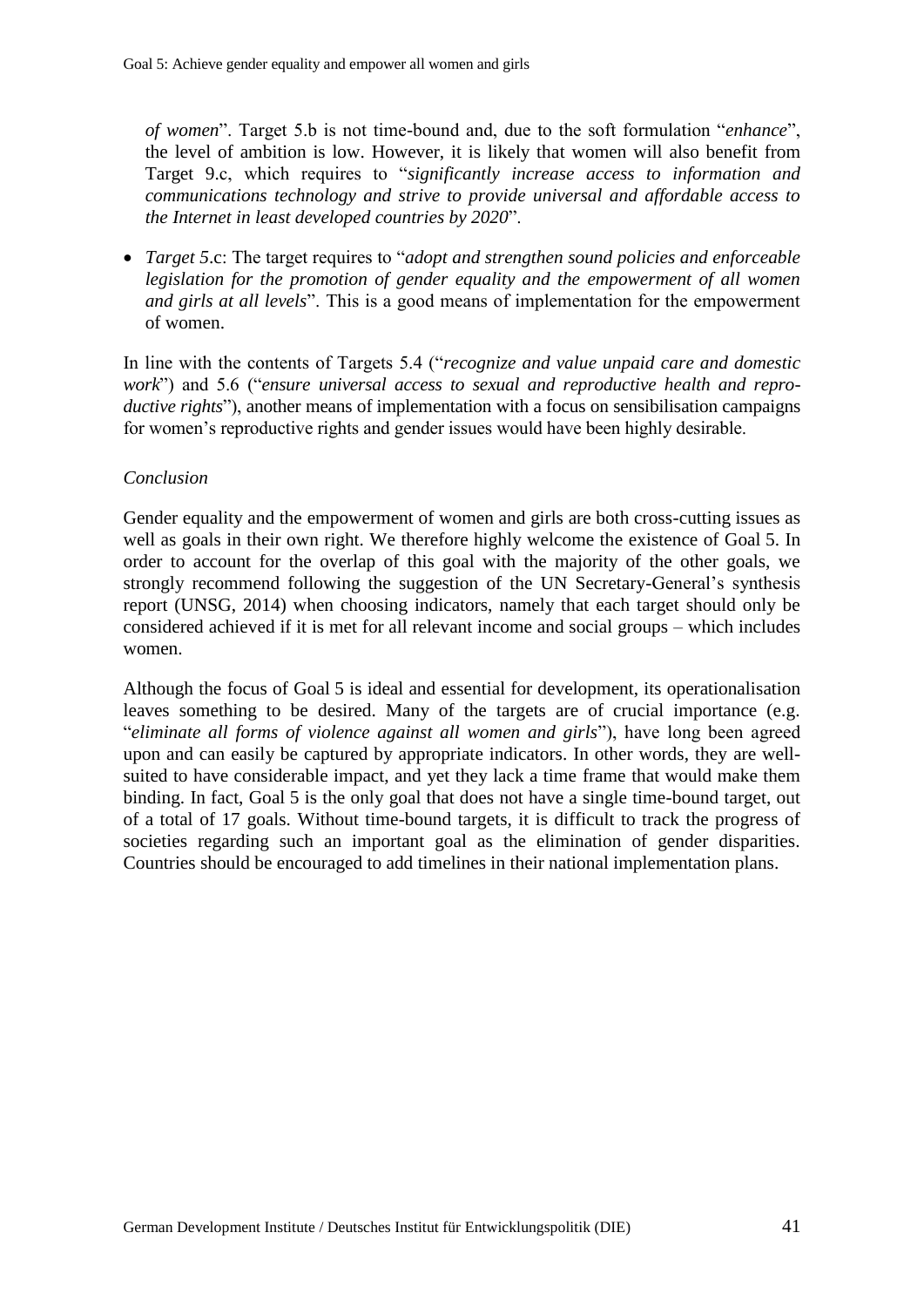*of women*". Target 5.b is not time-bound and, due to the soft formulation "*enhance*", the level of ambition is low. However, it is likely that women will also benefit from Target 9.c, which requires to "*significantly increase access to information and communications technology and strive to provide universal and affordable access to the Internet in least developed countries by 2020*".

- *Target 5*.c: The target requires to "*adopt and strengthen sound policies and enforceable legislation for the promotion of gender equality and the empowerment of all women and girls at all levels*". This is a good means of implementation for the empowerment of women.

In line with the contents of Targets 5.4 ("*recognize and value unpaid care and domestic work*") and 5.6 ("*ensure universal access to sexual and reproductive health and reproductive rights*"), another means of implementation with a focus on sensibilisation campaigns for women's reproductive rights and gender issues would have been highly desirable.

*Conclusion*

Gender equality and the empowerment of women and girls are both cross-cutting issues as well as goals in their own right. We therefore highly welcome the existence of Goal 5. In order to account for the overlap of this goal with the majority of the other goals, we strongly recommend following the suggestion of the UN Secretary-General's synthesis report (UNSG, 2014) when choosing indicators, namely that each target should only be considered achieved if it is met for all relevant income and social groups – which includes women.

Although the focus of Goal 5 is ideal and essential for development, its operationalisation leaves something to be desired. Many of the targets are of crucial importance (e.g. "*eliminate all forms of violence against all women and girls*"), have long been agreed upon and can easily be captured by appropriate indicators. In other words, they are well-suited to have considerable impact, and yet they lack a time frame that would make them binding. In fact, Goal 5 is the only goal that does not have a single time-bound target, out of a total of 17 goals. Without time-bound targets, it is difficult to track the progress of societies regarding such an important goal as the elimination of gender disparities. Countries should be encouraged to add timelines in their national implementation plans.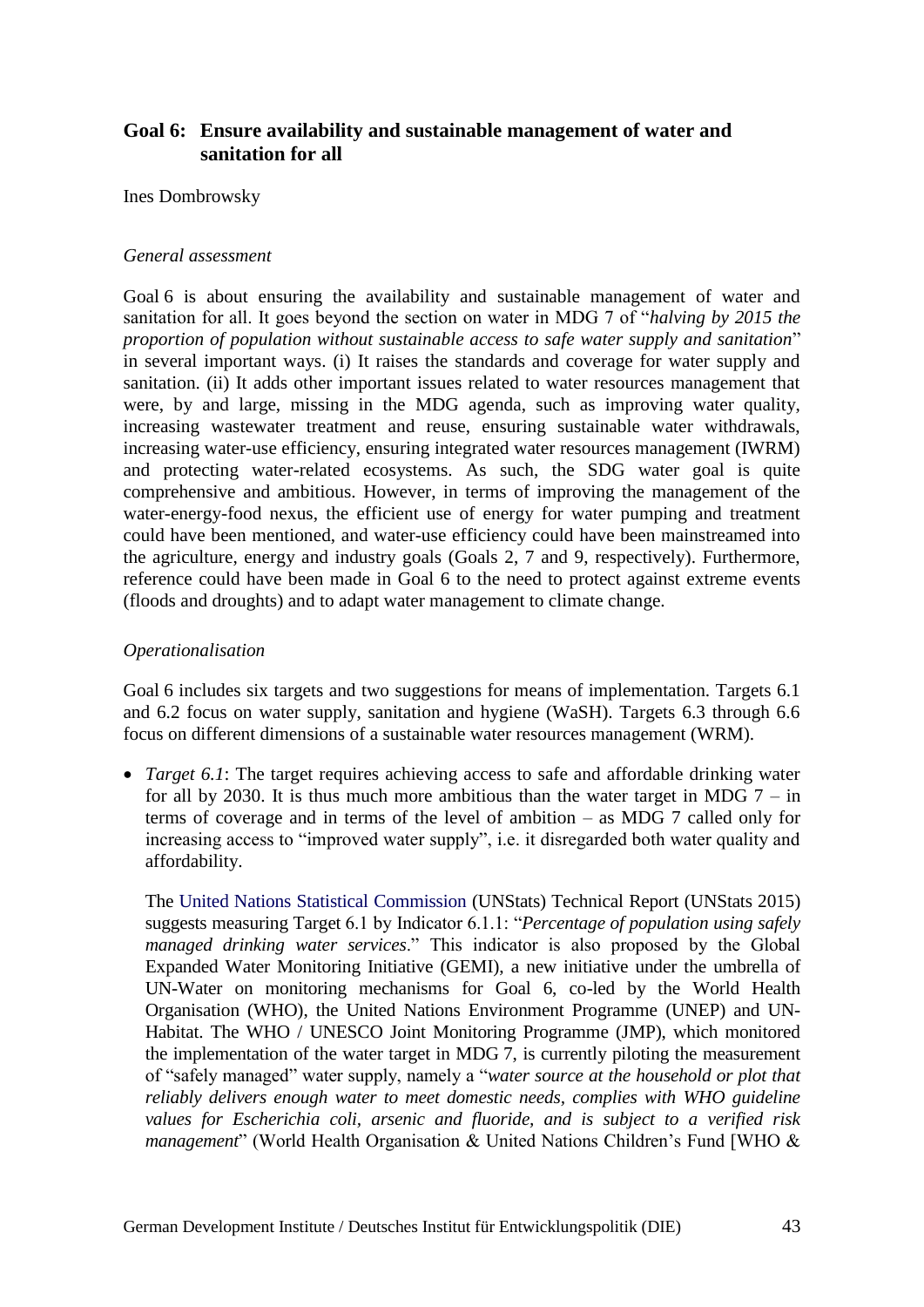## Goal 6: Ensure availability and sustainable management of water and sanitation for all

Ines Dombrowsky

*General assessment*

Goal 6 is about ensuring the availability and sustainable management of water and sanitation for all. It goes beyond the section on water in MDG 7 of "*halving by 2015 the proportion of population without sustainable access to safe water supply and sanitation*" in several important ways. (i) It raises the standards and coverage for water supply and sanitation. (ii) It adds other important issues related to water resources management that were, by and large, missing in the MDG agenda, such as improving water quality, increasing wastewater treatment and reuse, ensuring sustainable water withdrawals, increasing water-use efficiency, ensuring integrated water resources management (IWRM) and protecting water-related ecosystems. As such, the SDG water goal is quite comprehensive and ambitious. However, in terms of improving the management of the water-energy-food nexus, the efficient use of energy for water pumping and treatment could have been mentioned, and water-use efficiency could have been mainstreamed into the agriculture, energy and industry goals (Goals 2, 7 and 9, respectively). Furthermore, reference could have been made in Goal 6 to the need to protect against extreme events (floods and droughts) and to adapt water management to climate change.

*Operationalisation*

Goal 6 includes six targets and two suggestions for means of implementation. Targets 6.1 and 6.2 focus on water supply, sanitation and hygiene (WaSH). Targets 6.3 through 6.6 focus on different dimensions of a sustainable water resources management (WRM).

- *Target 6.1*: The target requires achieving access to safe and affordable drinking water for all by 2030. It is thus much more ambitious than the water target in MDG 7 – in terms of coverage and in terms of the level of ambition – as MDG 7 called only for increasing access to "improved water supply", i.e. it disregarded both water quality and affordability.

  The United Nations Statistical Commission (UNStats) Technical Report (UNStats 2015) suggests measuring Target 6.1 by Indicator 6.1.1: "*Percentage of population using safely managed drinking water services*." This indicator is also proposed by the Global Expanded Water Monitoring Initiative (GEMI), a new initiative under the umbrella of UN-Water on monitoring mechanisms for Goal 6, co-led by the World Health Organisation (WHO), the United Nations Environment Programme (UNEP) and UN-Habitat. The WHO / UNESCO Joint Monitoring Programme (JMP), which monitored the implementation of the water target in MDG 7, is currently piloting the measurement of "safely managed" water supply, namely a "*water source at the household or plot that reliably delivers enough water to meet domestic needs, complies with WHO guideline values for Escherichia coli, arsenic and fluoride, and is subject to a verified risk management*" (World Health Organisation & United Nations Children's Fund [WHO &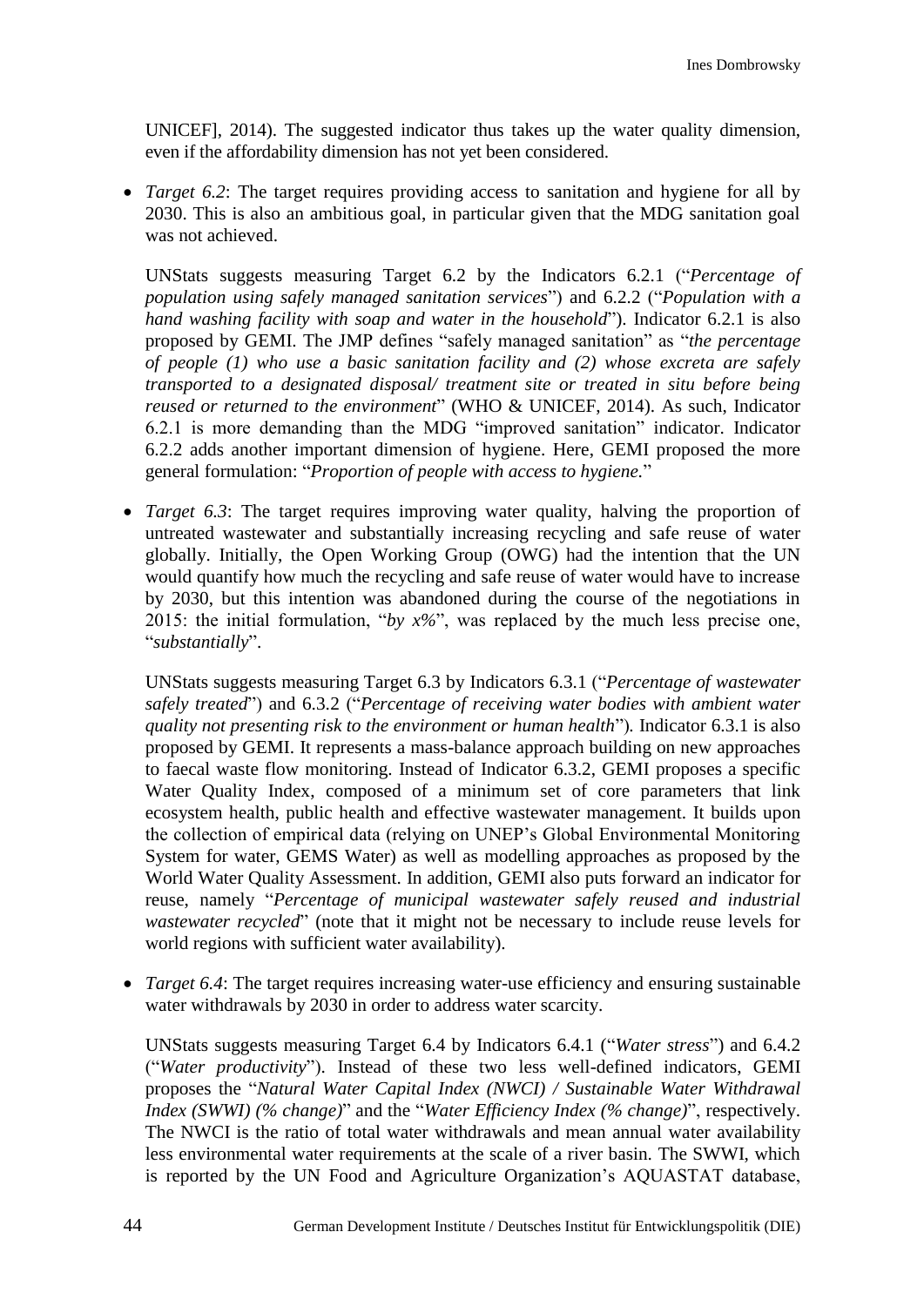UNICEF], 2014). The suggested indicator thus takes up the water quality dimension, even if the affordability dimension has not yet been considered.

- *Target 6.2*: The target requires providing access to sanitation and hygiene for all by 2030. This is also an ambitious goal, in particular given that the MDG sanitation goal was not achieved.

  UNStats suggests measuring Target 6.2 by the Indicators 6.2.1 ("*Percentage of population using safely managed sanitation services*") and 6.2.2 ("*Population with a hand washing facility with soap and water in the household*"). Indicator 6.2.1 is also proposed by GEMI. The JMP defines "safely managed sanitation" as "*the percentage of people (1) who use a basic sanitation facility and (2) whose excreta are safely transported to a designated disposal/ treatment site or treated in situ before being reused or returned to the environment*" (WHO & UNICEF, 2014). As such, Indicator 6.2.1 is more demanding than the MDG "improved sanitation" indicator. Indicator 6.2.2 adds another important dimension of hygiene. Here, GEMI proposed the more general formulation: "*Proportion of people with access to hygiene.*"

- *Target 6.3*: The target requires improving water quality, halving the proportion of untreated wastewater and substantially increasing recycling and safe reuse of water globally. Initially, the Open Working Group (OWG) had the intention that the UN would quantify how much the recycling and safe reuse of water would have to increase by 2030, but this intention was abandoned during the course of the negotiations in 2015: the initial formulation, "*by x%*", was replaced by the much less precise one, "*substantially*".

  UNStats suggests measuring Target 6.3 by Indicators 6.3.1 ("*Percentage of wastewater safely treated*") and 6.3.2 ("*Percentage of receiving water bodies with ambient water quality not presenting risk to the environment or human health*"). Indicator 6.3.1 is also proposed by GEMI. It represents a mass-balance approach building on new approaches to faecal waste flow monitoring. Instead of Indicator 6.3.2, GEMI proposes a specific Water Quality Index, composed of a minimum set of core parameters that link ecosystem health, public health and effective wastewater management. It builds upon the collection of empirical data (relying on UNEP's Global Environmental Monitoring System for water, GEMS Water) as well as modelling approaches as proposed by the World Water Quality Assessment. In addition, GEMI also puts forward an indicator for reuse, namely "*Percentage of municipal wastewater safely reused and industrial wastewater recycled*" (note that it might not be necessary to include reuse levels for world regions with sufficient water availability).

- *Target 6.4*: The target requires increasing water-use efficiency and ensuring sustainable water withdrawals by 2030 in order to address water scarcity.

  UNStats suggests measuring Target 6.4 by Indicators 6.4.1 ("*Water stress*") and 6.4.2 ("*Water productivity*"). Instead of these two less well-defined indicators, GEMI proposes the "*Natural Water Capital Index (NWCI) / Sustainable Water Withdrawal Index (SWWI) (% change)*" and the "*Water Efficiency Index (% change)*", respectively. The NWCI is the ratio of total water withdrawals and mean annual water availability less environmental water requirements at the scale of a river basin. The SWWI, which is reported by the UN Food and Agriculture Organization's AQUASTAT database,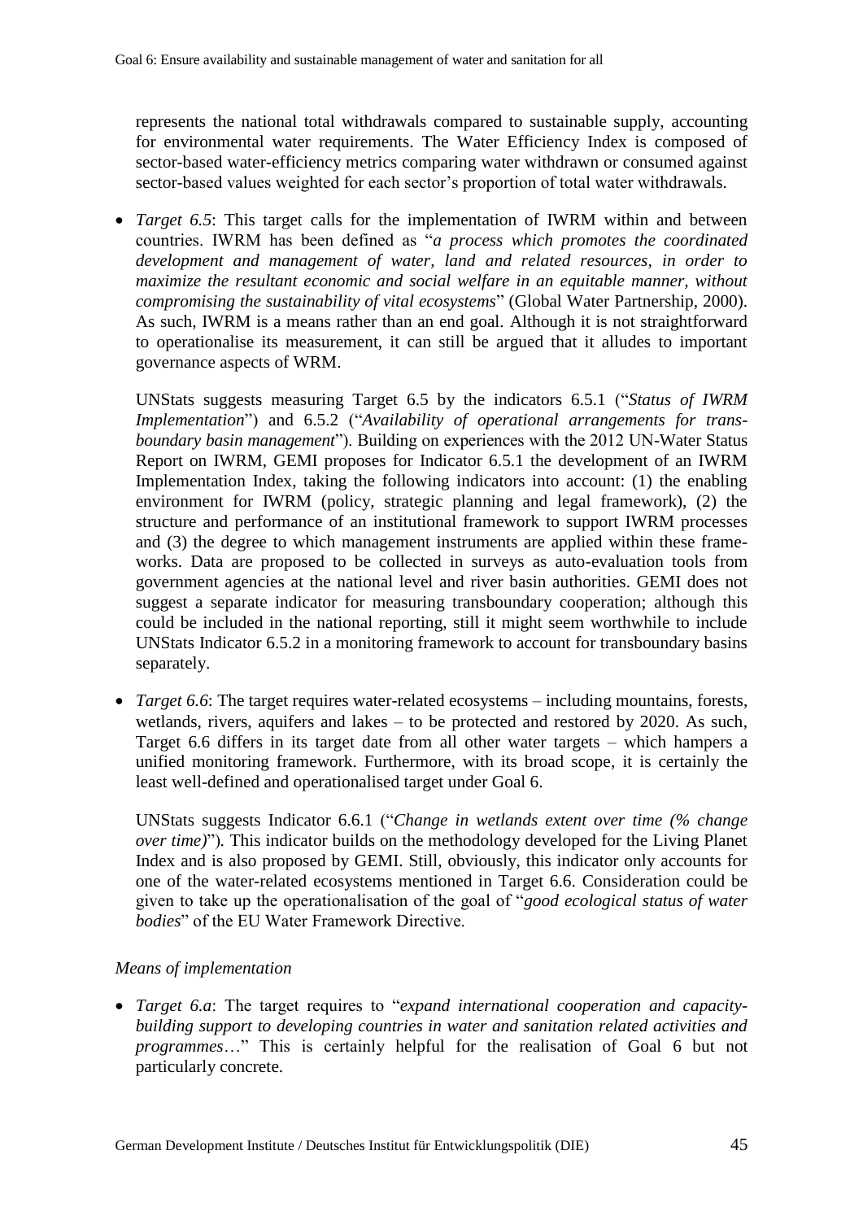represents the national total withdrawals compared to sustainable supply, accounting for environmental water requirements. The Water Efficiency Index is composed of sector-based water-efficiency metrics comparing water withdrawn or consumed against sector-based values weighted for each sector's proportion of total water withdrawals.

- *Target 6.5*: This target calls for the implementation of IWRM within and between countries. IWRM has been defined as "*a process which promotes the coordinated development and management of water, land and related resources, in order to maximize the resultant economic and social welfare in an equitable manner, without compromising the sustainability of vital ecosystems*" (Global Water Partnership, 2000). As such, IWRM is a means rather than an end goal. Although it is not straightforward to operationalise its measurement, it can still be argued that it alludes to important governance aspects of WRM.

  UNStats suggests measuring Target 6.5 by the indicators 6.5.1 ("*Status of IWRM Implementation*") and 6.5.2 ("*Availability of operational arrangements for trans-boundary basin management*"). Building on experiences with the 2012 UN-Water Status Report on IWRM, GEMI proposes for Indicator 6.5.1 the development of an IWRM Implementation Index, taking the following indicators into account: (1) the enabling environment for IWRM (policy, strategic planning and legal framework), (2) the structure and performance of an institutional framework to support IWRM processes and (3) the degree to which management instruments are applied within these frame-works. Data are proposed to be collected in surveys as auto-evaluation tools from government agencies at the national level and river basin authorities. GEMI does not suggest a separate indicator for measuring transboundary cooperation; although this could be included in the national reporting, still it might seem worthwhile to include UNStats Indicator 6.5.2 in a monitoring framework to account for transboundary basins separately.

- *Target 6.6*: The target requires water-related ecosystems – including mountains, forests, wetlands, rivers, aquifers and lakes – to be protected and restored by 2020. As such, Target 6.6 differs in its target date from all other water targets – which hampers a unified monitoring framework. Furthermore, with its broad scope, it is certainly the least well-defined and operationalised target under Goal 6.

  UNStats suggests Indicator 6.6.1 ("*Change in wetlands extent over time (% change over time)*"). This indicator builds on the methodology developed for the Living Planet Index and is also proposed by GEMI. Still, obviously, this indicator only accounts for one of the water-related ecosystems mentioned in Target 6.6. Consideration could be given to take up the operationalisation of the goal of "*good ecological status of water bodies*" of the EU Water Framework Directive.

*Means of implementation*

- *Target 6.a*: The target requires to "*expand international cooperation and capacity-building support to developing countries in water and sanitation related activities and programmes*…" This is certainly helpful for the realisation of Goal 6 but not particularly concrete.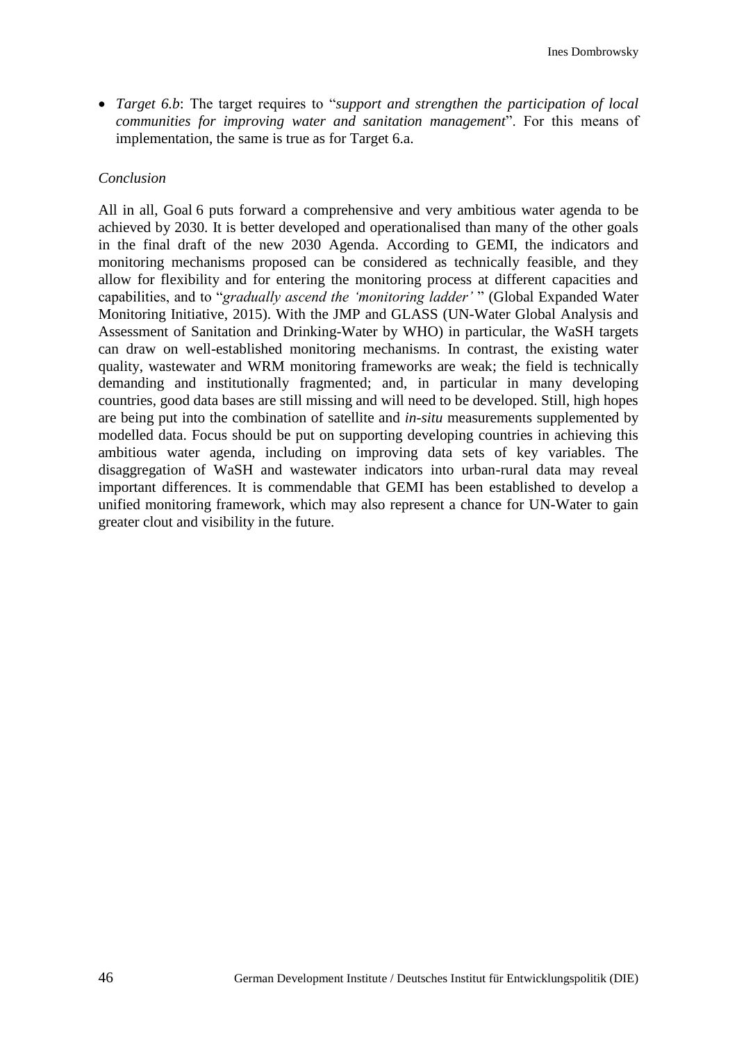- *Target 6.b*: The target requires to "*support and strengthen the participation of local communities for improving water and sanitation management*". For this means of implementation, the same is true as for Target 6.a.

*Conclusion*

All in all, Goal 6 puts forward a comprehensive and very ambitious water agenda to be achieved by 2030. It is better developed and operationalised than many of the other goals in the final draft of the new 2030 Agenda. According to GEMI, the indicators and monitoring mechanisms proposed can be considered as technically feasible, and they allow for flexibility and for entering the monitoring process at different capacities and capabilities, and to "*gradually ascend the 'monitoring ladder'* " (Global Expanded Water Monitoring Initiative, 2015). With the JMP and GLASS (UN-Water Global Analysis and Assessment of Sanitation and Drinking-Water by WHO) in particular, the WaSH targets can draw on well-established monitoring mechanisms. In contrast, the existing water quality, wastewater and WRM monitoring frameworks are weak; the field is technically demanding and institutionally fragmented; and, in particular in many developing countries, good data bases are still missing and will need to be developed. Still, high hopes are being put into the combination of satellite and *in-situ* measurements supplemented by modelled data. Focus should be put on supporting developing countries in achieving this ambitious water agenda, including on improving data sets of key variables. The disaggregation of WaSH and wastewater indicators into urban-rural data may reveal important differences. It is commendable that GEMI has been established to develop a unified monitoring framework, which may also represent a chance for UN-Water to gain greater clout and visibility in the future.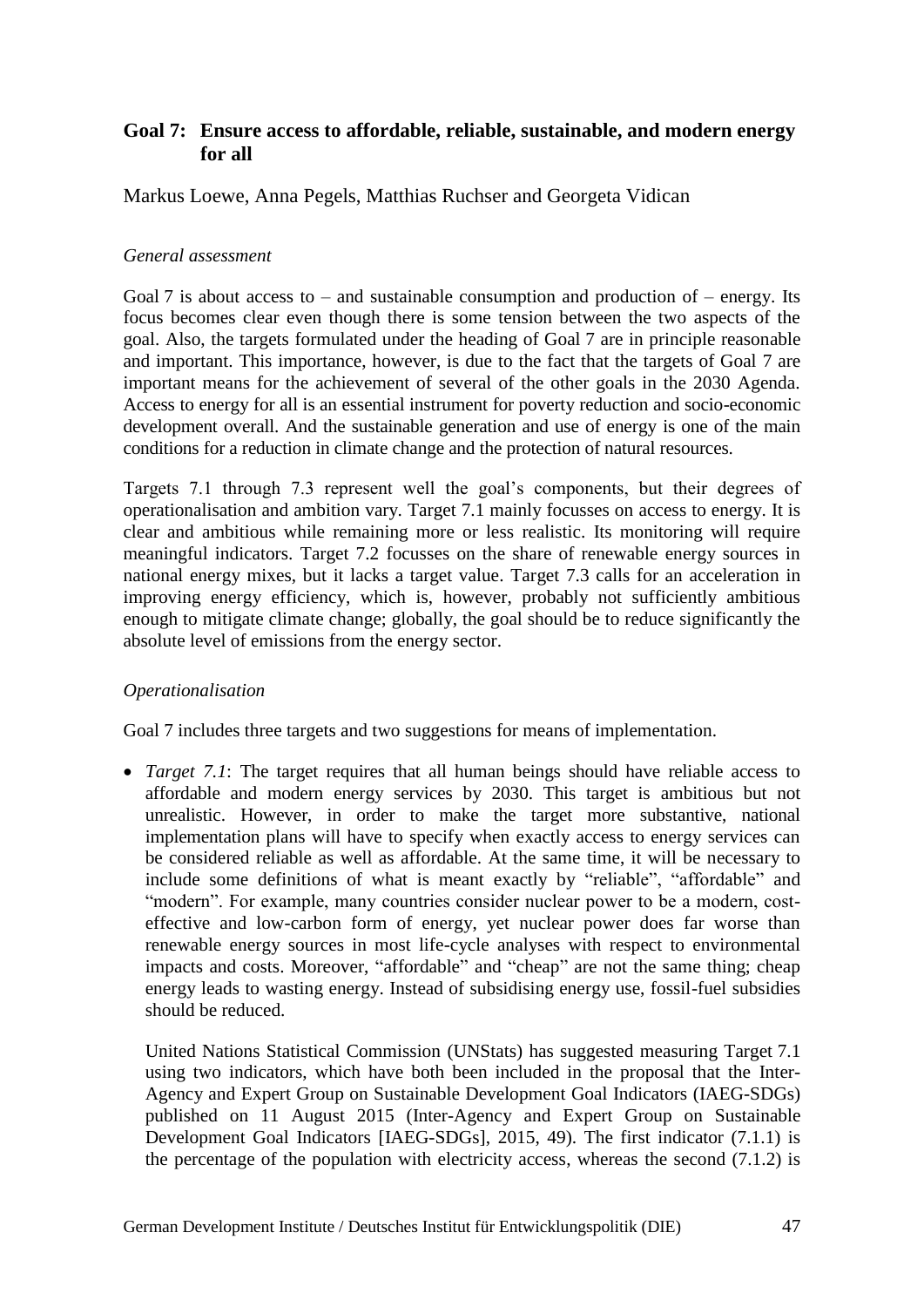## Goal 7: Ensure access to affordable, reliable, sustainable, and modern energy for all

Markus Loewe, Anna Pegels, Matthias Ruchser and Georgeta Vidican

*General assessment*

Goal 7 is about access to – and sustainable consumption and production of – energy. Its focus becomes clear even though there is some tension between the two aspects of the goal. Also, the targets formulated under the heading of Goal 7 are in principle reasonable and important. This importance, however, is due to the fact that the targets of Goal 7 are important means for the achievement of several of the other goals in the 2030 Agenda. Access to energy for all is an essential instrument for poverty reduction and socio-economic development overall. And the sustainable generation and use of energy is one of the main conditions for a reduction in climate change and the protection of natural resources.

Targets 7.1 through 7.3 represent well the goal's components, but their degrees of operationalisation and ambition vary. Target 7.1 mainly focusses on access to energy. It is clear and ambitious while remaining more or less realistic. Its monitoring will require meaningful indicators. Target 7.2 focusses on the share of renewable energy sources in national energy mixes, but it lacks a target value. Target 7.3 calls for an acceleration in improving energy efficiency, which is, however, probably not sufficiently ambitious enough to mitigate climate change; globally, the goal should be to reduce significantly the absolute level of emissions from the energy sector.

*Operationalisation*

Goal 7 includes three targets and two suggestions for means of implementation.

- *Target 7.1*: The target requires that all human beings should have reliable access to affordable and modern energy services by 2030. This target is ambitious but not unrealistic. However, in order to make the target more substantive, national implementation plans will have to specify when exactly access to energy services can be considered reliable as well as affordable. At the same time, it will be necessary to include some definitions of what is meant exactly by "reliable", "affordable" and "modern". For example, many countries consider nuclear power to be a modern, cost-effective and low-carbon form of energy, yet nuclear power does far worse than renewable energy sources in most life-cycle analyses with respect to environmental impacts and costs. Moreover, "affordable" and "cheap" are not the same thing; cheap energy leads to wasting energy. Instead of subsidising energy use, fossil-fuel subsidies should be reduced.

  United Nations Statistical Commission (UNStats) has suggested measuring Target 7.1 using two indicators, which have both been included in the proposal that the Inter-Agency and Expert Group on Sustainable Development Goal Indicators (IAEG-SDGs) published on 11 August 2015 (Inter-Agency and Expert Group on Sustainable Development Goal Indicators [IAEG-SDGs], 2015, 49). The first indicator (7.1.1) is the percentage of the population with electricity access, whereas the second (7.1.2) is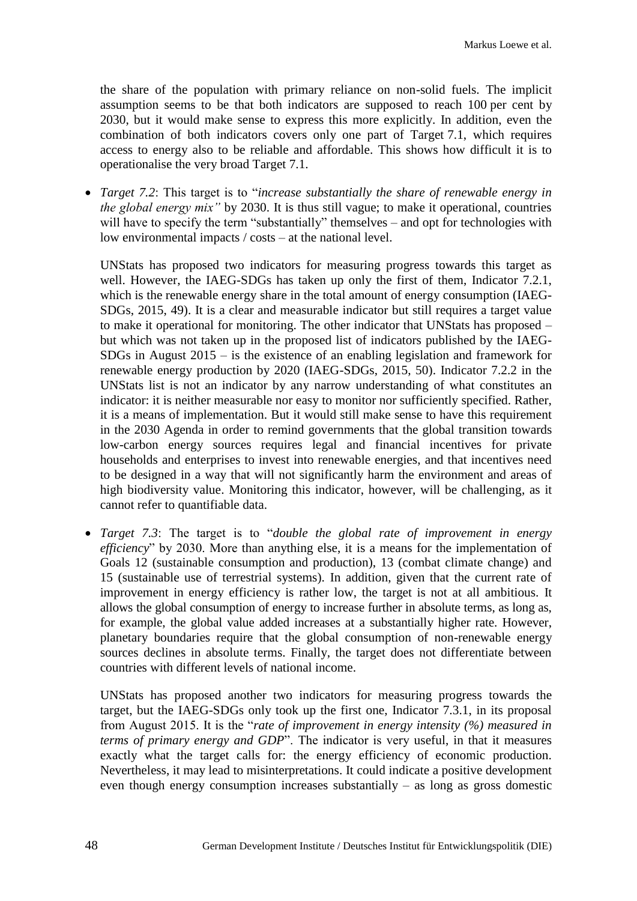the share of the population with primary reliance on non-solid fuels. The implicit assumption seems to be that both indicators are supposed to reach 100 per cent by 2030, but it would make sense to express this more explicitly. In addition, even the combination of both indicators covers only one part of Target 7.1, which requires access to energy also to be reliable and affordable. This shows how difficult it is to operationalise the very broad Target 7.1.

- *Target 7.2*: This target is to "*increase substantially the share of renewable energy in the global energy mix"* by 2030. It is thus still vague; to make it operational, countries will have to specify the term "substantially" themselves – and opt for technologies with low environmental impacts / costs – at the national level.

  UNStats has proposed two indicators for measuring progress towards this target as well. However, the IAEG-SDGs has taken up only the first of them, Indicator 7.2.1, which is the renewable energy share in the total amount of energy consumption (IAEG-SDGs, 2015, 49). It is a clear and measurable indicator but still requires a target value to make it operational for monitoring. The other indicator that UNStats has proposed – but which was not taken up in the proposed list of indicators published by the IAEG-SDGs in August 2015 – is the existence of an enabling legislation and framework for renewable energy production by 2020 (IAEG-SDGs, 2015, 50). Indicator 7.2.2 in the UNStats list is not an indicator by any narrow understanding of what constitutes an indicator: it is neither measurable nor easy to monitor nor sufficiently specified. Rather, it is a means of implementation. But it would still make sense to have this requirement in the 2030 Agenda in order to remind governments that the global transition towards low-carbon energy sources requires legal and financial incentives for private households and enterprises to invest into renewable energies, and that incentives need to be designed in a way that will not significantly harm the environment and areas of high biodiversity value. Monitoring this indicator, however, will be challenging, as it cannot refer to quantifiable data.

- *Target 7.3*: The target is to "*double the global rate of improvement in energy efficiency*" by 2030. More than anything else, it is a means for the implementation of Goals 12 (sustainable consumption and production), 13 (combat climate change) and 15 (sustainable use of terrestrial systems). In addition, given that the current rate of improvement in energy efficiency is rather low, the target is not at all ambitious. It allows the global consumption of energy to increase further in absolute terms, as long as, for example, the global value added increases at a substantially higher rate. However, planetary boundaries require that the global consumption of non-renewable energy sources declines in absolute terms. Finally, the target does not differentiate between countries with different levels of national income.

  UNStats has proposed another two indicators for measuring progress towards the target, but the IAEG-SDGs only took up the first one, Indicator 7.3.1, in its proposal from August 2015. It is the "*rate of improvement in energy intensity (%) measured in terms of primary energy and GDP*". The indicator is very useful, in that it measures exactly what the target calls for: the energy efficiency of economic production. Nevertheless, it may lead to misinterpretations. It could indicate a positive development even though energy consumption increases substantially – as long as gross domestic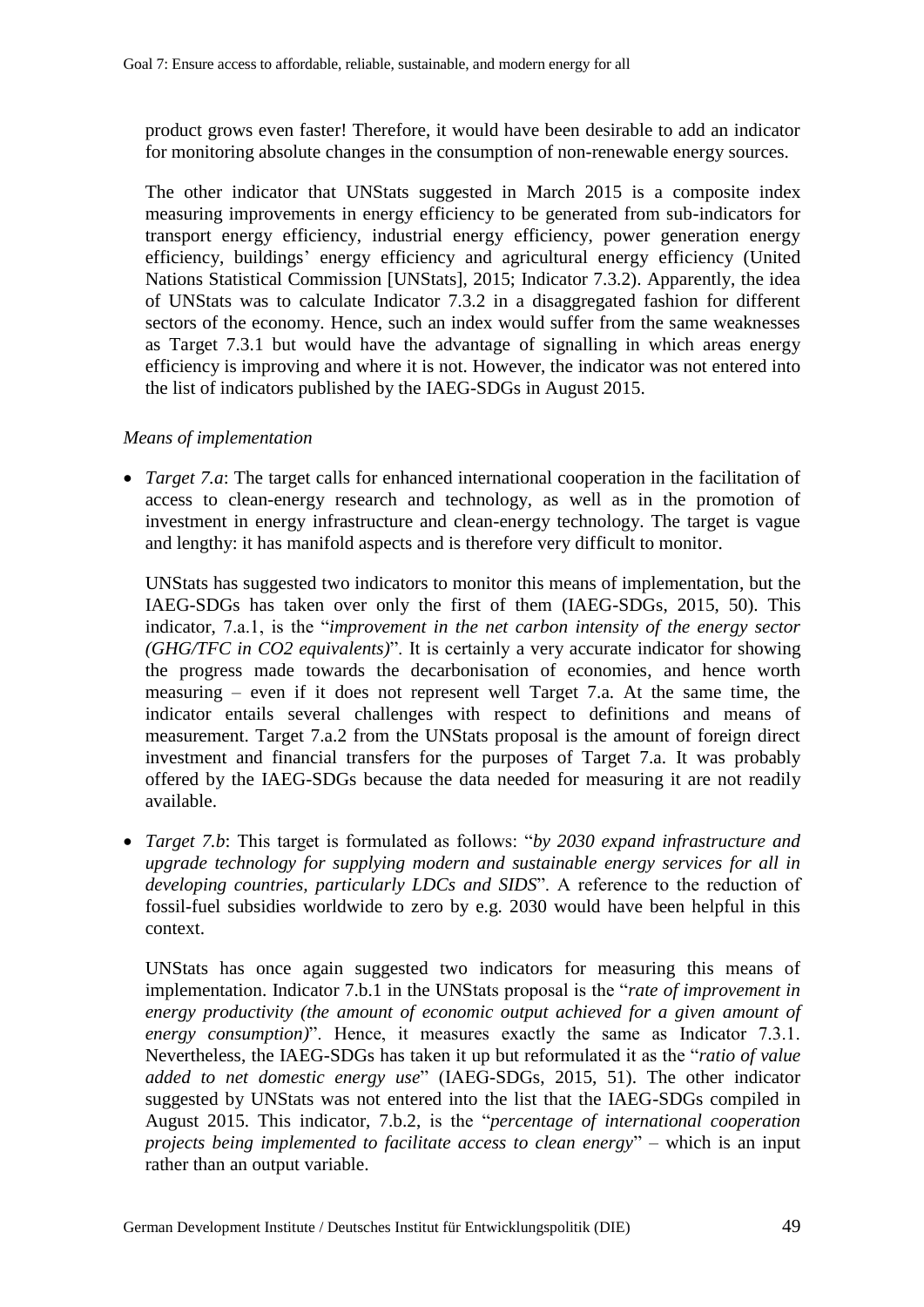product grows even faster! Therefore, it would have been desirable to add an indicator for monitoring absolute changes in the consumption of non-renewable energy sources.

The other indicator that UNStats suggested in March 2015 is a composite index measuring improvements in energy efficiency to be generated from sub-indicators for transport energy efficiency, industrial energy efficiency, power generation energy efficiency, buildings' energy efficiency and agricultural energy efficiency (United Nations Statistical Commission [UNStats], 2015; Indicator 7.3.2). Apparently, the idea of UNStats was to calculate Indicator 7.3.2 in a disaggregated fashion for different sectors of the economy. Hence, such an index would suffer from the same weaknesses as Target 7.3.1 but would have the advantage of signalling in which areas energy efficiency is improving and where it is not. However, the indicator was not entered into the list of indicators published by the IAEG-SDGs in August 2015.

*Means of implementation*

- *Target 7.a*: The target calls for enhanced international cooperation in the facilitation of access to clean-energy research and technology, as well as in the promotion of investment in energy infrastructure and clean-energy technology. The target is vague and lengthy: it has manifold aspects and is therefore very difficult to monitor.

  UNStats has suggested two indicators to monitor this means of implementation, but the IAEG-SDGs has taken over only the first of them (IAEG-SDGs, 2015, 50). This indicator, 7.a.1, is the "*improvement in the net carbon intensity of the energy sector (GHG/TFC in CO2 equivalents)*". It is certainly a very accurate indicator for showing the progress made towards the decarbonisation of economies, and hence worth measuring – even if it does not represent well Target 7.a. At the same time, the indicator entails several challenges with respect to definitions and means of measurement. Target 7.a.2 from the UNStats proposal is the amount of foreign direct investment and financial transfers for the purposes of Target 7.a. It was probably offered by the IAEG-SDGs because the data needed for measuring it are not readily available.

- *Target 7.b*: This target is formulated as follows: "*by 2030 expand infrastructure and upgrade technology for supplying modern and sustainable energy services for all in developing countries, particularly LDCs and SIDS*". A reference to the reduction of fossil-fuel subsidies worldwide to zero by e.g. 2030 would have been helpful in this context.

  UNStats has once again suggested two indicators for measuring this means of implementation. Indicator 7.b.1 in the UNStats proposal is the "*rate of improvement in energy productivity (the amount of economic output achieved for a given amount of energy consumption)*". Hence, it measures exactly the same as Indicator 7.3.1. Nevertheless, the IAEG-SDGs has taken it up but reformulated it as the "*ratio of value added to net domestic energy use*" (IAEG-SDGs, 2015, 51). The other indicator suggested by UNStats was not entered into the list that the IAEG-SDGs compiled in August 2015. This indicator, 7.b.2, is the "*percentage of international cooperation projects being implemented to facilitate access to clean energy*" – which is an input rather than an output variable.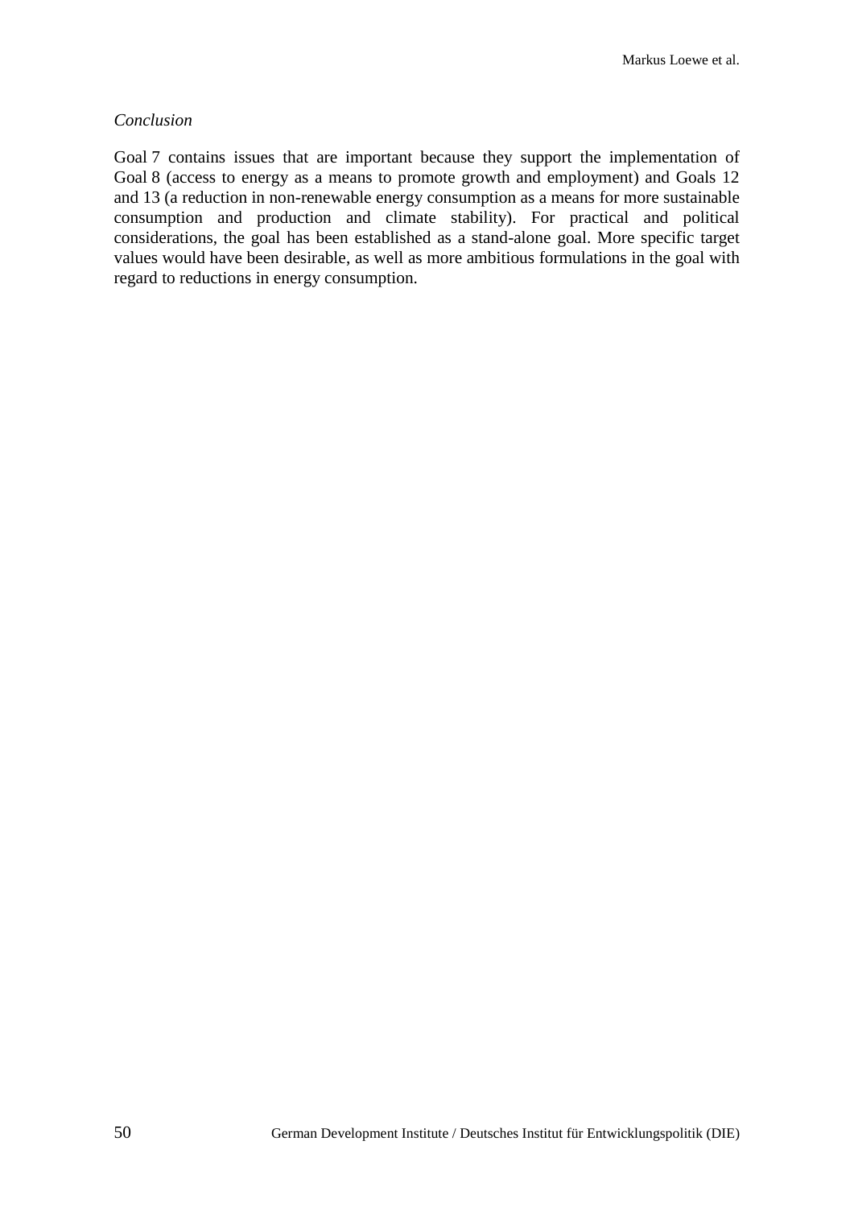*Conclusion*

Goal 7 contains issues that are important because they support the implementation of Goal 8 (access to energy as a means to promote growth and employment) and Goals 12 and 13 (a reduction in non-renewable energy consumption as a means for more sustainable consumption and production and climate stability). For practical and political considerations, the goal has been established as a stand-alone goal. More specific target values would have been desirable, as well as more ambitious formulations in the goal with regard to reductions in energy consumption.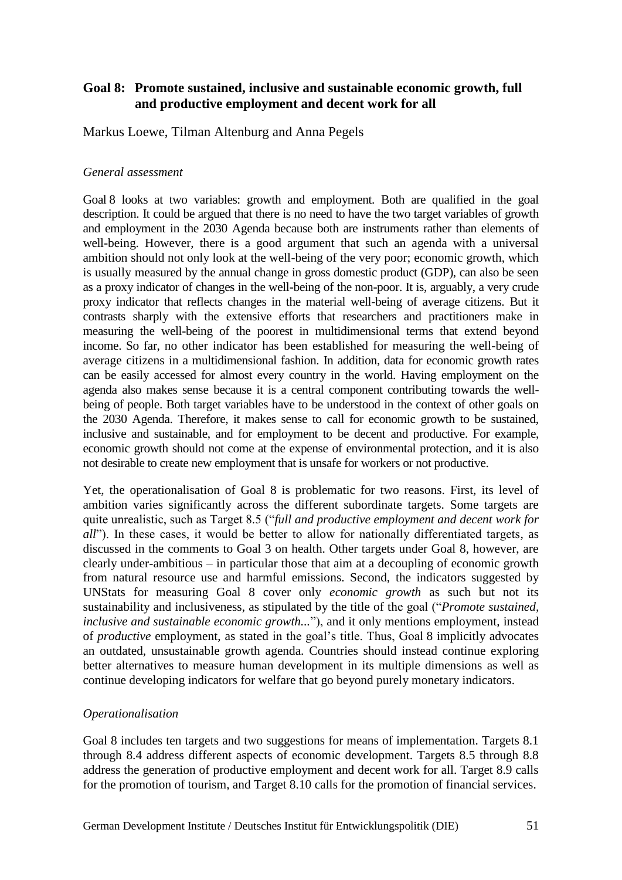## Goal 8: Promote sustained, inclusive and sustainable economic growth, full and productive employment and decent work for all

Markus Loewe, Tilman Altenburg and Anna Pegels

*General assessment*

Goal 8 looks at two variables: growth and employment. Both are qualified in the goal description. It could be argued that there is no need to have the two target variables of growth and employment in the 2030 Agenda because both are instruments rather than elements of well-being. However, there is a good argument that such an agenda with a universal ambition should not only look at the well-being of the very poor; economic growth, which is usually measured by the annual change in gross domestic product (GDP), can also be seen as a proxy indicator of changes in the well-being of the non-poor. It is, arguably, a very crude proxy indicator that reflects changes in the material well-being of average citizens. But it contrasts sharply with the extensive efforts that researchers and practitioners make in measuring the well-being of the poorest in multidimensional terms that extend beyond income. So far, no other indicator has been established for measuring the well-being of average citizens in a multidimensional fashion. In addition, data for economic growth rates can be easily accessed for almost every country in the world. Having employment on the agenda also makes sense because it is a central component contributing towards the well-being of people. Both target variables have to be understood in the context of other goals on the 2030 Agenda. Therefore, it makes sense to call for economic growth to be sustained, inclusive and sustainable, and for employment to be decent and productive. For example, economic growth should not come at the expense of environmental protection, and it is also not desirable to create new employment that is unsafe for workers or not productive.

Yet, the operationalisation of Goal 8 is problematic for two reasons. First, its level of ambition varies significantly across the different subordinate targets. Some targets are quite unrealistic, such as Target 8.5 ("*full and productive employment and decent work for all*"). In these cases, it would be better to allow for nationally differentiated targets, as discussed in the comments to Goal 3 on health. Other targets under Goal 8, however, are clearly under-ambitious – in particular those that aim at a decoupling of economic growth from natural resource use and harmful emissions. Second, the indicators suggested by UNStats for measuring Goal 8 cover only *economic growth* as such but not its sustainability and inclusiveness, as stipulated by the title of the goal ("*Promote sustained, inclusive and sustainable economic growth...*"), and it only mentions employment, instead of *productive* employment, as stated in the goal's title. Thus, Goal 8 implicitly advocates an outdated, unsustainable growth agenda. Countries should instead continue exploring better alternatives to measure human development in its multiple dimensions as well as continue developing indicators for welfare that go beyond purely monetary indicators.

*Operationalisation*

Goal 8 includes ten targets and two suggestions for means of implementation. Targets 8.1 through 8.4 address different aspects of economic development. Targets 8.5 through 8.8 address the generation of productive employment and decent work for all. Target 8.9 calls for the promotion of tourism, and Target 8.10 calls for the promotion of financial services.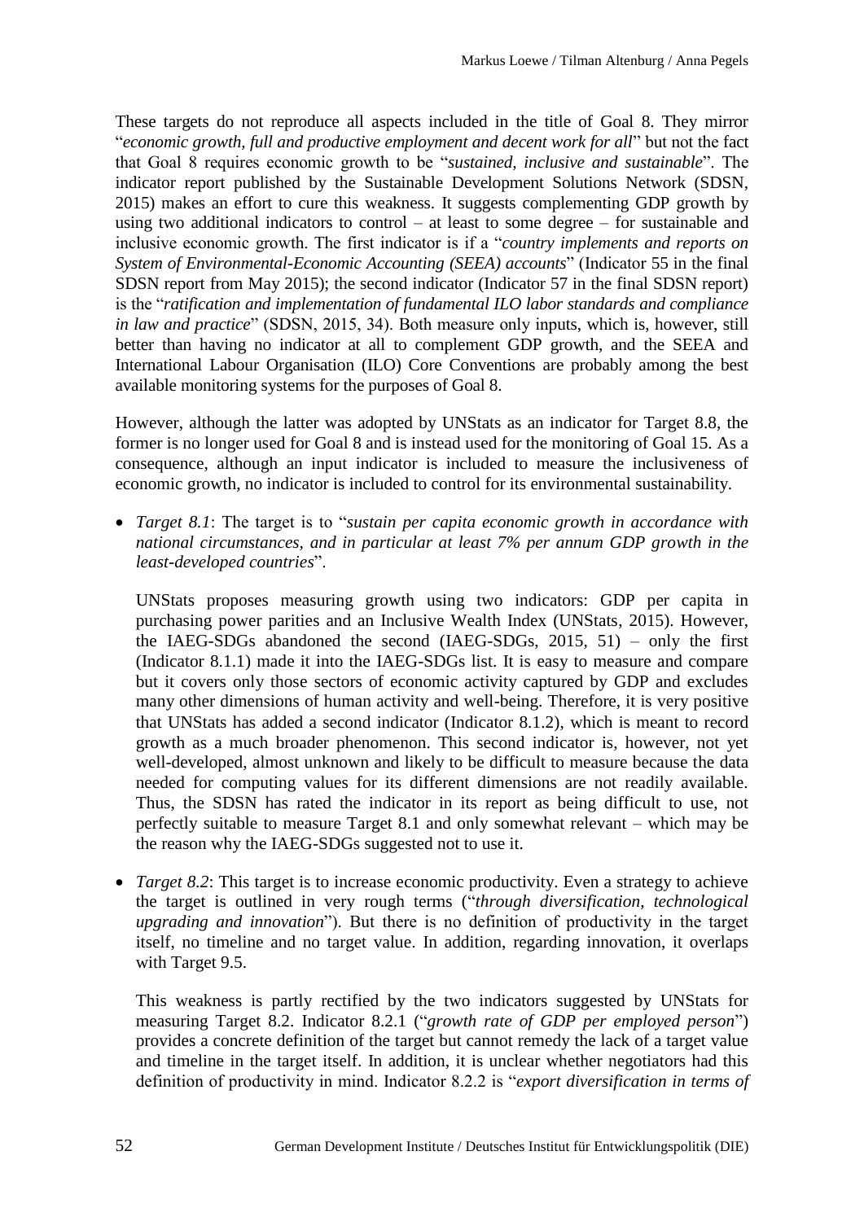These targets do not reproduce all aspects included in the title of Goal 8. They mirror "*economic growth, full and productive employment and decent work for all*" but not the fact that Goal 8 requires economic growth to be "*sustained, inclusive and sustainable*". The indicator report published by the Sustainable Development Solutions Network (SDSN, 2015) makes an effort to cure this weakness. It suggests complementing GDP growth by using two additional indicators to control – at least to some degree – for sustainable and inclusive economic growth. The first indicator is if a "*country implements and reports on System of Environmental-Economic Accounting (SEEA) accounts*" (Indicator 55 in the final SDSN report from May 2015); the second indicator (Indicator 57 in the final SDSN report) is the "*ratification and implementation of fundamental ILO labor standards and compliance in law and practice*" (SDSN, 2015, 34). Both measure only inputs, which is, however, still better than having no indicator at all to complement GDP growth, and the SEEA and International Labour Organisation (ILO) Core Conventions are probably among the best available monitoring systems for the purposes of Goal 8.

However, although the latter was adopted by UNStats as an indicator for Target 8.8, the former is no longer used for Goal 8 and is instead used for the monitoring of Goal 15. As a consequence, although an input indicator is included to measure the inclusiveness of economic growth, no indicator is included to control for its environmental sustainability.

- *Target 8.1*: The target is to "*sustain per capita economic growth in accordance with national circumstances, and in particular at least 7% per annum GDP growth in the least-developed countries*".

  UNStats proposes measuring growth using two indicators: GDP per capita in purchasing power parities and an Inclusive Wealth Index (UNStats, 2015). However, the IAEG-SDGs abandoned the second (IAEG-SDGs, 2015, 51) – only the first (Indicator 8.1.1) made it into the IAEG-SDGs list. It is easy to measure and compare but it covers only those sectors of economic activity captured by GDP and excludes many other dimensions of human activity and well-being. Therefore, it is very positive that UNStats has added a second indicator (Indicator 8.1.2), which is meant to record growth as a much broader phenomenon. This second indicator is, however, not yet well-developed, almost unknown and likely to be difficult to measure because the data needed for computing values for its different dimensions are not readily available. Thus, the SDSN has rated the indicator in its report as being difficult to use, not perfectly suitable to measure Target 8.1 and only somewhat relevant – which may be the reason why the IAEG-SDGs suggested not to use it.

- *Target 8.2*: This target is to increase economic productivity. Even a strategy to achieve the target is outlined in very rough terms ("*through diversification, technological upgrading and innovation*"). But there is no definition of productivity in the target itself, no timeline and no target value. In addition, regarding innovation, it overlaps with Target 9.5.

  This weakness is partly rectified by the two indicators suggested by UNStats for measuring Target 8.2. Indicator 8.2.1 ("*growth rate of GDP per employed person*") provides a concrete definition of the target but cannot remedy the lack of a target value and timeline in the target itself. In addition, it is unclear whether negotiators had this definition of productivity in mind. Indicator 8.2.2 is "*export diversification in terms of*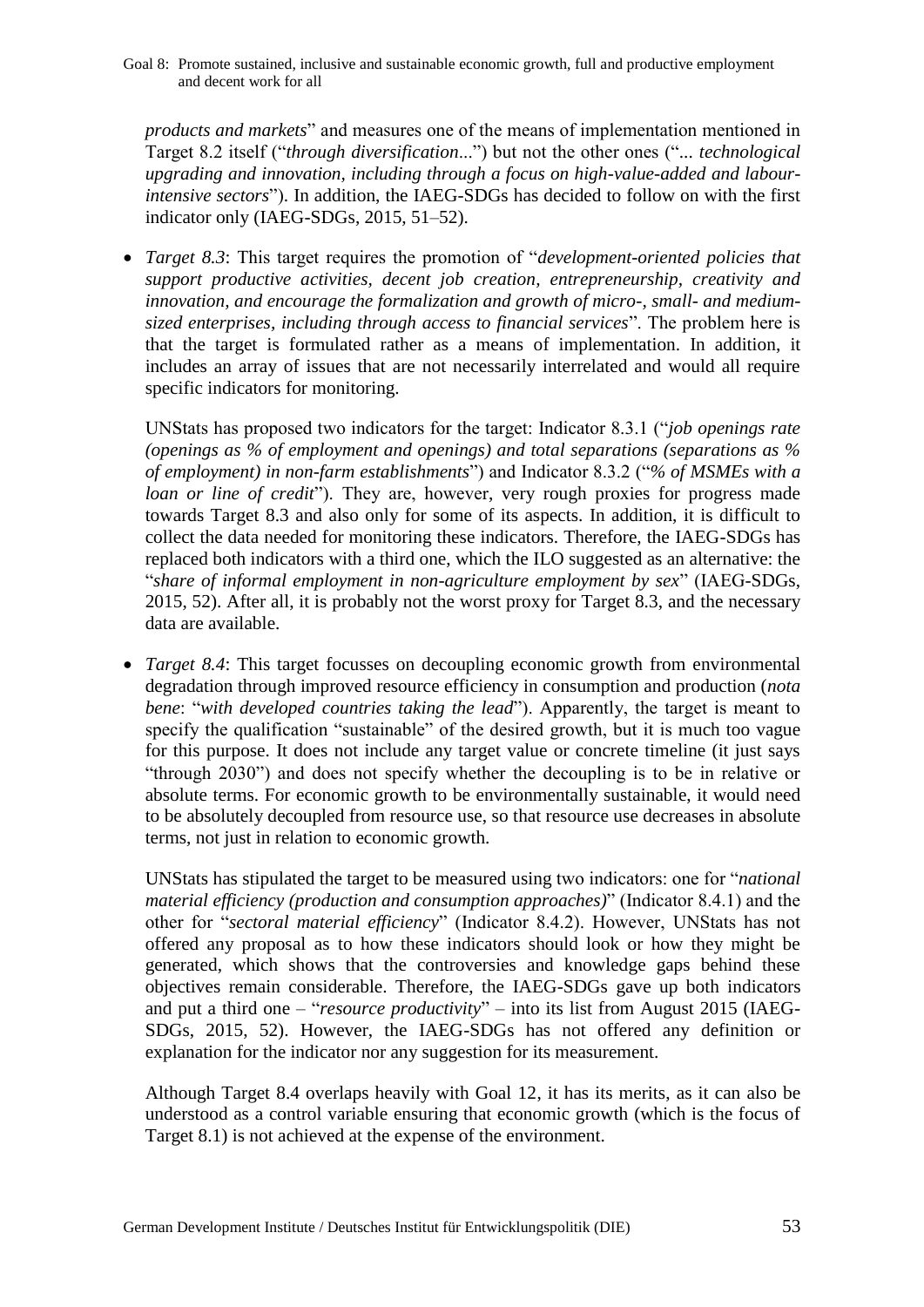*products and markets*" and measures one of the means of implementation mentioned in Target 8.2 itself ("*through diversification*...") but not the other ones ("... *technological upgrading and innovation, including through a focus on high-value-added and labour-intensive sectors*"). In addition, the IAEG-SDGs has decided to follow on with the first indicator only (IAEG-SDGs, 2015, 51–52).

- *Target 8.3*: This target requires the promotion of "*development-oriented policies that support productive activities, decent job creation, entrepreneurship, creativity and innovation, and encourage the formalization and growth of micro-, small- and medium-sized enterprises, including through access to financial services*". The problem here is that the target is formulated rather as a means of implementation. In addition, it includes an array of issues that are not necessarily interrelated and would all require specific indicators for monitoring.

  UNStats has proposed two indicators for the target: Indicator 8.3.1 ("*job openings rate (openings as % of employment and openings) and total separations (separations as % of employment) in non-farm establishments*") and Indicator 8.3.2 ("*% of MSMEs with a loan or line of credit*"). They are, however, very rough proxies for progress made towards Target 8.3 and also only for some of its aspects. In addition, it is difficult to collect the data needed for monitoring these indicators. Therefore, the IAEG-SDGs has replaced both indicators with a third one, which the ILO suggested as an alternative: the "*share of informal employment in non-agriculture employment by sex*" (IAEG-SDGs, 2015, 52). After all, it is probably not the worst proxy for Target 8.3, and the necessary data are available.

- *Target 8.4*: This target focusses on decoupling economic growth from environmental degradation through improved resource efficiency in consumption and production (*nota bene*: "*with developed countries taking the lead*"). Apparently, the target is meant to specify the qualification "sustainable" of the desired growth, but it is much too vague for this purpose. It does not include any target value or concrete timeline (it just says "through 2030") and does not specify whether the decoupling is to be in relative or absolute terms. For economic growth to be environmentally sustainable, it would need to be absolutely decoupled from resource use, so that resource use decreases in absolute terms, not just in relation to economic growth.

  UNStats has stipulated the target to be measured using two indicators: one for "*national material efficiency (production and consumption approaches)*" (Indicator 8.4.1) and the other for "*sectoral material efficiency*" (Indicator 8.4.2). However, UNStats has not offered any proposal as to how these indicators should look or how they might be generated, which shows that the controversies and knowledge gaps behind these objectives remain considerable. Therefore, the IAEG-SDGs gave up both indicators and put a third one – "*resource productivity*" – into its list from August 2015 (IAEG-SDGs, 2015, 52). However, the IAEG-SDGs has not offered any definition or explanation for the indicator nor any suggestion for its measurement.

  Although Target 8.4 overlaps heavily with Goal 12, it has its merits, as it can also be understood as a control variable ensuring that economic growth (which is the focus of Target 8.1) is not achieved at the expense of the environment.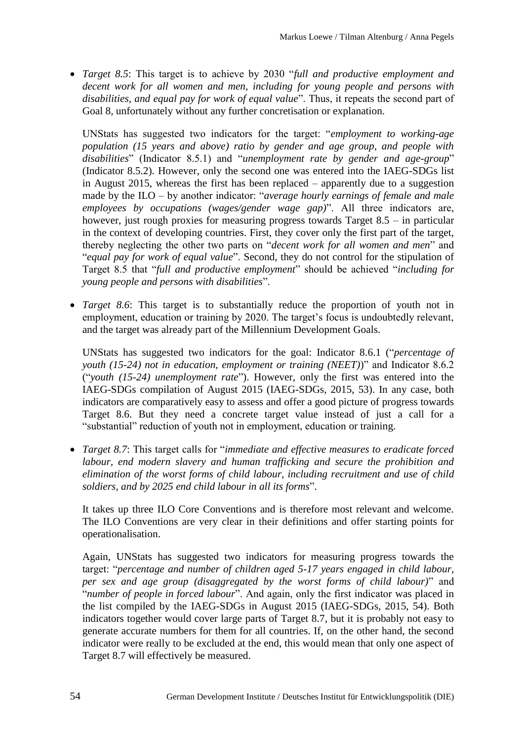- *Target 8.5*: This target is to achieve by 2030 "*full and productive employment and decent work for all women and men, including for young people and persons with disabilities, and equal pay for work of equal value*". Thus, it repeats the second part of Goal 8, unfortunately without any further concretisation or explanation.

  UNStats has suggested two indicators for the target: "*employment to working-age population (15 years and above) ratio by gender and age group, and people with disabilities*" (Indicator 8.5.1) and "*unemployment rate by gender and age-group*" (Indicator 8.5.2). However, only the second one was entered into the IAEG-SDGs list in August 2015, whereas the first has been replaced – apparently due to a suggestion made by the ILO – by another indicator: "*average hourly earnings of female and male employees by occupations (wages/gender wage gap)*". All three indicators are, however, just rough proxies for measuring progress towards Target 8.5 – in particular in the context of developing countries. First, they cover only the first part of the target, thereby neglecting the other two parts on "*decent work for all women and men*" and "*equal pay for work of equal value*". Second, they do not control for the stipulation of Target 8.5 that "*full and productive employment*" should be achieved "*including for young people and persons with disabilities*".

- *Target 8.6*: This target is to substantially reduce the proportion of youth not in employment, education or training by 2020. The target's focus is undoubtedly relevant, and the target was already part of the Millennium Development Goals.

  UNStats has suggested two indicators for the goal: Indicator 8.6.1 ("*percentage of youth (15-24) not in education, employment or training (NEET)*)" and Indicator 8.6.2 ("*youth (15-24) unemployment rate*"). However, only the first was entered into the IAEG-SDGs compilation of August 2015 (IAEG-SDGs, 2015, 53). In any case, both indicators are comparatively easy to assess and offer a good picture of progress towards Target 8.6. But they need a concrete target value instead of just a call for a "substantial" reduction of youth not in employment, education or training.

- *Target 8.7*: This target calls for "*immediate and effective measures to eradicate forced labour, end modern slavery and human trafficking and secure the prohibition and elimination of the worst forms of child labour, including recruitment and use of child soldiers, and by 2025 end child labour in all its forms*".

  It takes up three ILO Core Conventions and is therefore most relevant and welcome. The ILO Conventions are very clear in their definitions and offer starting points for operationalisation.

  Again, UNStats has suggested two indicators for measuring progress towards the target: "*percentage and number of children aged 5-17 years engaged in child labour, per sex and age group (disaggregated by the worst forms of child labour)*" and "*number of people in forced labour*". And again, only the first indicator was placed in the list compiled by the IAEG-SDGs in August 2015 (IAEG-SDGs, 2015, 54). Both indicators together would cover large parts of Target 8.7, but it is probably not easy to generate accurate numbers for them for all countries. If, on the other hand, the second indicator were really to be excluded at the end, this would mean that only one aspect of Target 8.7 will effectively be measured.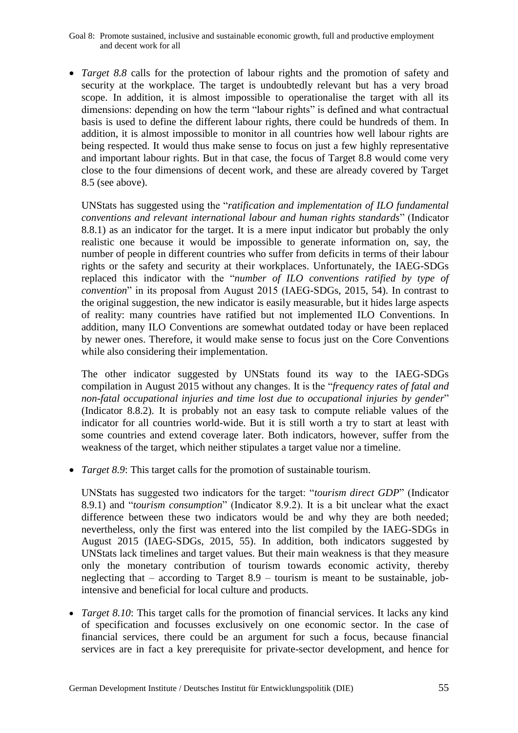- *Target 8.8* calls for the protection of labour rights and the promotion of safety and security at the workplace. The target is undoubtedly relevant but has a very broad scope. In addition, it is almost impossible to operationalise the target with all its dimensions: depending on how the term "labour rights" is defined and what contractual basis is used to define the different labour rights, there could be hundreds of them. In addition, it is almost impossible to monitor in all countries how well labour rights are being respected. It would thus make sense to focus on just a few highly representative and important labour rights. But in that case, the focus of Target 8.8 would come very close to the four dimensions of decent work, and these are already covered by Target 8.5 (see above).

  UNStats has suggested using the "*ratification and implementation of ILO fundamental conventions and relevant international labour and human rights standards*" (Indicator 8.8.1) as an indicator for the target. It is a mere input indicator but probably the only realistic one because it would be impossible to generate information on, say, the number of people in different countries who suffer from deficits in terms of their labour rights or the safety and security at their workplaces. Unfortunately, the IAEG-SDGs replaced this indicator with the "*number of ILO conventions ratified by type of convention*" in its proposal from August 2015 (IAEG-SDGs, 2015, 54). In contrast to the original suggestion, the new indicator is easily measurable, but it hides large aspects of reality: many countries have ratified but not implemented ILO Conventions. In addition, many ILO Conventions are somewhat outdated today or have been replaced by newer ones. Therefore, it would make sense to focus just on the Core Conventions while also considering their implementation.

  The other indicator suggested by UNStats found its way to the IAEG-SDGs compilation in August 2015 without any changes. It is the "*frequency rates of fatal and non-fatal occupational injuries and time lost due to occupational injuries by gender*" (Indicator 8.8.2). It is probably not an easy task to compute reliable values of the indicator for all countries world-wide. But it is still worth a try to start at least with some countries and extend coverage later. Both indicators, however, suffer from the weakness of the target, which neither stipulates a target value nor a timeline.

- *Target 8.9*: This target calls for the promotion of sustainable tourism.

  UNStats has suggested two indicators for the target: "*tourism direct GDP*" (Indicator 8.9.1) and "*tourism consumption*" (Indicator 8.9.2). It is a bit unclear what the exact difference between these two indicators would be and why they are both needed; nevertheless, only the first was entered into the list compiled by the IAEG-SDGs in August 2015 (IAEG-SDGs, 2015, 55). In addition, both indicators suggested by UNStats lack timelines and target values. But their main weakness is that they measure only the monetary contribution of tourism towards economic activity, thereby neglecting that – according to Target 8.9 – tourism is meant to be sustainable, job-intensive and beneficial for local culture and products.

- *Target 8.10*: This target calls for the promotion of financial services. It lacks any kind of specification and focusses exclusively on one economic sector. In the case of financial services, there could be an argument for such a focus, because financial services are in fact a key prerequisite for private-sector development, and hence for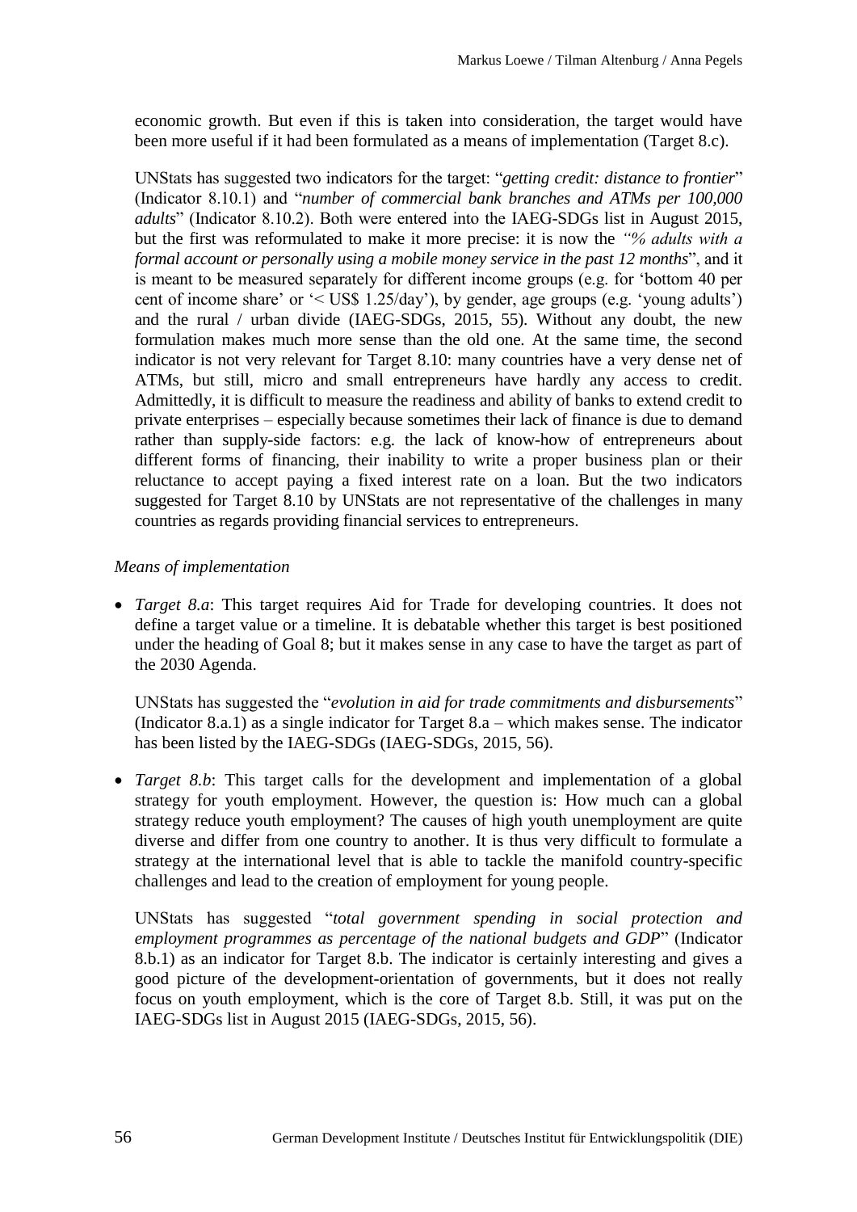economic growth. But even if this is taken into consideration, the target would have been more useful if it had been formulated as a means of implementation (Target 8.c).

UNStats has suggested two indicators for the target: "*getting credit: distance to frontier*" (Indicator 8.10.1) and "*number of commercial bank branches and ATMs per 100,000 adults*" (Indicator 8.10.2). Both were entered into the IAEG-SDGs list in August 2015, but the first was reformulated to make it more precise: it is now the *"% adults with a formal account or personally using a mobile money service in the past 12 months*", and it is meant to be measured separately for different income groups (e.g. for 'bottom 40 per cent of income share' or '< US$ 1.25/day'), by gender, age groups (e.g. 'young adults') and the rural / urban divide (IAEG-SDGs, 2015, 55). Without any doubt, the new formulation makes much more sense than the old one. At the same time, the second indicator is not very relevant for Target 8.10: many countries have a very dense net of ATMs, but still, micro and small entrepreneurs have hardly any access to credit. Admittedly, it is difficult to measure the readiness and ability of banks to extend credit to private enterprises – especially because sometimes their lack of finance is due to demand rather than supply-side factors: e.g. the lack of know-how of entrepreneurs about different forms of financing, their inability to write a proper business plan or their reluctance to accept paying a fixed interest rate on a loan. But the two indicators suggested for Target 8.10 by UNStats are not representative of the challenges in many countries as regards providing financial services to entrepreneurs.

*Means of implementation*

- *Target 8.a*: This target requires Aid for Trade for developing countries. It does not define a target value or a timeline. It is debatable whether this target is best positioned under the heading of Goal 8; but it makes sense in any case to have the target as part of the 2030 Agenda.

  UNStats has suggested the "*evolution in aid for trade commitments and disbursements*" (Indicator 8.a.1) as a single indicator for Target 8.a – which makes sense. The indicator has been listed by the IAEG-SDGs (IAEG-SDGs, 2015, 56).

- *Target 8.b*: This target calls for the development and implementation of a global strategy for youth employment. However, the question is: How much can a global strategy reduce youth employment? The causes of high youth unemployment are quite diverse and differ from one country to another. It is thus very difficult to formulate a strategy at the international level that is able to tackle the manifold country-specific challenges and lead to the creation of employment for young people.

  UNStats has suggested "*total government spending in social protection and employment programmes as percentage of the national budgets and GDP*" (Indicator 8.b.1) as an indicator for Target 8.b. The indicator is certainly interesting and gives a good picture of the development-orientation of governments, but it does not really focus on youth employment, which is the core of Target 8.b. Still, it was put on the IAEG-SDGs list in August 2015 (IAEG-SDGs, 2015, 56).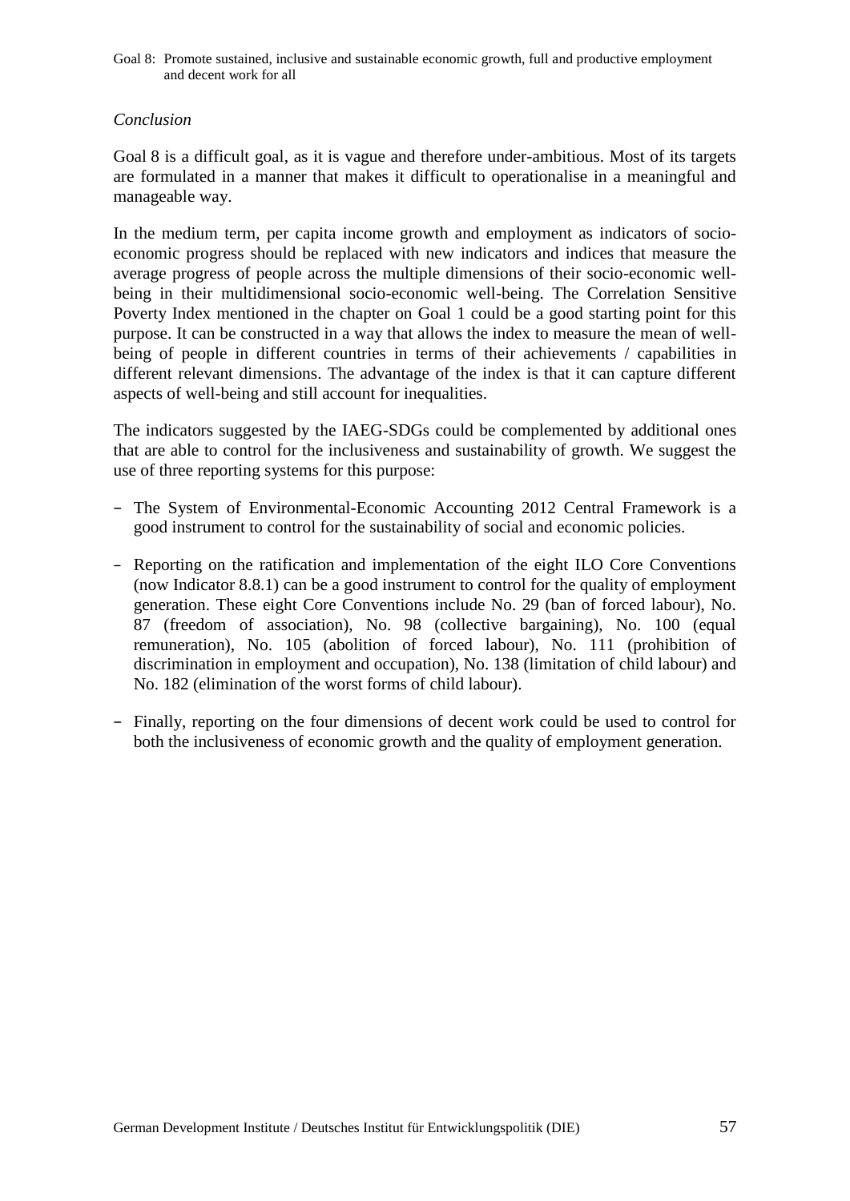*Conclusion*

Goal 8 is a difficult goal, as it is vague and therefore under-ambitious. Most of its targets are formulated in a manner that makes it difficult to operationalise in a meaningful and manageable way.

In the medium term, per capita income growth and employment as indicators of socio-economic progress should be replaced with new indicators and indices that measure the average progress of people across the multiple dimensions of their socio-economic well-being in their multidimensional socio-economic well-being. The Correlation Sensitive Poverty Index mentioned in the chapter on Goal 1 could be a good starting point for this purpose. It can be constructed in a way that allows the index to measure the mean of well-being of people in different countries in terms of their achievements / capabilities in different relevant dimensions. The advantage of the index is that it can capture different aspects of well-being and still account for inequalities.

The indicators suggested by the IAEG-SDGs could be complemented by additional ones that are able to control for the inclusiveness and sustainability of growth. We suggest the use of three reporting systems for this purpose:

- The System of Environmental-Economic Accounting 2012 Central Framework is a good instrument to control for the sustainability of social and economic policies.
- Reporting on the ratification and implementation of the eight ILO Core Conventions (now Indicator 8.8.1) can be a good instrument to control for the quality of employment generation. These eight Core Conventions include No. 29 (ban of forced labour), No. 87 (freedom of association), No. 98 (collective bargaining), No. 100 (equal remuneration), No. 105 (abolition of forced labour), No. 111 (prohibition of discrimination in employment and occupation), No. 138 (limitation of child labour) and No. 182 (elimination of the worst forms of child labour).
- Finally, reporting on the four dimensions of decent work could be used to control for both the inclusiveness of economic growth and the quality of employment generation.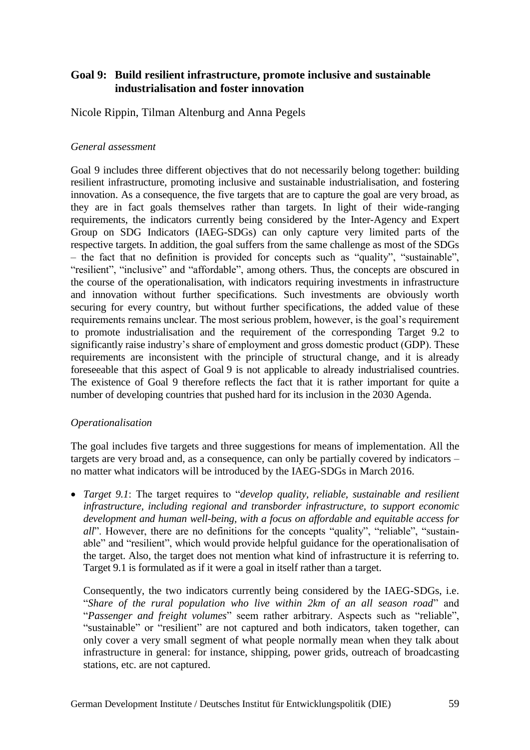## Goal 9: Build resilient infrastructure, promote inclusive and sustainable industrialisation and foster innovation

Nicole Rippin, Tilman Altenburg and Anna Pegels

*General assessment*

Goal 9 includes three different objectives that do not necessarily belong together: building resilient infrastructure, promoting inclusive and sustainable industrialisation, and fostering innovation. As a consequence, the five targets that are to capture the goal are very broad, as they are in fact goals themselves rather than targets. In light of their wide-ranging requirements, the indicators currently being considered by the Inter-Agency and Expert Group on SDG Indicators (IAEG-SDGs) can only capture very limited parts of the respective targets. In addition, the goal suffers from the same challenge as most of the SDGs – the fact that no definition is provided for concepts such as "quality", "sustainable", "resilient", "inclusive" and "affordable", among others. Thus, the concepts are obscured in the course of the operationalisation, with indicators requiring investments in infrastructure and innovation without further specifications. Such investments are obviously worth securing for every country, but without further specifications, the added value of these requirements remains unclear. The most serious problem, however, is the goal's requirement to promote industrialisation and the requirement of the corresponding Target 9.2 to significantly raise industry's share of employment and gross domestic product (GDP). These requirements are inconsistent with the principle of structural change, and it is already foreseeable that this aspect of Goal 9 is not applicable to already industrialised countries. The existence of Goal 9 therefore reflects the fact that it is rather important for quite a number of developing countries that pushed hard for its inclusion in the 2030 Agenda.

*Operationalisation*

The goal includes five targets and three suggestions for means of implementation. All the targets are very broad and, as a consequence, can only be partially covered by indicators – no matter what indicators will be introduced by the IAEG-SDGs in March 2016.

- *Target 9.1*: The target requires to "*develop quality, reliable, sustainable and resilient infrastructure, including regional and transborder infrastructure, to support economic development and human well-being, with a focus on affordable and equitable access for all*". However, there are no definitions for the concepts "quality", "reliable", "sustainable" and "resilient", which would provide helpful guidance for the operationalisation of the target. Also, the target does not mention what kind of infrastructure it is referring to. Target 9.1 is formulated as if it were a goal in itself rather than a target.

  Consequently, the two indicators currently being considered by the IAEG-SDGs, i.e. "*Share of the rural population who live within 2km of an all season road*" and "*Passenger and freight volumes*" seem rather arbitrary. Aspects such as "reliable", "sustainable" or "resilient" are not captured and both indicators, taken together, can only cover a very small segment of what people normally mean when they talk about infrastructure in general: for instance, shipping, power grids, outreach of broadcasting stations, etc. are not captured.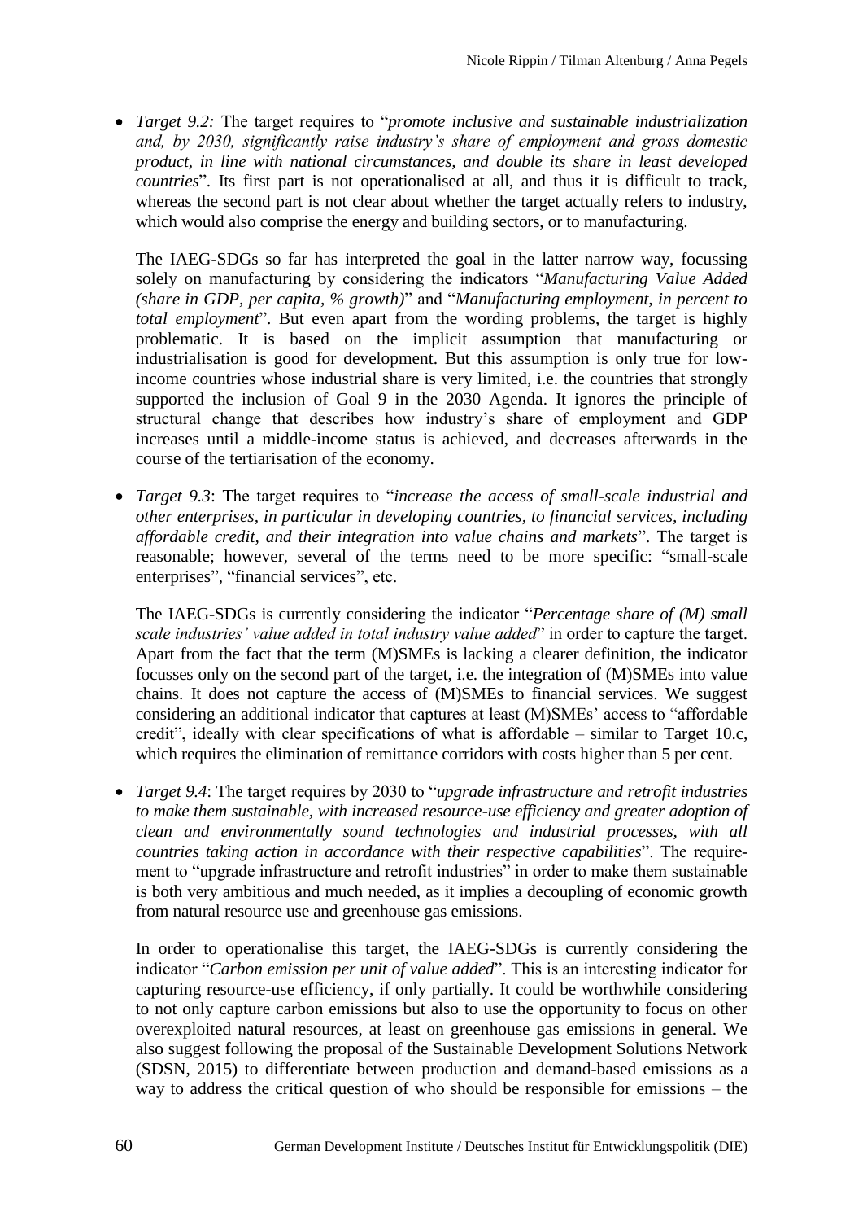- *Target 9.2:* The target requires to "*promote inclusive and sustainable industrialization and, by 2030, significantly raise industry's share of employment and gross domestic product, in line with national circumstances, and double its share in least developed countries*". Its first part is not operationalised at all, and thus it is difficult to track, whereas the second part is not clear about whether the target actually refers to industry, which would also comprise the energy and building sectors, or to manufacturing.

  The IAEG-SDGs so far has interpreted the goal in the latter narrow way, focussing solely on manufacturing by considering the indicators "*Manufacturing Value Added (share in GDP, per capita, % growth)*" and "*Manufacturing employment, in percent to total employment*". But even apart from the wording problems, the target is highly problematic. It is based on the implicit assumption that manufacturing or industrialisation is good for development. But this assumption is only true for low-income countries whose industrial share is very limited, i.e. the countries that strongly supported the inclusion of Goal 9 in the 2030 Agenda. It ignores the principle of structural change that describes how industry's share of employment and GDP increases until a middle-income status is achieved, and decreases afterwards in the course of the tertiarisation of the economy.

- *Target 9.3*: The target requires to "*increase the access of small-scale industrial and other enterprises, in particular in developing countries, to financial services, including affordable credit, and their integration into value chains and markets*". The target is reasonable; however, several of the terms need to be more specific: "small-scale enterprises", "financial services", etc.

  The IAEG-SDGs is currently considering the indicator "*Percentage share of (M) small scale industries' value added in total industry value added*" in order to capture the target. Apart from the fact that the term (M)SMEs is lacking a clearer definition, the indicator focusses only on the second part of the target, i.e. the integration of (M)SMEs into value chains. It does not capture the access of (M)SMEs to financial services. We suggest considering an additional indicator that captures at least (M)SMEs' access to "affordable credit", ideally with clear specifications of what is affordable – similar to Target 10.c, which requires the elimination of remittance corridors with costs higher than 5 per cent.

- *Target 9.4*: The target requires by 2030 to "*upgrade infrastructure and retrofit industries to make them sustainable, with increased resource-use efficiency and greater adoption of clean and environmentally sound technologies and industrial processes, with all countries taking action in accordance with their respective capabilities*". The requirement to "upgrade infrastructure and retrofit industries" in order to make them sustainable is both very ambitious and much needed, as it implies a decoupling of economic growth from natural resource use and greenhouse gas emissions.

  In order to operationalise this target, the IAEG-SDGs is currently considering the indicator "*Carbon emission per unit of value added*". This is an interesting indicator for capturing resource-use efficiency, if only partially. It could be worthwhile considering to not only capture carbon emissions but also to use the opportunity to focus on other overexploited natural resources, at least on greenhouse gas emissions in general. We also suggest following the proposal of the Sustainable Development Solutions Network (SDSN, 2015) to differentiate between production and demand-based emissions as a way to address the critical question of who should be responsible for emissions – the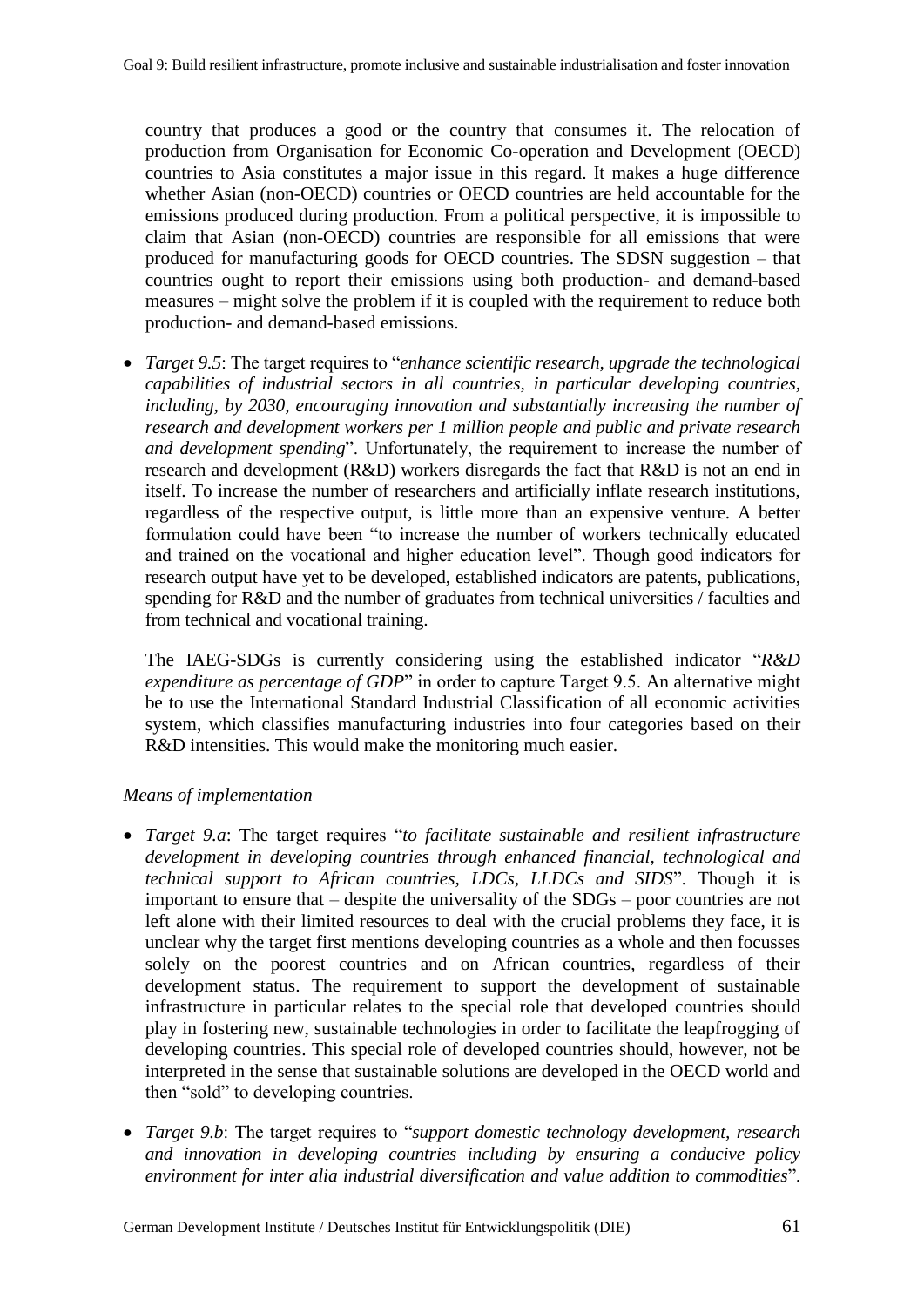country that produces a good or the country that consumes it. The relocation of production from Organisation for Economic Co-operation and Development (OECD) countries to Asia constitutes a major issue in this regard. It makes a huge difference whether Asian (non-OECD) countries or OECD countries are held accountable for the emissions produced during production. From a political perspective, it is impossible to claim that Asian (non-OECD) countries are responsible for all emissions that were produced for manufacturing goods for OECD countries. The SDSN suggestion – that countries ought to report their emissions using both production- and demand-based measures – might solve the problem if it is coupled with the requirement to reduce both production- and demand-based emissions.

- *Target 9.5*: The target requires to "*enhance scientific research, upgrade the technological capabilities of industrial sectors in all countries, in particular developing countries, including, by 2030, encouraging innovation and substantially increasing the number of research and development workers per 1 million people and public and private research and development spending*". Unfortunately, the requirement to increase the number of research and development (R&D) workers disregards the fact that R&D is not an end in itself. To increase the number of researchers and artificially inflate research institutions, regardless of the respective output, is little more than an expensive venture. A better formulation could have been "to increase the number of workers technically educated and trained on the vocational and higher education level". Though good indicators for research output have yet to be developed, established indicators are patents, publications, spending for R&D and the number of graduates from technical universities / faculties and from technical and vocational training.

  The IAEG-SDGs is currently considering using the established indicator "*R&D expenditure as percentage of GDP*" in order to capture Target 9.5. An alternative might be to use the International Standard Industrial Classification of all economic activities system, which classifies manufacturing industries into four categories based on their R&D intensities. This would make the monitoring much easier.

*Means of implementation*

- *Target 9.a*: The target requires "*to facilitate sustainable and resilient infrastructure development in developing countries through enhanced financial, technological and technical support to African countries, LDCs, LLDCs and SIDS*". Though it is important to ensure that – despite the universality of the SDGs – poor countries are not left alone with their limited resources to deal with the crucial problems they face, it is unclear why the target first mentions developing countries as a whole and then focusses solely on the poorest countries and on African countries, regardless of their development status. The requirement to support the development of sustainable infrastructure in particular relates to the special role that developed countries should play in fostering new, sustainable technologies in order to facilitate the leapfrogging of developing countries. This special role of developed countries should, however, not be interpreted in the sense that sustainable solutions are developed in the OECD world and then "sold" to developing countries.

- *Target 9.b*: The target requires to "*support domestic technology development, research and innovation in developing countries including by ensuring a conducive policy environment for inter alia industrial diversification and value addition to commodities*".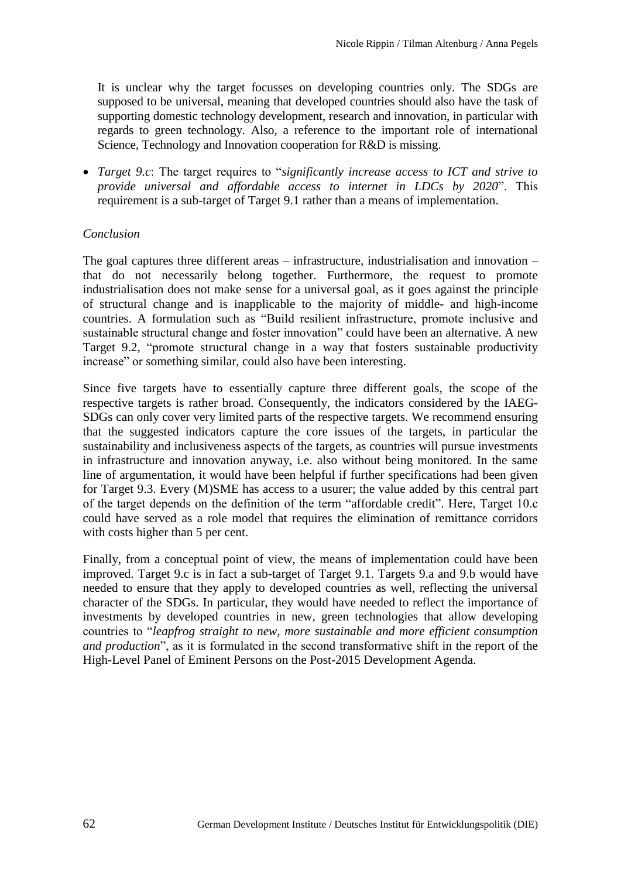It is unclear why the target focusses on developing countries only. The SDGs are supposed to be universal, meaning that developed countries should also have the task of supporting domestic technology development, research and innovation, in particular with regards to green technology. Also, a reference to the important role of international Science, Technology and Innovation cooperation for R&D is missing.

- *Target 9.c*: The target requires to "*significantly increase access to ICT and strive to provide universal and affordable access to internet in LDCs by 2020*". This requirement is a sub-target of Target 9.1 rather than a means of implementation.

*Conclusion*

The goal captures three different areas – infrastructure, industrialisation and innovation – that do not necessarily belong together. Furthermore, the request to promote industrialisation does not make sense for a universal goal, as it goes against the principle of structural change and is inapplicable to the majority of middle- and high-income countries. A formulation such as "Build resilient infrastructure, promote inclusive and sustainable structural change and foster innovation" could have been an alternative. A new Target 9.2, "promote structural change in a way that fosters sustainable productivity increase" or something similar, could also have been interesting.

Since five targets have to essentially capture three different goals, the scope of the respective targets is rather broad. Consequently, the indicators considered by the IAEG-SDGs can only cover very limited parts of the respective targets. We recommend ensuring that the suggested indicators capture the core issues of the targets, in particular the sustainability and inclusiveness aspects of the targets, as countries will pursue investments in infrastructure and innovation anyway, i.e. also without being monitored. In the same line of argumentation, it would have been helpful if further specifications had been given for Target 9.3. Every (M)SME has access to a usurer; the value added by this central part of the target depends on the definition of the term "affordable credit". Here, Target 10.c could have served as a role model that requires the elimination of remittance corridors with costs higher than 5 per cent.

Finally, from a conceptual point of view, the means of implementation could have been improved. Target 9.c is in fact a sub-target of Target 9.1. Targets 9.a and 9.b would have needed to ensure that they apply to developed countries as well, reflecting the universal character of the SDGs. In particular, they would have needed to reflect the importance of investments by developed countries in new, green technologies that allow developing countries to "*leapfrog straight to new, more sustainable and more efficient consumption and production*", as it is formulated in the second transformative shift in the report of the High-Level Panel of Eminent Persons on the Post-2015 Development Agenda.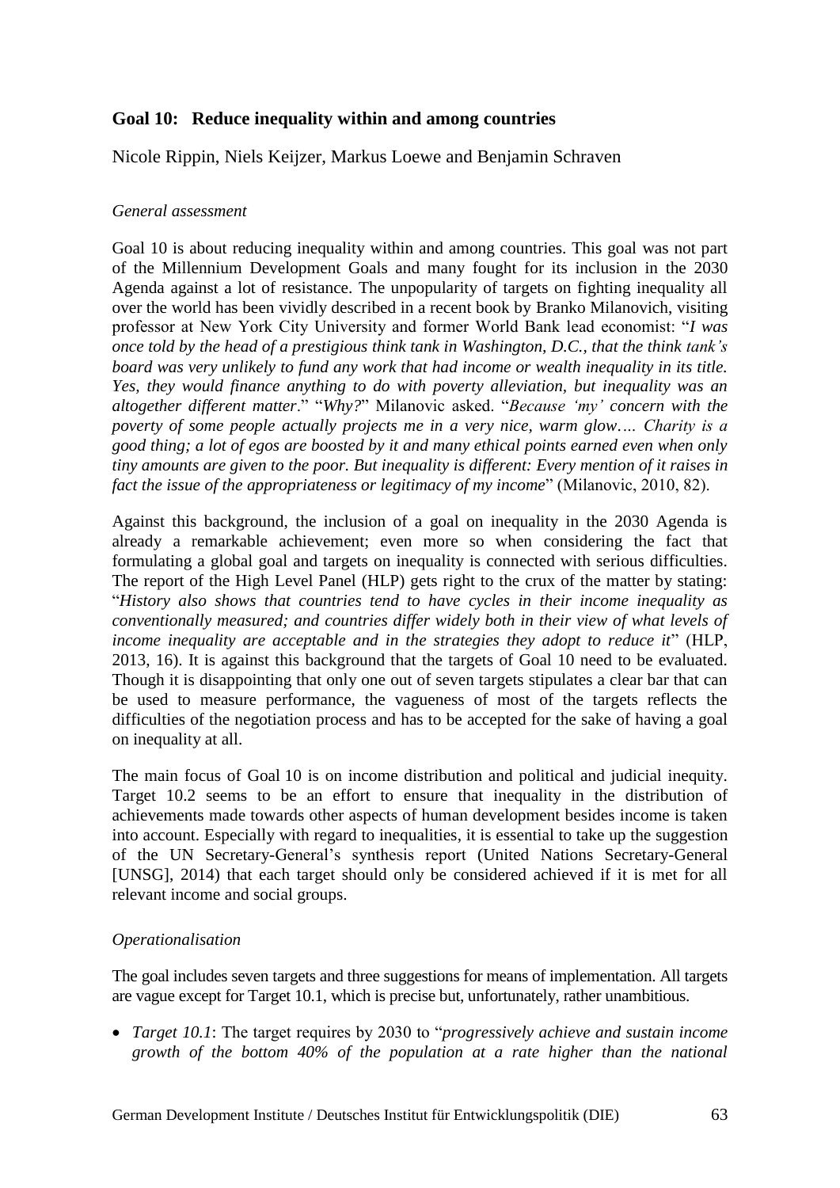## Goal 10: Reduce inequality within and among countries

Nicole Rippin, Niels Keijzer, Markus Loewe and Benjamin Schraven

*General assessment*

Goal 10 is about reducing inequality within and among countries. This goal was not part of the Millennium Development Goals and many fought for its inclusion in the 2030 Agenda against a lot of resistance. The unpopularity of targets on fighting inequality all over the world has been vividly described in a recent book by Branko Milanovich, visiting professor at New York City University and former World Bank lead economist: "*I was once told by the head of a prestigious think tank in Washington, D.C., that the think tank's board was very unlikely to fund any work that had income or wealth inequality in its title. Yes, they would finance anything to do with poverty alleviation, but inequality was an altogether different matter*." "*Why?*" Milanovic asked. "*Because 'my' concern with the poverty of some people actually projects me in a very nice, warm glow…. Charity is a good thing; a lot of egos are boosted by it and many ethical points earned even when only tiny amounts are given to the poor. But inequality is different: Every mention of it raises in fact the issue of the appropriateness or legitimacy of my income*" (Milanovic, 2010, 82).

Against this background, the inclusion of a goal on inequality in the 2030 Agenda is already a remarkable achievement; even more so when considering the fact that formulating a global goal and targets on inequality is connected with serious difficulties. The report of the High Level Panel (HLP) gets right to the crux of the matter by stating: "*History also shows that countries tend to have cycles in their income inequality as conventionally measured; and countries differ widely both in their view of what levels of income inequality are acceptable and in the strategies they adopt to reduce it*" (HLP, 2013, 16). It is against this background that the targets of Goal 10 need to be evaluated. Though it is disappointing that only one out of seven targets stipulates a clear bar that can be used to measure performance, the vagueness of most of the targets reflects the difficulties of the negotiation process and has to be accepted for the sake of having a goal on inequality at all.

The main focus of Goal 10 is on income distribution and political and judicial inequity. Target 10.2 seems to be an effort to ensure that inequality in the distribution of achievements made towards other aspects of human development besides income is taken into account. Especially with regard to inequalities, it is essential to take up the suggestion of the UN Secretary-General's synthesis report (United Nations Secretary-General [UNSG], 2014) that each target should only be considered achieved if it is met for all relevant income and social groups.

*Operationalisation*

The goal includes seven targets and three suggestions for means of implementation. All targets are vague except for Target 10.1, which is precise but, unfortunately, rather unambitious.

- *Target 10.1*: The target requires by 2030 to "*progressively achieve and sustain income growth of the bottom 40% of the population at a rate higher than the national*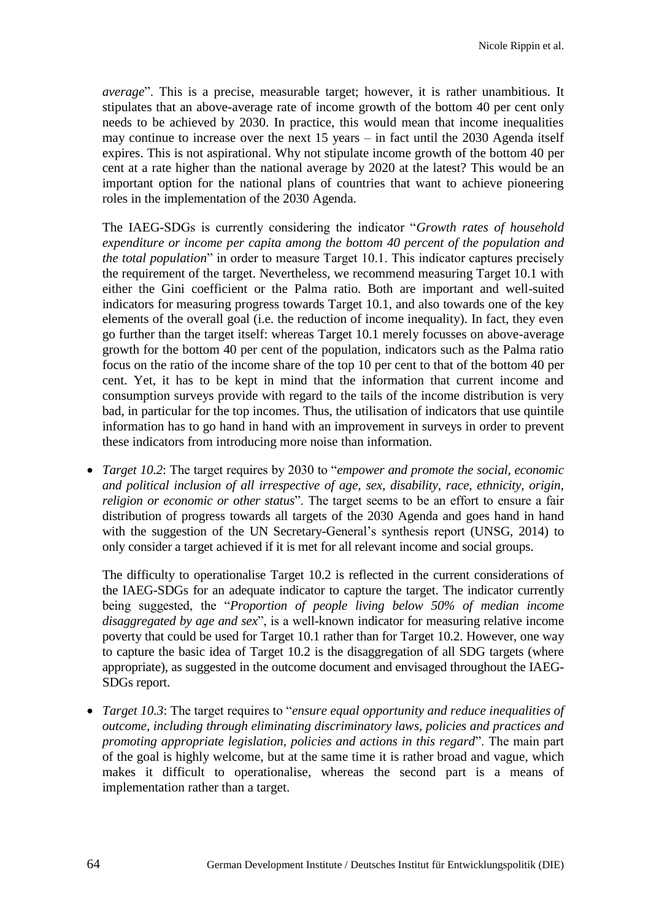*average*". This is a precise, measurable target; however, it is rather unambitious. It stipulates that an above-average rate of income growth of the bottom 40 per cent only needs to be achieved by 2030. In practice, this would mean that income inequalities may continue to increase over the next 15 years – in fact until the 2030 Agenda itself expires. This is not aspirational. Why not stipulate income growth of the bottom 40 per cent at a rate higher than the national average by 2020 at the latest? This would be an important option for the national plans of countries that want to achieve pioneering roles in the implementation of the 2030 Agenda.

The IAEG-SDGs is currently considering the indicator "*Growth rates of household expenditure or income per capita among the bottom 40 percent of the population and the total population*" in order to measure Target 10.1. This indicator captures precisely the requirement of the target. Nevertheless, we recommend measuring Target 10.1 with either the Gini coefficient or the Palma ratio. Both are important and well-suited indicators for measuring progress towards Target 10.1, and also towards one of the key elements of the overall goal (i.e. the reduction of income inequality). In fact, they even go further than the target itself: whereas Target 10.1 merely focusses on above-average growth for the bottom 40 per cent of the population, indicators such as the Palma ratio focus on the ratio of the income share of the top 10 per cent to that of the bottom 40 per cent. Yet, it has to be kept in mind that the information that current income and consumption surveys provide with regard to the tails of the income distribution is very bad, in particular for the top incomes. Thus, the utilisation of indicators that use quintile information has to go hand in hand with an improvement in surveys in order to prevent these indicators from introducing more noise than information.

- *Target 10.2*: The target requires by 2030 to "*empower and promote the social, economic and political inclusion of all irrespective of age, sex, disability, race, ethnicity, origin, religion or economic or other status*". The target seems to be an effort to ensure a fair distribution of progress towards all targets of the 2030 Agenda and goes hand in hand with the suggestion of the UN Secretary-General's synthesis report (UNSG, 2014) to only consider a target achieved if it is met for all relevant income and social groups.

  The difficulty to operationalise Target 10.2 is reflected in the current considerations of the IAEG-SDGs for an adequate indicator to capture the target. The indicator currently being suggested, the "*Proportion of people living below 50% of median income disaggregated by age and sex*", is a well-known indicator for measuring relative income poverty that could be used for Target 10.1 rather than for Target 10.2. However, one way to capture the basic idea of Target 10.2 is the disaggregation of all SDG targets (where appropriate), as suggested in the outcome document and envisaged throughout the IAEG-SDGs report.

- *Target 10.3*: The target requires to "*ensure equal opportunity and reduce inequalities of outcome, including through eliminating discriminatory laws, policies and practices and promoting appropriate legislation, policies and actions in this regard*". The main part of the goal is highly welcome, but at the same time it is rather broad and vague, which makes it difficult to operationalise, whereas the second part is a means of implementation rather than a target.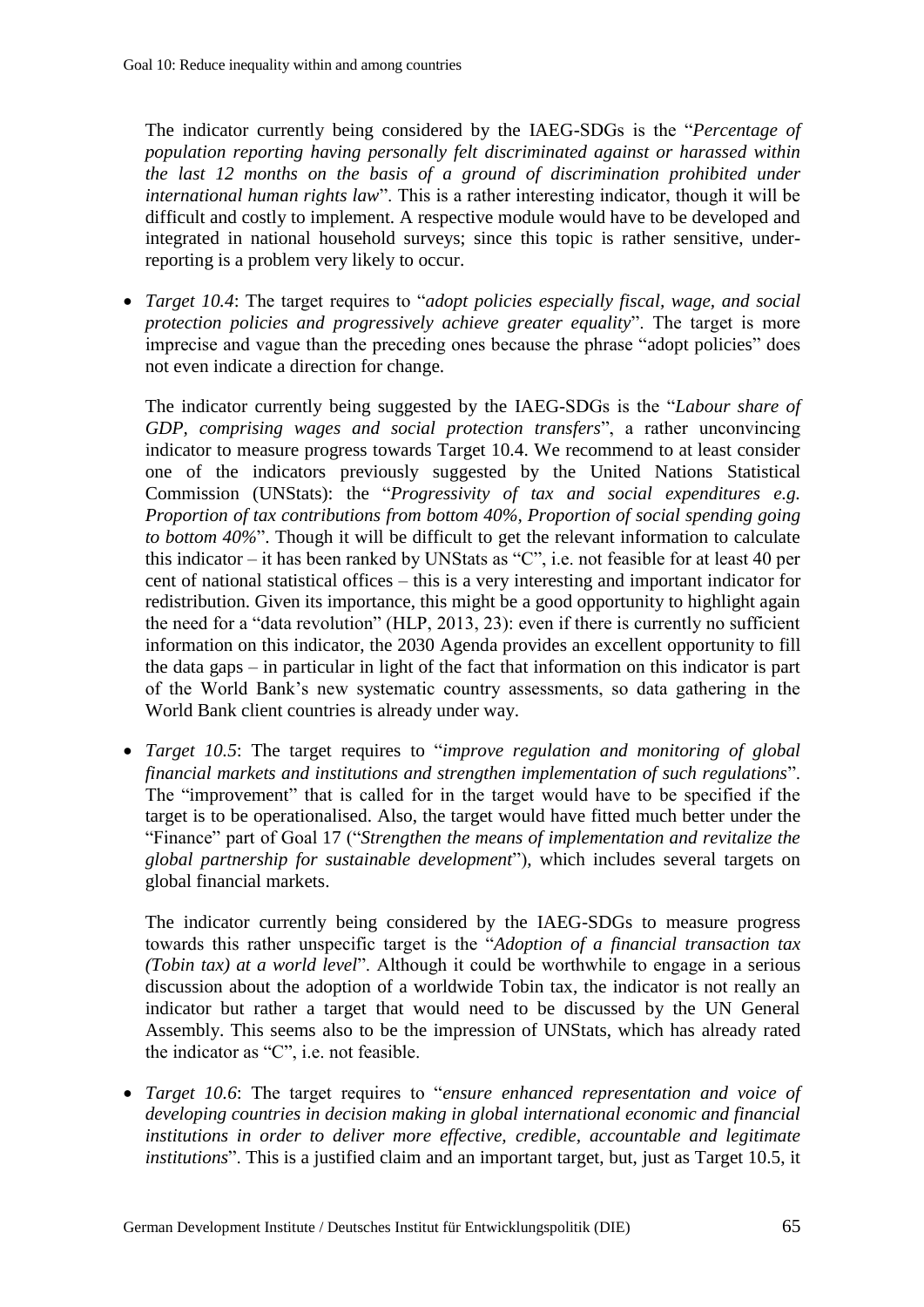The indicator currently being considered by the IAEG-SDGs is the "*Percentage of population reporting having personally felt discriminated against or harassed within the last 12 months on the basis of a ground of discrimination prohibited under international human rights law*". This is a rather interesting indicator, though it will be difficult and costly to implement. A respective module would have to be developed and integrated in national household surveys; since this topic is rather sensitive, under-reporting is a problem very likely to occur.

- *Target 10.4*: The target requires to "*adopt policies especially fiscal, wage, and social protection policies and progressively achieve greater equality*". The target is more imprecise and vague than the preceding ones because the phrase "adopt policies" does not even indicate a direction for change.

  The indicator currently being suggested by the IAEG-SDGs is the "*Labour share of GDP, comprising wages and social protection transfers*", a rather unconvincing indicator to measure progress towards Target 10.4. We recommend to at least consider one of the indicators previously suggested by the United Nations Statistical Commission (UNStats): the "*Progressivity of tax and social expenditures e.g. Proportion of tax contributions from bottom 40%, Proportion of social spending going to bottom 40%*". Though it will be difficult to get the relevant information to calculate this indicator – it has been ranked by UNStats as "C", i.e. not feasible for at least 40 per cent of national statistical offices – this is a very interesting and important indicator for redistribution. Given its importance, this might be a good opportunity to highlight again the need for a "data revolution" (HLP, 2013, 23): even if there is currently no sufficient information on this indicator, the 2030 Agenda provides an excellent opportunity to fill the data gaps – in particular in light of the fact that information on this indicator is part of the World Bank's new systematic country assessments, so data gathering in the World Bank client countries is already under way.

- *Target 10.5*: The target requires to "*improve regulation and monitoring of global financial markets and institutions and strengthen implementation of such regulations*". The "improvement" that is called for in the target would have to be specified if the target is to be operationalised. Also, the target would have fitted much better under the "Finance" part of Goal 17 ("*Strengthen the means of implementation and revitalize the global partnership for sustainable development*"), which includes several targets on global financial markets.

  The indicator currently being considered by the IAEG-SDGs to measure progress towards this rather unspecific target is the "*Adoption of a financial transaction tax (Tobin tax) at a world level*". Although it could be worthwhile to engage in a serious discussion about the adoption of a worldwide Tobin tax, the indicator is not really an indicator but rather a target that would need to be discussed by the UN General Assembly. This seems also to be the impression of UNStats, which has already rated the indicator as "C", i.e. not feasible.

- *Target 10.6*: The target requires to "*ensure enhanced representation and voice of developing countries in decision making in global international economic and financial institutions in order to deliver more effective, credible, accountable and legitimate institutions*". This is a justified claim and an important target, but, just as Target 10.5, it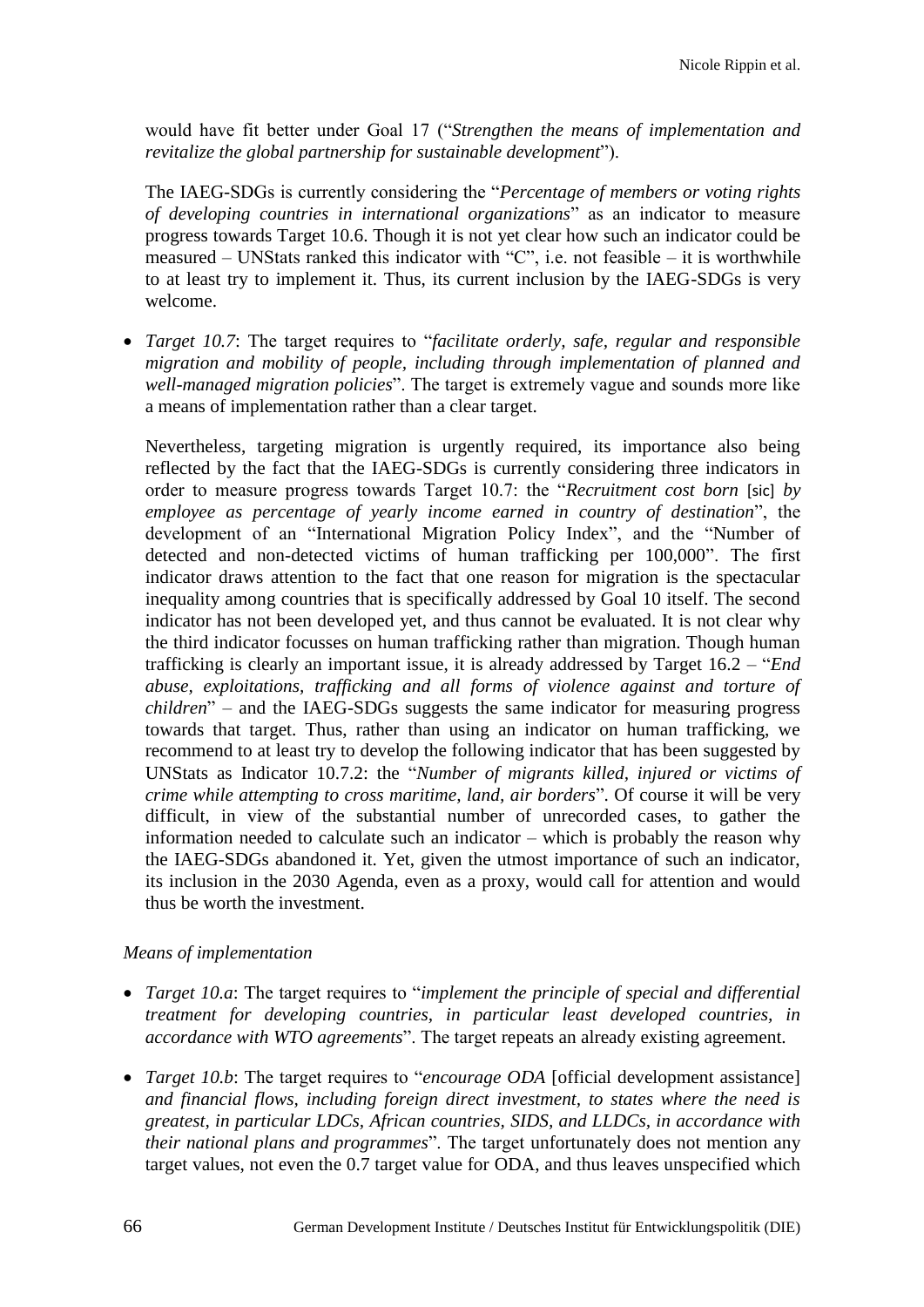would have fit better under Goal 17 ("*Strengthen the means of implementation and revitalize the global partnership for sustainable development*").

The IAEG-SDGs is currently considering the "*Percentage of members or voting rights of developing countries in international organizations*" as an indicator to measure progress towards Target 10.6. Though it is not yet clear how such an indicator could be measured – UNStats ranked this indicator with "C", i.e. not feasible – it is worthwhile to at least try to implement it. Thus, its current inclusion by the IAEG-SDGs is very welcome.

- *Target 10.7*: The target requires to "*facilitate orderly, safe, regular and responsible migration and mobility of people, including through implementation of planned and well-managed migration policies*". The target is extremely vague and sounds more like a means of implementation rather than a clear target.

  Nevertheless, targeting migration is urgently required, its importance also being reflected by the fact that the IAEG-SDGs is currently considering three indicators in order to measure progress towards Target 10.7: the "*Recruitment cost born* [sic] *by employee as percentage of yearly income earned in country of destination*", the development of an "International Migration Policy Index", and the "Number of detected and non-detected victims of human trafficking per 100,000". The first indicator draws attention to the fact that one reason for migration is the spectacular inequality among countries that is specifically addressed by Goal 10 itself. The second indicator has not been developed yet, and thus cannot be evaluated. It is not clear why the third indicator focusses on human trafficking rather than migration. Though human trafficking is clearly an important issue, it is already addressed by Target 16.2 – "*End abuse, exploitations, trafficking and all forms of violence against and torture of children*" – and the IAEG-SDGs suggests the same indicator for measuring progress towards that target. Thus, rather than using an indicator on human trafficking, we recommend to at least try to develop the following indicator that has been suggested by UNStats as Indicator 10.7.2: the "*Number of migrants killed, injured or victims of crime while attempting to cross maritime, land, air borders*". Of course it will be very difficult, in view of the substantial number of unrecorded cases, to gather the information needed to calculate such an indicator – which is probably the reason why the IAEG-SDGs abandoned it. Yet, given the utmost importance of such an indicator, its inclusion in the 2030 Agenda, even as a proxy, would call for attention and would thus be worth the investment.

*Means of implementation*

- *Target 10.a*: The target requires to "*implement the principle of special and differential treatment for developing countries, in particular least developed countries, in accordance with WTO agreements*". The target repeats an already existing agreement.

- *Target 10.b*: The target requires to "*encourage ODA* [official development assistance] *and financial flows, including foreign direct investment, to states where the need is greatest, in particular LDCs, African countries, SIDS, and LLDCs, in accordance with their national plans and programmes*". The target unfortunately does not mention any target values, not even the 0.7 target value for ODA, and thus leaves unspecified which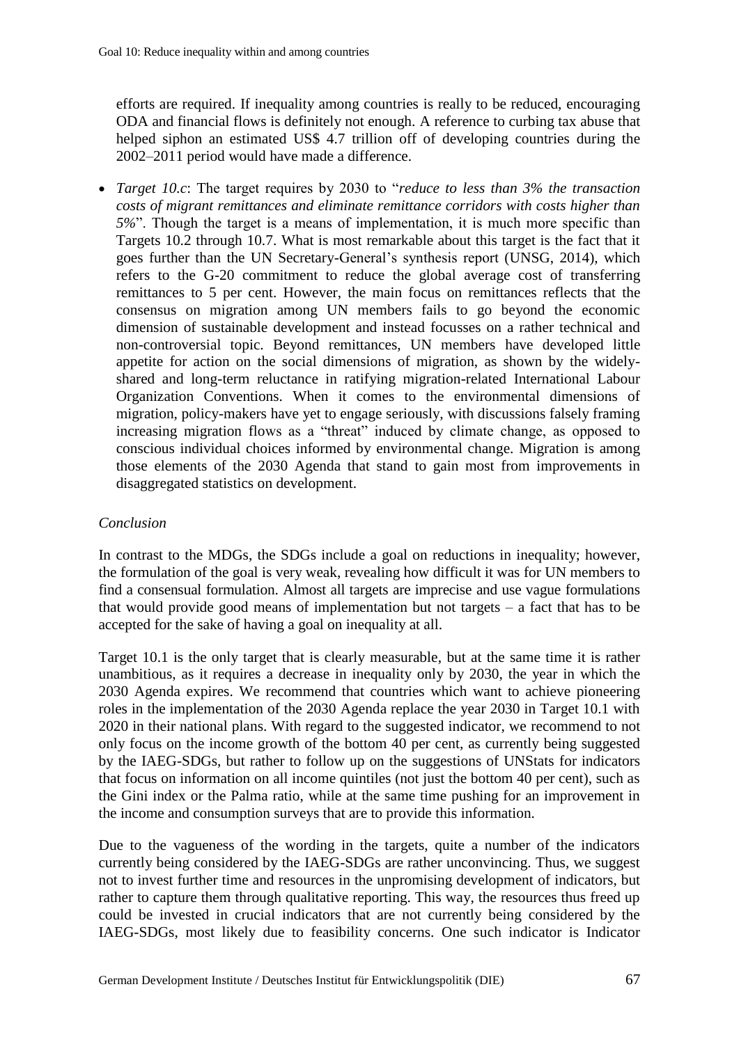efforts are required. If inequality among countries is really to be reduced, encouraging ODA and financial flows is definitely not enough. A reference to curbing tax abuse that helped siphon an estimated US$ 4.7 trillion off of developing countries during the 2002–2011 period would have made a difference.

- *Target 10.c*: The target requires by 2030 to "*reduce to less than 3% the transaction costs of migrant remittances and eliminate remittance corridors with costs higher than 5%*". Though the target is a means of implementation, it is much more specific than Targets 10.2 through 10.7. What is most remarkable about this target is the fact that it goes further than the UN Secretary-General's synthesis report (UNSG, 2014), which refers to the G-20 commitment to reduce the global average cost of transferring remittances to 5 per cent. However, the main focus on remittances reflects that the consensus on migration among UN members fails to go beyond the economic dimension of sustainable development and instead focusses on a rather technical and non-controversial topic. Beyond remittances, UN members have developed little appetite for action on the social dimensions of migration, as shown by the widely-shared and long-term reluctance in ratifying migration-related International Labour Organization Conventions. When it comes to the environmental dimensions of migration, policy-makers have yet to engage seriously, with discussions falsely framing increasing migration flows as a "threat" induced by climate change, as opposed to conscious individual choices informed by environmental change. Migration is among those elements of the 2030 Agenda that stand to gain most from improvements in disaggregated statistics on development.

*Conclusion*

In contrast to the MDGs, the SDGs include a goal on reductions in inequality; however, the formulation of the goal is very weak, revealing how difficult it was for UN members to find a consensual formulation. Almost all targets are imprecise and use vague formulations that would provide good means of implementation but not targets – a fact that has to be accepted for the sake of having a goal on inequality at all.

Target 10.1 is the only target that is clearly measurable, but at the same time it is rather unambitious, as it requires a decrease in inequality only by 2030, the year in which the 2030 Agenda expires. We recommend that countries which want to achieve pioneering roles in the implementation of the 2030 Agenda replace the year 2030 in Target 10.1 with 2020 in their national plans. With regard to the suggested indicator, we recommend to not only focus on the income growth of the bottom 40 per cent, as currently being suggested by the IAEG-SDGs, but rather to follow up on the suggestions of UNStats for indicators that focus on information on all income quintiles (not just the bottom 40 per cent), such as the Gini index or the Palma ratio, while at the same time pushing for an improvement in the income and consumption surveys that are to provide this information.

Due to the vagueness of the wording in the targets, quite a number of the indicators currently being considered by the IAEG-SDGs are rather unconvincing. Thus, we suggest not to invest further time and resources in the unpromising development of indicators, but rather to capture them through qualitative reporting. This way, the resources thus freed up could be invested in crucial indicators that are not currently being considered by the IAEG-SDGs, most likely due to feasibility concerns. One such indicator is Indicator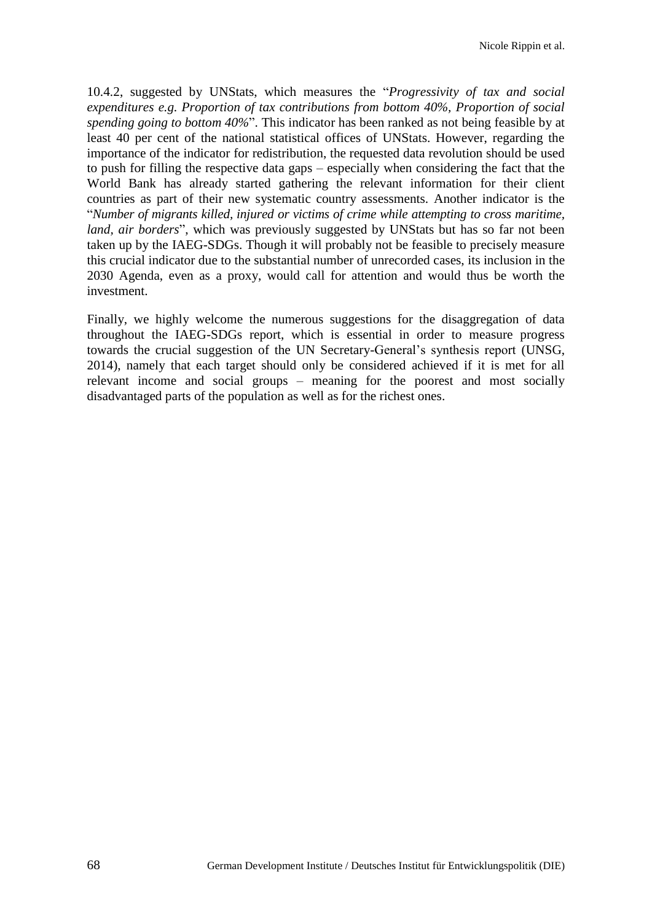10.4.2, suggested by UNStats, which measures the "*Progressivity of tax and social expenditures e.g. Proportion of tax contributions from bottom 40%, Proportion of social spending going to bottom 40%*". This indicator has been ranked as not being feasible by at least 40 per cent of the national statistical offices of UNStats. However, regarding the importance of the indicator for redistribution, the requested data revolution should be used to push for filling the respective data gaps – especially when considering the fact that the World Bank has already started gathering the relevant information for their client countries as part of their new systematic country assessments. Another indicator is the "*Number of migrants killed, injured or victims of crime while attempting to cross maritime, land, air borders*", which was previously suggested by UNStats but has so far not been taken up by the IAEG-SDGs. Though it will probably not be feasible to precisely measure this crucial indicator due to the substantial number of unrecorded cases, its inclusion in the 2030 Agenda, even as a proxy, would call for attention and would thus be worth the investment.

Finally, we highly welcome the numerous suggestions for the disaggregation of data throughout the IAEG-SDGs report, which is essential in order to measure progress towards the crucial suggestion of the UN Secretary-General's synthesis report (UNSG, 2014), namely that each target should only be considered achieved if it is met for all relevant income and social groups – meaning for the poorest and most socially disadvantaged parts of the population as well as for the richest ones.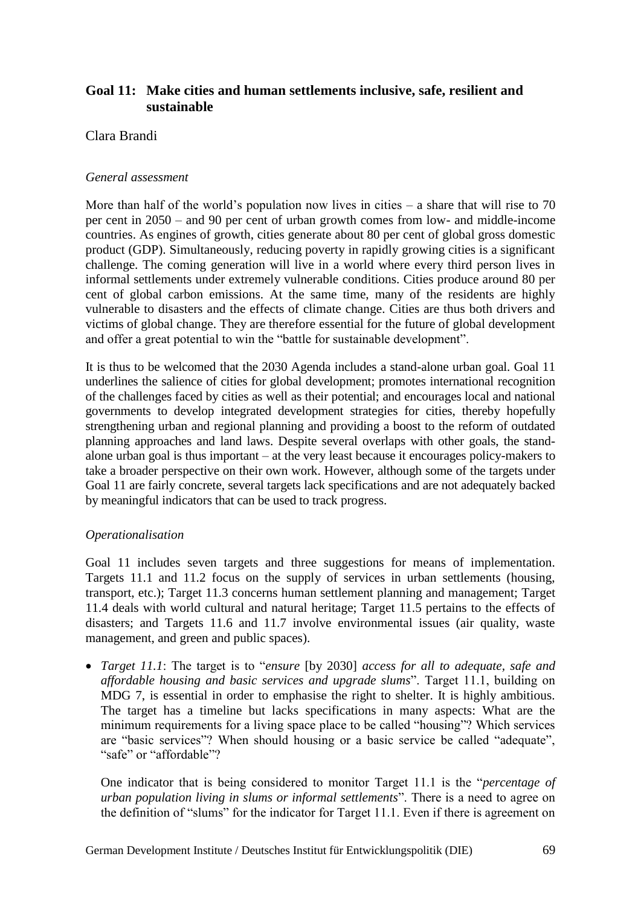## Goal 11: Make cities and human settlements inclusive, safe, resilient and sustainable

Clara Brandi

*General assessment*

More than half of the world's population now lives in cities – a share that will rise to 70 per cent in 2050 – and 90 per cent of urban growth comes from low- and middle-income countries. As engines of growth, cities generate about 80 per cent of global gross domestic product (GDP). Simultaneously, reducing poverty in rapidly growing cities is a significant challenge. The coming generation will live in a world where every third person lives in informal settlements under extremely vulnerable conditions. Cities produce around 80 per cent of global carbon emissions. At the same time, many of the residents are highly vulnerable to disasters and the effects of climate change. Cities are thus both drivers and victims of global change. They are therefore essential for the future of global development and offer a great potential to win the "battle for sustainable development".

It is thus to be welcomed that the 2030 Agenda includes a stand-alone urban goal. Goal 11 underlines the salience of cities for global development; promotes international recognition of the challenges faced by cities as well as their potential; and encourages local and national governments to develop integrated development strategies for cities, thereby hopefully strengthening urban and regional planning and providing a boost to the reform of outdated planning approaches and land laws. Despite several overlaps with other goals, the stand-alone urban goal is thus important – at the very least because it encourages policy-makers to take a broader perspective on their own work. However, although some of the targets under Goal 11 are fairly concrete, several targets lack specifications and are not adequately backed by meaningful indicators that can be used to track progress.

*Operationalisation*

Goal 11 includes seven targets and three suggestions for means of implementation. Targets 11.1 and 11.2 focus on the supply of services in urban settlements (housing, transport, etc.); Target 11.3 concerns human settlement planning and management; Target 11.4 deals with world cultural and natural heritage; Target 11.5 pertains to the effects of disasters; and Targets 11.6 and 11.7 involve environmental issues (air quality, waste management, and green and public spaces).

- *Target 11.1*: The target is to "*ensure* [by 2030] *access for all to adequate, safe and affordable housing and basic services and upgrade slums*". Target 11.1, building on MDG 7, is essential in order to emphasise the right to shelter. It is highly ambitious. The target has a timeline but lacks specifications in many aspects: What are the minimum requirements for a living space place to be called "housing"? Which services are "basic services"? When should housing or a basic service be called "adequate", "safe" or "affordable"?

  One indicator that is being considered to monitor Target 11.1 is the "*percentage of urban population living in slums or informal settlements*". There is a need to agree on the definition of "slums" for the indicator for Target 11.1. Even if there is agreement on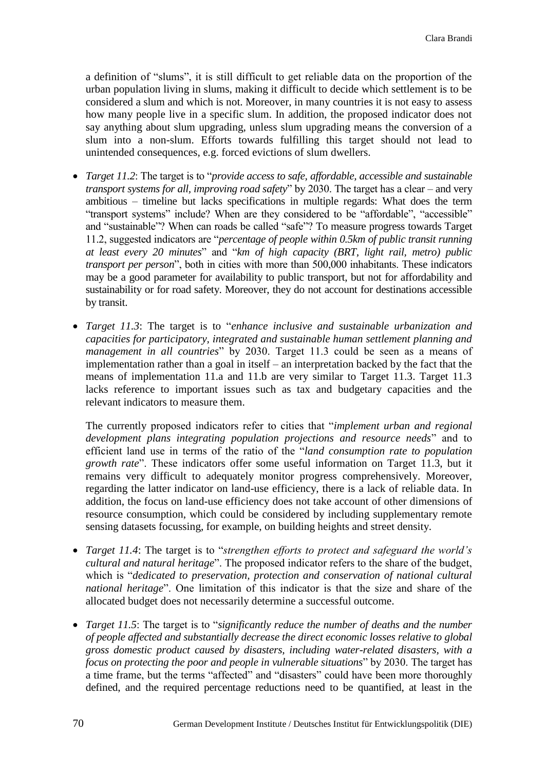a definition of "slums", it is still difficult to get reliable data on the proportion of the urban population living in slums, making it difficult to decide which settlement is to be considered a slum and which is not. Moreover, in many countries it is not easy to assess how many people live in a specific slum. In addition, the proposed indicator does not say anything about slum upgrading, unless slum upgrading means the conversion of a slum into a non-slum. Efforts towards fulfilling this target should not lead to unintended consequences, e.g. forced evictions of slum dwellers.

- *Target 11.2*: The target is to "*provide access to safe, affordable, accessible and sustainable transport systems for all, improving road safety*" by 2030. The target has a clear – and very ambitious – timeline but lacks specifications in multiple regards: What does the term "transport systems" include? When are they considered to be "affordable", "accessible" and "sustainable"? When can roads be called "safe"? To measure progress towards Target 11.2, suggested indicators are "*percentage of people within 0.5km of public transit running at least every 20 minutes*" and "*km of high capacity (BRT, light rail, metro) public transport per person*", both in cities with more than 500,000 inhabitants. These indicators may be a good parameter for availability to public transport, but not for affordability and sustainability or for road safety. Moreover, they do not account for destinations accessible by transit.

- *Target 11.3*: The target is to "*enhance inclusive and sustainable urbanization and capacities for participatory, integrated and sustainable human settlement planning and management in all countries*" by 2030. Target 11.3 could be seen as a means of implementation rather than a goal in itself – an interpretation backed by the fact that the means of implementation 11.a and 11.b are very similar to Target 11.3. Target 11.3 lacks reference to important issues such as tax and budgetary capacities and the relevant indicators to measure them.

  The currently proposed indicators refer to cities that "*implement urban and regional development plans integrating population projections and resource needs*" and to efficient land use in terms of the ratio of the "*land consumption rate to population growth rate*". These indicators offer some useful information on Target 11.3, but it remains very difficult to adequately monitor progress comprehensively. Moreover, regarding the latter indicator on land-use efficiency, there is a lack of reliable data. In addition, the focus on land-use efficiency does not take account of other dimensions of resource consumption, which could be considered by including supplementary remote sensing datasets focussing, for example, on building heights and street density.

- *Target 11.4*: The target is to "*strengthen efforts to protect and safeguard the world's cultural and natural heritage*". The proposed indicator refers to the share of the budget, which is "*dedicated to preservation, protection and conservation of national cultural national heritage*". One limitation of this indicator is that the size and share of the allocated budget does not necessarily determine a successful outcome.

- *Target 11.5*: The target is to "*significantly reduce the number of deaths and the number of people affected and substantially decrease the direct economic losses relative to global gross domestic product caused by disasters, including water-related disasters, with a focus on protecting the poor and people in vulnerable situations*" by 2030. The target has a time frame, but the terms "affected" and "disasters" could have been more thoroughly defined, and the required percentage reductions need to be quantified, at least in the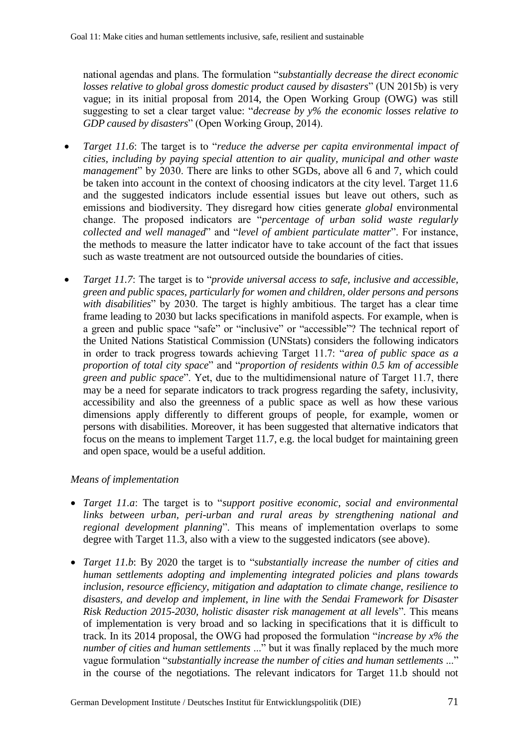national agendas and plans. The formulation "*substantially decrease the direct economic losses relative to global gross domestic product caused by disasters*" (UN 2015b) is very vague; in its initial proposal from 2014, the Open Working Group (OWG) was still suggesting to set a clear target value: "*decrease by y% the economic losses relative to GDP caused by disasters*" (Open Working Group, 2014).

- *Target 11.6*: The target is to "*reduce the adverse per capita environmental impact of cities, including by paying special attention to air quality, municipal and other waste management*" by 2030. There are links to other SGDs, above all 6 and 7, which could be taken into account in the context of choosing indicators at the city level. Target 11.6 and the suggested indicators include essential issues but leave out others, such as emissions and biodiversity. They disregard how cities generate *global* environmental change. The proposed indicators are "*percentage of urban solid waste regularly collected and well managed*" and "*level of ambient particulate matter*". For instance, the methods to measure the latter indicator have to take account of the fact that issues such as waste treatment are not outsourced outside the boundaries of cities.

- *Target 11.7*: The target is to "*provide universal access to safe, inclusive and accessible, green and public spaces, particularly for women and children, older persons and persons with disabilities*" by 2030. The target is highly ambitious. The target has a clear time frame leading to 2030 but lacks specifications in manifold aspects. For example, when is a green and public space "safe" or "inclusive" or "accessible"? The technical report of the United Nations Statistical Commission (UNStats) considers the following indicators in order to track progress towards achieving Target 11.7: "*area of public space as a proportion of total city space*" and "*proportion of residents within 0.5 km of accessible green and public space*". Yet, due to the multidimensional nature of Target 11.7, there may be a need for separate indicators to track progress regarding the safety, inclusivity, accessibility and also the greenness of a public space as well as how these various dimensions apply differently to different groups of people, for example, women or persons with disabilities. Moreover, it has been suggested that alternative indicators that focus on the means to implement Target 11.7, e.g. the local budget for maintaining green and open space, would be a useful addition.

*Means of implementation*

- *Target 11.a*: The target is to "*support positive economic, social and environmental links between urban, peri-urban and rural areas by strengthening national and regional development planning*". This means of implementation overlaps to some degree with Target 11.3, also with a view to the suggested indicators (see above).

- *Target 11.b*: By 2020 the target is to "*substantially increase the number of cities and human settlements adopting and implementing integrated policies and plans towards inclusion, resource efficiency, mitigation and adaptation to climate change, resilience to disasters, and develop and implement, in line with the Sendai Framework for Disaster Risk Reduction 2015-2030, holistic disaster risk management at all levels*". This means of implementation is very broad and so lacking in specifications that it is difficult to track. In its 2014 proposal, the OWG had proposed the formulation "*increase by x% the number of cities and human settlements ...*" but it was finally replaced by the much more vague formulation "*substantially increase the number of cities and human settlements ...*" in the course of the negotiations. The relevant indicators for Target 11.b should not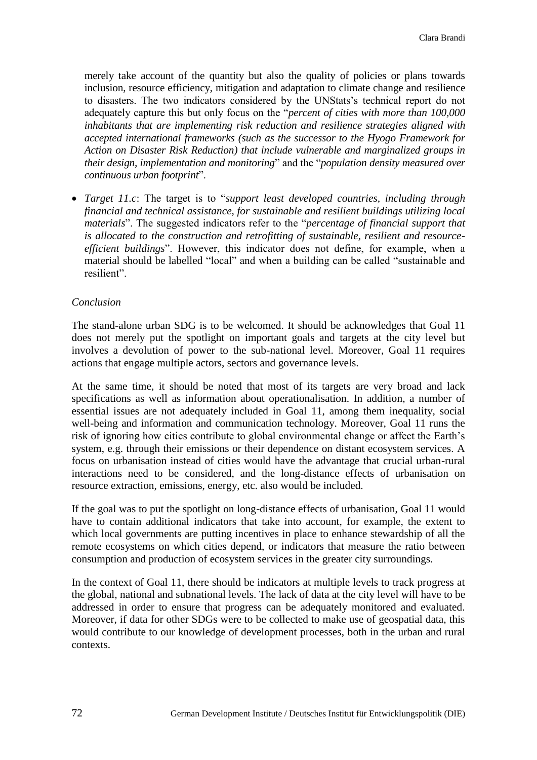merely take account of the quantity but also the quality of policies or plans towards inclusion, resource efficiency, mitigation and adaptation to climate change and resilience to disasters. The two indicators considered by the UNStats's technical report do not adequately capture this but only focus on the "*percent of cities with more than 100,000 inhabitants that are implementing risk reduction and resilience strategies aligned with accepted international frameworks (such as the successor to the Hyogo Framework for Action on Disaster Risk Reduction) that include vulnerable and marginalized groups in their design, implementation and monitoring*" and the "*population density measured over continuous urban footprint*".

- *Target 11.c*: The target is to "*support least developed countries, including through financial and technical assistance, for sustainable and resilient buildings utilizing local materials*". The suggested indicators refer to the "*percentage of financial support that is allocated to the construction and retrofitting of sustainable, resilient and resource-efficient buildings*". However, this indicator does not define, for example, when a material should be labelled "local" and when a building can be called "sustainable and resilient".

*Conclusion*

The stand-alone urban SDG is to be welcomed. It should be acknowledges that Goal 11 does not merely put the spotlight on important goals and targets at the city level but involves a devolution of power to the sub-national level. Moreover, Goal 11 requires actions that engage multiple actors, sectors and governance levels.

At the same time, it should be noted that most of its targets are very broad and lack specifications as well as information about operationalisation. In addition, a number of essential issues are not adequately included in Goal 11, among them inequality, social well-being and information and communication technology. Moreover, Goal 11 runs the risk of ignoring how cities contribute to global environmental change or affect the Earth's system, e.g. through their emissions or their dependence on distant ecosystem services. A focus on urbanisation instead of cities would have the advantage that crucial urban-rural interactions need to be considered, and the long-distance effects of urbanisation on resource extraction, emissions, energy, etc. also would be included.

If the goal was to put the spotlight on long-distance effects of urbanisation, Goal 11 would have to contain additional indicators that take into account, for example, the extent to which local governments are putting incentives in place to enhance stewardship of all the remote ecosystems on which cities depend, or indicators that measure the ratio between consumption and production of ecosystem services in the greater city surroundings.

In the context of Goal 11, there should be indicators at multiple levels to track progress at the global, national and subnational levels. The lack of data at the city level will have to be addressed in order to ensure that progress can be adequately monitored and evaluated. Moreover, if data for other SDGs were to be collected to make use of geospatial data, this would contribute to our knowledge of development processes, both in the urban and rural contexts.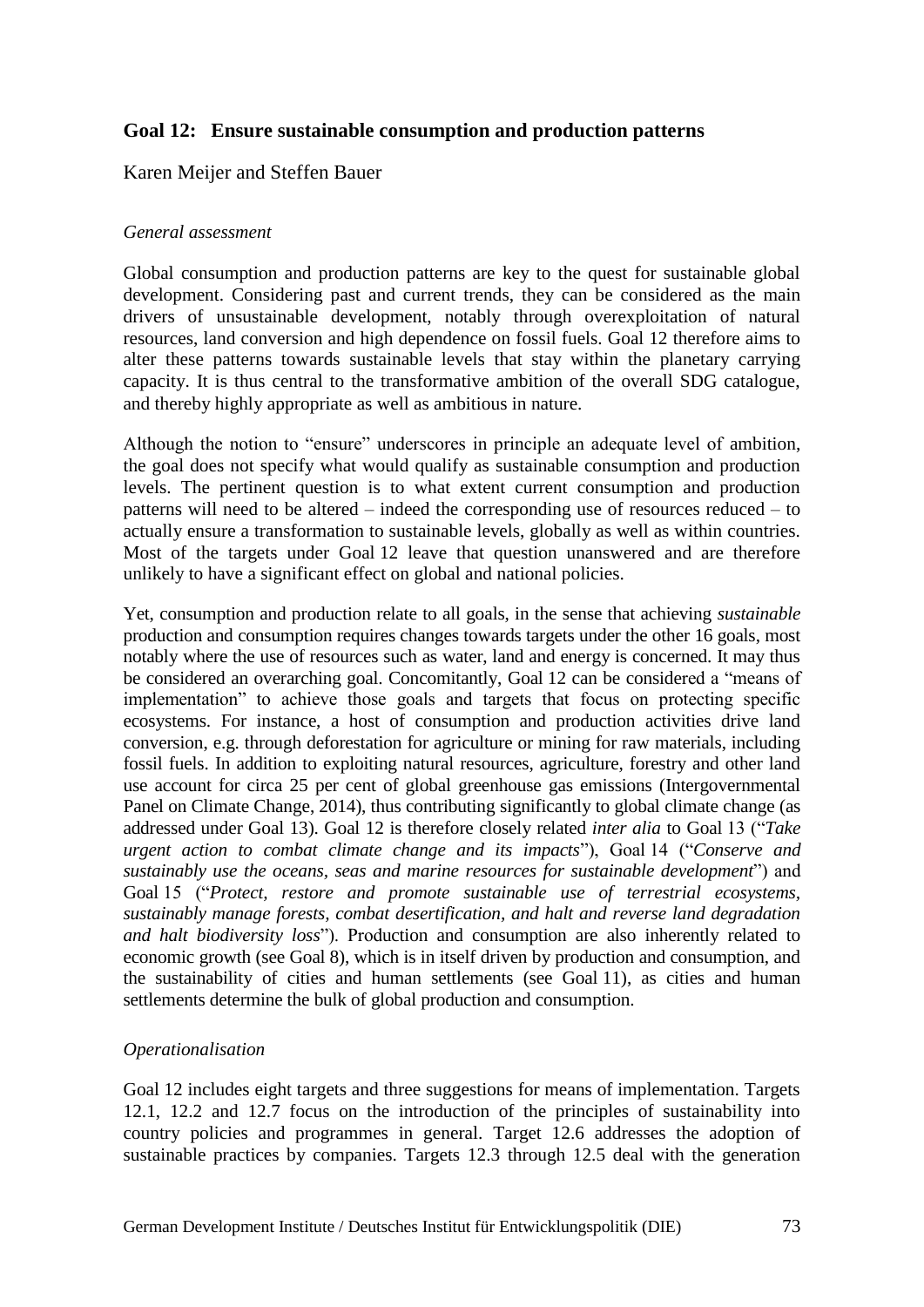## Goal 12: Ensure sustainable consumption and production patterns

Karen Meijer and Steffen Bauer

*General assessment*

Global consumption and production patterns are key to the quest for sustainable global development. Considering past and current trends, they can be considered as the main drivers of unsustainable development, notably through overexploitation of natural resources, land conversion and high dependence on fossil fuels. Goal 12 therefore aims to alter these patterns towards sustainable levels that stay within the planetary carrying capacity. It is thus central to the transformative ambition of the overall SDG catalogue, and thereby highly appropriate as well as ambitious in nature.

Although the notion to "ensure" underscores in principle an adequate level of ambition, the goal does not specify what would qualify as sustainable consumption and production levels. The pertinent question is to what extent current consumption and production patterns will need to be altered – indeed the corresponding use of resources reduced – to actually ensure a transformation to sustainable levels, globally as well as within countries. Most of the targets under Goal 12 leave that question unanswered and are therefore unlikely to have a significant effect on global and national policies.

Yet, consumption and production relate to all goals, in the sense that achieving *sustainable* production and consumption requires changes towards targets under the other 16 goals, most notably where the use of resources such as water, land and energy is concerned. It may thus be considered an overarching goal. Concomitantly, Goal 12 can be considered a "means of implementation" to achieve those goals and targets that focus on protecting specific ecosystems. For instance, a host of consumption and production activities drive land conversion, e.g. through deforestation for agriculture or mining for raw materials, including fossil fuels. In addition to exploiting natural resources, agriculture, forestry and other land use account for circa 25 per cent of global greenhouse gas emissions (Intergovernmental Panel on Climate Change, 2014), thus contributing significantly to global climate change (as addressed under Goal 13). Goal 12 is therefore closely related *inter alia* to Goal 13 ("*Take urgent action to combat climate change and its impacts*"), Goal 14 ("*Conserve and sustainably use the oceans, seas and marine resources for sustainable development*") and Goal 15 ("*Protect, restore and promote sustainable use of terrestrial ecosystems, sustainably manage forests, combat desertification, and halt and reverse land degradation and halt biodiversity loss*"). Production and consumption are also inherently related to economic growth (see Goal 8), which is in itself driven by production and consumption, and the sustainability of cities and human settlements (see Goal 11), as cities and human settlements determine the bulk of global production and consumption.

*Operationalisation*

Goal 12 includes eight targets and three suggestions for means of implementation. Targets 12.1, 12.2 and 12.7 focus on the introduction of the principles of sustainability into country policies and programmes in general. Target 12.6 addresses the adoption of sustainable practices by companies. Targets 12.3 through 12.5 deal with the generation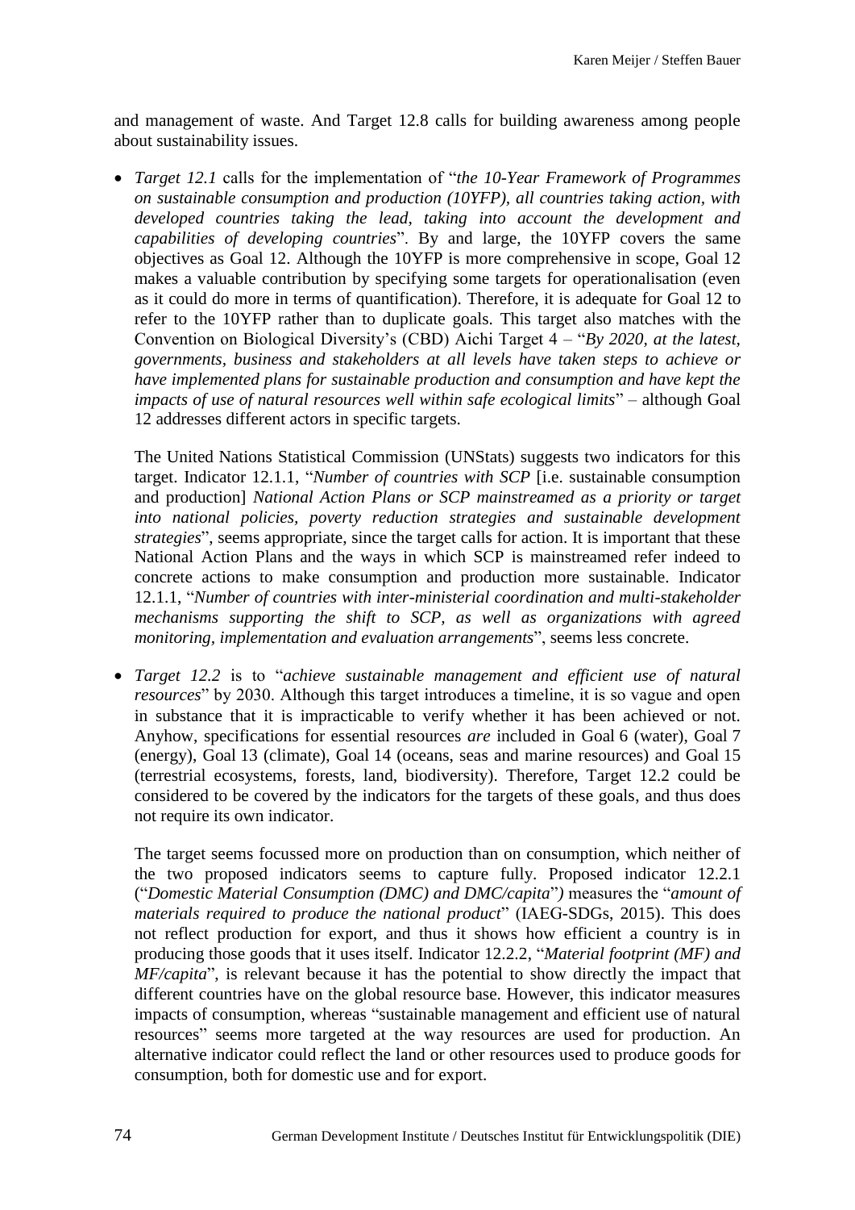and management of waste. And Target 12.8 calls for building awareness among people about sustainability issues.

- *Target 12.1* calls for the implementation of "*the 10-Year Framework of Programmes on sustainable consumption and production (10YFP), all countries taking action, with developed countries taking the lead, taking into account the development and capabilities of developing countries*". By and large, the 10YFP covers the same objectives as Goal 12. Although the 10YFP is more comprehensive in scope, Goal 12 makes a valuable contribution by specifying some targets for operationalisation (even as it could do more in terms of quantification). Therefore, it is adequate for Goal 12 to refer to the 10YFP rather than to duplicate goals. This target also matches with the Convention on Biological Diversity's (CBD) Aichi Target 4 – "*By 2020, at the latest, governments, business and stakeholders at all levels have taken steps to achieve or have implemented plans for sustainable production and consumption and have kept the impacts of use of natural resources well within safe ecological limits*" – although Goal 12 addresses different actors in specific targets.

  The United Nations Statistical Commission (UNStats) suggests two indicators for this target. Indicator 12.1.1, "*Number of countries with SCP* [i.e. sustainable consumption and production] *National Action Plans or SCP mainstreamed as a priority or target into national policies, poverty reduction strategies and sustainable development strategies*", seems appropriate, since the target calls for action. It is important that these National Action Plans and the ways in which SCP is mainstreamed refer indeed to concrete actions to make consumption and production more sustainable. Indicator 12.1.1, "*Number of countries with inter-ministerial coordination and multi-stakeholder mechanisms supporting the shift to SCP, as well as organizations with agreed monitoring, implementation and evaluation arrangements*", seems less concrete.

- *Target 12.2* is to "*achieve sustainable management and efficient use of natural resources*" by 2030. Although this target introduces a timeline, it is so vague and open in substance that it is impracticable to verify whether it has been achieved or not. Anyhow, specifications for essential resources *are* included in Goal 6 (water), Goal 7 (energy), Goal 13 (climate), Goal 14 (oceans, seas and marine resources) and Goal 15 (terrestrial ecosystems, forests, land, biodiversity). Therefore, Target 12.2 could be considered to be covered by the indicators for the targets of these goals, and thus does not require its own indicator.

  The target seems focussed more on production than on consumption, which neither of the two proposed indicators seems to capture fully. Proposed indicator 12.2.1 ("*Domestic Material Consumption (DMC) and DMC/capita*"*)* measures the "*amount of materials required to produce the national product*" (IAEG-SDGs, 2015). This does not reflect production for export, and thus it shows how efficient a country is in producing those goods that it uses itself. Indicator 12.2.2, "*Material footprint (MF) and MF/capita*", is relevant because it has the potential to show directly the impact that different countries have on the global resource base. However, this indicator measures impacts of consumption, whereas "sustainable management and efficient use of natural resources" seems more targeted at the way resources are used for production. An alternative indicator could reflect the land or other resources used to produce goods for consumption, both for domestic use and for export.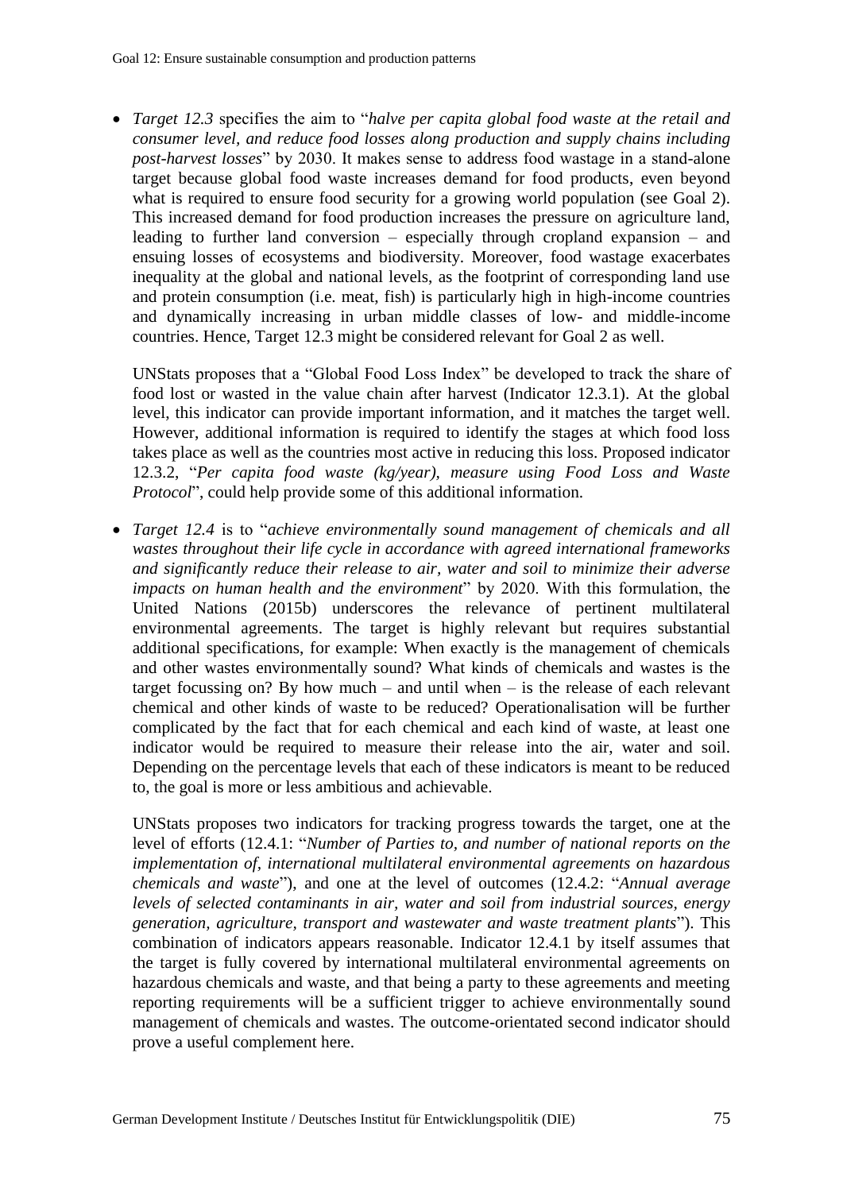- *Target 12.3* specifies the aim to "*halve per capita global food waste at the retail and consumer level, and reduce food losses along production and supply chains including post-harvest losses*" by 2030. It makes sense to address food wastage in a stand-alone target because global food waste increases demand for food products, even beyond what is required to ensure food security for a growing world population (see Goal 2). This increased demand for food production increases the pressure on agriculture land, leading to further land conversion – especially through cropland expansion – and ensuing losses of ecosystems and biodiversity. Moreover, food wastage exacerbates inequality at the global and national levels, as the footprint of corresponding land use and protein consumption (i.e. meat, fish) is particularly high in high-income countries and dynamically increasing in urban middle classes of low- and middle-income countries. Hence, Target 12.3 might be considered relevant for Goal 2 as well.

  UNStats proposes that a "Global Food Loss Index" be developed to track the share of food lost or wasted in the value chain after harvest (Indicator 12.3.1). At the global level, this indicator can provide important information, and it matches the target well. However, additional information is required to identify the stages at which food loss takes place as well as the countries most active in reducing this loss. Proposed indicator 12.3.2, "*Per capita food waste (kg/year), measure using Food Loss and Waste Protocol*", could help provide some of this additional information.

- *Target 12.4* is to "*achieve environmentally sound management of chemicals and all wastes throughout their life cycle in accordance with agreed international frameworks and significantly reduce their release to air, water and soil to minimize their adverse impacts on human health and the environment*" by 2020. With this formulation, the United Nations (2015b) underscores the relevance of pertinent multilateral environmental agreements. The target is highly relevant but requires substantial additional specifications, for example: When exactly is the management of chemicals and other wastes environmentally sound? What kinds of chemicals and wastes is the target focussing on? By how much – and until when – is the release of each relevant chemical and other kinds of waste to be reduced? Operationalisation will be further complicated by the fact that for each chemical and each kind of waste, at least one indicator would be required to measure their release into the air, water and soil. Depending on the percentage levels that each of these indicators is meant to be reduced to, the goal is more or less ambitious and achievable.

  UNStats proposes two indicators for tracking progress towards the target, one at the level of efforts (12.4.1: "*Number of Parties to, and number of national reports on the implementation of, international multilateral environmental agreements on hazardous chemicals and waste*"), and one at the level of outcomes (12.4.2: "*Annual average levels of selected contaminants in air, water and soil from industrial sources, energy generation, agriculture, transport and wastewater and waste treatment plants*"). This combination of indicators appears reasonable. Indicator 12.4.1 by itself assumes that the target is fully covered by international multilateral environmental agreements on hazardous chemicals and waste, and that being a party to these agreements and meeting reporting requirements will be a sufficient trigger to achieve environmentally sound management of chemicals and wastes. The outcome-orientated second indicator should prove a useful complement here.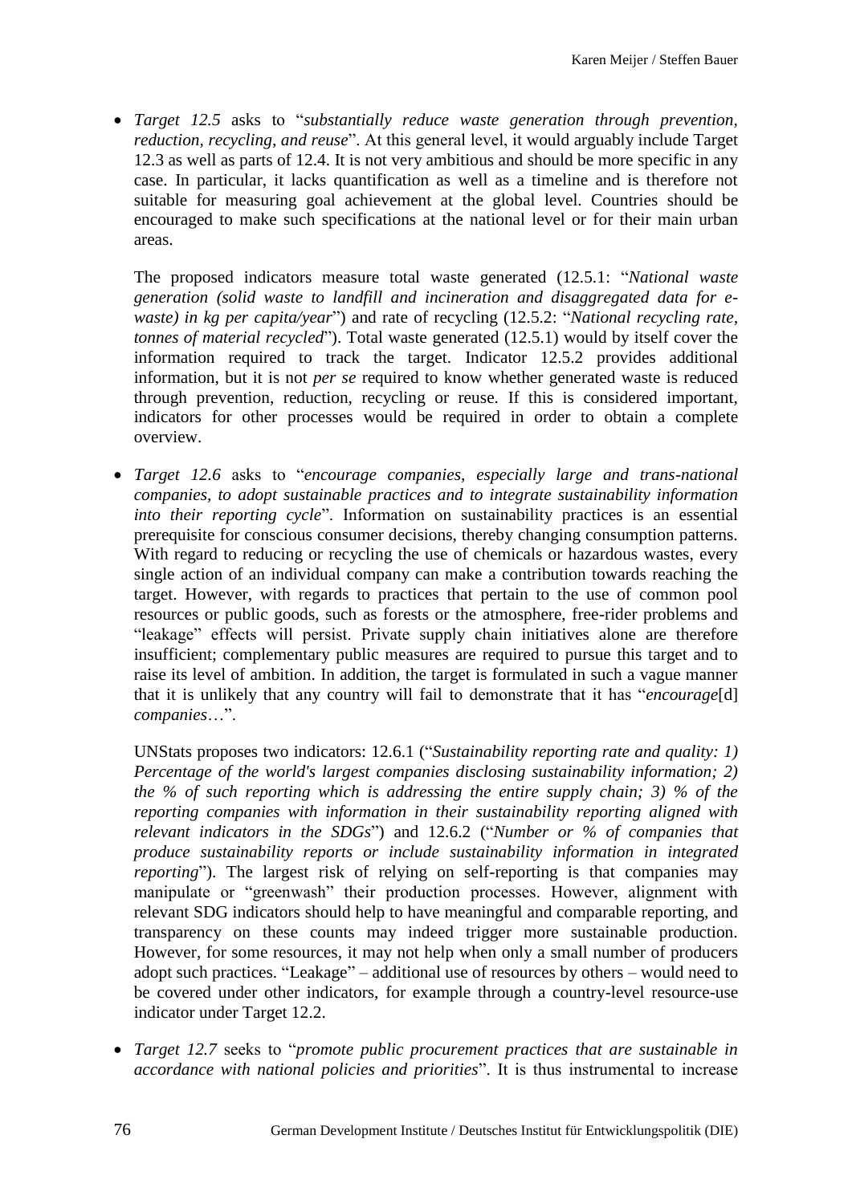- *Target 12.5* asks to "*substantially reduce waste generation through prevention, reduction, recycling, and reuse*". At this general level, it would arguably include Target 12.3 as well as parts of 12.4. It is not very ambitious and should be more specific in any case. In particular, it lacks quantification as well as a timeline and is therefore not suitable for measuring goal achievement at the global level. Countries should be encouraged to make such specifications at the national level or for their main urban areas.

  The proposed indicators measure total waste generated (12.5.1: "*National waste generation (solid waste to landfill and incineration and disaggregated data for e-waste) in kg per capita/year*") and rate of recycling (12.5.2: "*National recycling rate, tonnes of material recycled*"). Total waste generated (12.5.1) would by itself cover the information required to track the target. Indicator 12.5.2 provides additional information, but it is not *per se* required to know whether generated waste is reduced through prevention, reduction, recycling or reuse. If this is considered important, indicators for other processes would be required in order to obtain a complete overview.

- *Target 12.6* asks to "*encourage companies, especially large and trans-national companies, to adopt sustainable practices and to integrate sustainability information into their reporting cycle*". Information on sustainability practices is an essential prerequisite for conscious consumer decisions, thereby changing consumption patterns. With regard to reducing or recycling the use of chemicals or hazardous wastes, every single action of an individual company can make a contribution towards reaching the target. However, with regards to practices that pertain to the use of common pool resources or public goods, such as forests or the atmosphere, free-rider problems and "leakage" effects will persist. Private supply chain initiatives alone are therefore insufficient; complementary public measures are required to pursue this target and to raise its level of ambition. In addition, the target is formulated in such a vague manner that it is unlikely that any country will fail to demonstrate that it has "*encourage*[d] *companies*…".

  UNStats proposes two indicators: 12.6.1 ("*Sustainability reporting rate and quality: 1) Percentage of the world's largest companies disclosing sustainability information; 2) the % of such reporting which is addressing the entire supply chain; 3) % of the reporting companies with information in their sustainability reporting aligned with relevant indicators in the SDGs*") and 12.6.2 ("*Number or % of companies that produce sustainability reports or include sustainability information in integrated reporting*"). The largest risk of relying on self-reporting is that companies may manipulate or "greenwash" their production processes. However, alignment with relevant SDG indicators should help to have meaningful and comparable reporting, and transparency on these counts may indeed trigger more sustainable production. However, for some resources, it may not help when only a small number of producers adopt such practices. "Leakage" – additional use of resources by others – would need to be covered under other indicators, for example through a country-level resource-use indicator under Target 12.2.

- *Target 12.7* seeks to "*promote public procurement practices that are sustainable in accordance with national policies and priorities*". It is thus instrumental to increase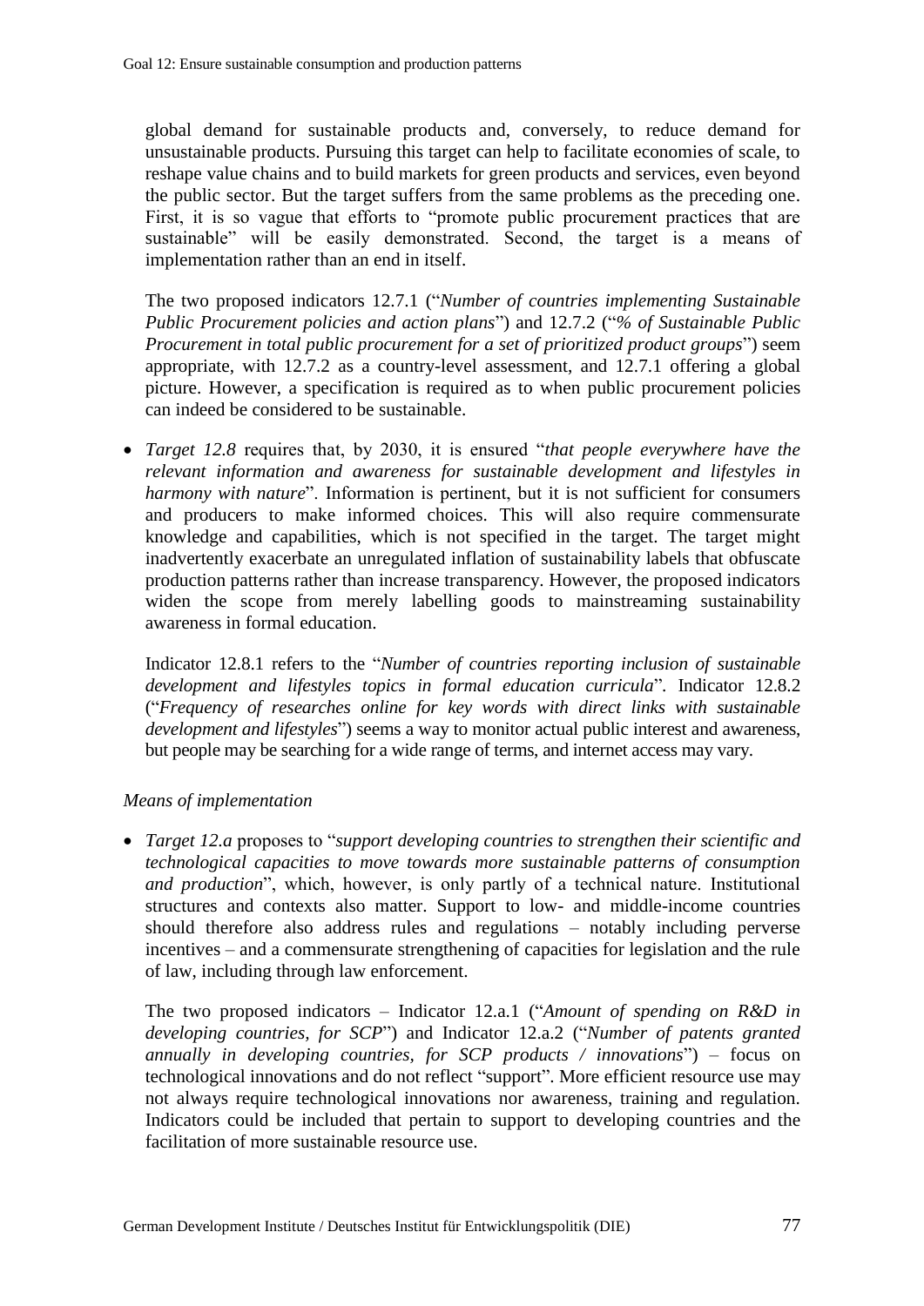global demand for sustainable products and, conversely, to reduce demand for unsustainable products. Pursuing this target can help to facilitate economies of scale, to reshape value chains and to build markets for green products and services, even beyond the public sector. But the target suffers from the same problems as the preceding one. First, it is so vague that efforts to "promote public procurement practices that are sustainable" will be easily demonstrated. Second, the target is a means of implementation rather than an end in itself.

The two proposed indicators 12.7.1 ("*Number of countries implementing Sustainable Public Procurement policies and action plans*") and 12.7.2 ("*% of Sustainable Public Procurement in total public procurement for a set of prioritized product groups*") seem appropriate, with 12.7.2 as a country-level assessment, and 12.7.1 offering a global picture. However, a specification is required as to when public procurement policies can indeed be considered to be sustainable.

- *Target 12.8* requires that, by 2030, it is ensured "*that people everywhere have the relevant information and awareness for sustainable development and lifestyles in harmony with nature*". Information is pertinent, but it is not sufficient for consumers and producers to make informed choices. This will also require commensurate knowledge and capabilities, which is not specified in the target. The target might inadvertently exacerbate an unregulated inflation of sustainability labels that obfuscate production patterns rather than increase transparency. However, the proposed indicators widen the scope from merely labelling goods to mainstreaming sustainability awareness in formal education.

  Indicator 12.8.1 refers to the "*Number of countries reporting inclusion of sustainable development and lifestyles topics in formal education curricula*". Indicator 12.8.2 ("*Frequency of researches online for key words with direct links with sustainable development and lifestyles*") seems a way to monitor actual public interest and awareness, but people may be searching for a wide range of terms, and internet access may vary.

*Means of implementation*

- *Target 12.a* proposes to "*support developing countries to strengthen their scientific and technological capacities to move towards more sustainable patterns of consumption and production*", which, however, is only partly of a technical nature. Institutional structures and contexts also matter. Support to low- and middle-income countries should therefore also address rules and regulations – notably including perverse incentives – and a commensurate strengthening of capacities for legislation and the rule of law, including through law enforcement.

  The two proposed indicators – Indicator 12.a.1 ("*Amount of spending on R&D in developing countries, for SCP*") and Indicator 12.a.2 ("*Number of patents granted annually in developing countries, for SCP products / innovations*") – focus on technological innovations and do not reflect "support". More efficient resource use may not always require technological innovations nor awareness, training and regulation. Indicators could be included that pertain to support to developing countries and the facilitation of more sustainable resource use.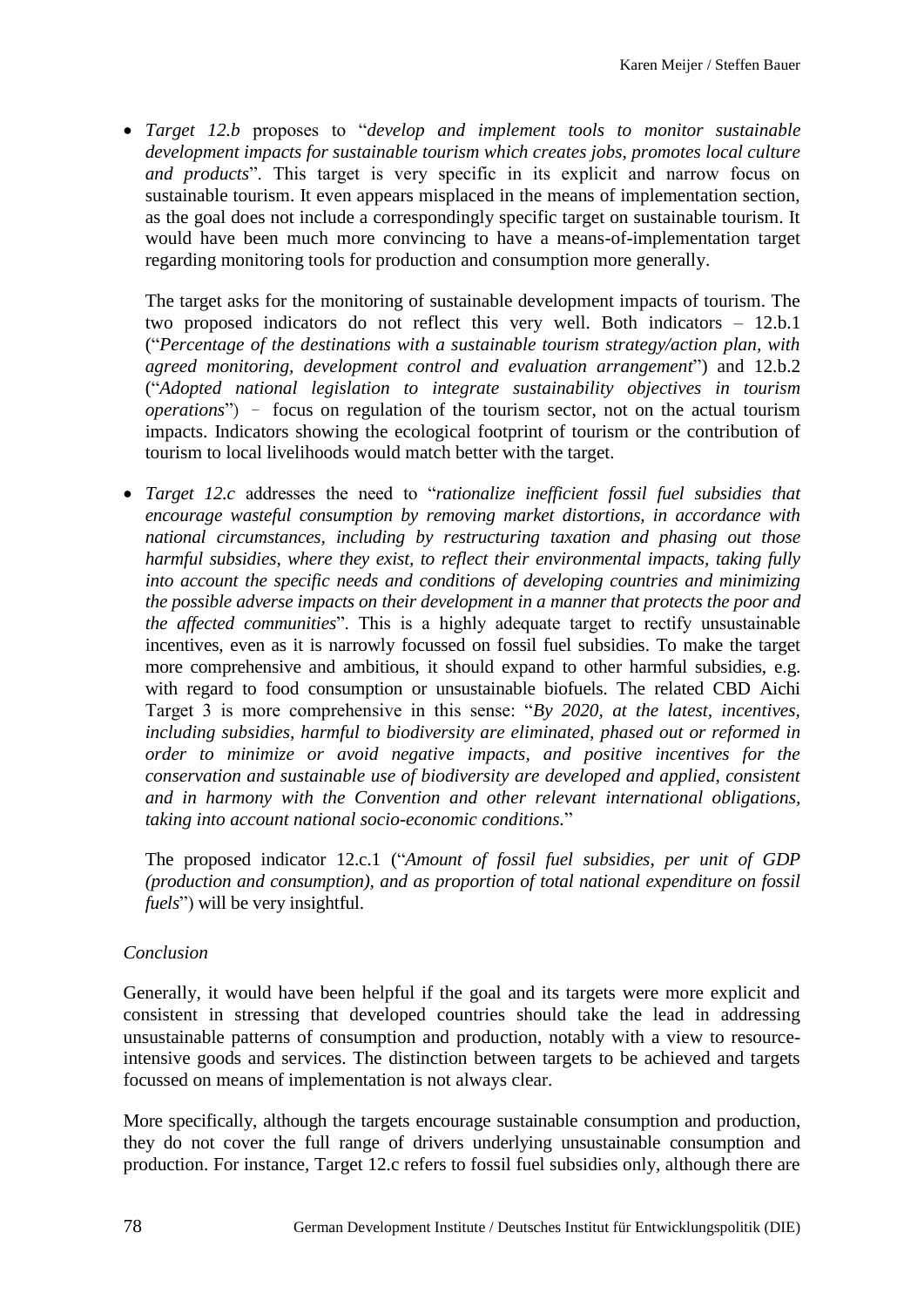- *Target 12.b* proposes to "*develop and implement tools to monitor sustainable development impacts for sustainable tourism which creates jobs, promotes local culture and products*". This target is very specific in its explicit and narrow focus on sustainable tourism. It even appears misplaced in the means of implementation section, as the goal does not include a correspondingly specific target on sustainable tourism. It would have been much more convincing to have a means-of-implementation target regarding monitoring tools for production and consumption more generally.

  The target asks for the monitoring of sustainable development impacts of tourism. The two proposed indicators do not reflect this very well. Both indicators – 12.b.1 ("*Percentage of the destinations with a sustainable tourism strategy/action plan, with agreed monitoring, development control and evaluation arrangement*") and 12.b.2 ("*Adopted national legislation to integrate sustainability objectives in tourism operations*") – focus on regulation of the tourism sector, not on the actual tourism impacts. Indicators showing the ecological footprint of tourism or the contribution of tourism to local livelihoods would match better with the target.

- *Target 12.c* addresses the need to "*rationalize inefficient fossil fuel subsidies that encourage wasteful consumption by removing market distortions, in accordance with national circumstances, including by restructuring taxation and phasing out those harmful subsidies, where they exist, to reflect their environmental impacts, taking fully into account the specific needs and conditions of developing countries and minimizing the possible adverse impacts on their development in a manner that protects the poor and the affected communities*". This is a highly adequate target to rectify unsustainable incentives, even as it is narrowly focussed on fossil fuel subsidies. To make the target more comprehensive and ambitious, it should expand to other harmful subsidies, e.g. with regard to food consumption or unsustainable biofuels. The related CBD Aichi Target 3 is more comprehensive in this sense: "*By 2020, at the latest, incentives, including subsidies, harmful to biodiversity are eliminated, phased out or reformed in order to minimize or avoid negative impacts, and positive incentives for the conservation and sustainable use of biodiversity are developed and applied, consistent and in harmony with the Convention and other relevant international obligations, taking into account national socio-economic conditions.*"

  The proposed indicator 12.c.1 ("*Amount of fossil fuel subsidies, per unit of GDP (production and consumption), and as proportion of total national expenditure on fossil fuels*") will be very insightful.

*Conclusion*

Generally, it would have been helpful if the goal and its targets were more explicit and consistent in stressing that developed countries should take the lead in addressing unsustainable patterns of consumption and production, notably with a view to resource-intensive goods and services. The distinction between targets to be achieved and targets focussed on means of implementation is not always clear.

More specifically, although the targets encourage sustainable consumption and production, they do not cover the full range of drivers underlying unsustainable consumption and production. For instance, Target 12.c refers to fossil fuel subsidies only, although there are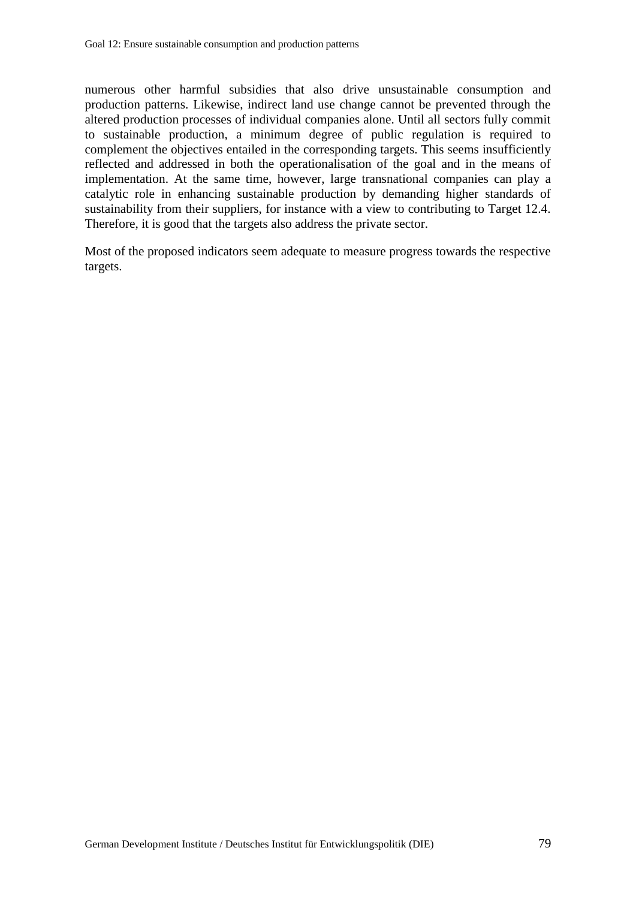numerous other harmful subsidies that also drive unsustainable consumption and production patterns. Likewise, indirect land use change cannot be prevented through the altered production processes of individual companies alone. Until all sectors fully commit to sustainable production, a minimum degree of public regulation is required to complement the objectives entailed in the corresponding targets. This seems insufficiently reflected and addressed in both the operationalisation of the goal and in the means of implementation. At the same time, however, large transnational companies can play a catalytic role in enhancing sustainable production by demanding higher standards of sustainability from their suppliers, for instance with a view to contributing to Target 12.4. Therefore, it is good that the targets also address the private sector.

Most of the proposed indicators seem adequate to measure progress towards the respective targets.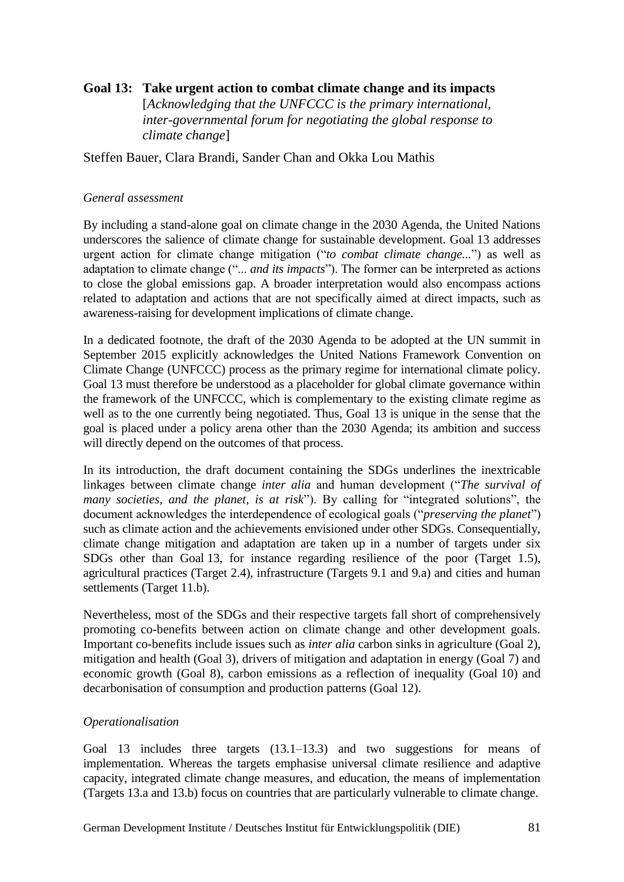## Goal 13: Take urgent action to combat climate change and its impacts

[*Acknowledging that the UNFCCC is the primary international, inter-governmental forum for negotiating the global response to climate change*]

Steffen Bauer, Clara Brandi, Sander Chan and Okka Lou Mathis

### *General assessment*

By including a stand-alone goal on climate change in the 2030 Agenda, the United Nations underscores the salience of climate change for sustainable development. Goal 13 addresses urgent action for climate change mitigation ("*to combat climate change...*") as well as adaptation to climate change ("*... and its impacts*"). The former can be interpreted as actions to close the global emissions gap. A broader interpretation would also encompass actions related to adaptation and actions that are not specifically aimed at direct impacts, such as awareness-raising for development implications of climate change.

In a dedicated footnote, the draft of the 2030 Agenda to be adopted at the UN summit in September 2015 explicitly acknowledges the United Nations Framework Convention on Climate Change (UNFCCC) process as the primary regime for international climate policy. Goal 13 must therefore be understood as a placeholder for global climate governance within the framework of the UNFCCC, which is complementary to the existing climate regime as well as to the one currently being negotiated. Thus, Goal 13 is unique in the sense that the goal is placed under a policy arena other than the 2030 Agenda; its ambition and success will directly depend on the outcomes of that process.

In its introduction, the draft document containing the SDGs underlines the inextricable linkages between climate change *inter alia* and human development ("*The survival of many societies, and the planet, is at risk*"). By calling for "integrated solutions", the document acknowledges the interdependence of ecological goals ("*preserving the planet*") such as climate action and the achievements envisioned under other SDGs. Consequentially, climate change mitigation and adaptation are taken up in a number of targets under six SDGs other than Goal 13, for instance regarding resilience of the poor (Target 1.5), agricultural practices (Target 2.4), infrastructure (Targets 9.1 and 9.a) and cities and human settlements (Target 11.b).

Nevertheless, most of the SDGs and their respective targets fall short of comprehensively promoting co-benefits between action on climate change and other development goals. Important co-benefits include issues such as *inter alia* carbon sinks in agriculture (Goal 2), mitigation and health (Goal 3), drivers of mitigation and adaptation in energy (Goal 7) and economic growth (Goal 8), carbon emissions as a reflection of inequality (Goal 10) and decarbonisation of consumption and production patterns (Goal 12).

### *Operationalisation*

Goal 13 includes three targets (13.1–13.3) and two suggestions for means of implementation. Whereas the targets emphasise universal climate resilience and adaptive capacity, integrated climate change measures, and education, the means of implementation (Targets 13.a and 13.b) focus on countries that are particularly vulnerable to climate change.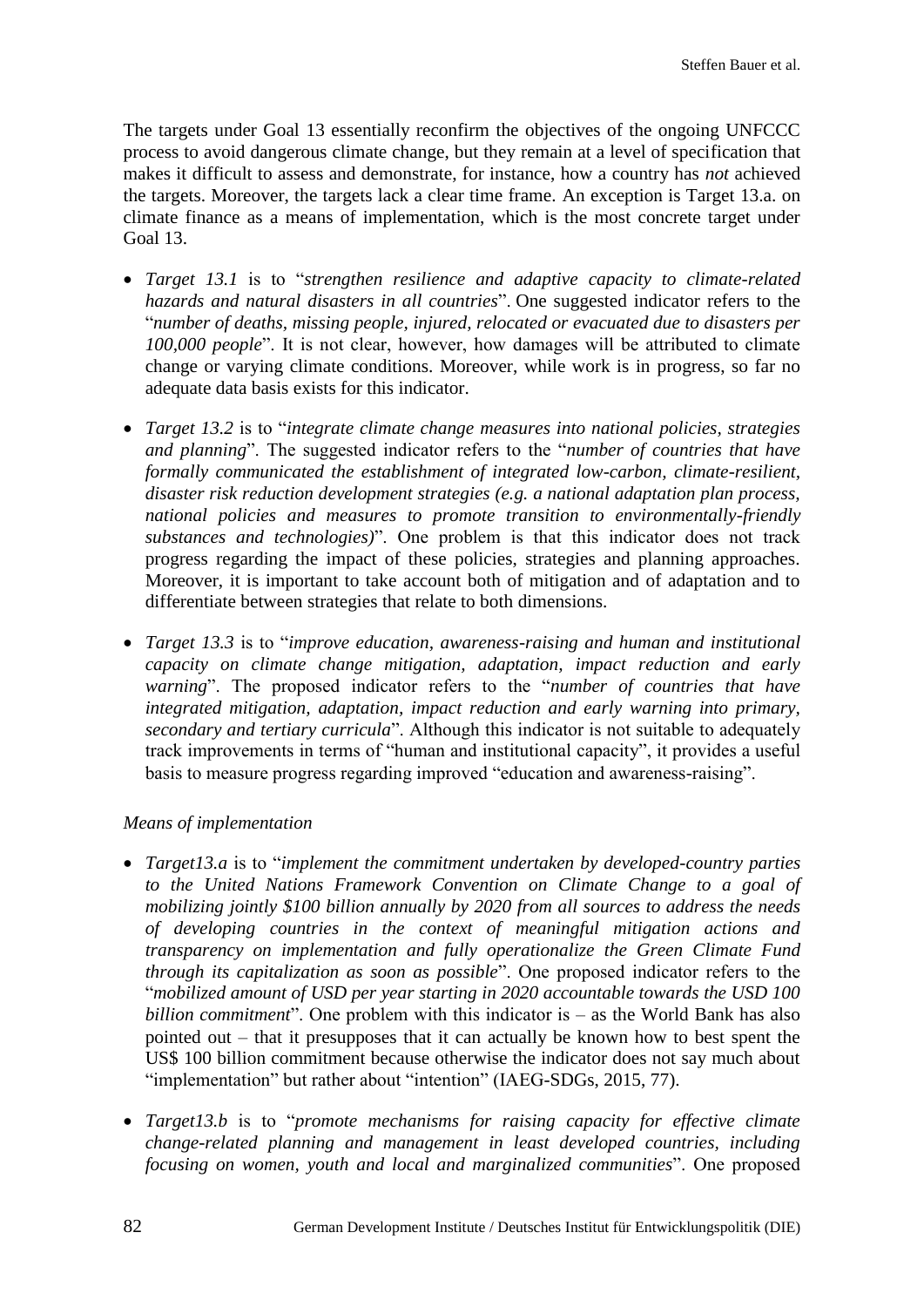The targets under Goal 13 essentially reconfirm the objectives of the ongoing UNFCCC process to avoid dangerous climate change, but they remain at a level of specification that makes it difficult to assess and demonstrate, for instance, how a country has *not* achieved the targets. Moreover, the targets lack a clear time frame. An exception is Target 13.a. on climate finance as a means of implementation, which is the most concrete target under Goal 13.

- *Target 13.1* is to "*strengthen resilience and adaptive capacity to climate-related hazards and natural disasters in all countries*". One suggested indicator refers to the "*number of deaths, missing people, injured, relocated or evacuated due to disasters per 100,000 people*". It is not clear, however, how damages will be attributed to climate change or varying climate conditions. Moreover, while work is in progress, so far no adequate data basis exists for this indicator.

- *Target 13.2* is to "*integrate climate change measures into national policies, strategies and planning*". The suggested indicator refers to the "*number of countries that have formally communicated the establishment of integrated low-carbon, climate-resilient, disaster risk reduction development strategies (e.g. a national adaptation plan process, national policies and measures to promote transition to environmentally-friendly substances and technologies)*". One problem is that this indicator does not track progress regarding the impact of these policies, strategies and planning approaches. Moreover, it is important to take account both of mitigation and of adaptation and to differentiate between strategies that relate to both dimensions.

- *Target 13.3* is to "*improve education, awareness-raising and human and institutional capacity on climate change mitigation, adaptation, impact reduction and early warning*". The proposed indicator refers to the "*number of countries that have integrated mitigation, adaptation, impact reduction and early warning into primary, secondary and tertiary curricula*". Although this indicator is not suitable to adequately track improvements in terms of "human and institutional capacity", it provides a useful basis to measure progress regarding improved "education and awareness-raising".

*Means of implementation*

- *Target13.a* is to "*implement the commitment undertaken by developed-country parties to the United Nations Framework Convention on Climate Change to a goal of mobilizing jointly $100 billion annually by 2020 from all sources to address the needs of developing countries in the context of meaningful mitigation actions and transparency on implementation and fully operationalize the Green Climate Fund through its capitalization as soon as possible*". One proposed indicator refers to the "*mobilized amount of USD per year starting in 2020 accountable towards the USD 100 billion commitment*". One problem with this indicator is – as the World Bank has also pointed out – that it presupposes that it can actually be known how to best spent the US$ 100 billion commitment because otherwise the indicator does not say much about "implementation" but rather about "intention" (IAEG-SDGs, 2015, 77).

- *Target13.b* is to "*promote mechanisms for raising capacity for effective climate change-related planning and management in least developed countries, including focusing on women, youth and local and marginalized communities*". One proposed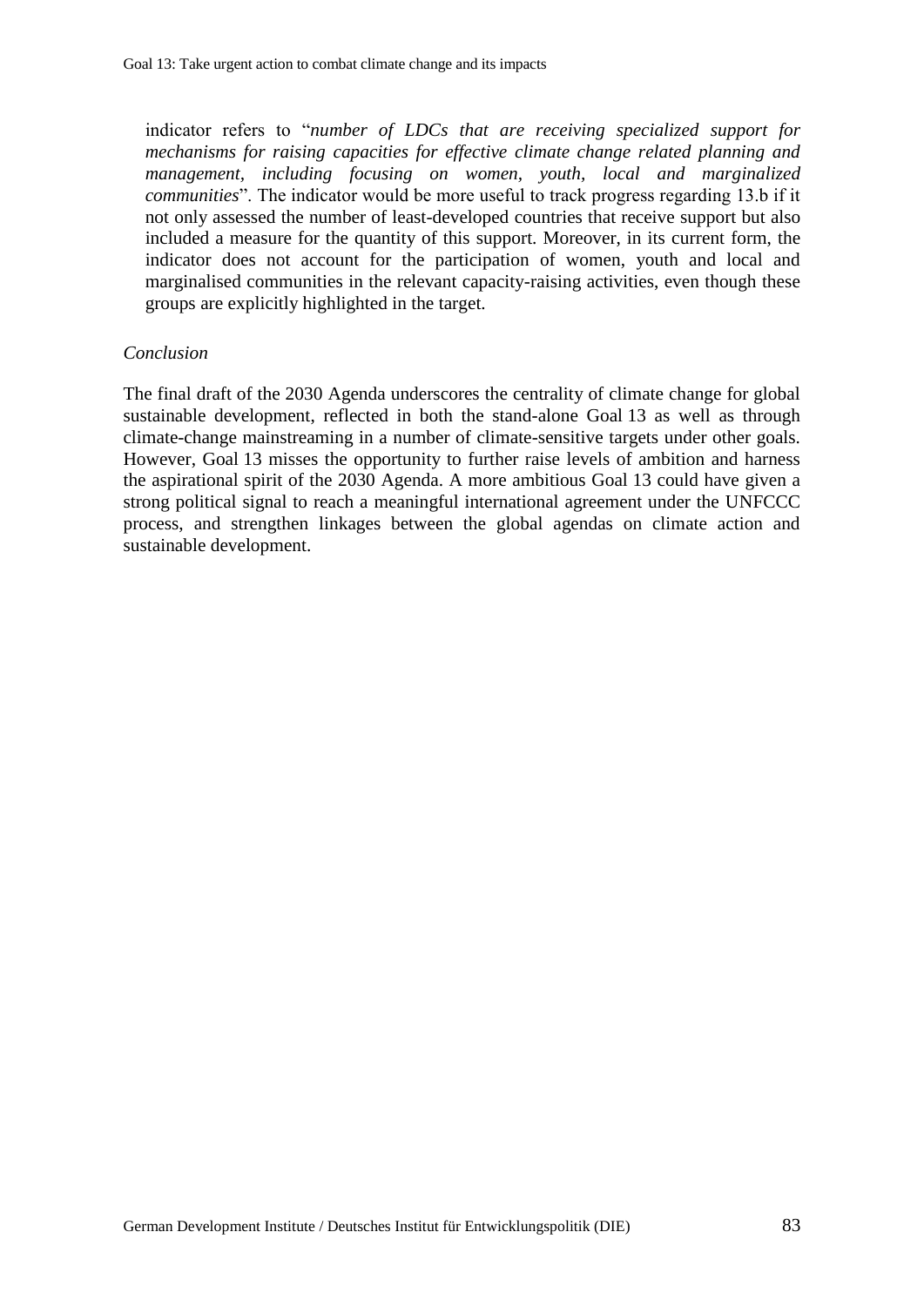indicator refers to "*number of LDCs that are receiving specialized support for mechanisms for raising capacities for effective climate change related planning and management, including focusing on women, youth, local and marginalized communities*". The indicator would be more useful to track progress regarding 13.b if it not only assessed the number of least-developed countries that receive support but also included a measure for the quantity of this support. Moreover, in its current form, the indicator does not account for the participation of women, youth and local and marginalised communities in the relevant capacity-raising activities, even though these groups are explicitly highlighted in the target.

*Conclusion*

The final draft of the 2030 Agenda underscores the centrality of climate change for global sustainable development, reflected in both the stand-alone Goal 13 as well as through climate-change mainstreaming in a number of climate-sensitive targets under other goals. However, Goal 13 misses the opportunity to further raise levels of ambition and harness the aspirational spirit of the 2030 Agenda. A more ambitious Goal 13 could have given a strong political signal to reach a meaningful international agreement under the UNFCCC process, and strengthen linkages between the global agendas on climate action and sustainable development.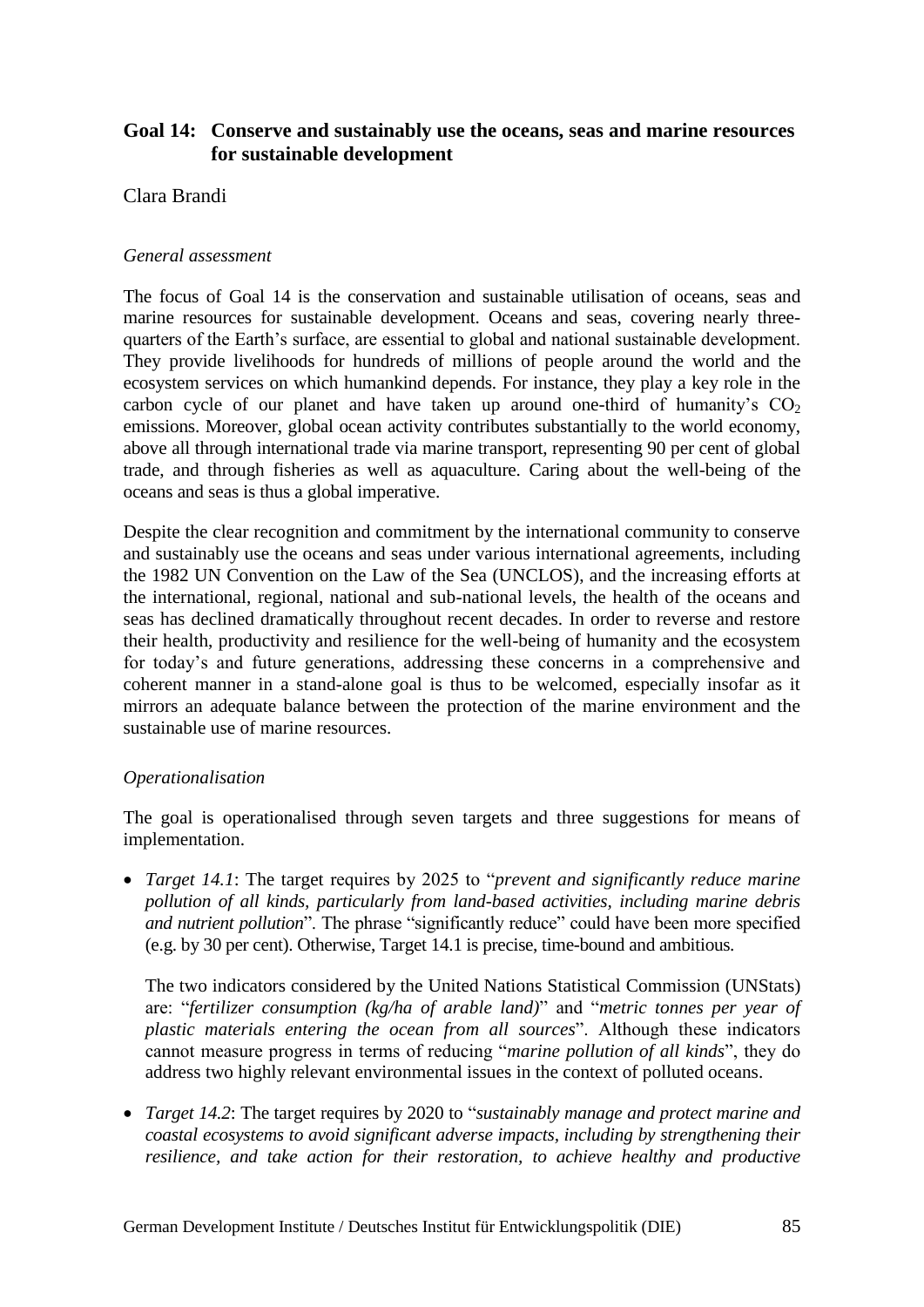## Goal 14: Conserve and sustainably use the oceans, seas and marine resources for sustainable development

Clara Brandi

*General assessment*

The focus of Goal 14 is the conservation and sustainable utilisation of oceans, seas and marine resources for sustainable development. Oceans and seas, covering nearly three-quarters of the Earth's surface, are essential to global and national sustainable development. They provide livelihoods for hundreds of millions of people around the world and the ecosystem services on which humankind depends. For instance, they play a key role in the carbon cycle of our planet and have taken up around one-third of humanity's $CO_2$ emissions. Moreover, global ocean activity contributes substantially to the world economy, above all through international trade via marine transport, representing 90 per cent of global trade, and through fisheries as well as aquaculture. Caring about the well-being of the oceans and seas is thus a global imperative.

Despite the clear recognition and commitment by the international community to conserve and sustainably use the oceans and seas under various international agreements, including the 1982 UN Convention on the Law of the Sea (UNCLOS), and the increasing efforts at the international, regional, national and sub-national levels, the health of the oceans and seas has declined dramatically throughout recent decades. In order to reverse and restore their health, productivity and resilience for the well-being of humanity and the ecosystem for today's and future generations, addressing these concerns in a comprehensive and coherent manner in a stand-alone goal is thus to be welcomed, especially insofar as it mirrors an adequate balance between the protection of the marine environment and the sustainable use of marine resources.

*Operationalisation*

The goal is operationalised through seven targets and three suggestions for means of implementation.

- *Target 14.1*: The target requires by 2025 to "*prevent and significantly reduce marine pollution of all kinds, particularly from land-based activities, including marine debris and nutrient pollution*". The phrase "significantly reduce" could have been more specified (e.g. by 30 per cent). Otherwise, Target 14.1 is precise, time-bound and ambitious.

  The two indicators considered by the United Nations Statistical Commission (UNStats) are: "*fertilizer consumption (kg/ha of arable land)*" and "*metric tonnes per year of plastic materials entering the ocean from all sources*". Although these indicators cannot measure progress in terms of reducing "*marine pollution of all kinds*", they do address two highly relevant environmental issues in the context of polluted oceans.

- *Target 14.2*: The target requires by 2020 to "*sustainably manage and protect marine and coastal ecosystems to avoid significant adverse impacts, including by strengthening their resilience, and take action for their restoration, to achieve healthy and productive*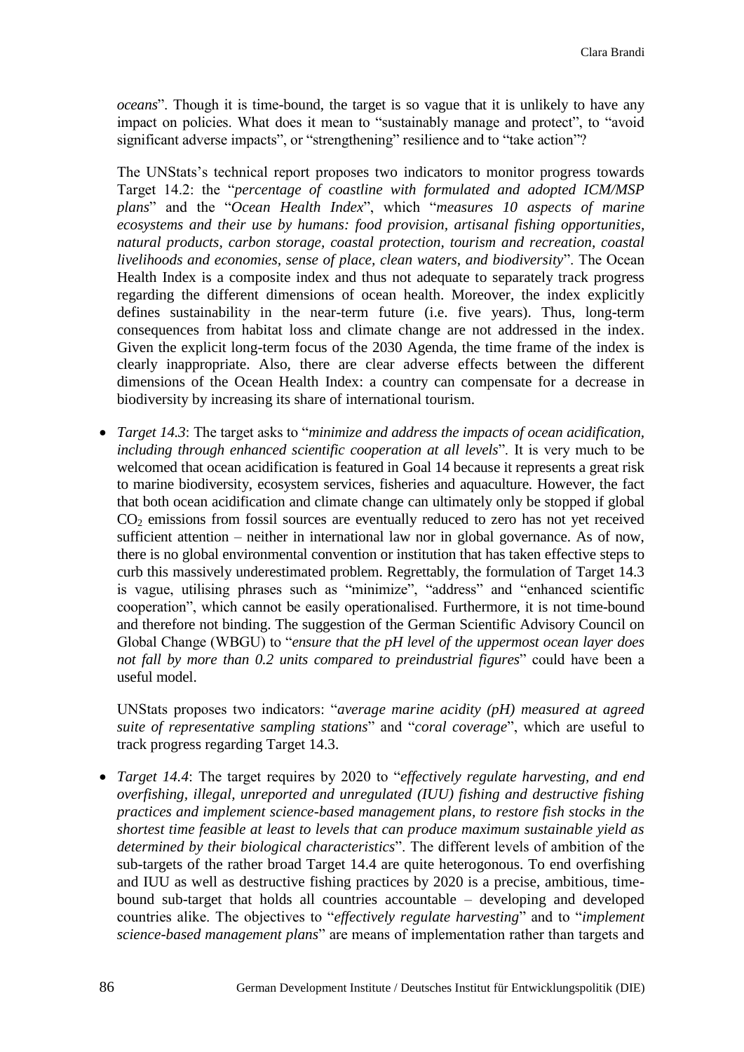*oceans*". Though it is time-bound, the target is so vague that it is unlikely to have any impact on policies. What does it mean to "sustainably manage and protect", to "avoid significant adverse impacts", or "strengthening" resilience and to "take action"?

The UNStats's technical report proposes two indicators to monitor progress towards Target 14.2: the "*percentage of coastline with formulated and adopted ICM/MSP plans*" and the "*Ocean Health Index*", which "*measures 10 aspects of marine ecosystems and their use by humans: food provision, artisanal fishing opportunities, natural products, carbon storage, coastal protection, tourism and recreation, coastal livelihoods and economies, sense of place, clean waters, and biodiversity*". The Ocean Health Index is a composite index and thus not adequate to separately track progress regarding the different dimensions of ocean health. Moreover, the index explicitly defines sustainability in the near-term future (i.e. five years). Thus, long-term consequences from habitat loss and climate change are not addressed in the index. Given the explicit long-term focus of the 2030 Agenda, the time frame of the index is clearly inappropriate. Also, there are clear adverse effects between the different dimensions of the Ocean Health Index: a country can compensate for a decrease in biodiversity by increasing its share of international tourism.

- *Target 14.3*: The target asks to "*minimize and address the impacts of ocean acidification, including through enhanced scientific cooperation at all levels*". It is very much to be welcomed that ocean acidification is featured in Goal 14 because it represents a great risk to marine biodiversity, ecosystem services, fisheries and aquaculture. However, the fact that both ocean acidification and climate change can ultimately only be stopped if global $CO_2$ emissions from fossil sources are eventually reduced to zero has not yet received sufficient attention – neither in international law nor in global governance. As of now, there is no global environmental convention or institution that has taken effective steps to curb this massively underestimated problem. Regrettably, the formulation of Target 14.3 is vague, utilising phrases such as "minimize", "address" and "enhanced scientific cooperation", which cannot be easily operationalised. Furthermore, it is not time-bound and therefore not binding. The suggestion of the German Scientific Advisory Council on Global Change (WBGU) to "*ensure that the pH level of the uppermost ocean layer does not fall by more than 0.2 units compared to preindustrial figures*" could have been a useful model.

  UNStats proposes two indicators: "*average marine acidity (pH) measured at agreed suite of representative sampling stations*" and "*coral coverage*", which are useful to track progress regarding Target 14.3.

- *Target 14.4*: The target requires by 2020 to "*effectively regulate harvesting, and end overfishing, illegal, unreported and unregulated (IUU) fishing and destructive fishing practices and implement science-based management plans, to restore fish stocks in the shortest time feasible at least to levels that can produce maximum sustainable yield as determined by their biological characteristics*". The different levels of ambition of the sub-targets of the rather broad Target 14.4 are quite heterogonous. To end overfishing and IUU as well as destructive fishing practices by 2020 is a precise, ambitious, time-bound sub-target that holds all countries accountable – developing and developed countries alike. The objectives to "*effectively regulate harvesting*" and to "*implement science-based management plans*" are means of implementation rather than targets and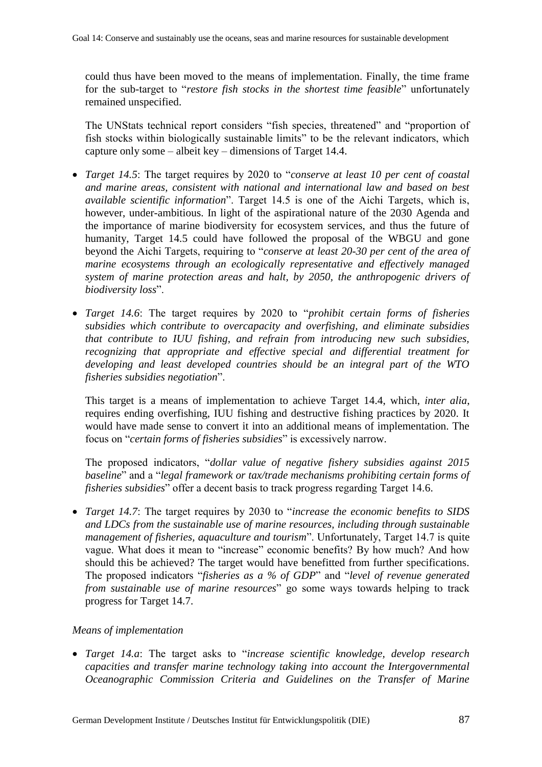could thus have been moved to the means of implementation. Finally, the time frame for the sub-target to "*restore fish stocks in the shortest time feasible*" unfortunately remained unspecified.

The UNStats technical report considers "fish species, threatened" and "proportion of fish stocks within biologically sustainable limits" to be the relevant indicators, which capture only some – albeit key – dimensions of Target 14.4.

- *Target 14.5*: The target requires by 2020 to "*conserve at least 10 per cent of coastal and marine areas, consistent with national and international law and based on best available scientific information*". Target 14.5 is one of the Aichi Targets, which is, however, under-ambitious. In light of the aspirational nature of the 2030 Agenda and the importance of marine biodiversity for ecosystem services, and thus the future of humanity, Target 14.5 could have followed the proposal of the WBGU and gone beyond the Aichi Targets, requiring to "*conserve at least 20-30 per cent of the area of marine ecosystems through an ecologically representative and effectively managed system of marine protection areas and halt, by 2050, the anthropogenic drivers of biodiversity loss*".

- *Target 14.6*: The target requires by 2020 to "*prohibit certain forms of fisheries subsidies which contribute to overcapacity and overfishing, and eliminate subsidies that contribute to IUU fishing, and refrain from introducing new such subsidies, recognizing that appropriate and effective special and differential treatment for developing and least developed countries should be an integral part of the WTO fisheries subsidies negotiation*".

  This target is a means of implementation to achieve Target 14.4, which, *inter alia*, requires ending overfishing, IUU fishing and destructive fishing practices by 2020. It would have made sense to convert it into an additional means of implementation. The focus on "*certain forms of fisheries subsidies*" is excessively narrow.

  The proposed indicators, "*dollar value of negative fishery subsidies against 2015 baseline*" and a "*legal framework or tax/trade mechanisms prohibiting certain forms of fisheries subsidies*" offer a decent basis to track progress regarding Target 14.6.

- *Target 14.7*: The target requires by 2030 to "*increase the economic benefits to SIDS and LDCs from the sustainable use of marine resources, including through sustainable management of fisheries, aquaculture and tourism*". Unfortunately, Target 14.7 is quite vague. What does it mean to "increase" economic benefits? By how much? And how should this be achieved? The target would have benefitted from further specifications. The proposed indicators "*fisheries as a % of GDP*" and "*level of revenue generated from sustainable use of marine resources*" go some ways towards helping to track progress for Target 14.7.

*Means of implementation*

- *Target 14.a*: The target asks to "*increase scientific knowledge, develop research capacities and transfer marine technology taking into account the Intergovernmental Oceanographic Commission Criteria and Guidelines on the Transfer of Marine*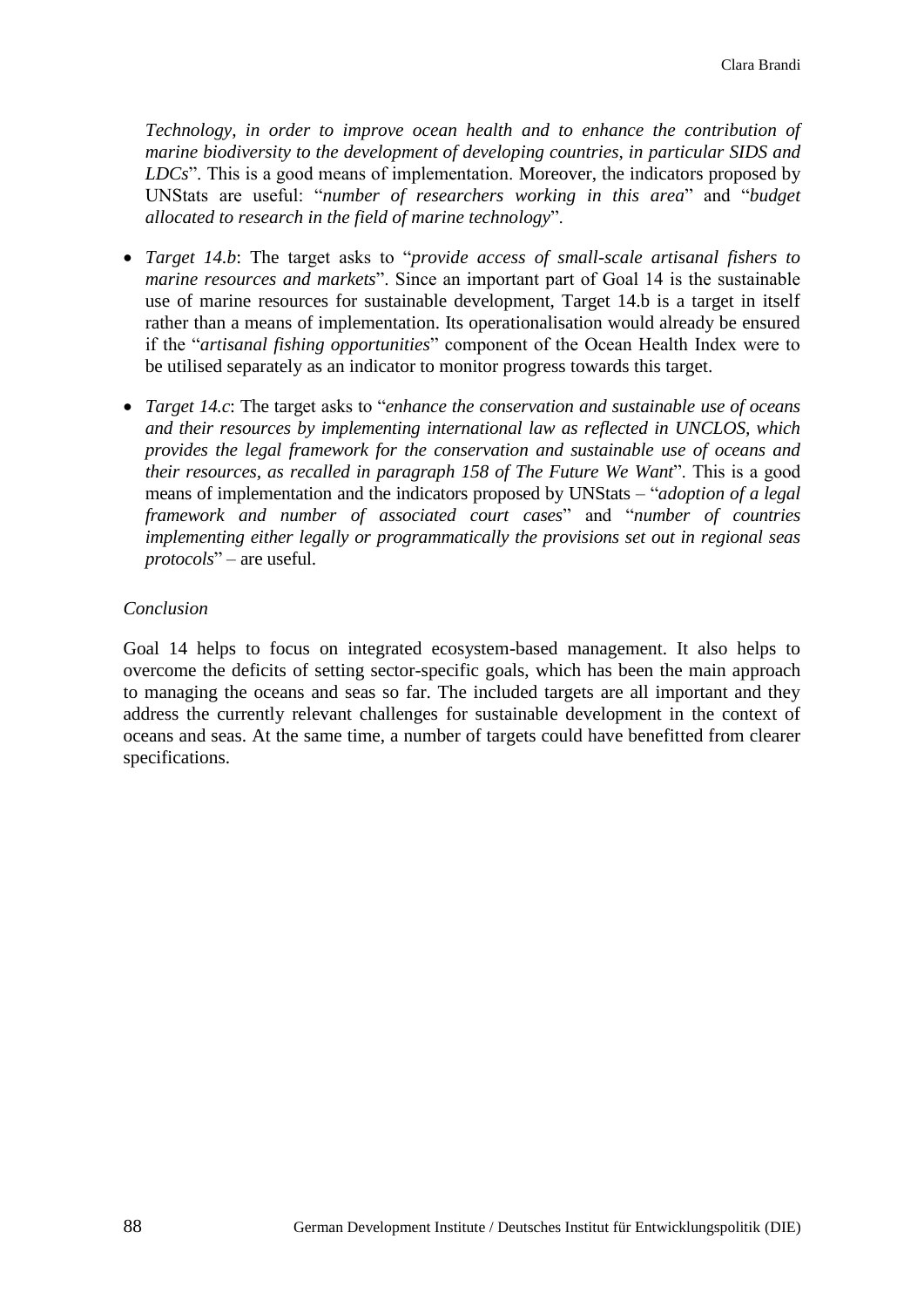*Technology, in order to improve ocean health and to enhance the contribution of marine biodiversity to the development of developing countries, in particular SIDS and LDCs*". This is a good means of implementation. Moreover, the indicators proposed by UNStats are useful: "*number of researchers working in this area*" and "*budget allocated to research in the field of marine technology*".

- *Target 14.b*: The target asks to "*provide access of small-scale artisanal fishers to marine resources and markets*". Since an important part of Goal 14 is the sustainable use of marine resources for sustainable development, Target 14.b is a target in itself rather than a means of implementation. Its operationalisation would already be ensured if the "*artisanal fishing opportunities*" component of the Ocean Health Index were to be utilised separately as an indicator to monitor progress towards this target.

- *Target 14.c*: The target asks to "*enhance the conservation and sustainable use of oceans and their resources by implementing international law as reflected in UNCLOS, which provides the legal framework for the conservation and sustainable use of oceans and their resources, as recalled in paragraph 158 of The Future We Want*". This is a good means of implementation and the indicators proposed by UNStats – "*adoption of a legal framework and number of associated court cases*" and "*number of countries implementing either legally or programmatically the provisions set out in regional seas protocols*" – are useful.

*Conclusion*

Goal 14 helps to focus on integrated ecosystem-based management. It also helps to overcome the deficits of setting sector-specific goals, which has been the main approach to managing the oceans and seas so far. The included targets are all important and they address the currently relevant challenges for sustainable development in the context of oceans and seas. At the same time, a number of targets could have benefitted from clearer specifications.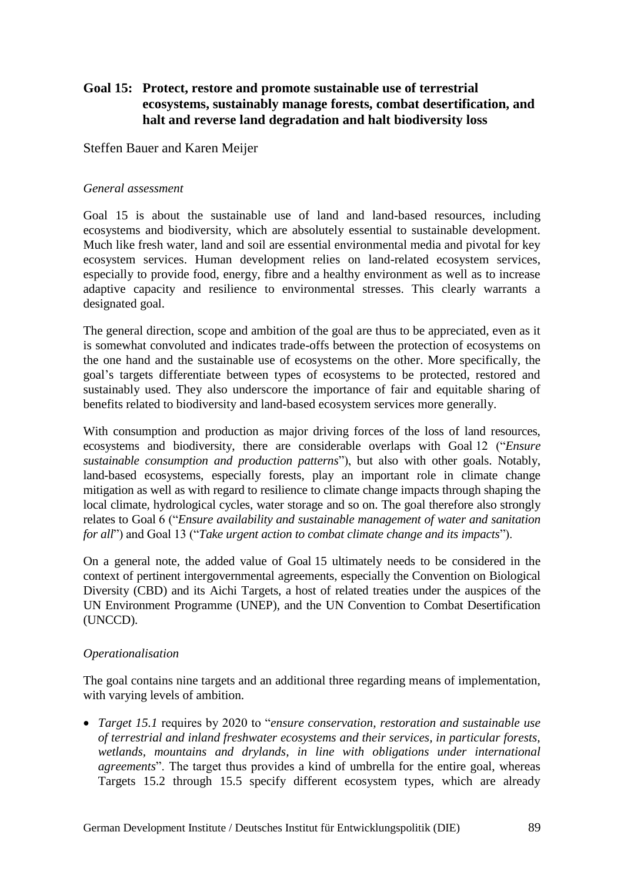## Goal 15: Protect, restore and promote sustainable use of terrestrial ecosystems, sustainably manage forests, combat desertification, and halt and reverse land degradation and halt biodiversity loss

Steffen Bauer and Karen Meijer

*General assessment*

Goal 15 is about the sustainable use of land and land-based resources, including ecosystems and biodiversity, which are absolutely essential to sustainable development. Much like fresh water, land and soil are essential environmental media and pivotal for key ecosystem services. Human development relies on land-related ecosystem services, especially to provide food, energy, fibre and a healthy environment as well as to increase adaptive capacity and resilience to environmental stresses. This clearly warrants a designated goal.

The general direction, scope and ambition of the goal are thus to be appreciated, even as it is somewhat convoluted and indicates trade-offs between the protection of ecosystems on the one hand and the sustainable use of ecosystems on the other. More specifically, the goal's targets differentiate between types of ecosystems to be protected, restored and sustainably used. They also underscore the importance of fair and equitable sharing of benefits related to biodiversity and land-based ecosystem services more generally.

With consumption and production as major driving forces of the loss of land resources, ecosystems and biodiversity, there are considerable overlaps with Goal 12 ("*Ensure sustainable consumption and production patterns*"), but also with other goals. Notably, land-based ecosystems, especially forests, play an important role in climate change mitigation as well as with regard to resilience to climate change impacts through shaping the local climate, hydrological cycles, water storage and so on. The goal therefore also strongly relates to Goal 6 ("*Ensure availability and sustainable management of water and sanitation for all*") and Goal 13 ("*Take urgent action to combat climate change and its impacts*").

On a general note, the added value of Goal 15 ultimately needs to be considered in the context of pertinent intergovernmental agreements, especially the Convention on Biological Diversity (CBD) and its Aichi Targets, a host of related treaties under the auspices of the UN Environment Programme (UNEP), and the UN Convention to Combat Desertification (UNCCD).

*Operationalisation*

The goal contains nine targets and an additional three regarding means of implementation, with varying levels of ambition.

- *Target 15.1* requires by 2020 to "*ensure conservation, restoration and sustainable use of terrestrial and inland freshwater ecosystems and their services, in particular forests, wetlands, mountains and drylands, in line with obligations under international agreements*". The target thus provides a kind of umbrella for the entire goal, whereas Targets 15.2 through 15.5 specify different ecosystem types, which are already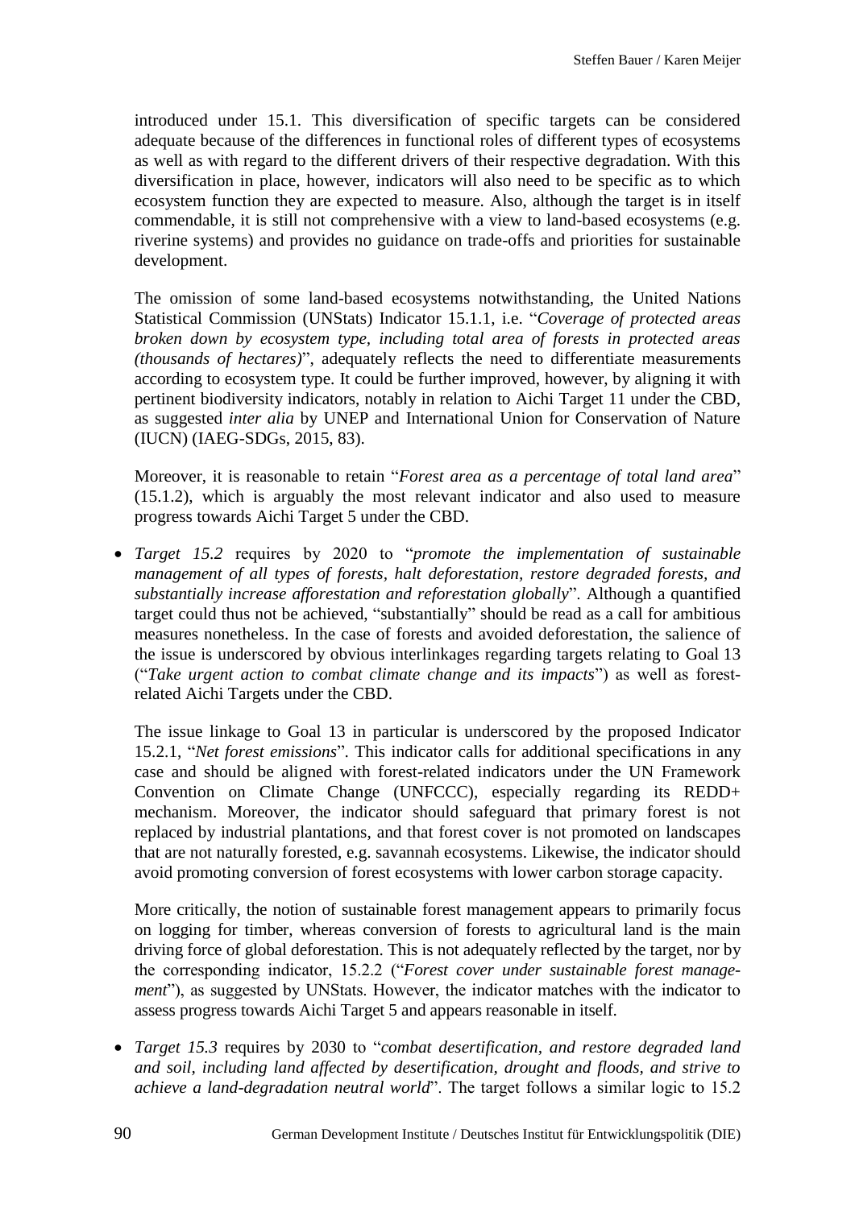introduced under 15.1. This diversification of specific targets can be considered adequate because of the differences in functional roles of different types of ecosystems as well as with regard to the different drivers of their respective degradation. With this diversification in place, however, indicators will also need to be specific as to which ecosystem function they are expected to measure. Also, although the target is in itself commendable, it is still not comprehensive with a view to land-based ecosystems (e.g. riverine systems) and provides no guidance on trade-offs and priorities for sustainable development.

The omission of some land-based ecosystems notwithstanding, the United Nations Statistical Commission (UNStats) Indicator 15.1.1, i.e. "*Coverage of protected areas broken down by ecosystem type, including total area of forests in protected areas (thousands of hectares)*", adequately reflects the need to differentiate measurements according to ecosystem type. It could be further improved, however, by aligning it with pertinent biodiversity indicators, notably in relation to Aichi Target 11 under the CBD, as suggested *inter alia* by UNEP and International Union for Conservation of Nature (IUCN) (IAEG-SDGs, 2015, 83).

Moreover, it is reasonable to retain "*Forest area as a percentage of total land area*" (15.1.2), which is arguably the most relevant indicator and also used to measure progress towards Aichi Target 5 under the CBD.

- *Target 15.2* requires by 2020 to "*promote the implementation of sustainable management of all types of forests, halt deforestation, restore degraded forests, and substantially increase afforestation and reforestation globally*". Although a quantified target could thus not be achieved, "substantially" should be read as a call for ambitious measures nonetheless. In the case of forests and avoided deforestation, the salience of the issue is underscored by obvious interlinkages regarding targets relating to Goal 13 ("*Take urgent action to combat climate change and its impacts*") as well as forest-related Aichi Targets under the CBD.

  The issue linkage to Goal 13 in particular is underscored by the proposed Indicator 15.2.1, "*Net forest emissions*". This indicator calls for additional specifications in any case and should be aligned with forest-related indicators under the UN Framework Convention on Climate Change (UNFCCC), especially regarding its REDD+ mechanism. Moreover, the indicator should safeguard that primary forest is not replaced by industrial plantations, and that forest cover is not promoted on landscapes that are not naturally forested, e.g. savannah ecosystems. Likewise, the indicator should avoid promoting conversion of forest ecosystems with lower carbon storage capacity.

  More critically, the notion of sustainable forest management appears to primarily focus on logging for timber, whereas conversion of forests to agricultural land is the main driving force of global deforestation. This is not adequately reflected by the target, nor by the corresponding indicator, 15.2.2 ("*Forest cover under sustainable forest management*"), as suggested by UNStats. However, the indicator matches with the indicator to assess progress towards Aichi Target 5 and appears reasonable in itself.

- *Target 15.3* requires by 2030 to "*combat desertification, and restore degraded land and soil, including land affected by desertification, drought and floods, and strive to achieve a land-degradation neutral world*". The target follows a similar logic to 15.2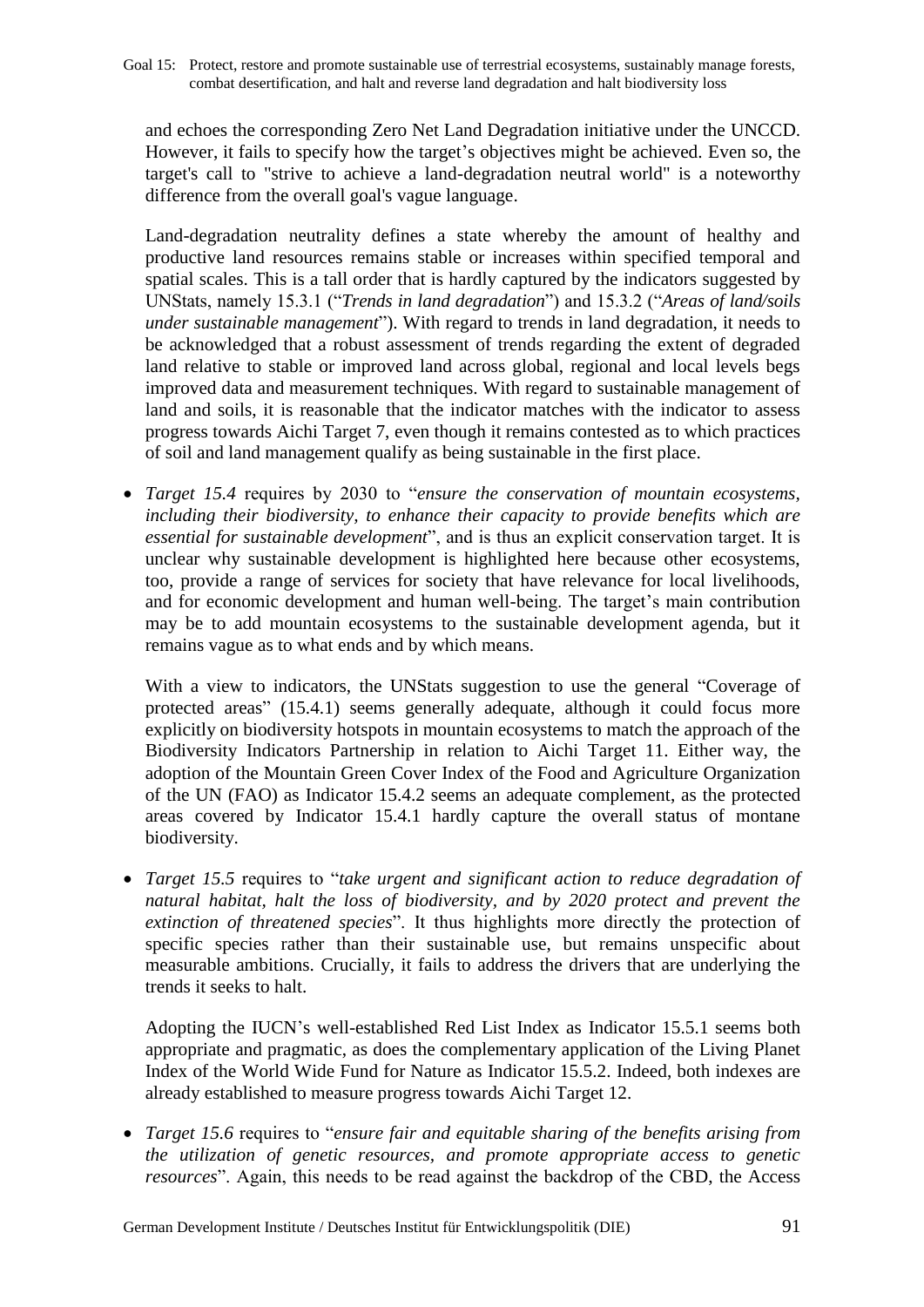and echoes the corresponding Zero Net Land Degradation initiative under the UNCCD. However, it fails to specify how the target's objectives might be achieved. Even so, the target's call to "strive to achieve a land-degradation neutral world" is a noteworthy difference from the overall goal's vague language.

Land-degradation neutrality defines a state whereby the amount of healthy and productive land resources remains stable or increases within specified temporal and spatial scales. This is a tall order that is hardly captured by the indicators suggested by UNStats, namely 15.3.1 ("*Trends in land degradation*") and 15.3.2 ("*Areas of land/soils under sustainable management*"). With regard to trends in land degradation, it needs to be acknowledged that a robust assessment of trends regarding the extent of degraded land relative to stable or improved land across global, regional and local levels begs improved data and measurement techniques. With regard to sustainable management of land and soils, it is reasonable that the indicator matches with the indicator to assess progress towards Aichi Target 7, even though it remains contested as to which practices of soil and land management qualify as being sustainable in the first place.

- *Target 15.4* requires by 2030 to "*ensure the conservation of mountain ecosystems, including their biodiversity, to enhance their capacity to provide benefits which are essential for sustainable development*", and is thus an explicit conservation target. It is unclear why sustainable development is highlighted here because other ecosystems, too, provide a range of services for society that have relevance for local livelihoods, and for economic development and human well-being. The target's main contribution may be to add mountain ecosystems to the sustainable development agenda, but it remains vague as to what ends and by which means.

  With a view to indicators, the UNStats suggestion to use the general "Coverage of protected areas" (15.4.1) seems generally adequate, although it could focus more explicitly on biodiversity hotspots in mountain ecosystems to match the approach of the Biodiversity Indicators Partnership in relation to Aichi Target 11. Either way, the adoption of the Mountain Green Cover Index of the Food and Agriculture Organization of the UN (FAO) as Indicator 15.4.2 seems an adequate complement, as the protected areas covered by Indicator 15.4.1 hardly capture the overall status of montane biodiversity.

- *Target 15.5* requires to "*take urgent and significant action to reduce degradation of natural habitat, halt the loss of biodiversity, and by 2020 protect and prevent the extinction of threatened species*". It thus highlights more directly the protection of specific species rather than their sustainable use, but remains unspecific about measurable ambitions. Crucially, it fails to address the drivers that are underlying the trends it seeks to halt.

  Adopting the IUCN's well-established Red List Index as Indicator 15.5.1 seems both appropriate and pragmatic, as does the complementary application of the Living Planet Index of the World Wide Fund for Nature as Indicator 15.5.2. Indeed, both indexes are already established to measure progress towards Aichi Target 12.

- *Target 15.6* requires to "*ensure fair and equitable sharing of the benefits arising from the utilization of genetic resources, and promote appropriate access to genetic resources*". Again, this needs to be read against the backdrop of the CBD, the Access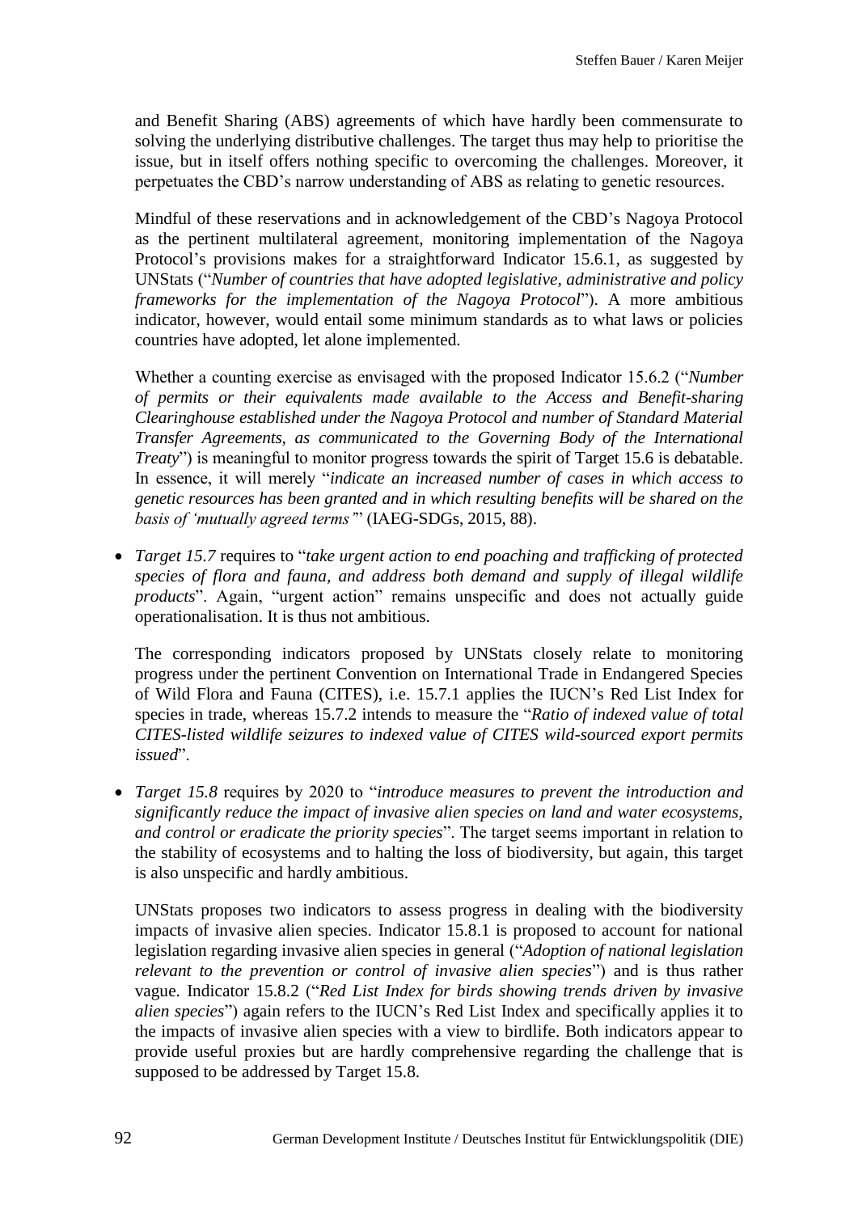and Benefit Sharing (ABS) agreements of which have hardly been commensurate to solving the underlying distributive challenges. The target thus may help to prioritise the issue, but in itself offers nothing specific to overcoming the challenges. Moreover, it perpetuates the CBD's narrow understanding of ABS as relating to genetic resources.

Mindful of these reservations and in acknowledgement of the CBD's Nagoya Protocol as the pertinent multilateral agreement, monitoring implementation of the Nagoya Protocol's provisions makes for a straightforward Indicator 15.6.1, as suggested by UNStats ("*Number of countries that have adopted legislative, administrative and policy frameworks for the implementation of the Nagoya Protocol*"). A more ambitious indicator, however, would entail some minimum standards as to what laws or policies countries have adopted, let alone implemented.

Whether a counting exercise as envisaged with the proposed Indicator 15.6.2 ("*Number of permits or their equivalents made available to the Access and Benefit-sharing Clearinghouse established under the Nagoya Protocol and number of Standard Material Transfer Agreements, as communicated to the Governing Body of the International Treaty*") is meaningful to monitor progress towards the spirit of Target 15.6 is debatable. In essence, it will merely "*indicate an increased number of cases in which access to genetic resources has been granted and in which resulting benefits will be shared on the basis of 'mutually agreed terms'*" (IAEG-SDGs, 2015, 88).

- *Target 15.7* requires to "*take urgent action to end poaching and trafficking of protected species of flora and fauna, and address both demand and supply of illegal wildlife products*". Again, "urgent action" remains unspecific and does not actually guide operationalisation. It is thus not ambitious.

  The corresponding indicators proposed by UNStats closely relate to monitoring progress under the pertinent Convention on International Trade in Endangered Species of Wild Flora and Fauna (CITES), i.e. 15.7.1 applies the IUCN's Red List Index for species in trade, whereas 15.7.2 intends to measure the "*Ratio of indexed value of total CITES-listed wildlife seizures to indexed value of CITES wild-sourced export permits issued*".

- *Target 15.8* requires by 2020 to "*introduce measures to prevent the introduction and significantly reduce the impact of invasive alien species on land and water ecosystems, and control or eradicate the priority species*". The target seems important in relation to the stability of ecosystems and to halting the loss of biodiversity, but again, this target is also unspecific and hardly ambitious.

  UNStats proposes two indicators to assess progress in dealing with the biodiversity impacts of invasive alien species. Indicator 15.8.1 is proposed to account for national legislation regarding invasive alien species in general ("*Adoption of national legislation relevant to the prevention or control of invasive alien species*") and is thus rather vague. Indicator 15.8.2 ("*Red List Index for birds showing trends driven by invasive alien species*") again refers to the IUCN's Red List Index and specifically applies it to the impacts of invasive alien species with a view to birdlife. Both indicators appear to provide useful proxies but are hardly comprehensive regarding the challenge that is supposed to be addressed by Target 15.8.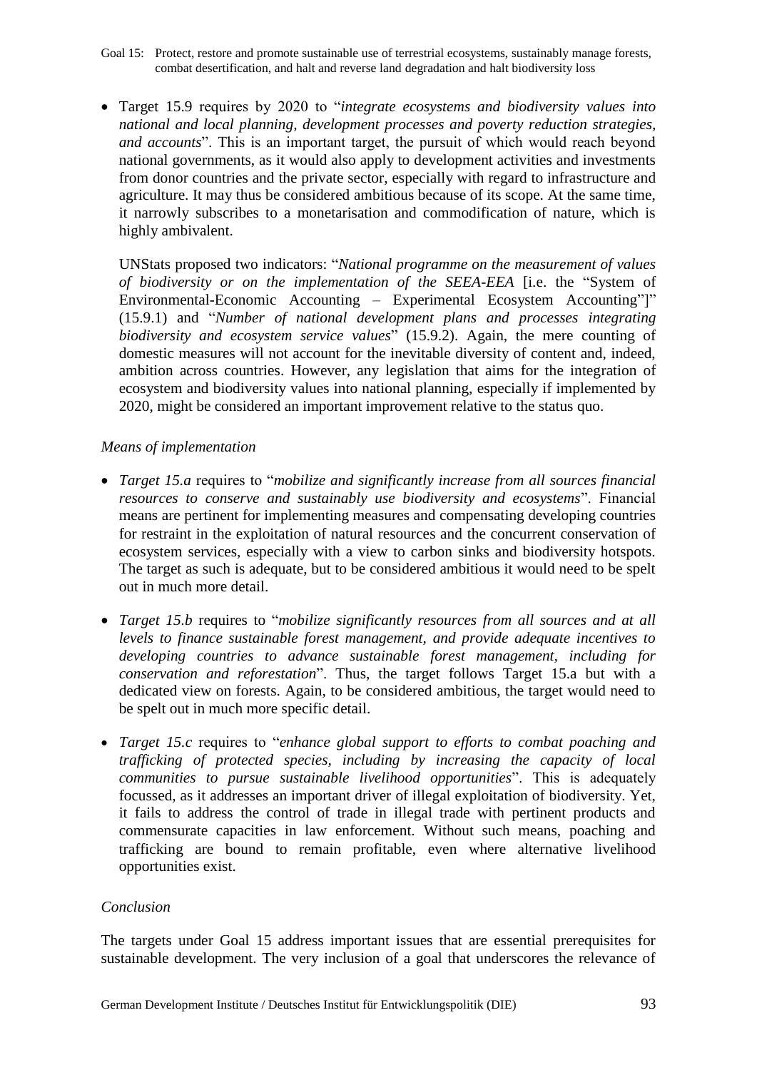- Target 15.9 requires by 2020 to "*integrate ecosystems and biodiversity values into national and local planning, development processes and poverty reduction strategies, and accounts*". This is an important target, the pursuit of which would reach beyond national governments, as it would also apply to development activities and investments from donor countries and the private sector, especially with regard to infrastructure and agriculture. It may thus be considered ambitious because of its scope. At the same time, it narrowly subscribes to a monetarisation and commodification of nature, which is highly ambivalent.

  UNStats proposed two indicators: "*National programme on the measurement of values of biodiversity or on the implementation of the SEEA-EEA* [i.e. the "System of Environmental-Economic Accounting – Experimental Ecosystem Accounting"]" (15.9.1) and "*Number of national development plans and processes integrating biodiversity and ecosystem service values*" (15.9.2). Again, the mere counting of domestic measures will not account for the inevitable diversity of content and, indeed, ambition across countries. However, any legislation that aims for the integration of ecosystem and biodiversity values into national planning, especially if implemented by 2020, might be considered an important improvement relative to the status quo.

*Means of implementation*

- *Target 15.a* requires to "*mobilize and significantly increase from all sources financial resources to conserve and sustainably use biodiversity and ecosystems*". Financial means are pertinent for implementing measures and compensating developing countries for restraint in the exploitation of natural resources and the concurrent conservation of ecosystem services, especially with a view to carbon sinks and biodiversity hotspots. The target as such is adequate, but to be considered ambitious it would need to be spelt out in much more detail.

- *Target 15.b* requires to "*mobilize significantly resources from all sources and at all levels to finance sustainable forest management, and provide adequate incentives to developing countries to advance sustainable forest management, including for conservation and reforestation*". Thus, the target follows Target 15.a but with a dedicated view on forests. Again, to be considered ambitious, the target would need to be spelt out in much more specific detail.

- *Target 15.c* requires to "*enhance global support to efforts to combat poaching and trafficking of protected species, including by increasing the capacity of local communities to pursue sustainable livelihood opportunities*". This is adequately focussed, as it addresses an important driver of illegal exploitation of biodiversity. Yet, it fails to address the control of trade in illegal trade with pertinent products and commensurate capacities in law enforcement. Without such means, poaching and trafficking are bound to remain profitable, even where alternative livelihood opportunities exist.

*Conclusion*

The targets under Goal 15 address important issues that are essential prerequisites for sustainable development. The very inclusion of a goal that underscores the relevance of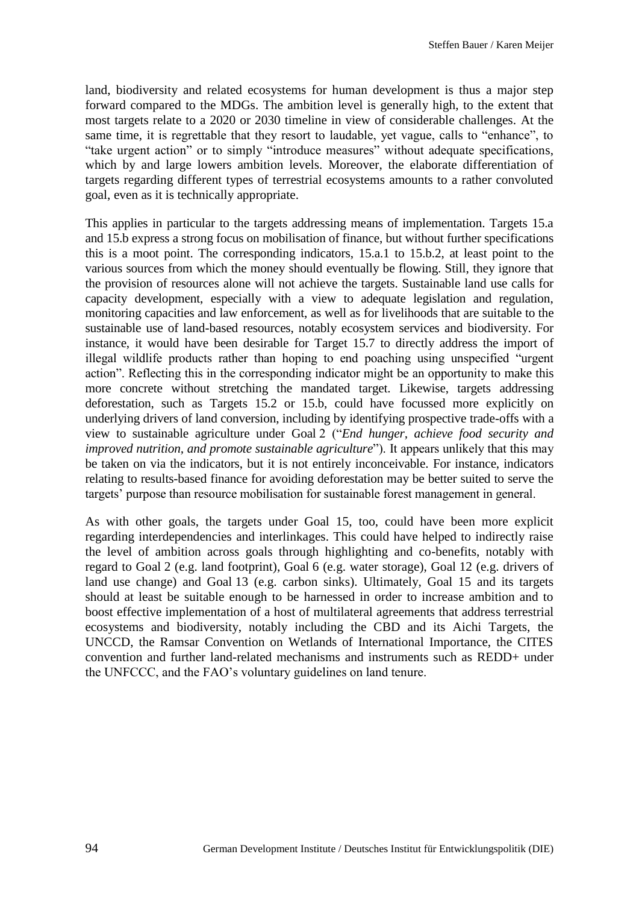land, biodiversity and related ecosystems for human development is thus a major step forward compared to the MDGs. The ambition level is generally high, to the extent that most targets relate to a 2020 or 2030 timeline in view of considerable challenges. At the same time, it is regrettable that they resort to laudable, yet vague, calls to "enhance", to "take urgent action" or to simply "introduce measures" without adequate specifications, which by and large lowers ambition levels. Moreover, the elaborate differentiation of targets regarding different types of terrestrial ecosystems amounts to a rather convoluted goal, even as it is technically appropriate.

This applies in particular to the targets addressing means of implementation. Targets 15.a and 15.b express a strong focus on mobilisation of finance, but without further specifications this is a moot point. The corresponding indicators, 15.a.1 to 15.b.2, at least point to the various sources from which the money should eventually be flowing. Still, they ignore that the provision of resources alone will not achieve the targets. Sustainable land use calls for capacity development, especially with a view to adequate legislation and regulation, monitoring capacities and law enforcement, as well as for livelihoods that are suitable to the sustainable use of land-based resources, notably ecosystem services and biodiversity. For instance, it would have been desirable for Target 15.7 to directly address the import of illegal wildlife products rather than hoping to end poaching using unspecified "urgent action". Reflecting this in the corresponding indicator might be an opportunity to make this more concrete without stretching the mandated target. Likewise, targets addressing deforestation, such as Targets 15.2 or 15.b, could have focussed more explicitly on underlying drivers of land conversion, including by identifying prospective trade-offs with a view to sustainable agriculture under Goal 2 ("*End hunger, achieve food security and improved nutrition, and promote sustainable agriculture*"). It appears unlikely that this may be taken on via the indicators, but it is not entirely inconceivable. For instance, indicators relating to results-based finance for avoiding deforestation may be better suited to serve the targets' purpose than resource mobilisation for sustainable forest management in general.

As with other goals, the targets under Goal 15, too, could have been more explicit regarding interdependencies and interlinkages. This could have helped to indirectly raise the level of ambition across goals through highlighting and co-benefits, notably with regard to Goal 2 (e.g. land footprint), Goal 6 (e.g. water storage), Goal 12 (e.g. drivers of land use change) and Goal 13 (e.g. carbon sinks). Ultimately, Goal 15 and its targets should at least be suitable enough to be harnessed in order to increase ambition and to boost effective implementation of a host of multilateral agreements that address terrestrial ecosystems and biodiversity, notably including the CBD and its Aichi Targets, the UNCCD, the Ramsar Convention on Wetlands of International Importance, the CITES convention and further land-related mechanisms and instruments such as REDD+ under the UNFCCC, and the FAO's voluntary guidelines on land tenure.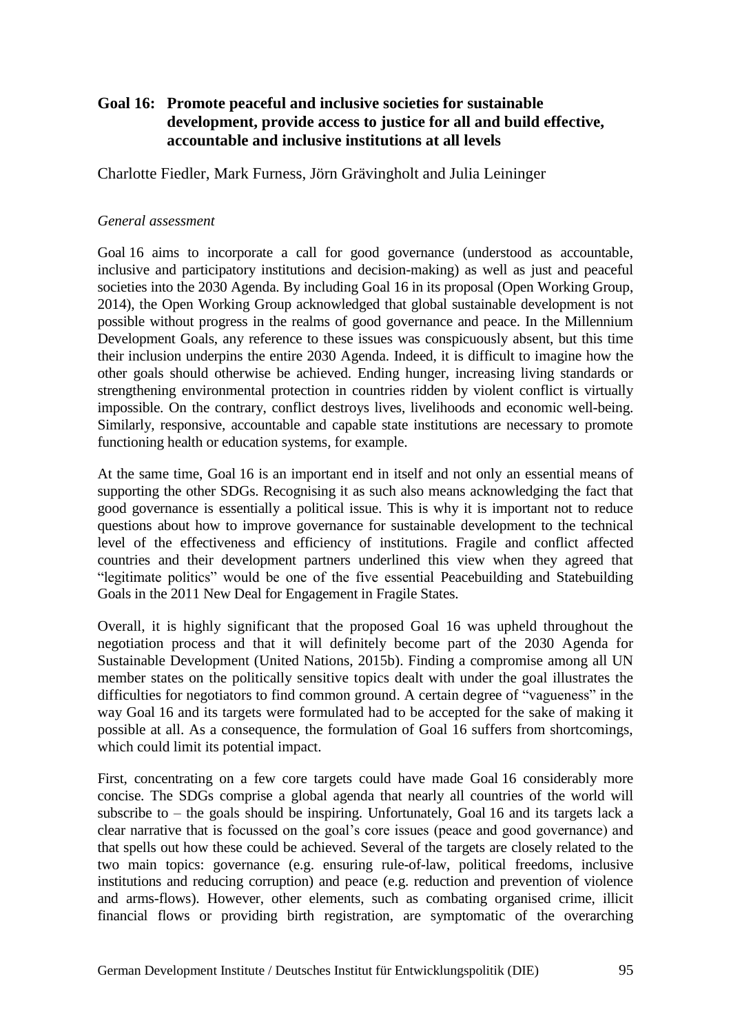## Goal 16: Promote peaceful and inclusive societies for sustainable development, provide access to justice for all and build effective, accountable and inclusive institutions at all levels

Charlotte Fiedler, Mark Furness, Jörn Grävingholt and Julia Leininger

*General assessment*

Goal 16 aims to incorporate a call for good governance (understood as accountable, inclusive and participatory institutions and decision-making) as well as just and peaceful societies into the 2030 Agenda. By including Goal 16 in its proposal (Open Working Group, 2014), the Open Working Group acknowledged that global sustainable development is not possible without progress in the realms of good governance and peace. In the Millennium Development Goals, any reference to these issues was conspicuously absent, but this time their inclusion underpins the entire 2030 Agenda. Indeed, it is difficult to imagine how the other goals should otherwise be achieved. Ending hunger, increasing living standards or strengthening environmental protection in countries ridden by violent conflict is virtually impossible. On the contrary, conflict destroys lives, livelihoods and economic well-being. Similarly, responsive, accountable and capable state institutions are necessary to promote functioning health or education systems, for example.

At the same time, Goal 16 is an important end in itself and not only an essential means of supporting the other SDGs. Recognising it as such also means acknowledging the fact that good governance is essentially a political issue. This is why it is important not to reduce questions about how to improve governance for sustainable development to the technical level of the effectiveness and efficiency of institutions. Fragile and conflict affected countries and their development partners underlined this view when they agreed that "legitimate politics" would be one of the five essential Peacebuilding and Statebuilding Goals in the 2011 New Deal for Engagement in Fragile States.

Overall, it is highly significant that the proposed Goal 16 was upheld throughout the negotiation process and that it will definitely become part of the 2030 Agenda for Sustainable Development (United Nations, 2015b). Finding a compromise among all UN member states on the politically sensitive topics dealt with under the goal illustrates the difficulties for negotiators to find common ground. A certain degree of "vagueness" in the way Goal 16 and its targets were formulated had to be accepted for the sake of making it possible at all. As a consequence, the formulation of Goal 16 suffers from shortcomings, which could limit its potential impact.

First, concentrating on a few core targets could have made Goal 16 considerably more concise. The SDGs comprise a global agenda that nearly all countries of the world will subscribe to – the goals should be inspiring. Unfortunately, Goal 16 and its targets lack a clear narrative that is focussed on the goal's core issues (peace and good governance) and that spells out how these could be achieved. Several of the targets are closely related to the two main topics: governance (e.g. ensuring rule-of-law, political freedoms, inclusive institutions and reducing corruption) and peace (e.g. reduction and prevention of violence and arms-flows). However, other elements, such as combating organised crime, illicit financial flows or providing birth registration, are symptomatic of the overarching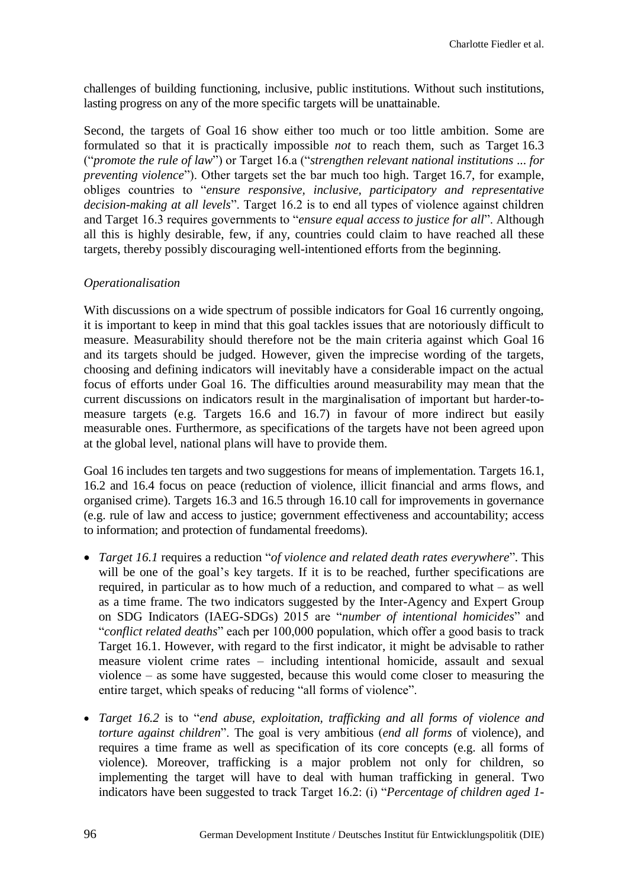challenges of building functioning, inclusive, public institutions. Without such institutions, lasting progress on any of the more specific targets will be unattainable.

Second, the targets of Goal 16 show either too much or too little ambition. Some are formulated so that it is practically impossible *not* to reach them, such as Target 16.3 ("*promote the rule of law*") or Target 16.a ("*strengthen relevant national institutions ... for preventing violence*"). Other targets set the bar much too high. Target 16.7, for example, obliges countries to "*ensure responsive, inclusive, participatory and representative decision-making at all levels*". Target 16.2 is to end all types of violence against children and Target 16.3 requires governments to "*ensure equal access to justice for all*". Although all this is highly desirable, few, if any, countries could claim to have reached all these targets, thereby possibly discouraging well-intentioned efforts from the beginning.

*Operationalisation*

With discussions on a wide spectrum of possible indicators for Goal 16 currently ongoing, it is important to keep in mind that this goal tackles issues that are notoriously difficult to measure. Measurability should therefore not be the main criteria against which Goal 16 and its targets should be judged. However, given the imprecise wording of the targets, choosing and defining indicators will inevitably have a considerable impact on the actual focus of efforts under Goal 16. The difficulties around measurability may mean that the current discussions on indicators result in the marginalisation of important but harder-to-measure targets (e.g. Targets 16.6 and 16.7) in favour of more indirect but easily measurable ones. Furthermore, as specifications of the targets have not been agreed upon at the global level, national plans will have to provide them.

Goal 16 includes ten targets and two suggestions for means of implementation. Targets 16.1, 16.2 and 16.4 focus on peace (reduction of violence, illicit financial and arms flows, and organised crime). Targets 16.3 and 16.5 through 16.10 call for improvements in governance (e.g. rule of law and access to justice; government effectiveness and accountability; access to information; and protection of fundamental freedoms).

- *Target 16.1* requires a reduction "*of violence and related death rates everywhere*". This will be one of the goal's key targets. If it is to be reached, further specifications are required, in particular as to how much of a reduction, and compared to what – as well as a time frame. The two indicators suggested by the Inter-Agency and Expert Group on SDG Indicators (IAEG-SDGs) 2015 are "*number of intentional homicides*" and "*conflict related deaths*" each per 100,000 population, which offer a good basis to track Target 16.1. However, with regard to the first indicator, it might be advisable to rather measure violent crime rates – including intentional homicide, assault and sexual violence – as some have suggested, because this would come closer to measuring the entire target, which speaks of reducing "all forms of violence".

- *Target 16.2* is to "*end abuse, exploitation, trafficking and all forms of violence and torture against children*". The goal is very ambitious (*end all forms* of violence), and requires a time frame as well as specification of its core concepts (e.g. all forms of violence). Moreover, trafficking is a major problem not only for children, so implementing the target will have to deal with human trafficking in general. Two indicators have been suggested to track Target 16.2: (i) "*Percentage of children aged 1-*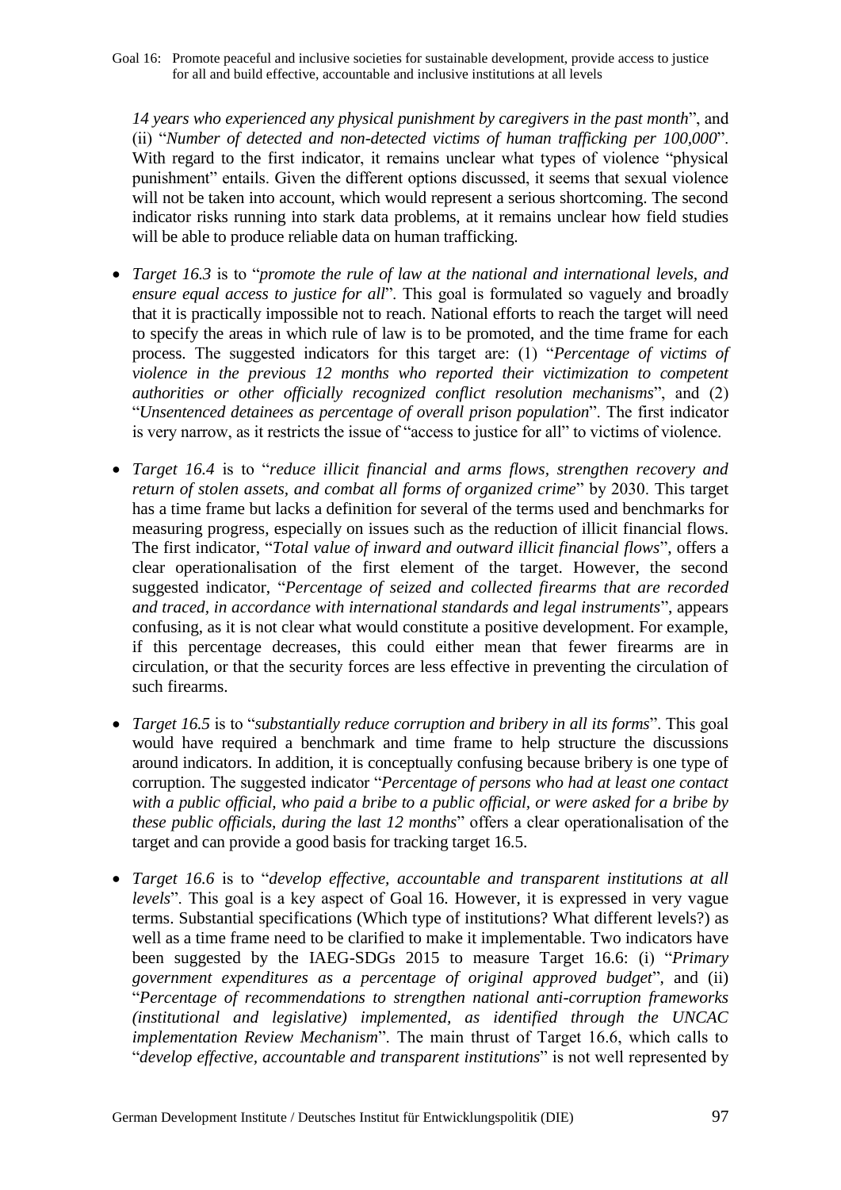*14 years who experienced any physical punishment by caregivers in the past month*", and (ii) "*Number of detected and non-detected victims of human trafficking per 100,000*". With regard to the first indicator, it remains unclear what types of violence "physical punishment" entails. Given the different options discussed, it seems that sexual violence will not be taken into account, which would represent a serious shortcoming. The second indicator risks running into stark data problems, at it remains unclear how field studies will be able to produce reliable data on human trafficking.

- *Target 16.3* is to "*promote the rule of law at the national and international levels, and ensure equal access to justice for all*". This goal is formulated so vaguely and broadly that it is practically impossible not to reach. National efforts to reach the target will need to specify the areas in which rule of law is to be promoted, and the time frame for each process. The suggested indicators for this target are: (1) "*Percentage of victims of violence in the previous 12 months who reported their victimization to competent authorities or other officially recognized conflict resolution mechanisms*", and (2) "*Unsentenced detainees as percentage of overall prison population*". The first indicator is very narrow, as it restricts the issue of "access to justice for all" to victims of violence.

- *Target 16.4* is to "*reduce illicit financial and arms flows, strengthen recovery and return of stolen assets, and combat all forms of organized crime*" by 2030. This target has a time frame but lacks a definition for several of the terms used and benchmarks for measuring progress, especially on issues such as the reduction of illicit financial flows. The first indicator, "*Total value of inward and outward illicit financial flows*", offers a clear operationalisation of the first element of the target. However, the second suggested indicator, "*Percentage of seized and collected firearms that are recorded and traced, in accordance with international standards and legal instruments*", appears confusing, as it is not clear what would constitute a positive development. For example, if this percentage decreases, this could either mean that fewer firearms are in circulation, or that the security forces are less effective in preventing the circulation of such firearms.

- *Target 16.5* is to "*substantially reduce corruption and bribery in all its forms*". This goal would have required a benchmark and time frame to help structure the discussions around indicators. In addition, it is conceptually confusing because bribery is one type of corruption. The suggested indicator "*Percentage of persons who had at least one contact with a public official, who paid a bribe to a public official, or were asked for a bribe by these public officials, during the last 12 months*" offers a clear operationalisation of the target and can provide a good basis for tracking target 16.5.

- *Target 16.6* is to "*develop effective, accountable and transparent institutions at all levels*". This goal is a key aspect of Goal 16. However, it is expressed in very vague terms. Substantial specifications (Which type of institutions? What different levels?) as well as a time frame need to be clarified to make it implementable. Two indicators have been suggested by the IAEG-SDGs 2015 to measure Target 16.6: (i) "*Primary government expenditures as a percentage of original approved budget*", and (ii) "*Percentage of recommendations to strengthen national anti-corruption frameworks (institutional and legislative) implemented, as identified through the UNCAC implementation Review Mechanism*". The main thrust of Target 16.6, which calls to "*develop effective, accountable and transparent institutions*" is not well represented by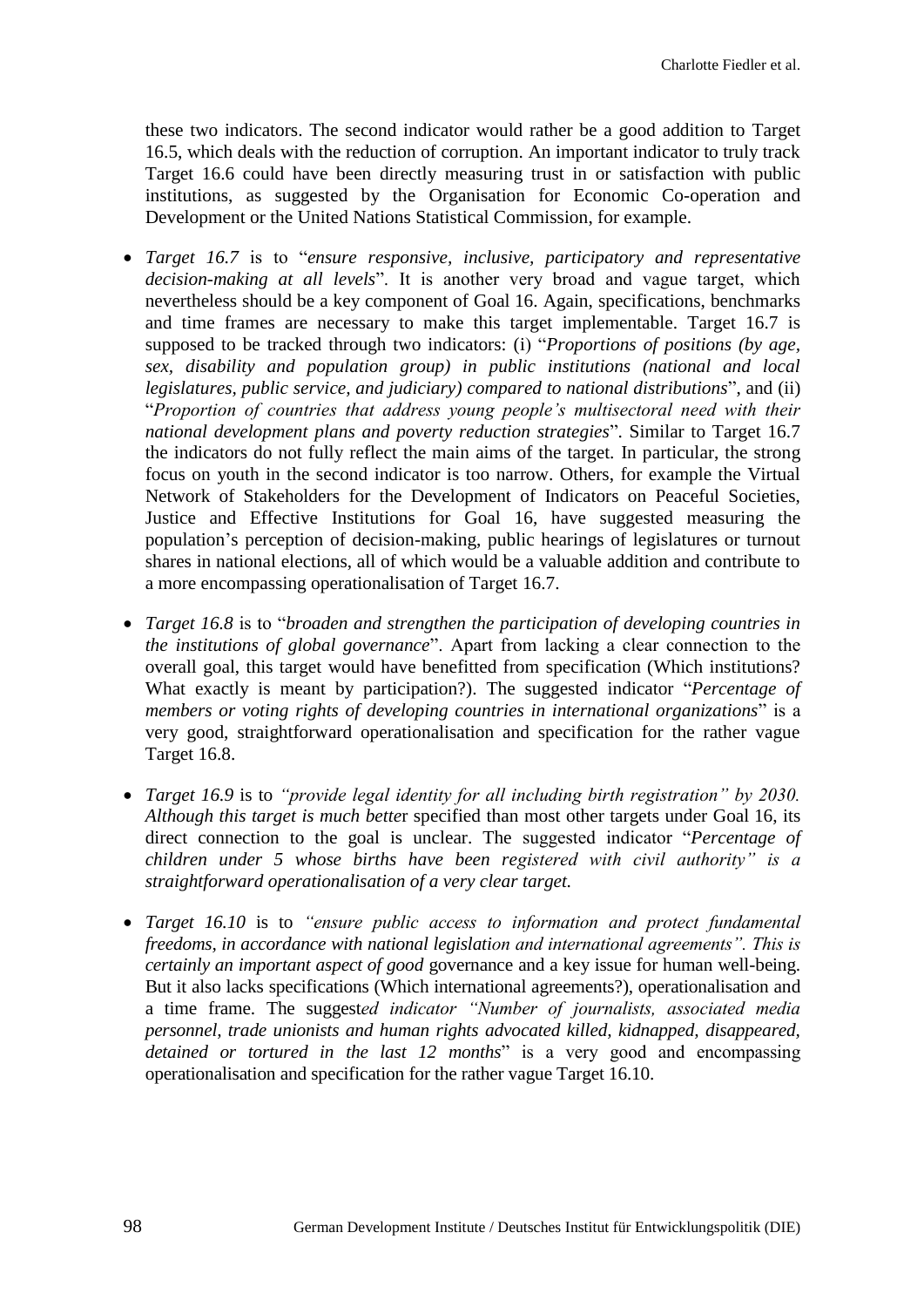these two indicators. The second indicator would rather be a good addition to Target 16.5, which deals with the reduction of corruption. An important indicator to truly track Target 16.6 could have been directly measuring trust in or satisfaction with public institutions, as suggested by the Organisation for Economic Co-operation and Development or the United Nations Statistical Commission, for example.

- *Target 16.7* is to "*ensure responsive, inclusive, participatory and representative decision-making at all levels*". It is another very broad and vague target, which nevertheless should be a key component of Goal 16. Again, specifications, benchmarks and time frames are necessary to make this target implementable. Target 16.7 is supposed to be tracked through two indicators: (i) "*Proportions of positions (by age, sex, disability and population group) in public institutions (national and local legislatures, public service, and judiciary) compared to national distributions*", and (ii) "*Proportion of countries that address young people's multisectoral need with their national development plans and poverty reduction strategies*". Similar to Target 16.7 the indicators do not fully reflect the main aims of the target. In particular, the strong focus on youth in the second indicator is too narrow. Others, for example the Virtual Network of Stakeholders for the Development of Indicators on Peaceful Societies, Justice and Effective Institutions for Goal 16, have suggested measuring the population's perception of decision-making, public hearings of legislatures or turnout shares in national elections, all of which would be a valuable addition and contribute to a more encompassing operationalisation of Target 16.7.

- *Target 16.8* is to "*broaden and strengthen the participation of developing countries in the institutions of global governance*". Apart from lacking a clear connection to the overall goal, this target would have benefitted from specification (Which institutions? What exactly is meant by participation?). The suggested indicator "*Percentage of members or voting rights of developing countries in international organizations*" is a very good, straightforward operationalisation and specification for the rather vague Target 16.8.

- *Target 16.9* is to *"provide legal identity for all including birth registration" by 2030. Although this target is much bette*r specified than most other targets under Goal 16, its direct connection to the goal is unclear. The suggested indicator "*Percentage of children under 5 whose births have been registered with civil authority" is a straightforward operationalisation of a very clear target.*

- *Target 16.10* is to *"ensure public access to information and protect fundamental freedoms, in accordance with national legislation and international agreements". This is certainly an important aspect of good* governance and a key issue for human well-being. But it also lacks specifications (Which international agreements?), operationalisation and a time frame. The suggest*ed indicator "Number of journalists, associated media personnel, trade unionists and human rights advocated killed, kidnapped, disappeared, detained or tortured in the last 12 months*" is a very good and encompassing operationalisation and specification for the rather vague Target 16.10.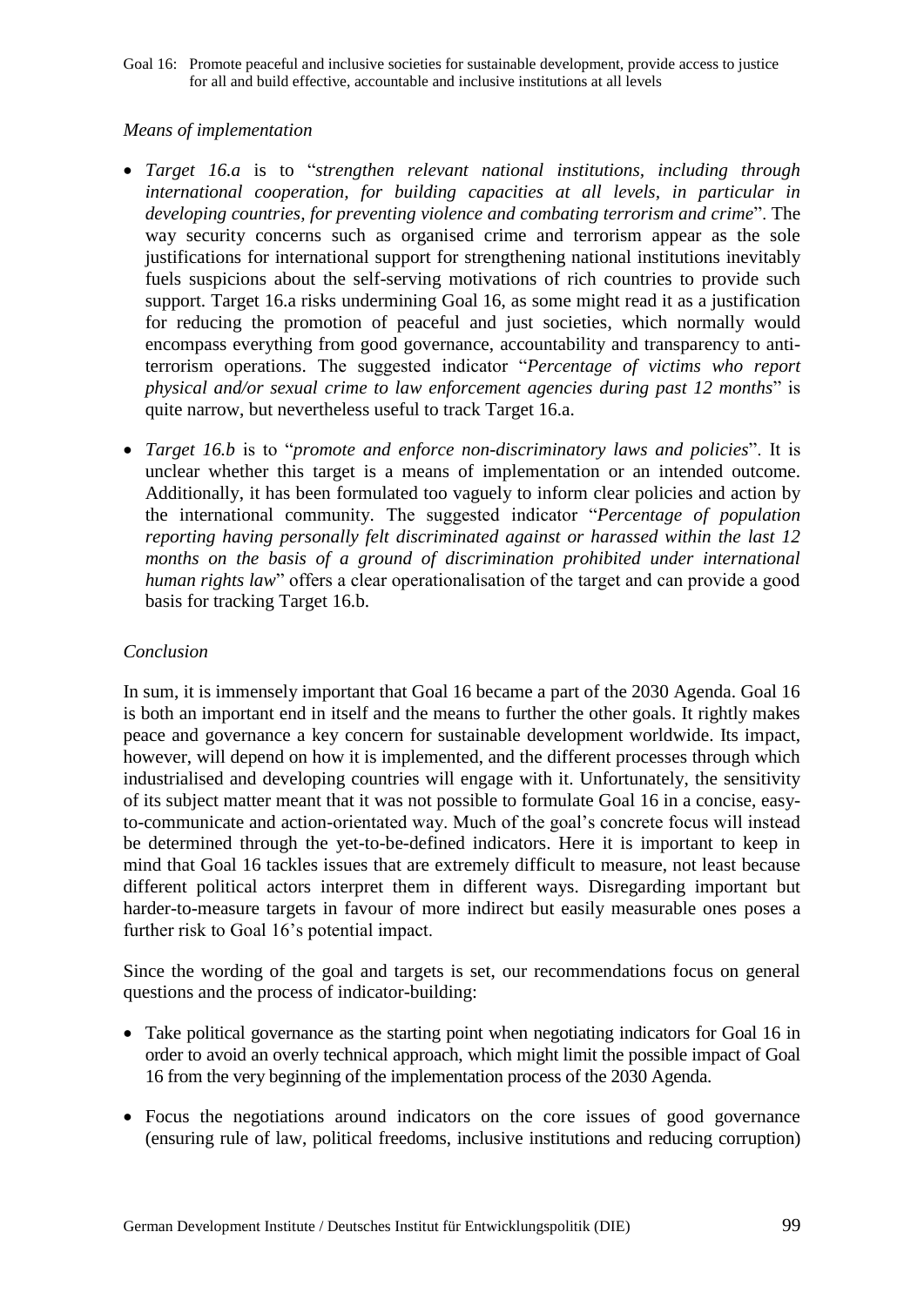*Means of implementation*

- *Target 16.a* is to "*strengthen relevant national institutions, including through international cooperation, for building capacities at all levels, in particular in developing countries, for preventing violence and combating terrorism and crime*". The way security concerns such as organised crime and terrorism appear as the sole justifications for international support for strengthening national institutions inevitably fuels suspicions about the self-serving motivations of rich countries to provide such support. Target 16.a risks undermining Goal 16, as some might read it as a justification for reducing the promotion of peaceful and just societies, which normally would encompass everything from good governance, accountability and transparency to anti-terrorism operations. The suggested indicator "*Percentage of victims who report physical and/or sexual crime to law enforcement agencies during past 12 months*" is quite narrow, but nevertheless useful to track Target 16.a.

- *Target 16.b* is to "*promote and enforce non-discriminatory laws and policies*". It is unclear whether this target is a means of implementation or an intended outcome. Additionally, it has been formulated too vaguely to inform clear policies and action by the international community. The suggested indicator "*Percentage of population reporting having personally felt discriminated against or harassed within the last 12 months on the basis of a ground of discrimination prohibited under international human rights law*" offers a clear operationalisation of the target and can provide a good basis for tracking Target 16.b.

*Conclusion*

In sum, it is immensely important that Goal 16 became a part of the 2030 Agenda. Goal 16 is both an important end in itself and the means to further the other goals. It rightly makes peace and governance a key concern for sustainable development worldwide. Its impact, however, will depend on how it is implemented, and the different processes through which industrialised and developing countries will engage with it. Unfortunately, the sensitivity of its subject matter meant that it was not possible to formulate Goal 16 in a concise, easy-to-communicate and action-orientated way. Much of the goal's concrete focus will instead be determined through the yet-to-be-defined indicators. Here it is important to keep in mind that Goal 16 tackles issues that are extremely difficult to measure, not least because different political actors interpret them in different ways. Disregarding important but harder-to-measure targets in favour of more indirect but easily measurable ones poses a further risk to Goal 16's potential impact.

Since the wording of the goal and targets is set, our recommendations focus on general questions and the process of indicator-building:

- Take political governance as the starting point when negotiating indicators for Goal 16 in order to avoid an overly technical approach, which might limit the possible impact of Goal 16 from the very beginning of the implementation process of the 2030 Agenda.

- Focus the negotiations around indicators on the core issues of good governance (ensuring rule of law, political freedoms, inclusive institutions and reducing corruption)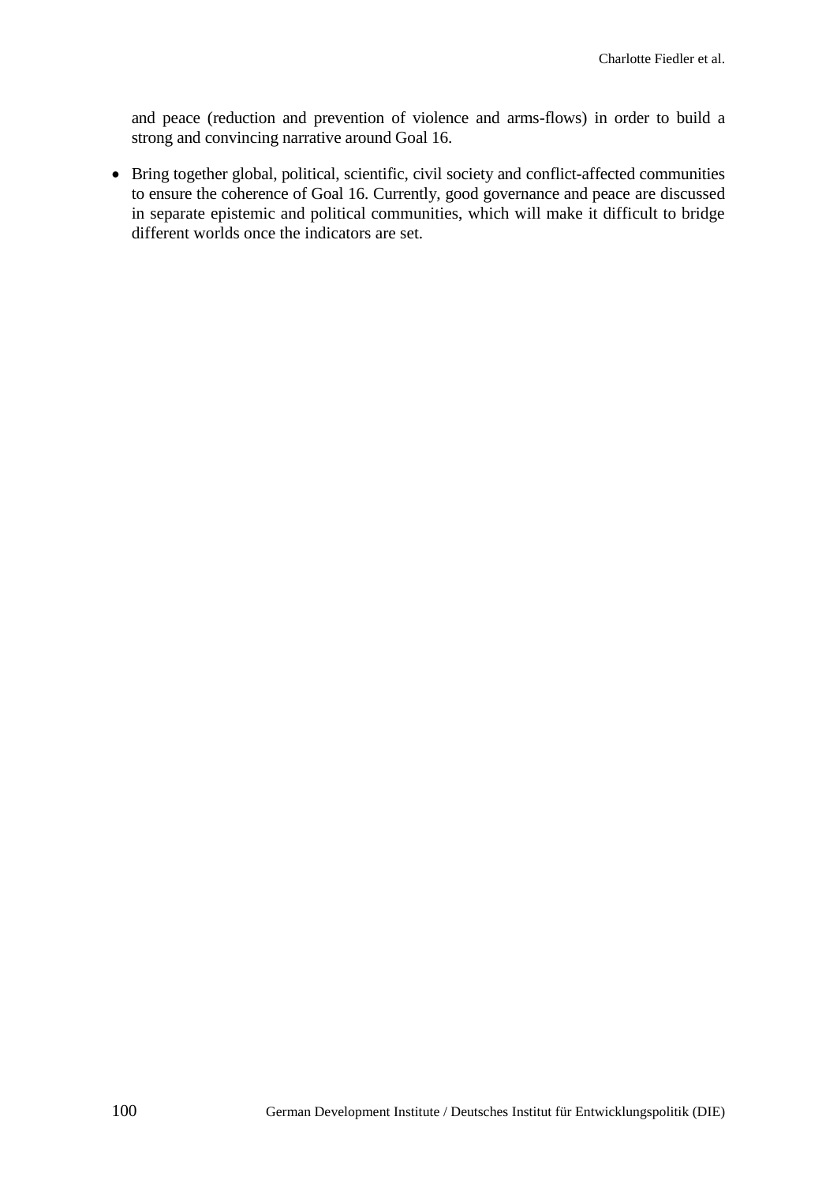and peace (reduction and prevention of violence and arms-flows) in order to build a strong and convincing narrative around Goal 16.

- Bring together global, political, scientific, civil society and conflict-affected communities to ensure the coherence of Goal 16. Currently, good governance and peace are discussed in separate epistemic and political communities, which will make it difficult to bridge different worlds once the indicators are set.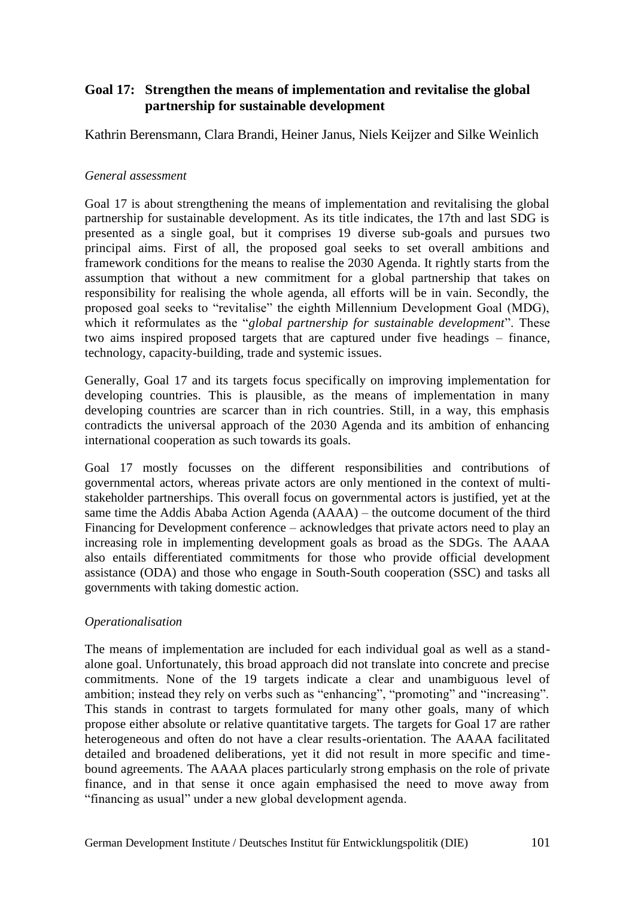## Goal 17: Strengthen the means of implementation and revitalise the global partnership for sustainable development

Kathrin Berensmann, Clara Brandi, Heiner Janus, Niels Keijzer and Silke Weinlich

*General assessment*

Goal 17 is about strengthening the means of implementation and revitalising the global partnership for sustainable development. As its title indicates, the 17th and last SDG is presented as a single goal, but it comprises 19 diverse sub-goals and pursues two principal aims. First of all, the proposed goal seeks to set overall ambitions and framework conditions for the means to realise the 2030 Agenda. It rightly starts from the assumption that without a new commitment for a global partnership that takes on responsibility for realising the whole agenda, all efforts will be in vain. Secondly, the proposed goal seeks to "revitalise" the eighth Millennium Development Goal (MDG), which it reformulates as the "*global partnership for sustainable development*". These two aims inspired proposed targets that are captured under five headings – finance, technology, capacity-building, trade and systemic issues.

Generally, Goal 17 and its targets focus specifically on improving implementation for developing countries. This is plausible, as the means of implementation in many developing countries are scarcer than in rich countries. Still, in a way, this emphasis contradicts the universal approach of the 2030 Agenda and its ambition of enhancing international cooperation as such towards its goals.

Goal 17 mostly focusses on the different responsibilities and contributions of governmental actors, whereas private actors are only mentioned in the context of multi-stakeholder partnerships. This overall focus on governmental actors is justified, yet at the same time the Addis Ababa Action Agenda (AAAA) – the outcome document of the third Financing for Development conference – acknowledges that private actors need to play an increasing role in implementing development goals as broad as the SDGs. The AAAA also entails differentiated commitments for those who provide official development assistance (ODA) and those who engage in South-South cooperation (SSC) and tasks all governments with taking domestic action.

*Operationalisation*

The means of implementation are included for each individual goal as well as a stand-alone goal. Unfortunately, this broad approach did not translate into concrete and precise commitments. None of the 19 targets indicate a clear and unambiguous level of ambition; instead they rely on verbs such as "enhancing", "promoting" and "increasing". This stands in contrast to targets formulated for many other goals, many of which propose either absolute or relative quantitative targets. The targets for Goal 17 are rather heterogeneous and often do not have a clear results-orientation. The AAAA facilitated detailed and broadened deliberations, yet it did not result in more specific and time-bound agreements. The AAAA places particularly strong emphasis on the role of private finance, and in that sense it once again emphasised the need to move away from "financing as usual" under a new global development agenda.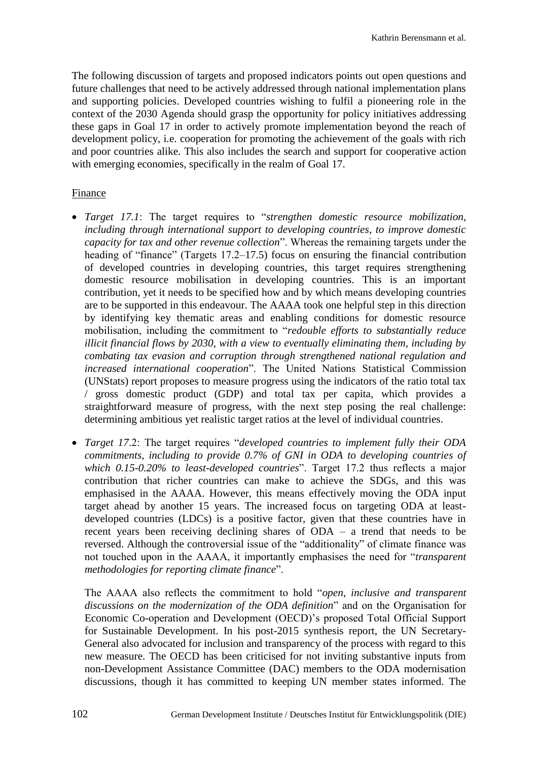The following discussion of targets and proposed indicators points out open questions and future challenges that need to be actively addressed through national implementation plans and supporting policies. Developed countries wishing to fulfil a pioneering role in the context of the 2030 Agenda should grasp the opportunity for policy initiatives addressing these gaps in Goal 17 in order to actively promote implementation beyond the reach of development policy, i.e. cooperation for promoting the achievement of the goals with rich and poor countries alike. This also includes the search and support for cooperative action with emerging economies, specifically in the realm of Goal 17.

Finance

- *Target 17.1*: The target requires to "*strengthen domestic resource mobilization, including through international support to developing countries, to improve domestic capacity for tax and other revenue collection*". Whereas the remaining targets under the heading of "finance" (Targets 17.2–17.5) focus on ensuring the financial contribution of developed countries in developing countries, this target requires strengthening domestic resource mobilisation in developing countries. This is an important contribution, yet it needs to be specified how and by which means developing countries are to be supported in this endeavour. The AAAA took one helpful step in this direction by identifying key thematic areas and enabling conditions for domestic resource mobilisation, including the commitment to "*redouble efforts to substantially reduce illicit financial flows by 2030, with a view to eventually eliminating them, including by combating tax evasion and corruption through strengthened national regulation and increased international cooperation*". The United Nations Statistical Commission (UNStats) report proposes to measure progress using the indicators of the ratio total tax / gross domestic product (GDP) and total tax per capita, which provides a straightforward measure of progress, with the next step posing the real challenge: determining ambitious yet realistic target ratios at the level of individual countries.

- *Target 17.2*: The target requires "*developed countries to implement fully their ODA commitments, including to provide 0.7% of GNI in ODA to developing countries of which 0.15-0.20% to least-developed countries*". Target 17.2 thus reflects a major contribution that richer countries can make to achieve the SDGs, and this was emphasised in the AAAA. However, this means effectively moving the ODA input target ahead by another 15 years. The increased focus on targeting ODA at least-developed countries (LDCs) is a positive factor, given that these countries have in recent years been receiving declining shares of ODA – a trend that needs to be reversed. Although the controversial issue of the "additionality" of climate finance was not touched upon in the AAAA, it importantly emphasises the need for "*transparent methodologies for reporting climate finance*".

  The AAAA also reflects the commitment to hold "*open, inclusive and transparent discussions on the modernization of the ODA definition*" and on the Organisation for Economic Co-operation and Development (OECD)'s proposed Total Official Support for Sustainable Development. In his post-2015 synthesis report, the UN Secretary-General also advocated for inclusion and transparency of the process with regard to this new measure. The OECD has been criticised for not inviting substantive inputs from non-Development Assistance Committee (DAC) members to the ODA modernisation discussions, though it has committed to keeping UN member states informed. The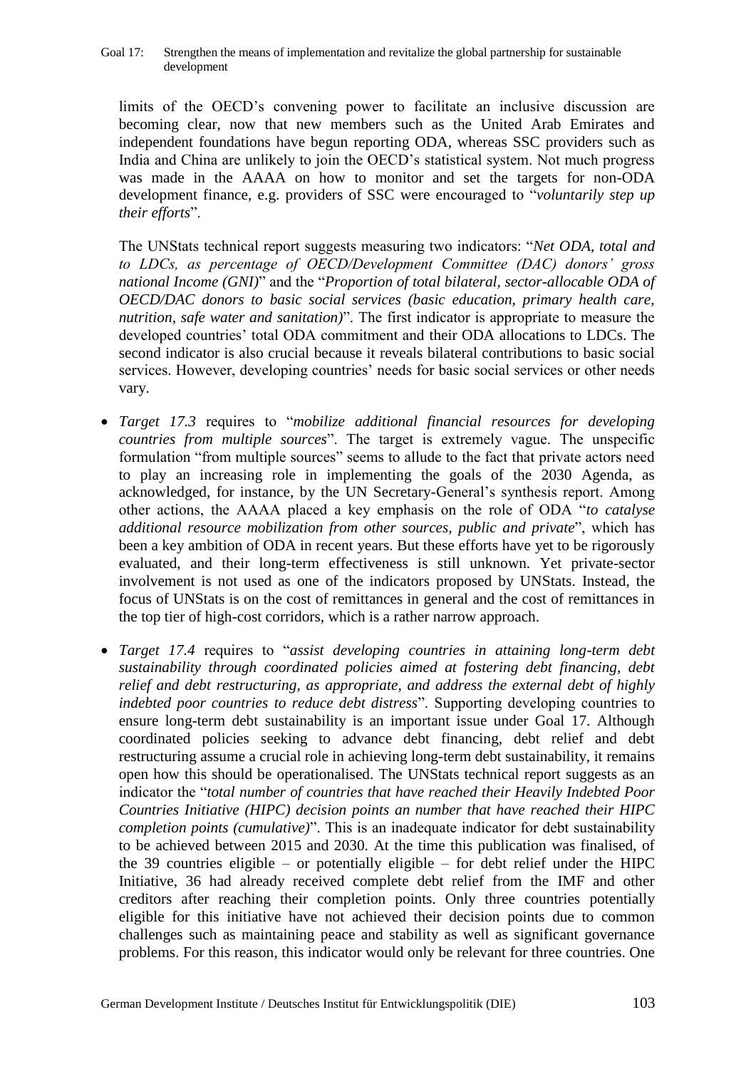limits of the OECD's convening power to facilitate an inclusive discussion are becoming clear, now that new members such as the United Arab Emirates and independent foundations have begun reporting ODA, whereas SSC providers such as India and China are unlikely to join the OECD's statistical system. Not much progress was made in the AAAA on how to monitor and set the targets for non-ODA development finance, e.g. providers of SSC were encouraged to "*voluntarily step up their efforts*".

The UNStats technical report suggests measuring two indicators: "*Net ODA, total and to LDCs, as percentage of OECD/Development Committee (DAC) donors' gross national Income (GNI)*" and the "*Proportion of total bilateral, sector-allocable ODA of OECD/DAC donors to basic social services (basic education, primary health care, nutrition, safe water and sanitation)*". The first indicator is appropriate to measure the developed countries' total ODA commitment and their ODA allocations to LDCs. The second indicator is also crucial because it reveals bilateral contributions to basic social services. However, developing countries' needs for basic social services or other needs vary.

- *Target 17.3* requires to "*mobilize additional financial resources for developing countries from multiple sources*". The target is extremely vague. The unspecific formulation "from multiple sources" seems to allude to the fact that private actors need to play an increasing role in implementing the goals of the 2030 Agenda, as acknowledged, for instance, by the UN Secretary-General's synthesis report. Among other actions, the AAAA placed a key emphasis on the role of ODA "*to catalyse additional resource mobilization from other sources, public and private*", which has been a key ambition of ODA in recent years. But these efforts have yet to be rigorously evaluated, and their long-term effectiveness is still unknown. Yet private-sector involvement is not used as one of the indicators proposed by UNStats. Instead, the focus of UNStats is on the cost of remittances in general and the cost of remittances in the top tier of high-cost corridors, which is a rather narrow approach.

- *Target 17.4* requires to "*assist developing countries in attaining long-term debt sustainability through coordinated policies aimed at fostering debt financing, debt relief and debt restructuring, as appropriate, and address the external debt of highly indebted poor countries to reduce debt distress*". Supporting developing countries to ensure long-term debt sustainability is an important issue under Goal 17. Although coordinated policies seeking to advance debt financing, debt relief and debt restructuring assume a crucial role in achieving long-term debt sustainability, it remains open how this should be operationalised. The UNStats technical report suggests as an indicator the "*total number of countries that have reached their Heavily Indebted Poor Countries Initiative (HIPC) decision points an number that have reached their HIPC completion points (cumulative)*". This is an inadequate indicator for debt sustainability to be achieved between 2015 and 2030. At the time this publication was finalised, of the 39 countries eligible – or potentially eligible – for debt relief under the HIPC Initiative, 36 had already received complete debt relief from the IMF and other creditors after reaching their completion points. Only three countries potentially eligible for this initiative have not achieved their decision points due to common challenges such as maintaining peace and stability as well as significant governance problems. For this reason, this indicator would only be relevant for three countries. One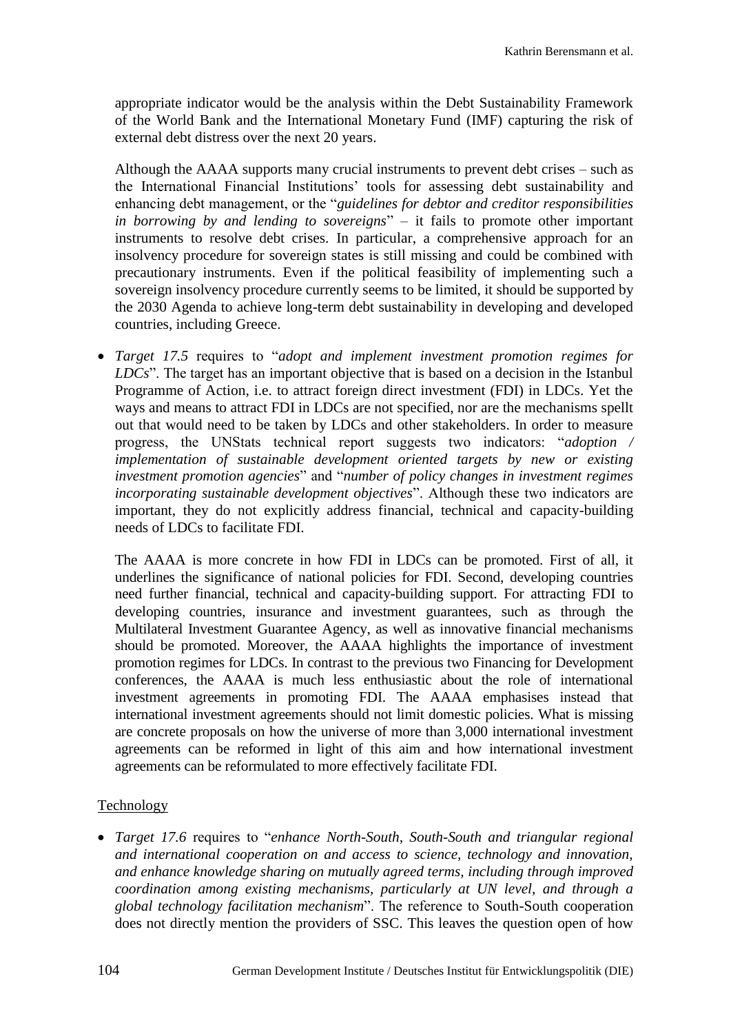appropriate indicator would be the analysis within the Debt Sustainability Framework of the World Bank and the International Monetary Fund (IMF) capturing the risk of external debt distress over the next 20 years.

Although the AAAA supports many crucial instruments to prevent debt crises – such as the International Financial Institutions' tools for assessing debt sustainability and enhancing debt management, or the "*guidelines for debtor and creditor responsibilities in borrowing by and lending to sovereigns*" – it fails to promote other important instruments to resolve debt crises. In particular, a comprehensive approach for an insolvency procedure for sovereign states is still missing and could be combined with precautionary instruments. Even if the political feasibility of implementing such a sovereign insolvency procedure currently seems to be limited, it should be supported by the 2030 Agenda to achieve long-term debt sustainability in developing and developed countries, including Greece.

- *Target 17.5* requires to "*adopt and implement investment promotion regimes for LDCs*". The target has an important objective that is based on a decision in the Istanbul Programme of Action, i.e. to attract foreign direct investment (FDI) in LDCs. Yet the ways and means to attract FDI in LDCs are not specified, nor are the mechanisms spellt out that would need to be taken by LDCs and other stakeholders. In order to measure progress, the UNStats technical report suggests two indicators: "*adoption / implementation of sustainable development oriented targets by new or existing investment promotion agencies*" and "*number of policy changes in investment regimes incorporating sustainable development objectives*". Although these two indicators are important, they do not explicitly address financial, technical and capacity-building needs of LDCs to facilitate FDI.

  The AAAA is more concrete in how FDI in LDCs can be promoted. First of all, it underlines the significance of national policies for FDI. Second, developing countries need further financial, technical and capacity-building support. For attracting FDI to developing countries, insurance and investment guarantees, such as through the Multilateral Investment Guarantee Agency, as well as innovative financial mechanisms should be promoted. Moreover, the AAAA highlights the importance of investment promotion regimes for LDCs. In contrast to the previous two Financing for Development conferences, the AAAA is much less enthusiastic about the role of international investment agreements in promoting FDI. The AAAA emphasises instead that international investment agreements should not limit domestic policies. What is missing are concrete proposals on how the universe of more than 3,000 international investment agreements can be reformed in light of this aim and how international investment agreements can be reformulated to more effectively facilitate FDI.

Technology

- *Target 17.6* requires to "*enhance North-South, South-South and triangular regional and international cooperation on and access to science, technology and innovation, and enhance knowledge sharing on mutually agreed terms, including through improved coordination among existing mechanisms, particularly at UN level, and through a global technology facilitation mechanism*". The reference to South-South cooperation does not directly mention the providers of SSC. This leaves the question open of how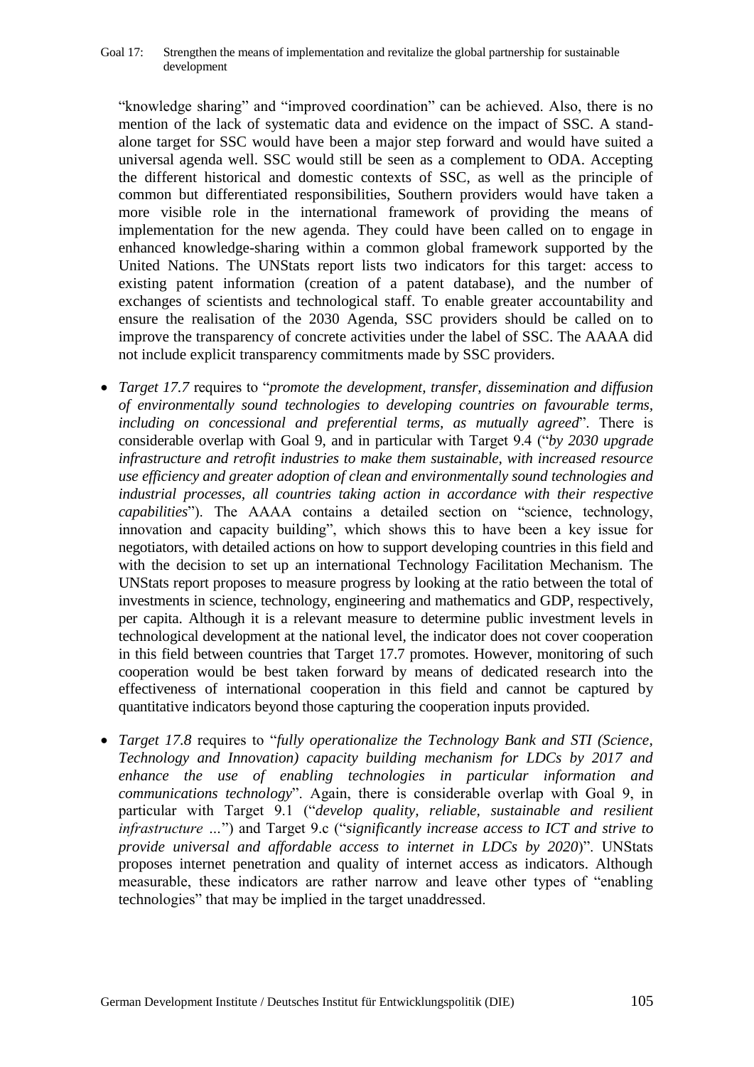"knowledge sharing" and "improved coordination" can be achieved. Also, there is no mention of the lack of systematic data and evidence on the impact of SSC. A stand-alone target for SSC would have been a major step forward and would have suited a universal agenda well. SSC would still be seen as a complement to ODA. Accepting the different historical and domestic contexts of SSC, as well as the principle of common but differentiated responsibilities, Southern providers would have taken a more visible role in the international framework of providing the means of implementation for the new agenda. They could have been called on to engage in enhanced knowledge-sharing within a common global framework supported by the United Nations. The UNStats report lists two indicators for this target: access to existing patent information (creation of a patent database), and the number of exchanges of scientists and technological staff. To enable greater accountability and ensure the realisation of the 2030 Agenda, SSC providers should be called on to improve the transparency of concrete activities under the label of SSC. The AAAA did not include explicit transparency commitments made by SSC providers.

- *Target 17.7* requires to "*promote the development, transfer, dissemination and diffusion of environmentally sound technologies to developing countries on favourable terms, including on concessional and preferential terms, as mutually agreed*". There is considerable overlap with Goal 9, and in particular with Target 9.4 ("*by 2030 upgrade infrastructure and retrofit industries to make them sustainable, with increased resource use efficiency and greater adoption of clean and environmentally sound technologies and industrial processes, all countries taking action in accordance with their respective capabilities*"). The AAAA contains a detailed section on "science, technology, innovation and capacity building", which shows this to have been a key issue for negotiators, with detailed actions on how to support developing countries in this field and with the decision to set up an international Technology Facilitation Mechanism. The UNStats report proposes to measure progress by looking at the ratio between the total of investments in science, technology, engineering and mathematics and GDP, respectively, per capita. Although it is a relevant measure to determine public investment levels in technological development at the national level, the indicator does not cover cooperation in this field between countries that Target 17.7 promotes. However, monitoring of such cooperation would be best taken forward by means of dedicated research into the effectiveness of international cooperation in this field and cannot be captured by quantitative indicators beyond those capturing the cooperation inputs provided.

- *Target 17.8* requires to "*fully operationalize the Technology Bank and STI (Science, Technology and Innovation) capacity building mechanism for LDCs by 2017 and enhance the use of enabling technologies in particular information and communications technology*". Again, there is considerable overlap with Goal 9, in particular with Target 9.1 ("*develop quality, reliable, sustainable and resilient infrastructure …*") and Target 9.c ("*significantly increase access to ICT and strive to provide universal and affordable access to internet in LDCs by 2020*)". UNStats proposes internet penetration and quality of internet access as indicators. Although measurable, these indicators are rather narrow and leave other types of "enabling technologies" that may be implied in the target unaddressed.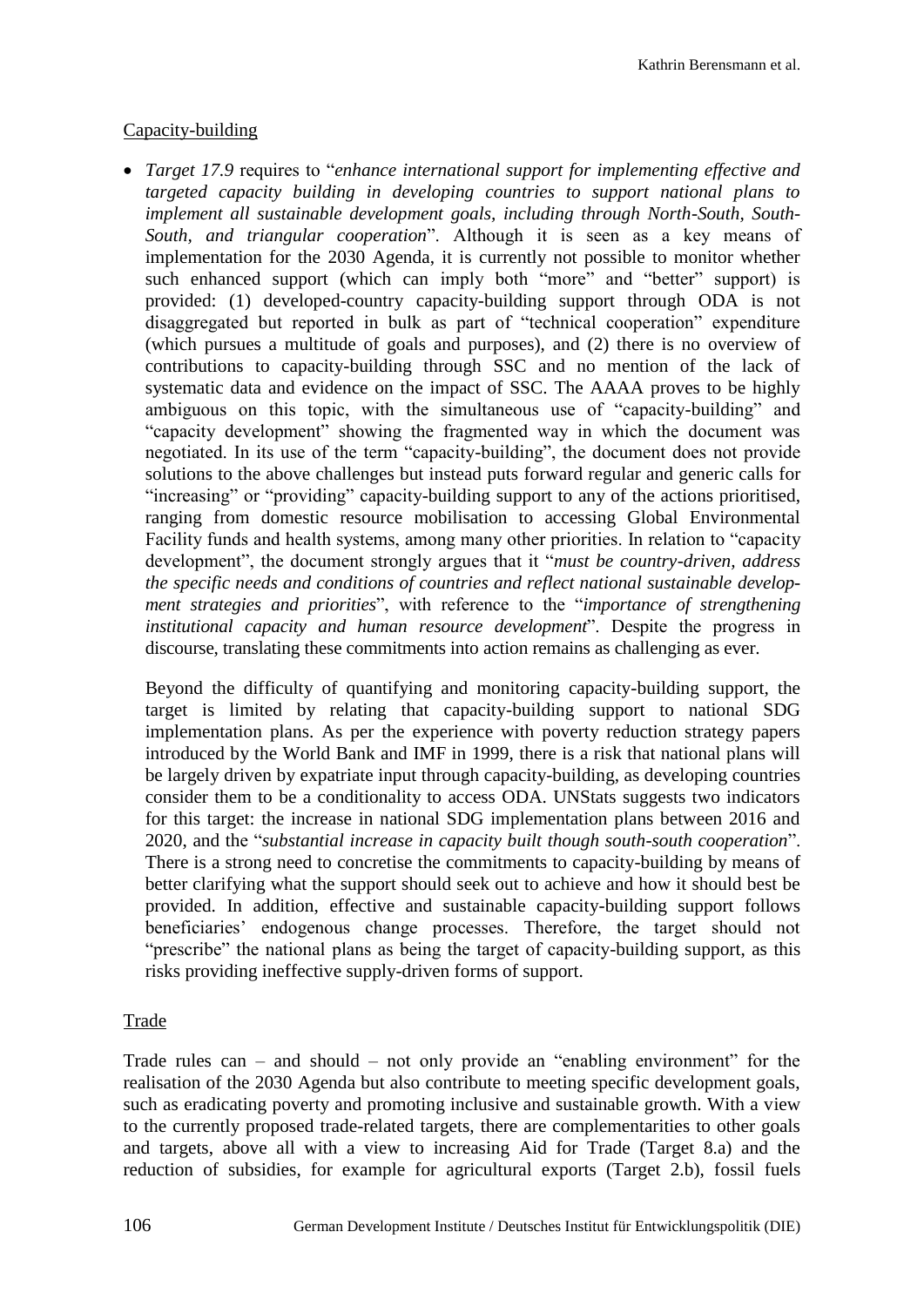Capacity-building

- *Target 17.9* requires to "*enhance international support for implementing effective and targeted capacity building in developing countries to support national plans to implement all sustainable development goals, including through North-South, South-South, and triangular cooperation*". Although it is seen as a key means of implementation for the 2030 Agenda, it is currently not possible to monitor whether such enhanced support (which can imply both "more" and "better" support) is provided: (1) developed-country capacity-building support through ODA is not disaggregated but reported in bulk as part of "technical cooperation" expenditure (which pursues a multitude of goals and purposes), and (2) there is no overview of contributions to capacity-building through SSC and no mention of the lack of systematic data and evidence on the impact of SSC. The AAAA proves to be highly ambiguous on this topic, with the simultaneous use of "capacity-building" and "capacity development" showing the fragmented way in which the document was negotiated. In its use of the term "capacity-building", the document does not provide solutions to the above challenges but instead puts forward regular and generic calls for "increasing" or "providing" capacity-building support to any of the actions prioritised, ranging from domestic resource mobilisation to accessing Global Environmental Facility funds and health systems, among many other priorities. In relation to "capacity development", the document strongly argues that it "*must be country-driven, address the specific needs and conditions of countries and reflect national sustainable development strategies and priorities*", with reference to the "*importance of strengthening institutional capacity and human resource development*". Despite the progress in discourse, translating these commitments into action remains as challenging as ever.

  Beyond the difficulty of quantifying and monitoring capacity-building support, the target is limited by relating that capacity-building support to national SDG implementation plans. As per the experience with poverty reduction strategy papers introduced by the World Bank and IMF in 1999, there is a risk that national plans will be largely driven by expatriate input through capacity-building, as developing countries consider them to be a conditionality to access ODA. UNStats suggests two indicators for this target: the increase in national SDG implementation plans between 2016 and 2020, and the "*substantial increase in capacity built though south-south cooperation*". There is a strong need to concretise the commitments to capacity-building by means of better clarifying what the support should seek out to achieve and how it should best be provided. In addition, effective and sustainable capacity-building support follows beneficiaries' endogenous change processes. Therefore, the target should not "prescribe" the national plans as being the target of capacity-building support, as this risks providing ineffective supply-driven forms of support.

Trade

Trade rules can – and should – not only provide an "enabling environment" for the realisation of the 2030 Agenda but also contribute to meeting specific development goals, such as eradicating poverty and promoting inclusive and sustainable growth. With a view to the currently proposed trade-related targets, there are complementarities to other goals and targets, above all with a view to increasing Aid for Trade (Target 8.a) and the reduction of subsidies, for example for agricultural exports (Target 2.b), fossil fuels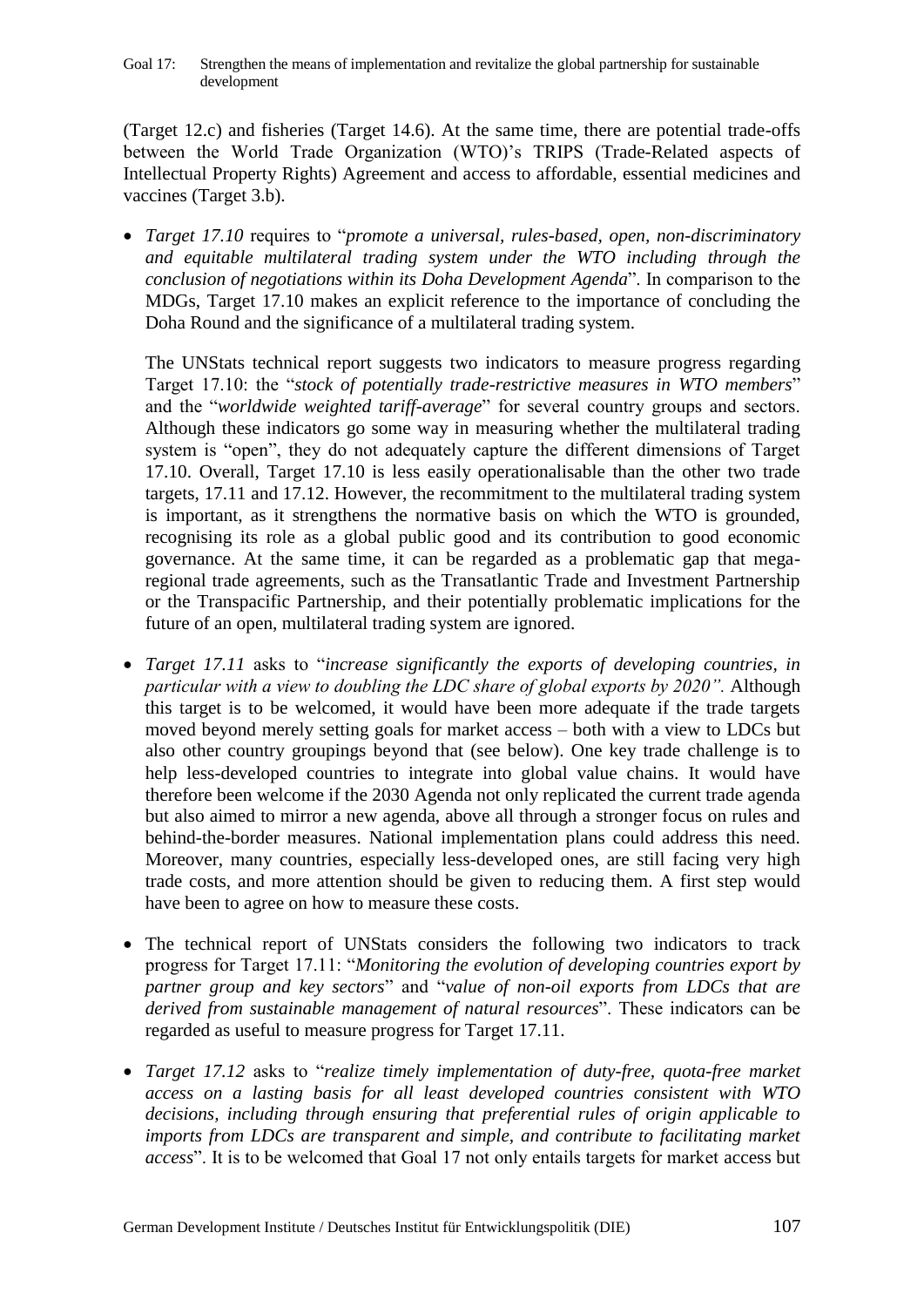(Target 12.c) and fisheries (Target 14.6). At the same time, there are potential trade-offs between the World Trade Organization (WTO)'s TRIPS (Trade-Related aspects of Intellectual Property Rights) Agreement and access to affordable, essential medicines and vaccines (Target 3.b).

- *Target 17.10* requires to "*promote a universal, rules-based, open, non-discriminatory and equitable multilateral trading system under the WTO including through the conclusion of negotiations within its Doha Development Agenda*". In comparison to the MDGs, Target 17.10 makes an explicit reference to the importance of concluding the Doha Round and the significance of a multilateral trading system.

  The UNStats technical report suggests two indicators to measure progress regarding Target 17.10: the "*stock of potentially trade-restrictive measures in WTO members*" and the "*worldwide weighted tariff-average*" for several country groups and sectors. Although these indicators go some way in measuring whether the multilateral trading system is "open", they do not adequately capture the different dimensions of Target 17.10. Overall, Target 17.10 is less easily operationalisable than the other two trade targets, 17.11 and 17.12. However, the recommitment to the multilateral trading system is important, as it strengthens the normative basis on which the WTO is grounded, recognising its role as a global public good and its contribution to good economic governance. At the same time, it can be regarded as a problematic gap that mega-regional trade agreements, such as the Transatlantic Trade and Investment Partnership or the Transpacific Partnership, and their potentially problematic implications for the future of an open, multilateral trading system are ignored.

- *Target 17.11* asks to "*increase significantly the exports of developing countries, in particular with a view to doubling the LDC share of global exports by 2020".* Although this target is to be welcomed, it would have been more adequate if the trade targets moved beyond merely setting goals for market access – both with a view to LDCs but also other country groupings beyond that (see below). One key trade challenge is to help less-developed countries to integrate into global value chains. It would have therefore been welcome if the 2030 Agenda not only replicated the current trade agenda but also aimed to mirror a new agenda, above all through a stronger focus on rules and behind-the-border measures. National implementation plans could address this need. Moreover, many countries, especially less-developed ones, are still facing very high trade costs, and more attention should be given to reducing them. A first step would have been to agree on how to measure these costs.

- The technical report of UNStats considers the following two indicators to track progress for Target 17.11: "*Monitoring the evolution of developing countries export by partner group and key sectors*" and "*value of non-oil exports from LDCs that are derived from sustainable management of natural resources*". These indicators can be regarded as useful to measure progress for Target 17.11.

- *Target 17.12* asks to "*realize timely implementation of duty-free, quota-free market access on a lasting basis for all least developed countries consistent with WTO decisions, including through ensuring that preferential rules of origin applicable to imports from LDCs are transparent and simple, and contribute to facilitating market access*". It is to be welcomed that Goal 17 not only entails targets for market access but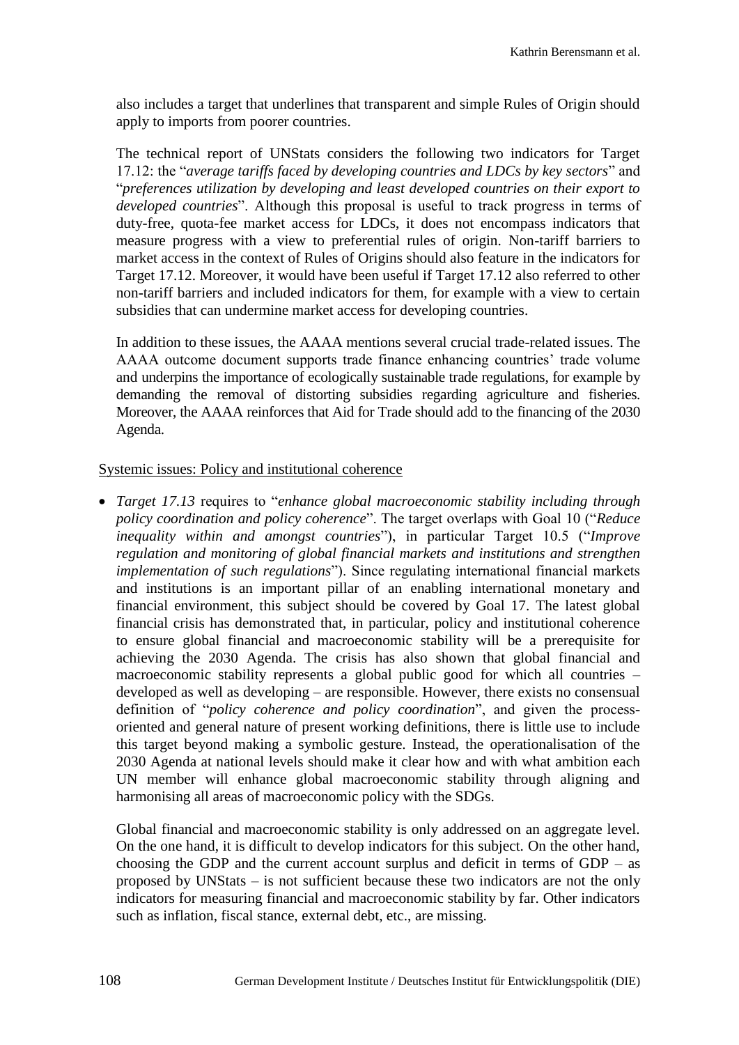also includes a target that underlines that transparent and simple Rules of Origin should apply to imports from poorer countries.

The technical report of UNStats considers the following two indicators for Target 17.12: the "*average tariffs faced by developing countries and LDCs by key sectors*" and "*preferences utilization by developing and least developed countries on their export to developed countries*". Although this proposal is useful to track progress in terms of duty-free, quota-fee market access for LDCs, it does not encompass indicators that measure progress with a view to preferential rules of origin. Non-tariff barriers to market access in the context of Rules of Origins should also feature in the indicators for Target 17.12. Moreover, it would have been useful if Target 17.12 also referred to other non-tariff barriers and included indicators for them, for example with a view to certain subsidies that can undermine market access for developing countries.

In addition to these issues, the AAAA mentions several crucial trade-related issues. The AAAA outcome document supports trade finance enhancing countries' trade volume and underpins the importance of ecologically sustainable trade regulations, for example by demanding the removal of distorting subsidies regarding agriculture and fisheries. Moreover, the AAAA reinforces that Aid for Trade should add to the financing of the 2030 Agenda.

Systemic issues: Policy and institutional coherence

- *Target 17.13* requires to "*enhance global macroeconomic stability including through policy coordination and policy coherence*". The target overlaps with Goal 10 ("*Reduce inequality within and amongst countries*"), in particular Target 10.5 ("*Improve regulation and monitoring of global financial markets and institutions and strengthen implementation of such regulations*"). Since regulating international financial markets and institutions is an important pillar of an enabling international monetary and financial environment, this subject should be covered by Goal 17. The latest global financial crisis has demonstrated that, in particular, policy and institutional coherence to ensure global financial and macroeconomic stability will be a prerequisite for achieving the 2030 Agenda. The crisis has also shown that global financial and macroeconomic stability represents a global public good for which all countries – developed as well as developing – are responsible. However, there exists no consensual definition of "*policy coherence and policy coordination*", and given the process-oriented and general nature of present working definitions, there is little use to include this target beyond making a symbolic gesture. Instead, the operationalisation of the 2030 Agenda at national levels should make it clear how and with what ambition each UN member will enhance global macroeconomic stability through aligning and harmonising all areas of macroeconomic policy with the SDGs.

  Global financial and macroeconomic stability is only addressed on an aggregate level. On the one hand, it is difficult to develop indicators for this subject. On the other hand, choosing the GDP and the current account surplus and deficit in terms of GDP – as proposed by UNStats – is not sufficient because these two indicators are not the only indicators for measuring financial and macroeconomic stability by far. Other indicators such as inflation, fiscal stance, external debt, etc., are missing.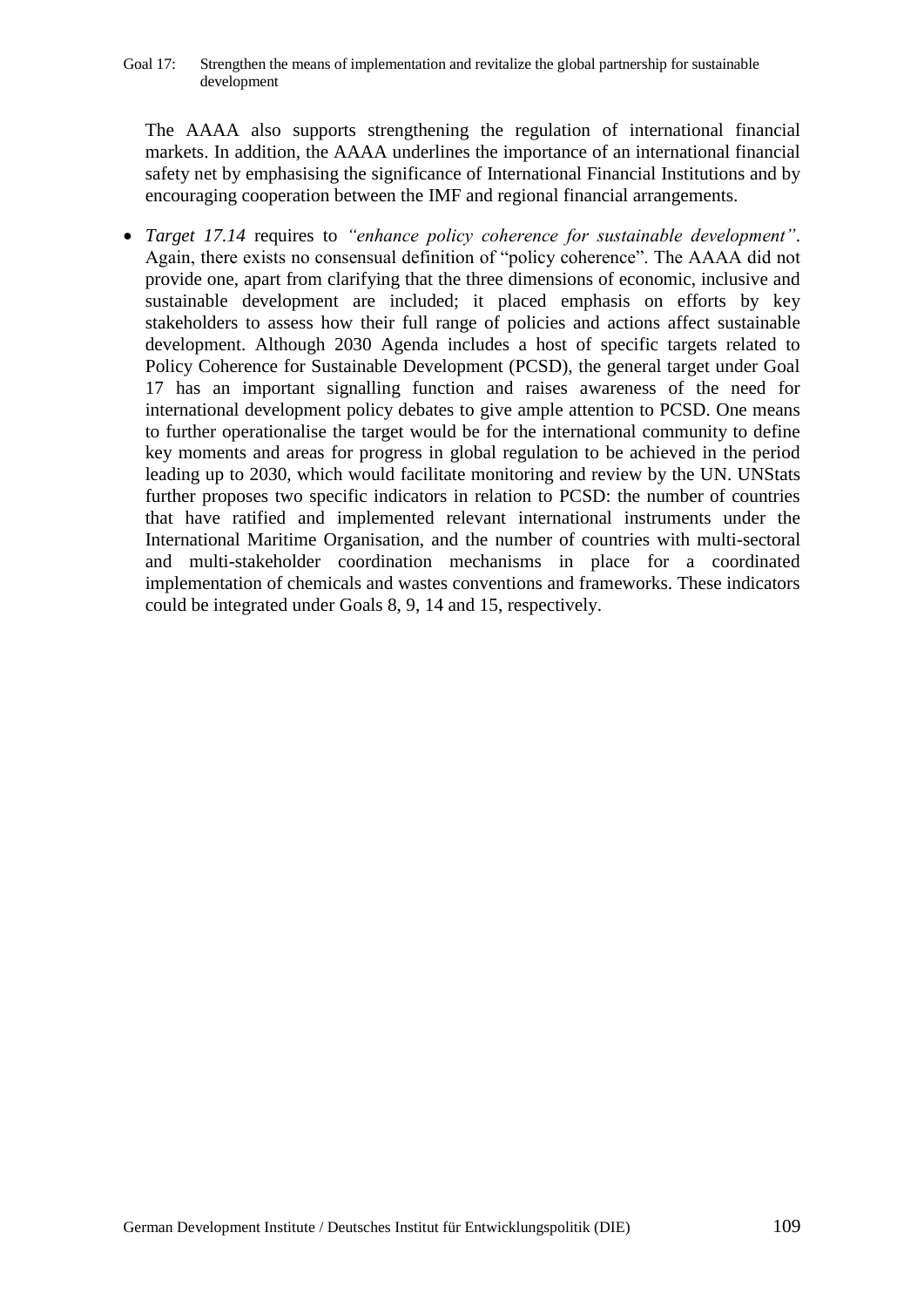The AAAA also supports strengthening the regulation of international financial markets. In addition, the AAAA underlines the importance of an international financial safety net by emphasising the significance of International Financial Institutions and by encouraging cooperation between the IMF and regional financial arrangements.

- *Target 17.14* requires to *"enhance policy coherence for sustainable development"*. Again, there exists no consensual definition of "policy coherence". The AAAA did not provide one, apart from clarifying that the three dimensions of economic, inclusive and sustainable development are included; it placed emphasis on efforts by key stakeholders to assess how their full range of policies and actions affect sustainable development. Although 2030 Agenda includes a host of specific targets related to Policy Coherence for Sustainable Development (PCSD), the general target under Goal 17 has an important signalling function and raises awareness of the need for international development policy debates to give ample attention to PCSD. One means to further operationalise the target would be for the international community to define key moments and areas for progress in global regulation to be achieved in the period leading up to 2030, which would facilitate monitoring and review by the UN. UNStats further proposes two specific indicators in relation to PCSD: the number of countries that have ratified and implemented relevant international instruments under the International Maritime Organisation, and the number of countries with multi-sectoral and multi-stakeholder coordination mechanisms in place for a coordinated implementation of chemicals and wastes conventions and frameworks. These indicators could be integrated under Goals 8, 9, 14 and 15, respectively.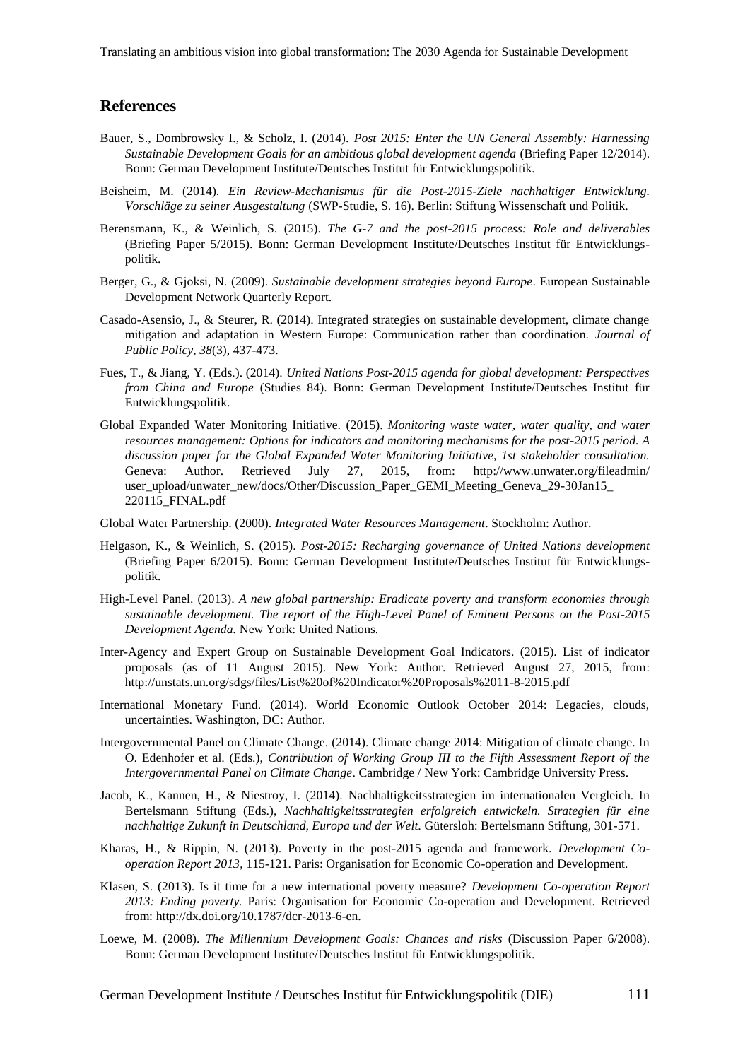## References

Bauer, S., Dombrowsky I., & Scholz, I. (2014). *Post 2015: Enter the UN General Assembly: Harnessing Sustainable Development Goals for an ambitious global development agenda* (Briefing Paper 12/2014). Bonn: German Development Institute/Deutsches Institut für Entwicklungspolitik.

Beisheim, M. (2014). *Ein Review-Mechanismus für die Post-2015-Ziele nachhaltiger Entwicklung. Vorschläge zu seiner Ausgestaltung* (SWP-Studie, S. 16). Berlin: Stiftung Wissenschaft und Politik.

Berensmann, K., & Weinlich, S. (2015). *The G-7 and the post-2015 process: Role and deliverables* (Briefing Paper 5/2015). Bonn: German Development Institute/Deutsches Institut für Entwicklungspolitik.

Berger, G., & Gjoksi, N. (2009). *Sustainable development strategies beyond Europe*. European Sustainable Development Network Quarterly Report.

Casado-Asensio, J., & Steurer, R. (2014). Integrated strategies on sustainable development, climate change mitigation and adaptation in Western Europe: Communication rather than coordination. *Journal of Public Policy*, *38*(3), 437-473.

Fues, T., & Jiang, Y. (Eds.). (2014). *United Nations Post-2015 agenda for global development: Perspectives from China and Europe* (Studies 84). Bonn: German Development Institute/Deutsches Institut für Entwicklungspolitik.

Global Expanded Water Monitoring Initiative. (2015). *Monitoring waste water, water quality, and water resources management: Options for indicators and monitoring mechanisms for the post-2015 period. A discussion paper for the Global Expanded Water Monitoring Initiative, 1st stakeholder consultation.* Geneva: Author. Retrieved July 27, 2015, from: http://www.unwater.org/fileadmin/user_upload/unwater_new/docs/Other/Discussion_Paper_GEMI_Meeting_Geneva_29-30Jan15_220115_FINAL.pdf

Global Water Partnership. (2000). *Integrated Water Resources Management*. Stockholm: Author.

Helgason, K., & Weinlich, S. (2015). *Post-2015: Recharging governance of United Nations development* (Briefing Paper 6/2015). Bonn: German Development Institute/Deutsches Institut für Entwicklungspolitik.

High-Level Panel. (2013). *A new global partnership: Eradicate poverty and transform economies through sustainable development. The report of the High-Level Panel of Eminent Persons on the Post-2015 Development Agenda.* New York: United Nations.

Inter-Agency and Expert Group on Sustainable Development Goal Indicators. (2015). List of indicator proposals (as of 11 August 2015). New York: Author. Retrieved August 27, 2015, from: http://unstats.un.org/sdgs/files/List%20of%20Indicator%20Proposals%2011-8-2015.pdf

International Monetary Fund. (2014). World Economic Outlook October 2014: Legacies, clouds, uncertainties. Washington, DC: Author.

Intergovernmental Panel on Climate Change. (2014). Climate change 2014: Mitigation of climate change. In O. Edenhofer et al. (Eds.), *Contribution of Working Group III to the Fifth Assessment Report of the Intergovernmental Panel on Climate Change*. Cambridge / New York: Cambridge University Press.

Jacob, K., Kannen, H., & Niestroy, I. (2014). Nachhaltigkeitsstrategien im internationalen Vergleich. In Bertelsmann Stiftung (Eds.), *Nachhaltigkeitsstrategien erfolgreich entwickeln. Strategien für eine nachhaltige Zukunft in Deutschland, Europa und der Welt.* Gütersloh: Bertelsmann Stiftung, 301-571.

Kharas, H., & Rippin, N. (2013). Poverty in the post-2015 agenda and framework. *Development Co-operation Report 2013*, 115-121. Paris: Organisation for Economic Co-operation and Development.

Klasen, S. (2013). Is it time for a new international poverty measure? *Development Co-operation Report 2013: Ending poverty.* Paris: Organisation for Economic Co-operation and Development. Retrieved from: http://dx.doi.org/10.1787/dcr-2013-6-en.

Loewe, M. (2008). *The Millennium Development Goals: Chances and risks* (Discussion Paper 6/2008). Bonn: German Development Institute/Deutsches Institut für Entwicklungspolitik.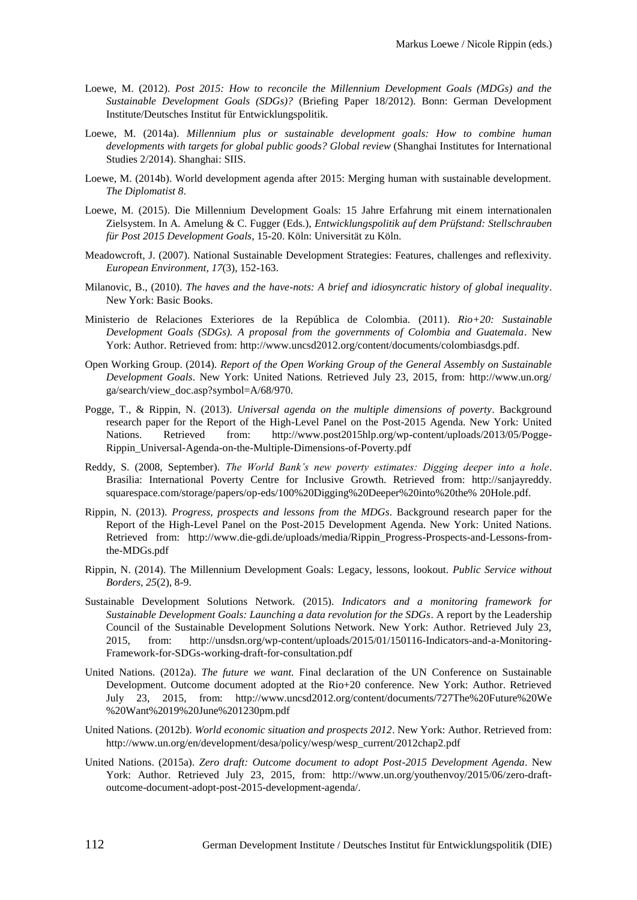Loewe, M. (2012). *Post 2015: How to reconcile the Millennium Development Goals (MDGs) and the Sustainable Development Goals (SDGs)?* (Briefing Paper 18/2012). Bonn: German Development Institute/Deutsches Institut für Entwicklungspolitik.

Loewe, M. (2014a). *Millennium plus or sustainable development goals: How to combine human developments with targets for global public goods? Global review* (Shanghai Institutes for International Studies 2/2014). Shanghai: SIIS.

Loewe, M. (2014b). World development agenda after 2015: Merging human with sustainable development. *The Diplomatist 8*.

Loewe, M. (2015). Die Millennium Development Goals: 15 Jahre Erfahrung mit einem internationalen Zielsystem. In A. Amelung & C. Fugger (Eds.), *Entwicklungspolitik auf dem Prüfstand: Stellschrauben für Post 2015 Development Goals*, 15-20. Köln: Universität zu Köln.

Meadowcroft, J. (2007). National Sustainable Development Strategies: Features, challenges and reflexivity. *European Environment, 17*(3), 152-163.

Milanovic, B., (2010). *The haves and the have-nots: A brief and idiosyncratic history of global inequality*. New York: Basic Books.

Ministerio de Relaciones Exteriores de la República de Colombia. (2011). *Rio+20: Sustainable Development Goals (SDGs). A proposal from the governments of Colombia and Guatemala*. New York: Author. Retrieved from: http://www.uncsd2012.org/content/documents/colombiasdgs.pdf.

Open Working Group. (2014). *Report of the Open Working Group of the General Assembly on Sustainable Development Goals*. New York: United Nations. Retrieved July 23, 2015, from: http://www.un.org/ga/search/view_doc.asp?symbol=A/68/970.

Pogge, T., & Rippin, N. (2013). *Universal agenda on the multiple dimensions of poverty*. Background research paper for the Report of the High-Level Panel on the Post-2015 Agenda. New York: United Nations. Retrieved from: http://www.post2015hlp.org/wp-content/uploads/2013/05/Pogge-Rippin_Universal-Agenda-on-the-Multiple-Dimensions-of-Poverty.pdf

Reddy, S. (2008, September). *The World Bank's new poverty estimates: Digging deeper into a hole*. Brasilia: International Poverty Centre for Inclusive Growth. Retrieved from: http://sanjayreddy.squarespace.com/storage/papers/op-eds/100%20Digging%20Deeper%20into%20the% 20Hole.pdf.

Rippin, N. (2013). *Progress, prospects and lessons from the MDGs*. Background research paper for the Report of the High-Level Panel on the Post-2015 Development Agenda. New York: United Nations. Retrieved from: http://www.die-gdi.de/uploads/media/Rippin_Progress-Prospects-and-Lessons-from-the-MDGs.pdf

Rippin, N. (2014). The Millennium Development Goals: Legacy, lessons, lookout. *Public Service without Borders, 25*(2), 8-9.

Sustainable Development Solutions Network. (2015). *Indicators and a monitoring framework for Sustainable Development Goals: Launching a data revolution for the SDGs*. A report by the Leadership Council of the Sustainable Development Solutions Network. New York: Author. Retrieved July 23, 2015, from: http://unsdsn.org/wp-content/uploads/2015/01/150116-Indicators-and-a-Monitoring-Framework-for-SDGs-working-draft-for-consultation.pdf

United Nations. (2012a). *The future we want.* Final declaration of the UN Conference on Sustainable Development. Outcome document adopted at the Rio+20 conference. New York: Author. Retrieved July 23, 2015, from: http://www.uncsd2012.org/content/documents/727The%20Future%20We%20Want%2019%20June%201230pm.pdf

United Nations. (2012b). *World economic situation and prospects 2012*. New York: Author. Retrieved from: http://www.un.org/en/development/desa/policy/wesp/wesp_current/2012chap2.pdf

United Nations. (2015a). *Zero draft: Outcome document to adopt Post-2015 Development Agenda*. New York: Author. Retrieved July 23, 2015, from: http://www.un.org/youthenvoy/2015/06/zero-draft-outcome-document-adopt-post-2015-development-agenda/.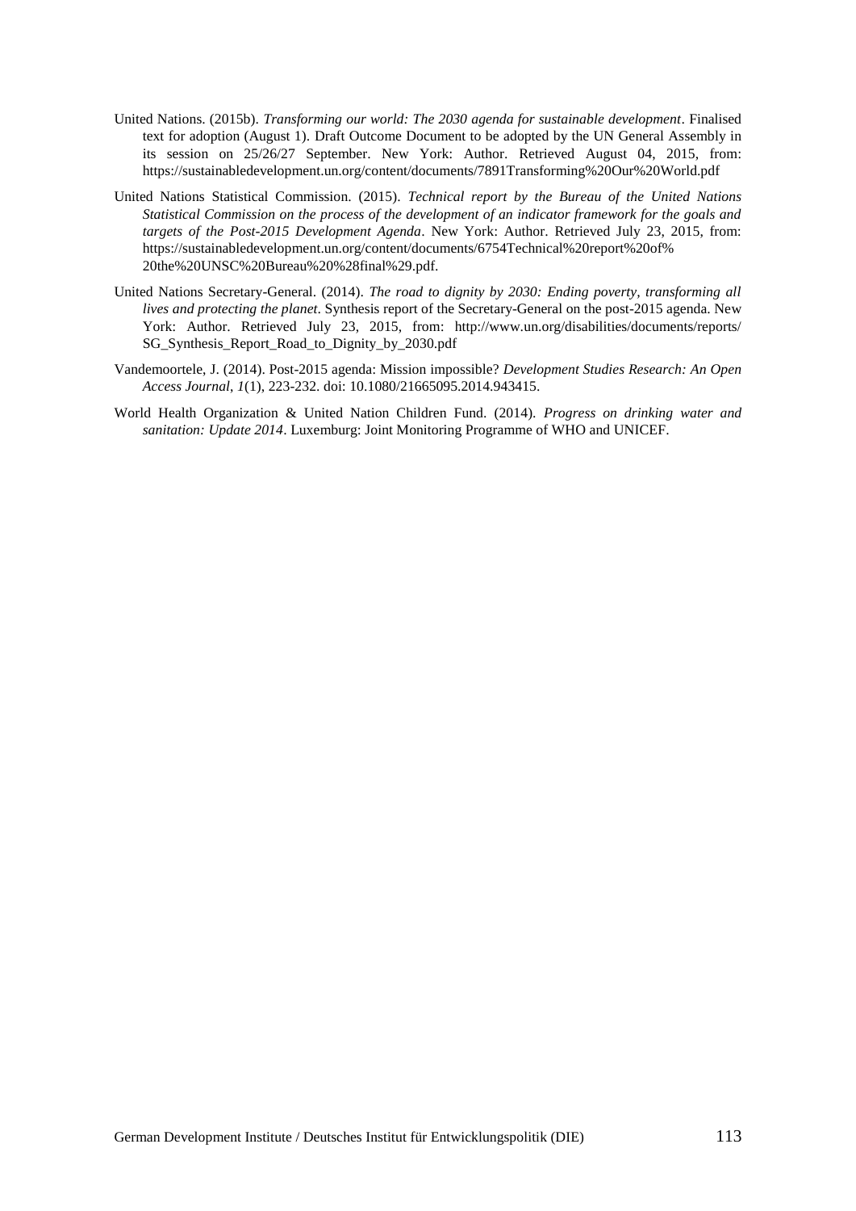United Nations. (2015b). *Transforming our world: The 2030 agenda for sustainable development*. Finalised text for adoption (August 1). Draft Outcome Document to be adopted by the UN General Assembly in its session on 25/26/27 September. New York: Author. Retrieved August 04, 2015, from: https://sustainabledevelopment.un.org/content/documents/7891Transforming%20Our%20World.pdf

United Nations Statistical Commission. (2015). *Technical report by the Bureau of the United Nations Statistical Commission on the process of the development of an indicator framework for the goals and targets of the Post-2015 Development Agenda*. New York: Author. Retrieved July 23, 2015, from: https://sustainabledevelopment.un.org/content/documents/6754Technical%20report%20of%20the%20UNSC%20Bureau%20%28final%29.pdf.

United Nations Secretary-General. (2014). *The road to dignity by 2030: Ending poverty, transforming all lives and protecting the planet*. Synthesis report of the Secretary-General on the post-2015 agenda. New York: Author. Retrieved July 23, 2015, from: http://www.un.org/disabilities/documents/reports/SG_Synthesis_Report_Road_to_Dignity_by_2030.pdf

Vandemoortele, J. (2014). Post-2015 agenda: Mission impossible? *Development Studies Research: An Open Access Journal*, *1*(1), 223-232. doi: 10.1080/21665095.2014.943415.

World Health Organization & United Nation Children Fund. (2014). *Progress on drinking water and sanitation: Update 2014*. Luxemburg: Joint Monitoring Programme of WHO and UNICEF.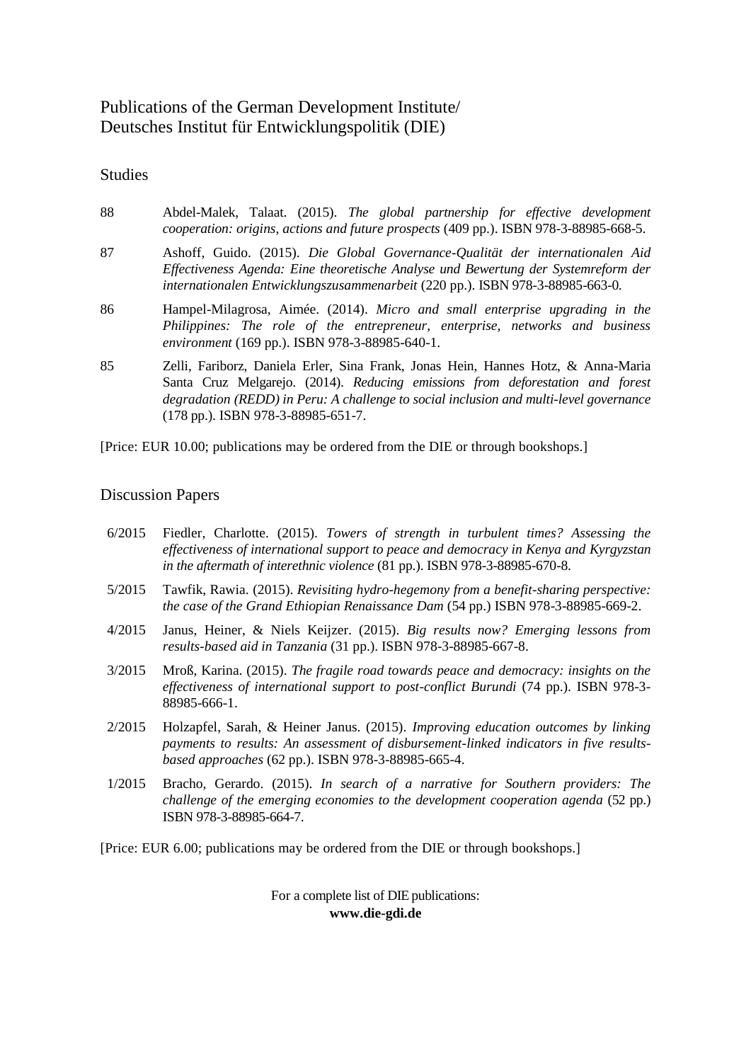# Publications of the German Development Institute/ Deutsches Institut für Entwicklungspolitik (DIE)

## Studies

88 Abdel-Malek, Talaat. (2015). *The global partnership for effective development cooperation: origins, actions and future prospects* (409 pp.). ISBN 978-3-88985-668-5.

87 Ashoff, Guido. (2015). *Die Global Governance-Qualität der internationalen Aid Effectiveness Agenda: Eine theoretische Analyse und Bewertung der Systemreform der internationalen Entwicklungszusammenarbeit* (220 pp.). ISBN 978-3-88985-663-0.

86 Hampel-Milagrosa, Aimée. (2014). *Micro and small enterprise upgrading in the Philippines: The role of the entrepreneur, enterprise, networks and business environment* (169 pp.). ISBN 978-3-88985-640-1.

85 Zelli, Fariborz, Daniela Erler, Sina Frank, Jonas Hein, Hannes Hotz, & Anna-Maria Santa Cruz Melgarejo. (2014). *Reducing emissions from deforestation and forest degradation (REDD) in Peru: A challenge to social inclusion and multi-level governance* (178 pp.). ISBN 978-3-88985-651-7.

[Price: EUR 10.00; publications may be ordered from the DIE or through bookshops.]

## Discussion Papers

6/2015 Fiedler, Charlotte. (2015). *Towers of strength in turbulent times? Assessing the effectiveness of international support to peace and democracy in Kenya and Kyrgyzstan in the aftermath of interethnic violence* (81 pp.). ISBN 978-3-88985-670-8.

5/2015 Tawfik, Rawia. (2015). *Revisiting hydro-hegemony from a benefit-sharing perspective: the case of the Grand Ethiopian Renaissance Dam* (54 pp.) ISBN 978-3-88985-669-2.

4/2015 Janus, Heiner, & Niels Keijzer. (2015). *Big results now? Emerging lessons from results-based aid in Tanzania* (31 pp.). ISBN 978-3-88985-667-8.

3/2015 Mroß, Karina. (2015). *The fragile road towards peace and democracy: insights on the effectiveness of international support to post-conflict Burundi* (74 pp.). ISBN 978-3-88985-666-1.

2/2015 Holzapfel, Sarah, & Heiner Janus. (2015). *Improving education outcomes by linking payments to results: An assessment of disbursement-linked indicators in five results-based approaches* (62 pp.). ISBN 978-3-88985-665-4.

1/2015 Bracho, Gerardo. (2015). *In search of a narrative for Southern providers: The challenge of the emerging economies to the development cooperation agenda* (52 pp.) ISBN 978-3-88985-664-7.

[Price: EUR 6.00; publications may be ordered from the DIE or through bookshops.]

For a complete list of DIE publications:
**www.die-gdi.de**